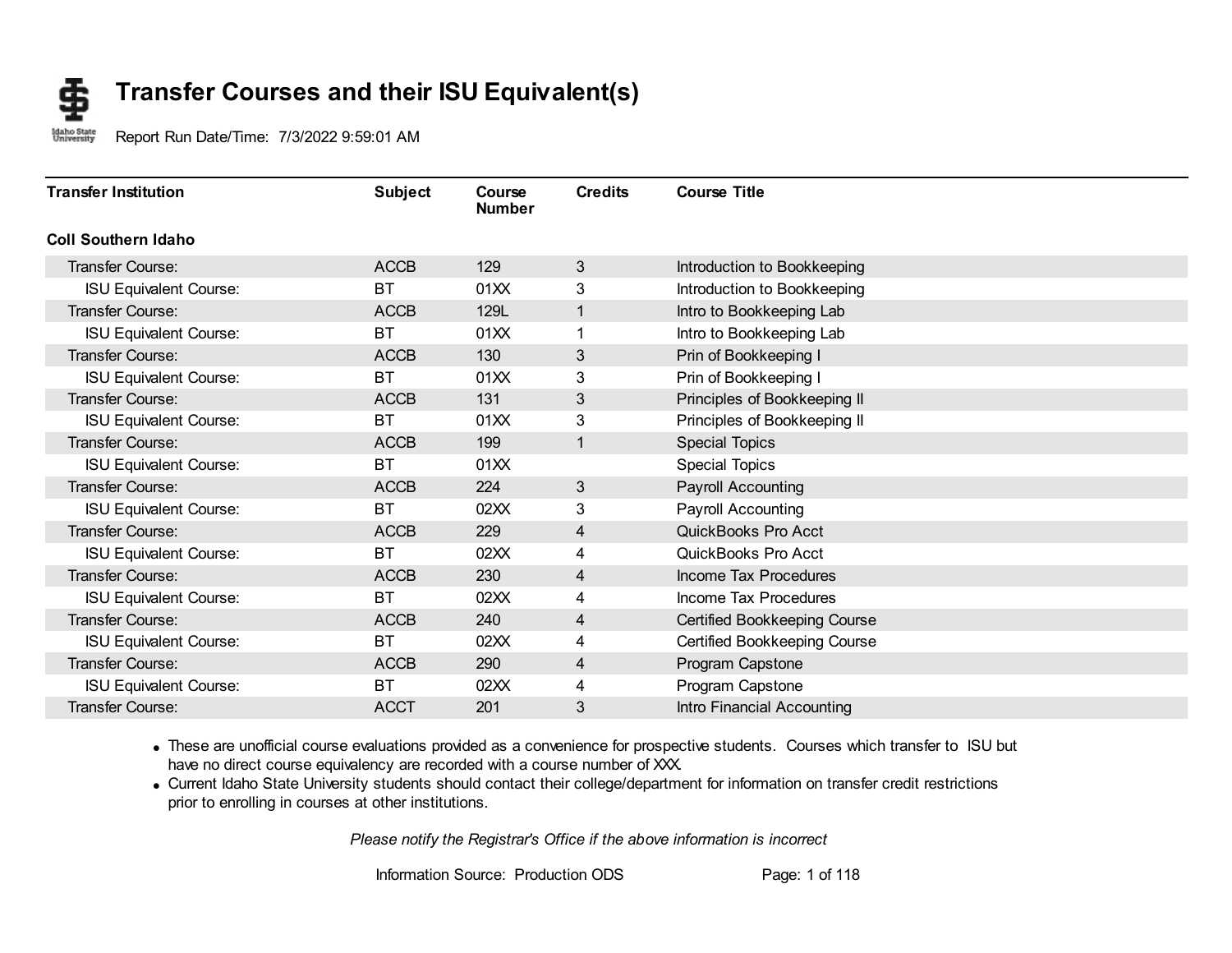# Transfer Courses and their ISU Equivalent(s)

Report Run Date/Time: 7/3/2022 9:59:01 AM

| Transfer Institution | Subject | Course Number | Credits | Course Title |
|---|---|---|---|---|
| **Coll Southern Idaho** | | | | |
| Transfer Course: | ACCB | 129 | 3 | Introduction to Bookkeeping |
| ISU Equivalent Course: | BT | 01XX | 3 | Introduction to Bookkeeping |
| Transfer Course: | ACCB | 129L | 1 | Intro to Bookkeeping Lab |
| ISU Equivalent Course: | BT | 01XX | 1 | Intro to Bookkeeping Lab |
| Transfer Course: | ACCB | 130 | 3 | Prin of Bookkeeping I |
| ISU Equivalent Course: | BT | 01XX | 3 | Prin of Bookkeeping I |
| Transfer Course: | ACCB | 131 | 3 | Principles of Bookkeeping II |
| ISU Equivalent Course: | BT | 01XX | 3 | Principles of Bookkeeping II |
| Transfer Course: | ACCB | 199 | 1 | Special Topics |
| ISU Equivalent Course: | BT | 01XX | | Special Topics |
| Transfer Course: | ACCB | 224 | 3 | Payroll Accounting |
| ISU Equivalent Course: | BT | 02XX | 3 | Payroll Accounting |
| Transfer Course: | ACCB | 229 | 4 | QuickBooks Pro Acct |
| ISU Equivalent Course: | BT | 02XX | 4 | QuickBooks Pro Acct |
| Transfer Course: | ACCB | 230 | 4 | Income Tax Procedures |
| ISU Equivalent Course: | BT | 02XX | 4 | Income Tax Procedures |
| Transfer Course: | ACCB | 240 | 4 | Certified Bookkeeping Course |
| ISU Equivalent Course: | BT | 02XX | 4 | Certified Bookkeeping Course |
| Transfer Course: | ACCB | 290 | 4 | Program Capstone |
| ISU Equivalent Course: | BT | 02XX | 4 | Program Capstone |
| Transfer Course: | ACCT | 201 | 3 | Intro Financial Accounting |

- These are unofficial course evaluations provided as a convenience for prospective students. Courses which transfer to ISU but have no direct course equivalency are recorded with a course number of XXX.
- Current Idaho State University students should contact their college/department for information on transfer credit restrictions prior to enrolling in courses at other institutions.

*Please notify the Registrar's Office if the above information is incorrect*

Information Source: Production ODS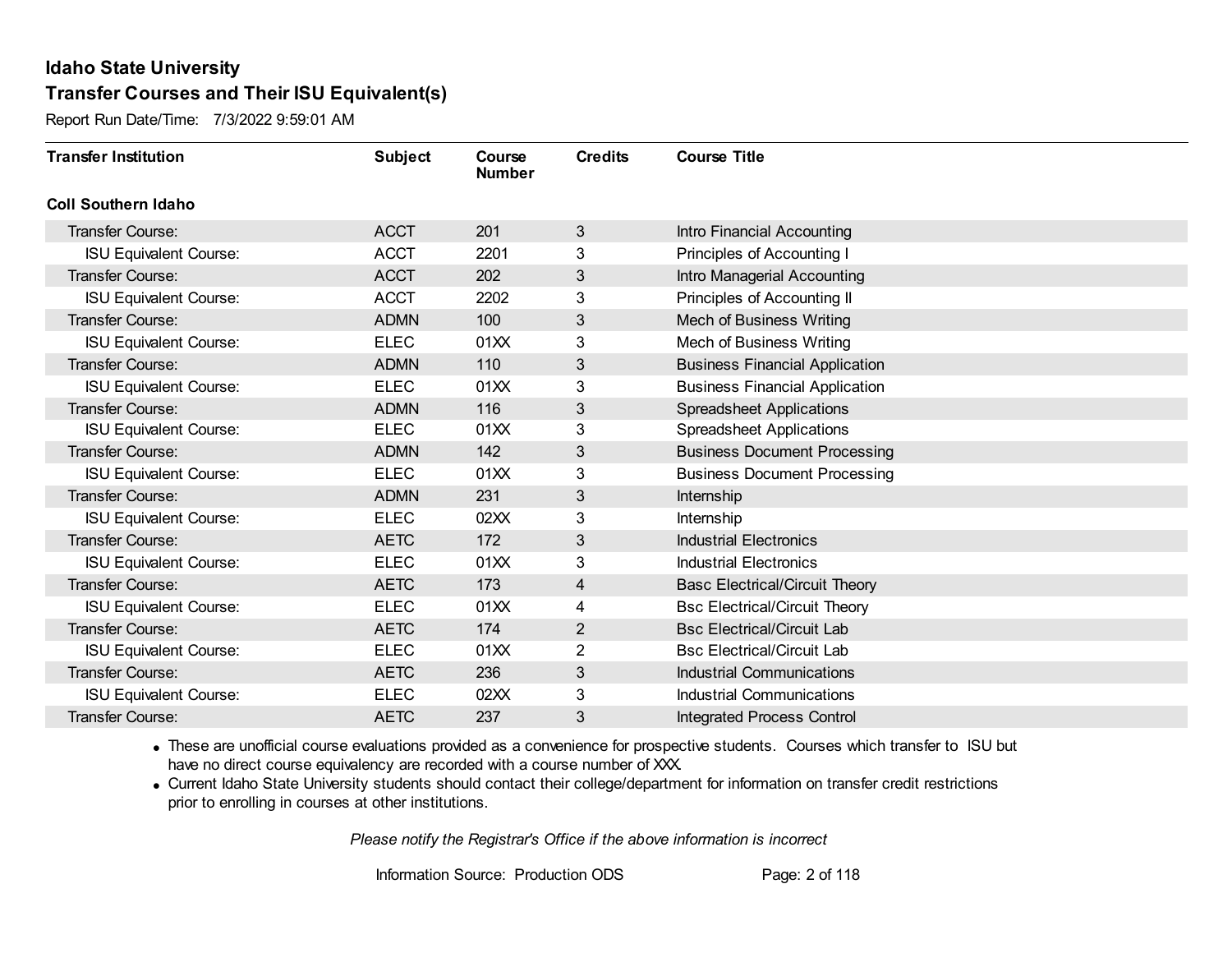# Idaho State University

## Transfer Courses and Their ISU Equivalent(s)

Report Run Date/Time: 7/3/2022 9:59:01 AM

| Transfer Institution | Subject | Course Number | Credits | Course Title |
|---|---|---|---|---|
| **Coll Southern Idaho** | | | | |
| Transfer Course: | ACCT | 201 | 3 | Intro Financial Accounting |
| ISU Equivalent Course: | ACCT | 2201 | 3 | Principles of Accounting I |
| Transfer Course: | ACCT | 202 | 3 | Intro Managerial Accounting |
| ISU Equivalent Course: | ACCT | 2202 | 3 | Principles of Accounting II |
| Transfer Course: | ADMN | 100 | 3 | Mech of Business Writing |
| ISU Equivalent Course: | ELEC | 01XX | 3 | Mech of Business Writing |
| Transfer Course: | ADMN | 110 | 3 | Business Financial Application |
| ISU Equivalent Course: | ELEC | 01XX | 3 | Business Financial Application |
| Transfer Course: | ADMN | 116 | 3 | Spreadsheet Applications |
| ISU Equivalent Course: | ELEC | 01XX | 3 | Spreadsheet Applications |
| Transfer Course: | ADMN | 142 | 3 | Business Document Processing |
| ISU Equivalent Course: | ELEC | 01XX | 3 | Business Document Processing |
| Transfer Course: | ADMN | 231 | 3 | Internship |
| ISU Equivalent Course: | ELEC | 02XX | 3 | Internship |
| Transfer Course: | AETC | 172 | 3 | Industrial Electronics |
| ISU Equivalent Course: | ELEC | 01XX | 3 | Industrial Electronics |
| Transfer Course: | AETC | 173 | 4 | Basc Electrical/Circuit Theory |
| ISU Equivalent Course: | ELEC | 01XX | 4 | Bsc Electrical/Circuit Theory |
| Transfer Course: | AETC | 174 | 2 | Bsc Electrical/Circuit Lab |
| ISU Equivalent Course: | ELEC | 01XX | 2 | Bsc Electrical/Circuit Lab |
| Transfer Course: | AETC | 236 | 3 | Industrial Communications |
| ISU Equivalent Course: | ELEC | 02XX | 3 | Industrial Communications |
| Transfer Course: | AETC | 237 | 3 | Integrated Process Control |

- These are unofficial course evaluations provided as a convenience for prospective students. Courses which transfer to ISU but have no direct course equivalency are recorded with a course number of XXX.
- Current Idaho State University students should contact their college/department for information on transfer credit restrictions prior to enrolling in courses at other institutions.

*Please notify the Registrar's Office if the above information is incorrect*

Information Source: Production ODS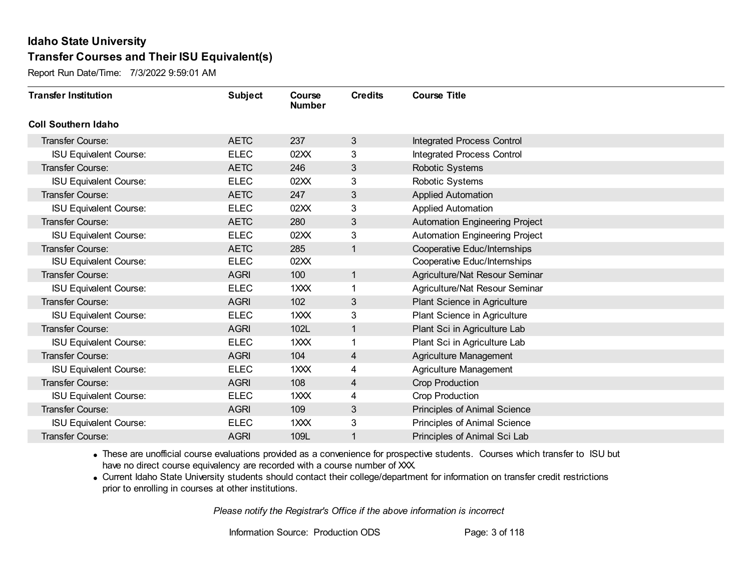## Idaho State University

## Transfer Courses and Their ISU Equivalent(s)

Report Run Date/Time: 7/3/2022 9:59:01 AM

| Transfer Institution | Subject | Course Number | Credits | Course Title |
|---|---|---|---|---|
| **Coll Southern Idaho** | | | | |
| Transfer Course: | AETC | 237 | 3 | Integrated Process Control |
| ISU Equivalent Course: | ELEC | 02XX | 3 | Integrated Process Control |
| Transfer Course: | AETC | 246 | 3 | Robotic Systems |
| ISU Equivalent Course: | ELEC | 02XX | 3 | Robotic Systems |
| Transfer Course: | AETC | 247 | 3 | Applied Automation |
| ISU Equivalent Course: | ELEC | 02XX | 3 | Applied Automation |
| Transfer Course: | AETC | 280 | 3 | Automation Engineering Project |
| ISU Equivalent Course: | ELEC | 02XX | 3 | Automation Engineering Project |
| Transfer Course: | AETC | 285 | 1 | Cooperative Educ/Internships |
| ISU Equivalent Course: | ELEC | 02XX | | Cooperative Educ/Internships |
| Transfer Course: | AGRI | 100 | 1 | Agriculture/Nat Resour Seminar |
| ISU Equivalent Course: | ELEC | 1XXX | 1 | Agriculture/Nat Resour Seminar |
| Transfer Course: | AGRI | 102 | 3 | Plant Science in Agriculture |
| ISU Equivalent Course: | ELEC | 1XXX | 3 | Plant Science in Agriculture |
| Transfer Course: | AGRI | 102L | 1 | Plant Sci in Agriculture Lab |
| ISU Equivalent Course: | ELEC | 1XXX | 1 | Plant Sci in Agriculture Lab |
| Transfer Course: | AGRI | 104 | 4 | Agriculture Management |
| ISU Equivalent Course: | ELEC | 1XXX | 4 | Agriculture Management |
| Transfer Course: | AGRI | 108 | 4 | Crop Production |
| ISU Equivalent Course: | ELEC | 1XXX | 4 | Crop Production |
| Transfer Course: | AGRI | 109 | 3 | Principles of Animal Science |
| ISU Equivalent Course: | ELEC | 1XXX | 3 | Principles of Animal Science |
| Transfer Course: | AGRI | 109L | 1 | Principles of Animal Sci Lab |

- These are unofficial course evaluations provided as a convenience for prospective students. Courses which transfer to ISU but have no direct course equivalency are recorded with a course number of XXX.
- Current Idaho State University students should contact their college/department for information on transfer credit restrictions prior to enrolling in courses at other institutions.

*Please notify the Registrar's Office if the above information is incorrect*

Information Source: Production ODS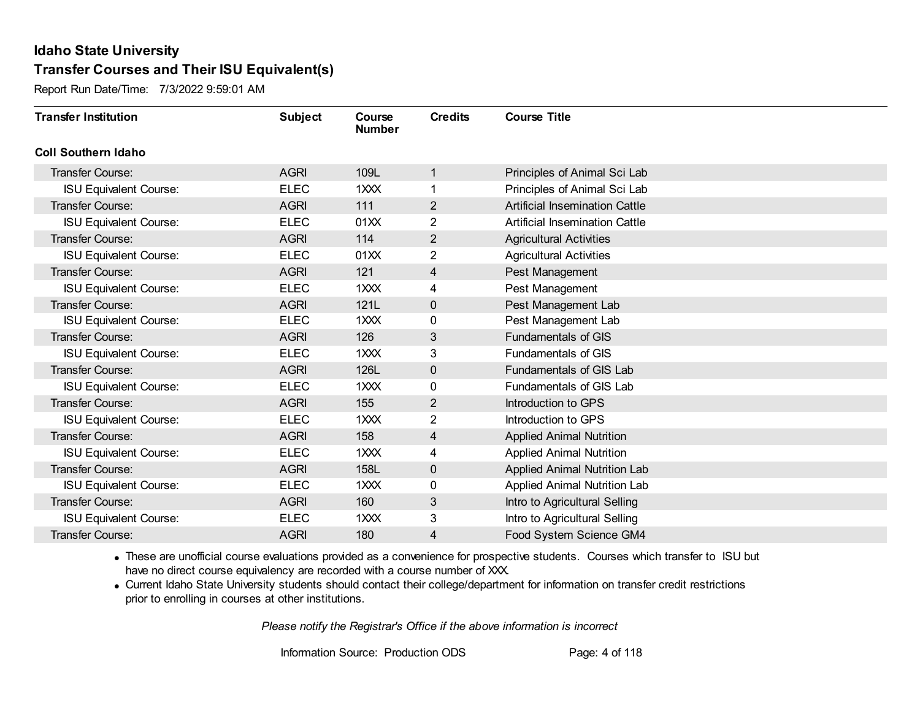## Idaho State University
## Transfer Courses and Their ISU Equivalent(s)

Report Run Date/Time: 7/3/2022 9:59:01 AM

| Transfer Institution | Subject | Course Number | Credits | Course Title |
|---|---|---|---|---|
| **Coll Southern Idaho** | | | | |
| Transfer Course: | AGRI | 109L | 1 | Principles of Animal Sci Lab |
| ISU Equivalent Course: | ELEC | 1XXX | 1 | Principles of Animal Sci Lab |
| Transfer Course: | AGRI | 111 | 2 | Artificial Insemination Cattle |
| ISU Equivalent Course: | ELEC | 01XX | 2 | Artificial Insemination Cattle |
| Transfer Course: | AGRI | 114 | 2 | Agricultural Activities |
| ISU Equivalent Course: | ELEC | 01XX | 2 | Agricultural Activities |
| Transfer Course: | AGRI | 121 | 4 | Pest Management |
| ISU Equivalent Course: | ELEC | 1XXX | 4 | Pest Management |
| Transfer Course: | AGRI | 121L | 0 | Pest Management Lab |
| ISU Equivalent Course: | ELEC | 1XXX | 0 | Pest Management Lab |
| Transfer Course: | AGRI | 126 | 3 | Fundamentals of GIS |
| ISU Equivalent Course: | ELEC | 1XXX | 3 | Fundamentals of GIS |
| Transfer Course: | AGRI | 126L | 0 | Fundamentals of GIS Lab |
| ISU Equivalent Course: | ELEC | 1XXX | 0 | Fundamentals of GIS Lab |
| Transfer Course: | AGRI | 155 | 2 | Introduction to GPS |
| ISU Equivalent Course: | ELEC | 1XXX | 2 | Introduction to GPS |
| Transfer Course: | AGRI | 158 | 4 | Applied Animal Nutrition |
| ISU Equivalent Course: | ELEC | 1XXX | 4 | Applied Animal Nutrition |
| Transfer Course: | AGRI | 158L | 0 | Applied Animal Nutrition Lab |
| ISU Equivalent Course: | ELEC | 1XXX | 0 | Applied Animal Nutrition Lab |
| Transfer Course: | AGRI | 160 | 3 | Intro to Agricultural Selling |
| ISU Equivalent Course: | ELEC | 1XXX | 3 | Intro to Agricultural Selling |
| Transfer Course: | AGRI | 180 | 4 | Food System Science GM4 |

- These are unofficial course evaluations provided as a convenience for prospective students. Courses which transfer to ISU but have no direct course equivalency are recorded with a course number of XXX.
- Current Idaho State University students should contact their college/department for information on transfer credit restrictions prior to enrolling in courses at other institutions.

*Please notify the Registrar's Office if the above information is incorrect*

Information Source: Production ODS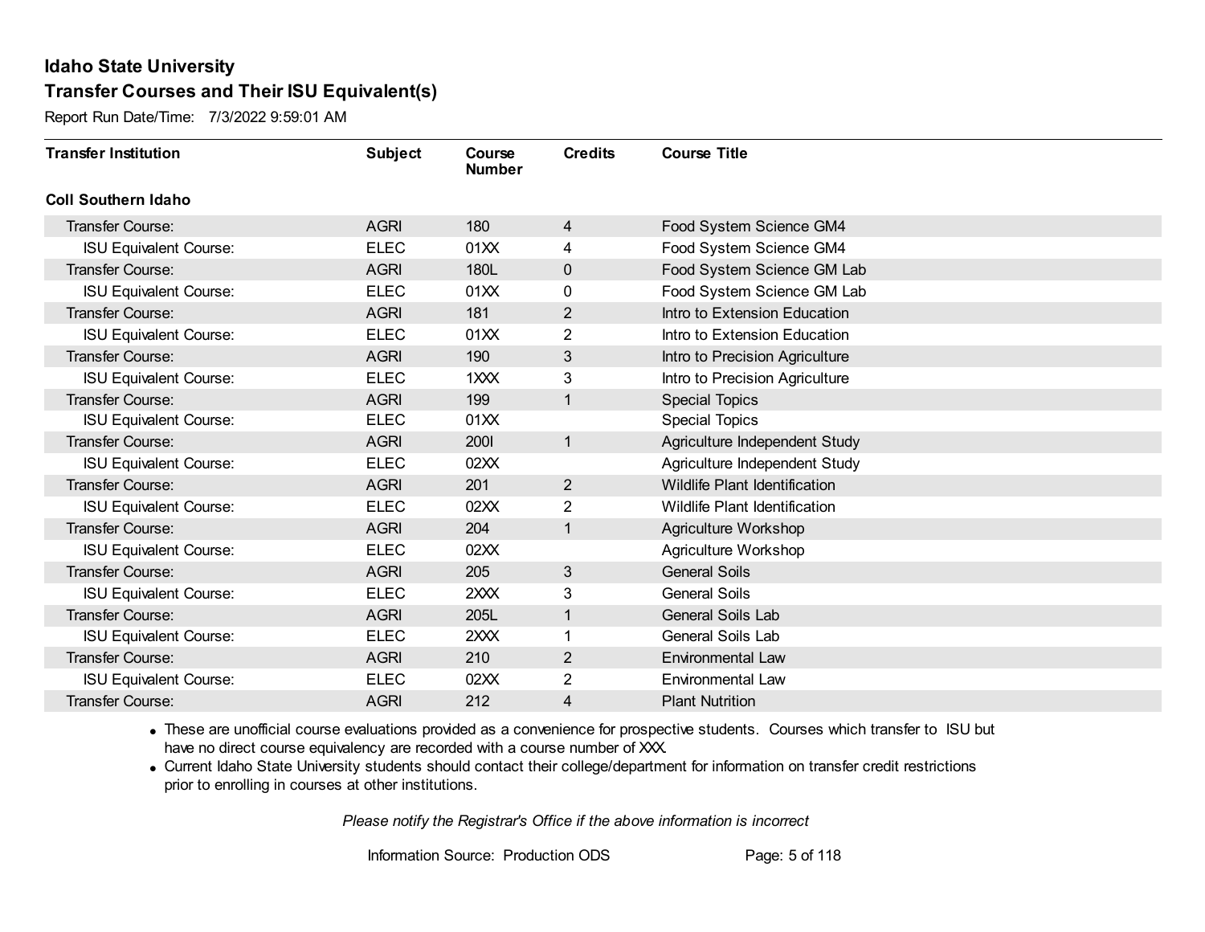**Idaho State University**

**Transfer Courses and Their ISU Equivalent(s)**

Report Run Date/Time: 7/3/2022 9:59:01 AM

| Transfer Institution | Subject | Course Number | Credits | Course Title |
|---|---|---|---|---|
| **Coll Southern Idaho** | | | | |
| Transfer Course: | AGRI | 180 | 4 | Food System Science GM4 |
| ISU Equivalent Course: | ELEC | 01XX | 4 | Food System Science GM4 |
| Transfer Course: | AGRI | 180L | 0 | Food System Science GM Lab |
| ISU Equivalent Course: | ELEC | 01XX | 0 | Food System Science GM Lab |
| Transfer Course: | AGRI | 181 | 2 | Intro to Extension Education |
| ISU Equivalent Course: | ELEC | 01XX | 2 | Intro to Extension Education |
| Transfer Course: | AGRI | 190 | 3 | Intro to Precision Agriculture |
| ISU Equivalent Course: | ELEC | 1XXX | 3 | Intro to Precision Agriculture |
| Transfer Course: | AGRI | 199 | 1 | Special Topics |
| ISU Equivalent Course: | ELEC | 01XX | | Special Topics |
| Transfer Course: | AGRI | 200I | 1 | Agriculture Independent Study |
| ISU Equivalent Course: | ELEC | 02XX | | Agriculture Independent Study |
| Transfer Course: | AGRI | 201 | 2 | Wildlife Plant Identification |
| ISU Equivalent Course: | ELEC | 02XX | 2 | Wildlife Plant Identification |
| Transfer Course: | AGRI | 204 | 1 | Agriculture Workshop |
| ISU Equivalent Course: | ELEC | 02XX | | Agriculture Workshop |
| Transfer Course: | AGRI | 205 | 3 | General Soils |
| ISU Equivalent Course: | ELEC | 2XXX | 3 | General Soils |
| Transfer Course: | AGRI | 205L | 1 | General Soils Lab |
| ISU Equivalent Course: | ELEC | 2XXX | 1 | General Soils Lab |
| Transfer Course: | AGRI | 210 | 2 | Environmental Law |
| ISU Equivalent Course: | ELEC | 02XX | 2 | Environmental Law |
| Transfer Course: | AGRI | 212 | 4 | Plant Nutrition |

- These are unofficial course evaluations provided as a convenience for prospective students. Courses which transfer to ISU but have no direct course equivalency are recorded with a course number of XXX.
- Current Idaho State University students should contact their college/department for information on transfer credit restrictions prior to enrolling in courses at other institutions.

*Please notify the Registrar's Office if the above information is incorrect*

Information Source: Production ODS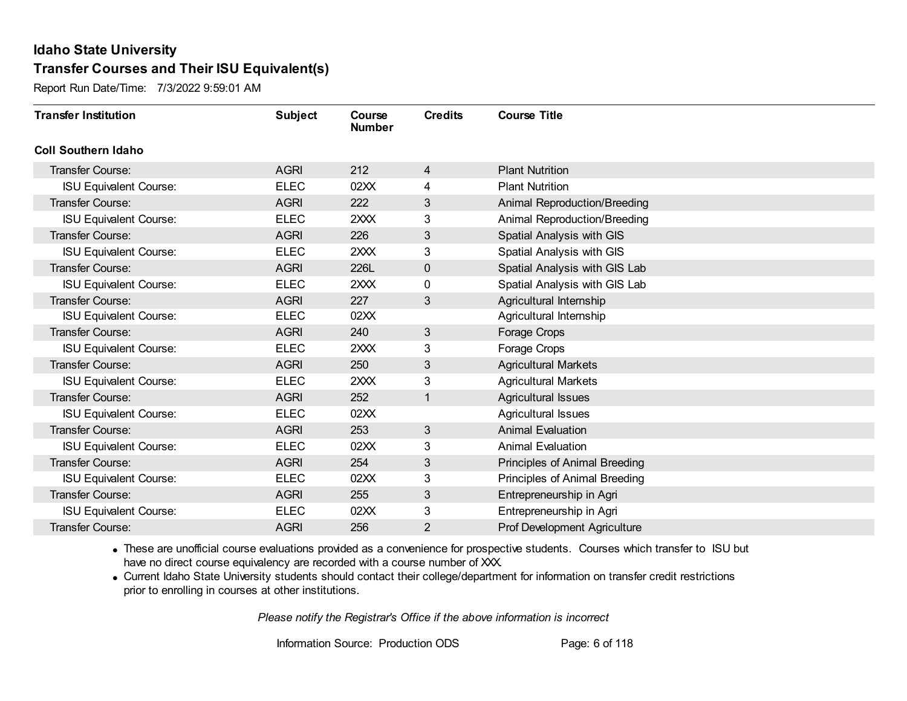## Idaho State University

## Transfer Courses and Their ISU Equivalent(s)

Report Run Date/Time: 7/3/2022 9:59:01 AM

| Transfer Institution | Subject | Course Number | Credits | Course Title |
|---|---|---|---|---|
| **Coll Southern Idaho** | | | | |
| Transfer Course: | AGRI | 212 | 4 | Plant Nutrition |
| ISU Equivalent Course: | ELEC | 02XX | 4 | Plant Nutrition |
| Transfer Course: | AGRI | 222 | 3 | Animal Reproduction/Breeding |
| ISU Equivalent Course: | ELEC | 2XXX | 3 | Animal Reproduction/Breeding |
| Transfer Course: | AGRI | 226 | 3 | Spatial Analysis with GIS |
| ISU Equivalent Course: | ELEC | 2XXX | 3 | Spatial Analysis with GIS |
| Transfer Course: | AGRI | 226L | 0 | Spatial Analysis with GIS Lab |
| ISU Equivalent Course: | ELEC | 2XXX | 0 | Spatial Analysis with GIS Lab |
| Transfer Course: | AGRI | 227 | 3 | Agricultural Internship |
| ISU Equivalent Course: | ELEC | 02XX | | Agricultural Internship |
| Transfer Course: | AGRI | 240 | 3 | Forage Crops |
| ISU Equivalent Course: | ELEC | 2XXX | 3 | Forage Crops |
| Transfer Course: | AGRI | 250 | 3 | Agricultural Markets |
| ISU Equivalent Course: | ELEC | 2XXX | 3 | Agricultural Markets |
| Transfer Course: | AGRI | 252 | 1 | Agricultural Issues |
| ISU Equivalent Course: | ELEC | 02XX | | Agricultural Issues |
| Transfer Course: | AGRI | 253 | 3 | Animal Evaluation |
| ISU Equivalent Course: | ELEC | 02XX | 3 | Animal Evaluation |
| Transfer Course: | AGRI | 254 | 3 | Principles of Animal Breeding |
| ISU Equivalent Course: | ELEC | 02XX | 3 | Principles of Animal Breeding |
| Transfer Course: | AGRI | 255 | 3 | Entrepreneurship in Agri |
| ISU Equivalent Course: | ELEC | 02XX | 3 | Entrepreneurship in Agri |
| Transfer Course: | AGRI | 256 | 2 | Prof Development Agriculture |

- These are unofficial course evaluations provided as a convenience for prospective students. Courses which transfer to ISU but have no direct course equivalency are recorded with a course number of XXX.
- Current Idaho State University students should contact their college/department for information on transfer credit restrictions prior to enrolling in courses at other institutions.

*Please notify the Registrar's Office if the above information is incorrect*

Information Source: Production ODS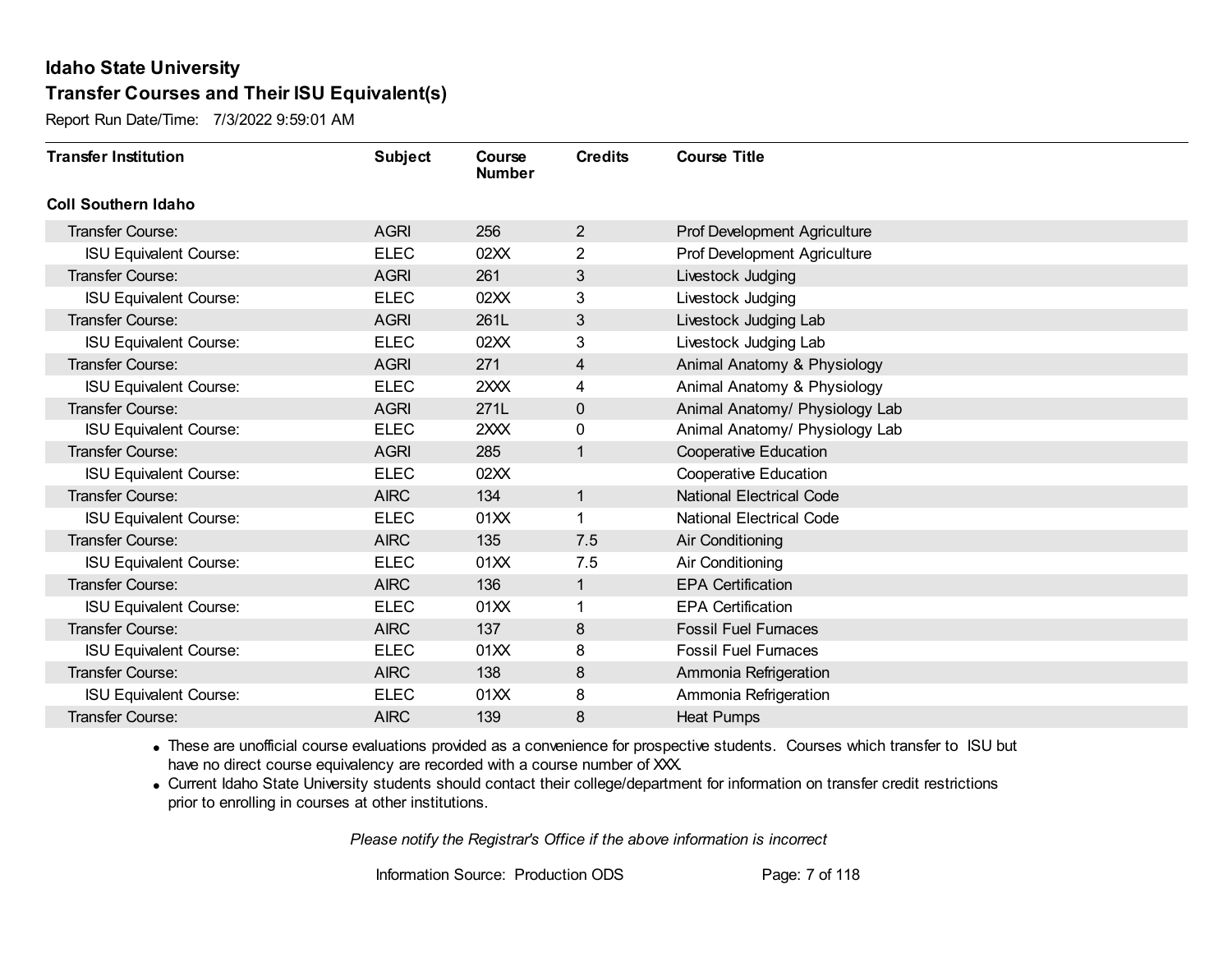# Idaho State University

## Transfer Courses and Their ISU Equivalent(s)

Report Run Date/Time: 7/3/2022 9:59:01 AM

| Transfer Institution | Subject | Course Number | Credits | Course Title |
|---|---|---|---|---|
| **Coll Southern Idaho** | | | | |
| Transfer Course: | AGRI | 256 | 2 | Prof Development Agriculture |
| ISU Equivalent Course: | ELEC | 02XX | 2 | Prof Development Agriculture |
| Transfer Course: | AGRI | 261 | 3 | Livestock Judging |
| ISU Equivalent Course: | ELEC | 02XX | 3 | Livestock Judging |
| Transfer Course: | AGRI | 261L | 3 | Livestock Judging Lab |
| ISU Equivalent Course: | ELEC | 02XX | 3 | Livestock Judging Lab |
| Transfer Course: | AGRI | 271 | 4 | Animal Anatomy & Physiology |
| ISU Equivalent Course: | ELEC | 2XXX | 4 | Animal Anatomy & Physiology |
| Transfer Course: | AGRI | 271L | 0 | Animal Anatomy/ Physiology Lab |
| ISU Equivalent Course: | ELEC | 2XXX | 0 | Animal Anatomy/ Physiology Lab |
| Transfer Course: | AGRI | 285 | 1 | Cooperative Education |
| ISU Equivalent Course: | ELEC | 02XX | | Cooperative Education |
| Transfer Course: | AIRC | 134 | 1 | National Electrical Code |
| ISU Equivalent Course: | ELEC | 01XX | 1 | National Electrical Code |
| Transfer Course: | AIRC | 135 | 7.5 | Air Conditioning |
| ISU Equivalent Course: | ELEC | 01XX | 7.5 | Air Conditioning |
| Transfer Course: | AIRC | 136 | 1 | EPA Certification |
| ISU Equivalent Course: | ELEC | 01XX | 1 | EPA Certification |
| Transfer Course: | AIRC | 137 | 8 | Fossil Fuel Furnaces |
| ISU Equivalent Course: | ELEC | 01XX | 8 | Fossil Fuel Furnaces |
| Transfer Course: | AIRC | 138 | 8 | Ammonia Refrigeration |
| ISU Equivalent Course: | ELEC | 01XX | 8 | Ammonia Refrigeration |
| Transfer Course: | AIRC | 139 | 8 | Heat Pumps |

- These are unofficial course evaluations provided as a convenience for prospective students. Courses which transfer to ISU but have no direct course equivalency are recorded with a course number of XXX.
- Current Idaho State University students should contact their college/department for information on transfer credit restrictions prior to enrolling in courses at other institutions.

*Please notify the Registrar's Office if the above information is incorrect*

Information Source: Production ODS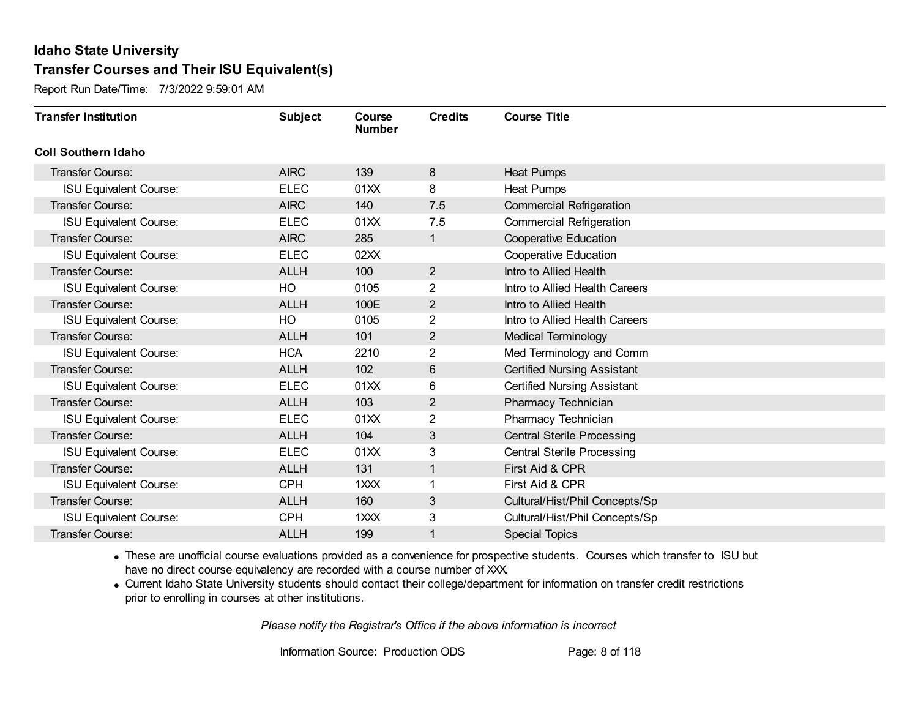# Idaho State University
## Transfer Courses and Their ISU Equivalent(s)

Report Run Date/Time: 7/3/2022 9:59:01 AM

| Transfer Institution | Subject | Course Number | Credits | Course Title |
|---|---|---|---|---|
| **Coll Southern Idaho** | | | | |
| Transfer Course: | AIRC | 139 | 8 | Heat Pumps |
| ISU Equivalent Course: | ELEC | 01XX | 8 | Heat Pumps |
| Transfer Course: | AIRC | 140 | 7.5 | Commercial Refrigeration |
| ISU Equivalent Course: | ELEC | 01XX | 7.5 | Commercial Refrigeration |
| Transfer Course: | AIRC | 285 | 1 | Cooperative Education |
| ISU Equivalent Course: | ELEC | 02XX | | Cooperative Education |
| Transfer Course: | ALLH | 100 | 2 | Intro to Allied Health |
| ISU Equivalent Course: | HO | 0105 | 2 | Intro to Allied Health Careers |
| Transfer Course: | ALLH | 100E | 2 | Intro to Allied Health |
| ISU Equivalent Course: | HO | 0105 | 2 | Intro to Allied Health Careers |
| Transfer Course: | ALLH | 101 | 2 | Medical Terminology |
| ISU Equivalent Course: | HCA | 2210 | 2 | Med Terminology and Comm |
| Transfer Course: | ALLH | 102 | 6 | Certified Nursing Assistant |
| ISU Equivalent Course: | ELEC | 01XX | 6 | Certified Nursing Assistant |
| Transfer Course: | ALLH | 103 | 2 | Pharmacy Technician |
| ISU Equivalent Course: | ELEC | 01XX | 2 | Pharmacy Technician |
| Transfer Course: | ALLH | 104 | 3 | Central Sterile Processing |
| ISU Equivalent Course: | ELEC | 01XX | 3 | Central Sterile Processing |
| Transfer Course: | ALLH | 131 | 1 | First Aid & CPR |
| ISU Equivalent Course: | CPH | 1XXX | 1 | First Aid & CPR |
| Transfer Course: | ALLH | 160 | 3 | Cultural/Hist/Phil Concepts/Sp |
| ISU Equivalent Course: | CPH | 1XXX | 3 | Cultural/Hist/Phil Concepts/Sp |
| Transfer Course: | ALLH | 199 | 1 | Special Topics |

- These are unofficial course evaluations provided as a convenience for prospective students. Courses which transfer to ISU but have no direct course equivalency are recorded with a course number of XXX.
- Current Idaho State University students should contact their college/department for information on transfer credit restrictions prior to enrolling in courses at other institutions.

*Please notify the Registrar's Office if the above information is incorrect*

Information Source: Production ODS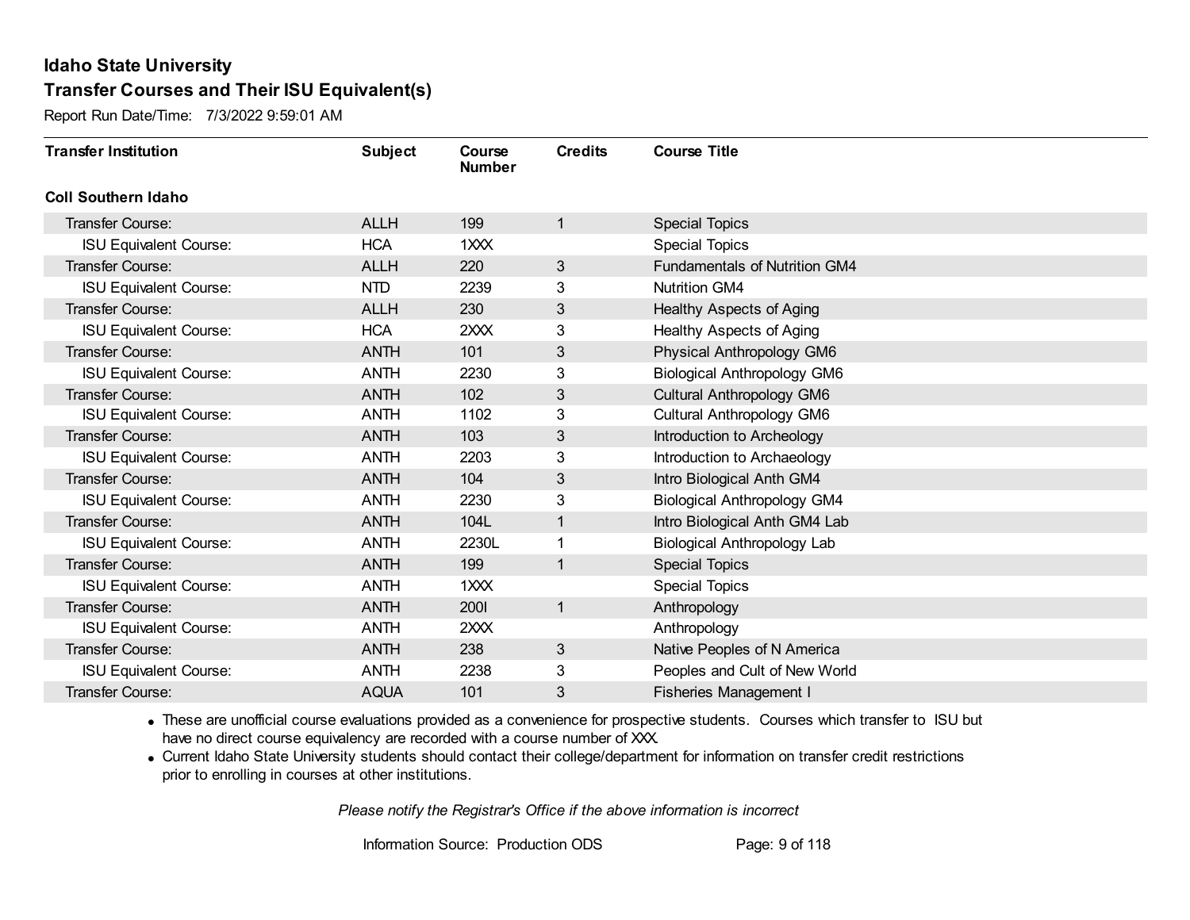# Idaho State University

## Transfer Courses and Their ISU Equivalent(s)

Report Run Date/Time: 7/3/2022 9:59:01 AM

| Transfer Institution | Subject | Course Number | Credits | Course Title |
|---|---|---|---|---|
| **Coll Southern Idaho** | | | | |
| Transfer Course: | ALLH | 199 | 1 | Special Topics |
| ISU Equivalent Course: | HCA | 1XXX | | Special Topics |
| Transfer Course: | ALLH | 220 | 3 | Fundamentals of Nutrition GM4 |
| ISU Equivalent Course: | NTD | 2239 | 3 | Nutrition GM4 |
| Transfer Course: | ALLH | 230 | 3 | Healthy Aspects of Aging |
| ISU Equivalent Course: | HCA | 2XXX | 3 | Healthy Aspects of Aging |
| Transfer Course: | ANTH | 101 | 3 | Physical Anthropology GM6 |
| ISU Equivalent Course: | ANTH | 2230 | 3 | Biological Anthropology GM6 |
| Transfer Course: | ANTH | 102 | 3 | Cultural Anthropology GM6 |
| ISU Equivalent Course: | ANTH | 1102 | 3 | Cultural Anthropology GM6 |
| Transfer Course: | ANTH | 103 | 3 | Introduction to Archeology |
| ISU Equivalent Course: | ANTH | 2203 | 3 | Introduction to Archaeology |
| Transfer Course: | ANTH | 104 | 3 | Intro Biological Anth GM4 |
| ISU Equivalent Course: | ANTH | 2230 | 3 | Biological Anthropology GM4 |
| Transfer Course: | ANTH | 104L | 1 | Intro Biological Anth GM4 Lab |
| ISU Equivalent Course: | ANTH | 2230L | 1 | Biological Anthropology Lab |
| Transfer Course: | ANTH | 199 | 1 | Special Topics |
| ISU Equivalent Course: | ANTH | 1XXX | | Special Topics |
| Transfer Course: | ANTH | 200I | 1 | Anthropology |
| ISU Equivalent Course: | ANTH | 2XXX | | Anthropology |
| Transfer Course: | ANTH | 238 | 3 | Native Peoples of N America |
| ISU Equivalent Course: | ANTH | 2238 | 3 | Peoples and Cult of New World |
| Transfer Course: | AQUA | 101 | 3 | Fisheries Management I |

- These are unofficial course evaluations provided as a convenience for prospective students. Courses which transfer to ISU but have no direct course equivalency are recorded with a course number of XXX.
- Current Idaho State University students should contact their college/department for information on transfer credit restrictions prior to enrolling in courses at other institutions.

*Please notify the Registrar's Office if the above information is incorrect*

Information Source: Production ODS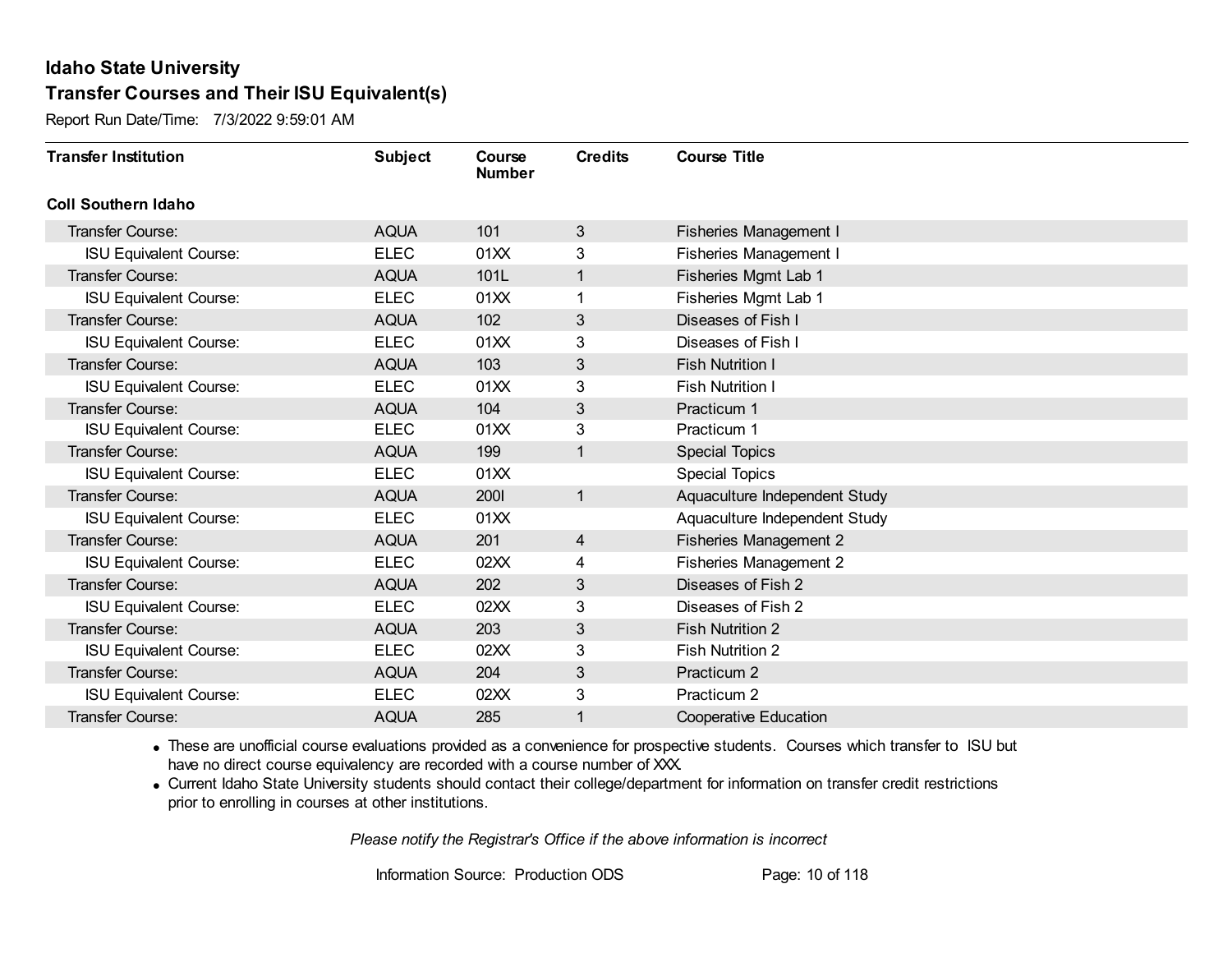# Idaho State University

## Transfer Courses and Their ISU Equivalent(s)

Report Run Date/Time: 7/3/2022 9:59:01 AM

| Transfer Institution | Subject | Course Number | Credits | Course Title |
|---|---|---|---|---|
| **Coll Southern Idaho** | | | | |
| Transfer Course: | AQUA | 101 | 3 | Fisheries Management I |
| ISU Equivalent Course: | ELEC | 01XX | 3 | Fisheries Management I |
| Transfer Course: | AQUA | 101L | 1 | Fisheries Mgmt Lab 1 |
| ISU Equivalent Course: | ELEC | 01XX | 1 | Fisheries Mgmt Lab 1 |
| Transfer Course: | AQUA | 102 | 3 | Diseases of Fish I |
| ISU Equivalent Course: | ELEC | 01XX | 3 | Diseases of Fish I |
| Transfer Course: | AQUA | 103 | 3 | Fish Nutrition I |
| ISU Equivalent Course: | ELEC | 01XX | 3 | Fish Nutrition I |
| Transfer Course: | AQUA | 104 | 3 | Practicum 1 |
| ISU Equivalent Course: | ELEC | 01XX | 3 | Practicum 1 |
| Transfer Course: | AQUA | 199 | 1 | Special Topics |
| ISU Equivalent Course: | ELEC | 01XX | | Special Topics |
| Transfer Course: | AQUA | 200I | 1 | Aquaculture Independent Study |
| ISU Equivalent Course: | ELEC | 01XX | | Aquaculture Independent Study |
| Transfer Course: | AQUA | 201 | 4 | Fisheries Management 2 |
| ISU Equivalent Course: | ELEC | 02XX | 4 | Fisheries Management 2 |
| Transfer Course: | AQUA | 202 | 3 | Diseases of Fish 2 |
| ISU Equivalent Course: | ELEC | 02XX | 3 | Diseases of Fish 2 |
| Transfer Course: | AQUA | 203 | 3 | Fish Nutrition 2 |
| ISU Equivalent Course: | ELEC | 02XX | 3 | Fish Nutrition 2 |
| Transfer Course: | AQUA | 204 | 3 | Practicum 2 |
| ISU Equivalent Course: | ELEC | 02XX | 3 | Practicum 2 |
| Transfer Course: | AQUA | 285 | 1 | Cooperative Education |

- These are unofficial course evaluations provided as a convenience for prospective students. Courses which transfer to ISU but have no direct course equivalency are recorded with a course number of XXX.
- Current Idaho State University students should contact their college/department for information on transfer credit restrictions prior to enrolling in courses at other institutions.

*Please notify the Registrar's Office if the above information is incorrect*

Information Source: Production ODS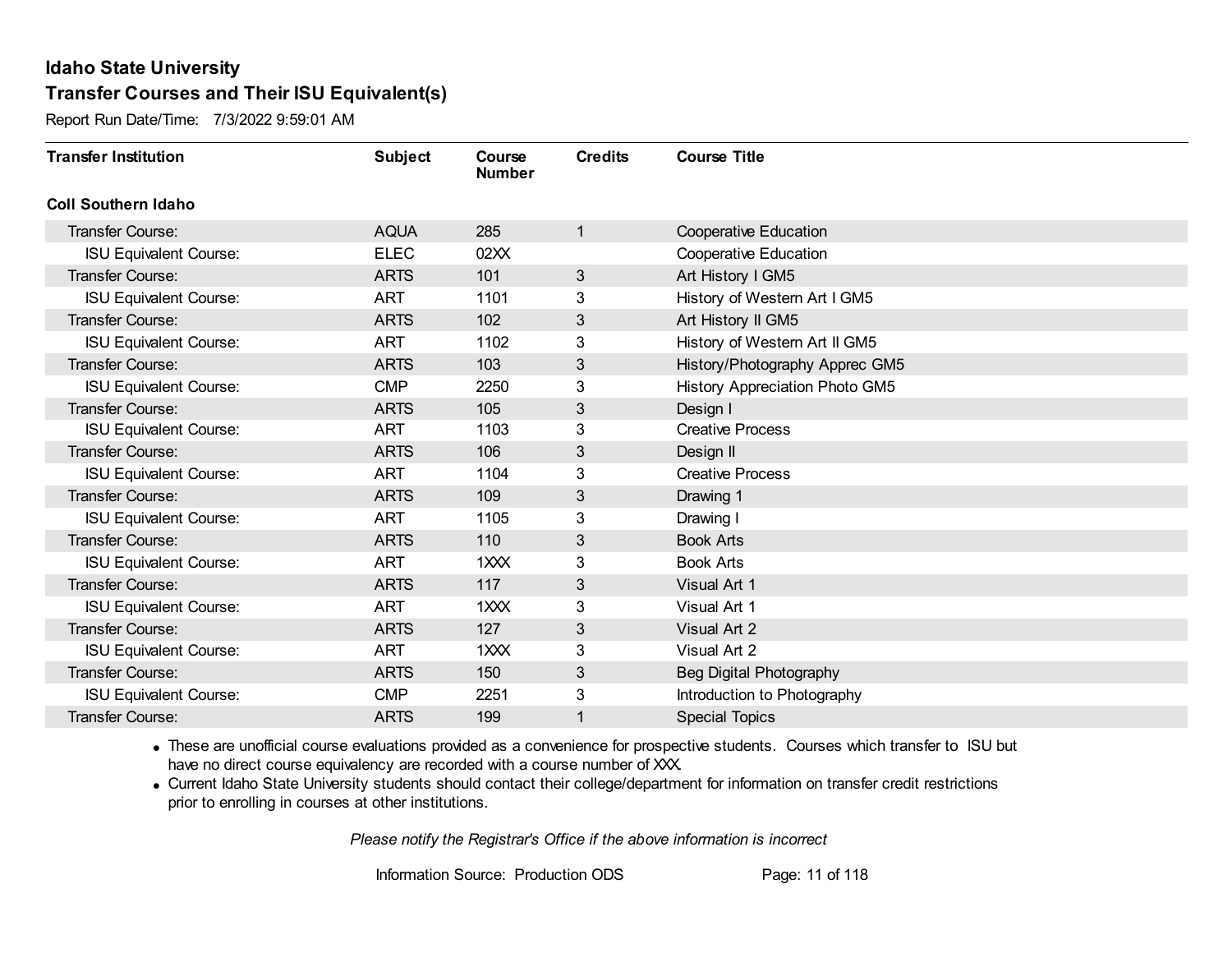# Idaho State University

## Transfer Courses and Their ISU Equivalent(s)

Report Run Date/Time: 7/3/2022 9:59:01 AM

| Transfer Institution | Subject | Course Number | Credits | Course Title |
|---|---|---|---|---|
| **Coll Southern Idaho** | | | | |
| Transfer Course: | AQUA | 285 | 1 | Cooperative Education |
| ISU Equivalent Course: | ELEC | 02XX | | Cooperative Education |
| Transfer Course: | ARTS | 101 | 3 | Art History I GM5 |
| ISU Equivalent Course: | ART | 1101 | 3 | History of Western Art I GM5 |
| Transfer Course: | ARTS | 102 | 3 | Art History II GM5 |
| ISU Equivalent Course: | ART | 1102 | 3 | History of Western Art II GM5 |
| Transfer Course: | ARTS | 103 | 3 | History/Photography Apprec GM5 |
| ISU Equivalent Course: | CMP | 2250 | 3 | History Appreciation Photo GM5 |
| Transfer Course: | ARTS | 105 | 3 | Design I |
| ISU Equivalent Course: | ART | 1103 | 3 | Creative Process |
| Transfer Course: | ARTS | 106 | 3 | Design II |
| ISU Equivalent Course: | ART | 1104 | 3 | Creative Process |
| Transfer Course: | ARTS | 109 | 3 | Drawing 1 |
| ISU Equivalent Course: | ART | 1105 | 3 | Drawing I |
| Transfer Course: | ARTS | 110 | 3 | Book Arts |
| ISU Equivalent Course: | ART | 1XXX | 3 | Book Arts |
| Transfer Course: | ARTS | 117 | 3 | Visual Art 1 |
| ISU Equivalent Course: | ART | 1XXX | 3 | Visual Art 1 |
| Transfer Course: | ARTS | 127 | 3 | Visual Art 2 |
| ISU Equivalent Course: | ART | 1XXX | 3 | Visual Art 2 |
| Transfer Course: | ARTS | 150 | 3 | Beg Digital Photography |
| ISU Equivalent Course: | CMP | 2251 | 3 | Introduction to Photography |
| Transfer Course: | ARTS | 199 | 1 | Special Topics |

- These are unofficial course evaluations provided as a convenience for prospective students. Courses which transfer to ISU but have no direct course equivalency are recorded with a course number of XXX.
- Current Idaho State University students should contact their college/department for information on transfer credit restrictions prior to enrolling in courses at other institutions.

*Please notify the Registrar's Office if the above information is incorrect*

Information Source: Production ODS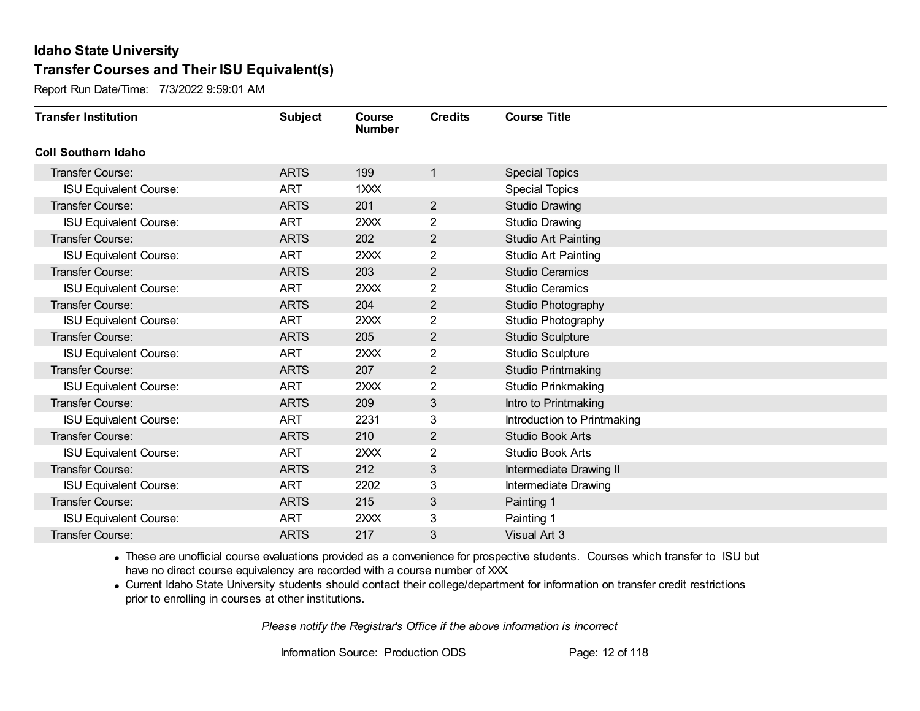# Idaho State University

## Transfer Courses and Their ISU Equivalent(s)

Report Run Date/Time: 7/3/2022 9:59:01 AM

| Transfer Institution | Subject | Course Number | Credits | Course Title |
|---|---|---|---|---|
| **Coll Southern Idaho** | | | | |
| Transfer Course: | ARTS | 199 | 1 | Special Topics |
| ISU Equivalent Course: | ART | 1XXX | | Special Topics |
| Transfer Course: | ARTS | 201 | 2 | Studio Drawing |
| ISU Equivalent Course: | ART | 2XXX | 2 | Studio Drawing |
| Transfer Course: | ARTS | 202 | 2 | Studio Art Painting |
| ISU Equivalent Course: | ART | 2XXX | 2 | Studio Art Painting |
| Transfer Course: | ARTS | 203 | 2 | Studio Ceramics |
| ISU Equivalent Course: | ART | 2XXX | 2 | Studio Ceramics |
| Transfer Course: | ARTS | 204 | 2 | Studio Photography |
| ISU Equivalent Course: | ART | 2XXX | 2 | Studio Photography |
| Transfer Course: | ARTS | 205 | 2 | Studio Sculpture |
| ISU Equivalent Course: | ART | 2XXX | 2 | Studio Sculpture |
| Transfer Course: | ARTS | 207 | 2 | Studio Printmaking |
| ISU Equivalent Course: | ART | 2XXX | 2 | Studio Prinkmaking |
| Transfer Course: | ARTS | 209 | 3 | Intro to Printmaking |
| ISU Equivalent Course: | ART | 2231 | 3 | Introduction to Printmaking |
| Transfer Course: | ARTS | 210 | 2 | Studio Book Arts |
| ISU Equivalent Course: | ART | 2XXX | 2 | Studio Book Arts |
| Transfer Course: | ARTS | 212 | 3 | Intermediate Drawing II |
| ISU Equivalent Course: | ART | 2202 | 3 | Intermediate Drawing |
| Transfer Course: | ARTS | 215 | 3 | Painting 1 |
| ISU Equivalent Course: | ART | 2XXX | 3 | Painting 1 |
| Transfer Course: | ARTS | 217 | 3 | Visual Art 3 |

- These are unofficial course evaluations provided as a convenience for prospective students. Courses which transfer to ISU but have no direct course equivalency are recorded with a course number of XXX.
- Current Idaho State University students should contact their college/department for information on transfer credit restrictions prior to enrolling in courses at other institutions.

*Please notify the Registrar's Office if the above information is incorrect*

Information Source: Production ODS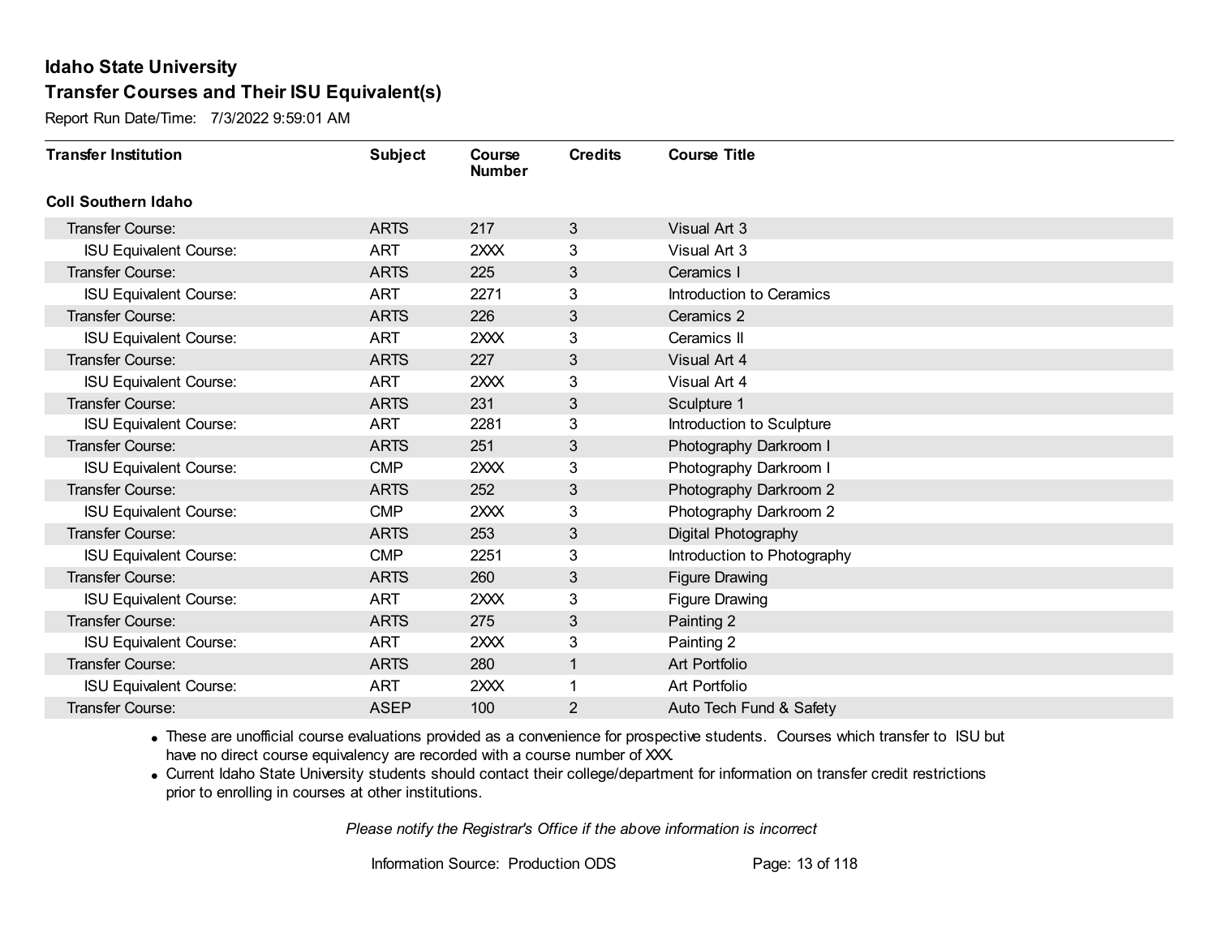# Idaho State University

## Transfer Courses and Their ISU Equivalent(s)

Report Run Date/Time: 7/3/2022 9:59:01 AM

| Transfer Institution | Subject | Course Number | Credits | Course Title |
|---|---|---|---|---|
| **Coll Southern Idaho** | | | | |
| Transfer Course: | ARTS | 217 | 3 | Visual Art 3 |
| ISU Equivalent Course: | ART | 2XXX | 3 | Visual Art 3 |
| Transfer Course: | ARTS | 225 | 3 | Ceramics I |
| ISU Equivalent Course: | ART | 2271 | 3 | Introduction to Ceramics |
| Transfer Course: | ARTS | 226 | 3 | Ceramics 2 |
| ISU Equivalent Course: | ART | 2XXX | 3 | Ceramics II |
| Transfer Course: | ARTS | 227 | 3 | Visual Art 4 |
| ISU Equivalent Course: | ART | 2XXX | 3 | Visual Art 4 |
| Transfer Course: | ARTS | 231 | 3 | Sculpture 1 |
| ISU Equivalent Course: | ART | 2281 | 3 | Introduction to Sculpture |
| Transfer Course: | ARTS | 251 | 3 | Photography Darkroom I |
| ISU Equivalent Course: | CMP | 2XXX | 3 | Photography Darkroom I |
| Transfer Course: | ARTS | 252 | 3 | Photography Darkroom 2 |
| ISU Equivalent Course: | CMP | 2XXX | 3 | Photography Darkroom 2 |
| Transfer Course: | ARTS | 253 | 3 | Digital Photography |
| ISU Equivalent Course: | CMP | 2251 | 3 | Introduction to Photography |
| Transfer Course: | ARTS | 260 | 3 | Figure Drawing |
| ISU Equivalent Course: | ART | 2XXX | 3 | Figure Drawing |
| Transfer Course: | ARTS | 275 | 3 | Painting 2 |
| ISU Equivalent Course: | ART | 2XXX | 3 | Painting 2 |
| Transfer Course: | ARTS | 280 | 1 | Art Portfolio |
| ISU Equivalent Course: | ART | 2XXX | 1 | Art Portfolio |
| Transfer Course: | ASEP | 100 | 2 | Auto Tech Fund & Safety |

- These are unofficial course evaluations provided as a convenience for prospective students. Courses which transfer to ISU but have no direct course equivalency are recorded with a course number of XXX.
- Current Idaho State University students should contact their college/department for information on transfer credit restrictions prior to enrolling in courses at other institutions.

*Please notify the Registrar's Office if the above information is incorrect*

Information Source: Production ODS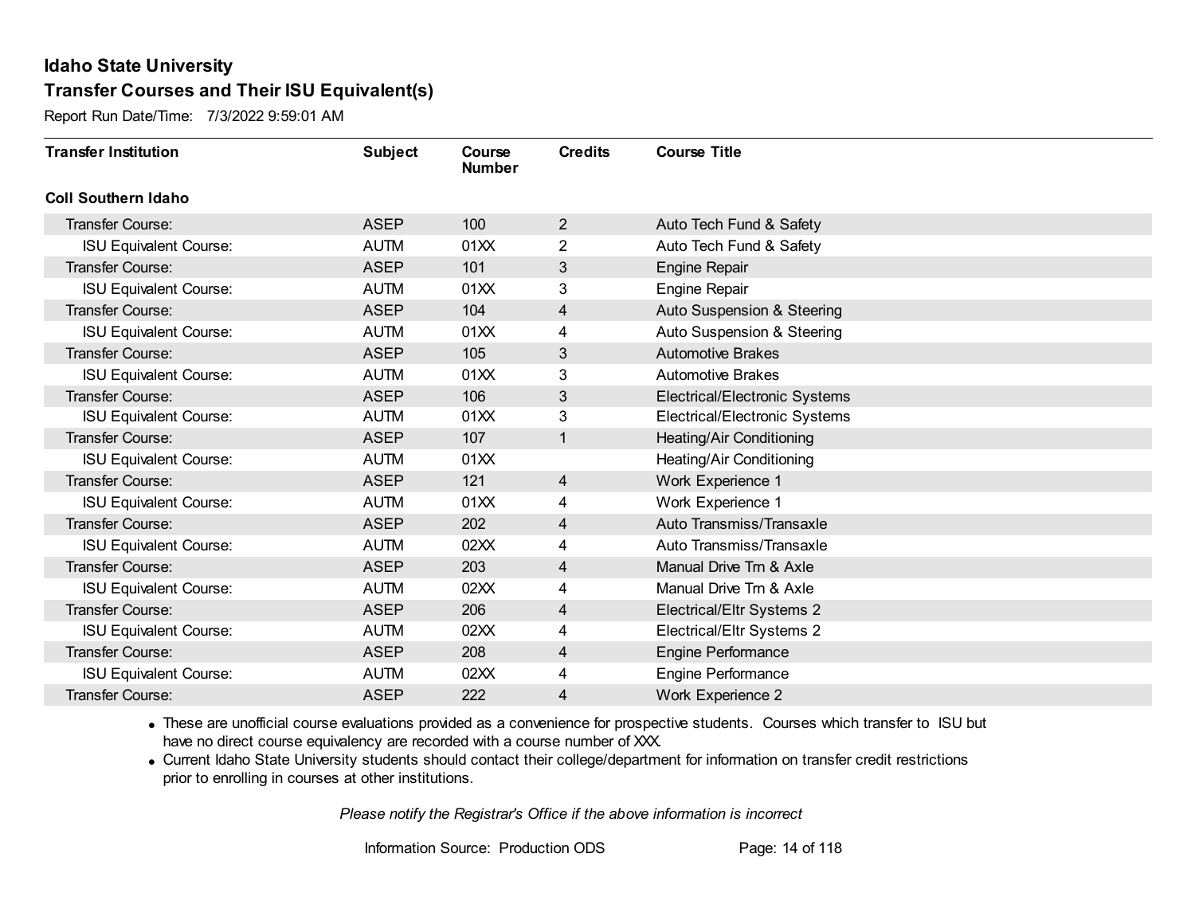# Idaho State University

## Transfer Courses and Their ISU Equivalent(s)

Report Run Date/Time: 7/3/2022 9:59:01 AM

| Transfer Institution | Subject | Course Number | Credits | Course Title |
|---|---|---|---|---|
| **Coll Southern Idaho** | | | | |
| Transfer Course: | ASEP | 100 | 2 | Auto Tech Fund & Safety |
| ISU Equivalent Course: | AUTM | 01XX | 2 | Auto Tech Fund & Safety |
| Transfer Course: | ASEP | 101 | 3 | Engine Repair |
| ISU Equivalent Course: | AUTM | 01XX | 3 | Engine Repair |
| Transfer Course: | ASEP | 104 | 4 | Auto Suspension & Steering |
| ISU Equivalent Course: | AUTM | 01XX | 4 | Auto Suspension & Steering |
| Transfer Course: | ASEP | 105 | 3 | Automotive Brakes |
| ISU Equivalent Course: | AUTM | 01XX | 3 | Automotive Brakes |
| Transfer Course: | ASEP | 106 | 3 | Electrical/Electronic Systems |
| ISU Equivalent Course: | AUTM | 01XX | 3 | Electrical/Electronic Systems |
| Transfer Course: | ASEP | 107 | 1 | Heating/Air Conditioning |
| ISU Equivalent Course: | AUTM | 01XX | | Heating/Air Conditioning |
| Transfer Course: | ASEP | 121 | 4 | Work Experience 1 |
| ISU Equivalent Course: | AUTM | 01XX | 4 | Work Experience 1 |
| Transfer Course: | ASEP | 202 | 4 | Auto Transmiss/Transaxle |
| ISU Equivalent Course: | AUTM | 02XX | 4 | Auto Transmiss/Transaxle |
| Transfer Course: | ASEP | 203 | 4 | Manual Drive Trn & Axle |
| ISU Equivalent Course: | AUTM | 02XX | 4 | Manual Drive Trn & Axle |
| Transfer Course: | ASEP | 206 | 4 | Electrical/Eltr Systems 2 |
| ISU Equivalent Course: | AUTM | 02XX | 4 | Electrical/Eltr Systems 2 |
| Transfer Course: | ASEP | 208 | 4 | Engine Performance |
| ISU Equivalent Course: | AUTM | 02XX | 4 | Engine Performance |
| Transfer Course: | ASEP | 222 | 4 | Work Experience 2 |

- These are unofficial course evaluations provided as a convenience for prospective students. Courses which transfer to ISU but have no direct course equivalency are recorded with a course number of XXX.
- Current Idaho State University students should contact their college/department for information on transfer credit restrictions prior to enrolling in courses at other institutions.

*Please notify the Registrar's Office if the above information is incorrect*

Information Source: Production ODS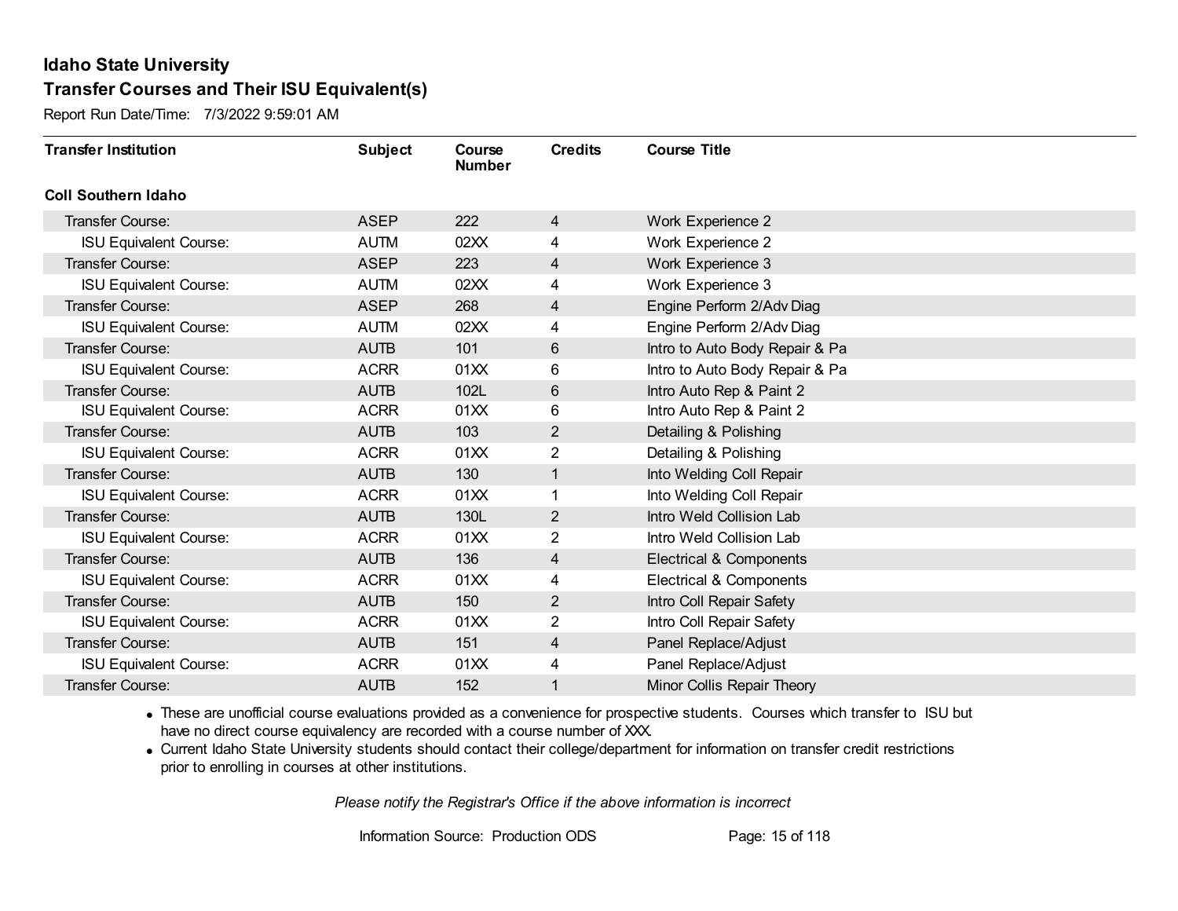# Idaho State University

## Transfer Courses and Their ISU Equivalent(s)

Report Run Date/Time: 7/3/2022 9:59:01 AM

| Transfer Institution | Subject | Course Number | Credits | Course Title |
|---|---|---|---|---|
| **Coll Southern Idaho** | | | | |
| Transfer Course: | ASEP | 222 | 4 | Work Experience 2 |
| ISU Equivalent Course: | AUTM | 02XX | 4 | Work Experience 2 |
| Transfer Course: | ASEP | 223 | 4 | Work Experience 3 |
| ISU Equivalent Course: | AUTM | 02XX | 4 | Work Experience 3 |
| Transfer Course: | ASEP | 268 | 4 | Engine Perform 2/Adv Diag |
| ISU Equivalent Course: | AUTM | 02XX | 4 | Engine Perform 2/Adv Diag |
| Transfer Course: | AUTB | 101 | 6 | Intro to Auto Body Repair & Pa |
| ISU Equivalent Course: | ACRR | 01XX | 6 | Intro to Auto Body Repair & Pa |
| Transfer Course: | AUTB | 102L | 6 | Intro Auto Rep & Paint 2 |
| ISU Equivalent Course: | ACRR | 01XX | 6 | Intro Auto Rep & Paint 2 |
| Transfer Course: | AUTB | 103 | 2 | Detailing & Polishing |
| ISU Equivalent Course: | ACRR | 01XX | 2 | Detailing & Polishing |
| Transfer Course: | AUTB | 130 | 1 | Into Welding Coll Repair |
| ISU Equivalent Course: | ACRR | 01XX | 1 | Into Welding Coll Repair |
| Transfer Course: | AUTB | 130L | 2 | Intro Weld Collision Lab |
| ISU Equivalent Course: | ACRR | 01XX | 2 | Intro Weld Collision Lab |
| Transfer Course: | AUTB | 136 | 4 | Electrical & Components |
| ISU Equivalent Course: | ACRR | 01XX | 4 | Electrical & Components |
| Transfer Course: | AUTB | 150 | 2 | Intro Coll Repair Safety |
| ISU Equivalent Course: | ACRR | 01XX | 2 | Intro Coll Repair Safety |
| Transfer Course: | AUTB | 151 | 4 | Panel Replace/Adjust |
| ISU Equivalent Course: | ACRR | 01XX | 4 | Panel Replace/Adjust |
| Transfer Course: | AUTB | 152 | 1 | Minor Collis Repair Theory |

- These are unofficial course evaluations provided as a convenience for prospective students. Courses which transfer to ISU but have no direct course equivalency are recorded with a course number of XXX.
- Current Idaho State University students should contact their college/department for information on transfer credit restrictions prior to enrolling in courses at other institutions.

*Please notify the Registrar's Office if the above information is incorrect*

Information Source: Production ODS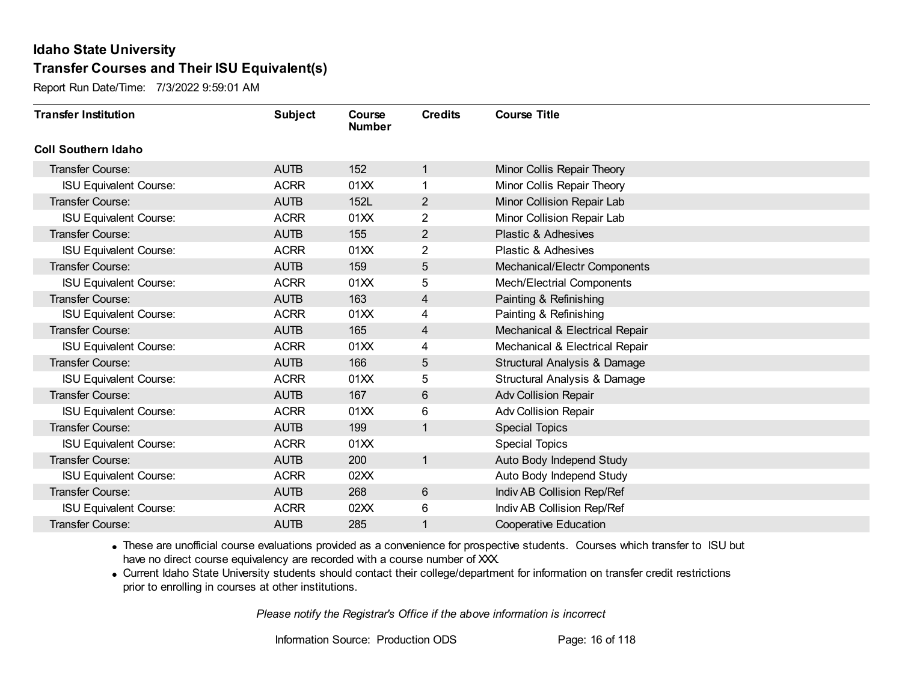# Idaho State University
## Transfer Courses and Their ISU Equivalent(s)

Report Run Date/Time: 7/3/2022 9:59:01 AM

| Transfer Institution | Subject | Course Number | Credits | Course Title |
|---|---|---|---|---|
| **Coll Southern Idaho** | | | | |
| Transfer Course: | AUTB | 152 | 1 | Minor Collis Repair Theory |
| ISU Equivalent Course: | ACRR | 01XX | 1 | Minor Collis Repair Theory |
| Transfer Course: | AUTB | 152L | 2 | Minor Collision Repair Lab |
| ISU Equivalent Course: | ACRR | 01XX | 2 | Minor Collision Repair Lab |
| Transfer Course: | AUTB | 155 | 2 | Plastic & Adhesives |
| ISU Equivalent Course: | ACRR | 01XX | 2 | Plastic & Adhesives |
| Transfer Course: | AUTB | 159 | 5 | Mechanical/Electr Components |
| ISU Equivalent Course: | ACRR | 01XX | 5 | Mech/Electrial Components |
| Transfer Course: | AUTB | 163 | 4 | Painting & Refinishing |
| ISU Equivalent Course: | ACRR | 01XX | 4 | Painting & Refinishing |
| Transfer Course: | AUTB | 165 | 4 | Mechanical & Electrical Repair |
| ISU Equivalent Course: | ACRR | 01XX | 4 | Mechanical & Electrical Repair |
| Transfer Course: | AUTB | 166 | 5 | Structural Analysis & Damage |
| ISU Equivalent Course: | ACRR | 01XX | 5 | Structural Analysis & Damage |
| Transfer Course: | AUTB | 167 | 6 | Adv Collision Repair |
| ISU Equivalent Course: | ACRR | 01XX | 6 | Adv Collision Repair |
| Transfer Course: | AUTB | 199 | 1 | Special Topics |
| ISU Equivalent Course: | ACRR | 01XX | | Special Topics |
| Transfer Course: | AUTB | 200 | 1 | Auto Body Independ Study |
| ISU Equivalent Course: | ACRR | 02XX | | Auto Body Independ Study |
| Transfer Course: | AUTB | 268 | 6 | Indiv AB Collision Rep/Ref |
| ISU Equivalent Course: | ACRR | 02XX | 6 | Indiv AB Collision Rep/Ref |
| Transfer Course: | AUTB | 285 | 1 | Cooperative Education |

- These are unofficial course evaluations provided as a convenience for prospective students. Courses which transfer to ISU but have no direct course equivalency are recorded with a course number of XXX.
- Current Idaho State University students should contact their college/department for information on transfer credit restrictions prior to enrolling in courses at other institutions.

*Please notify the Registrar's Office if the above information is incorrect*

Information Source: Production ODS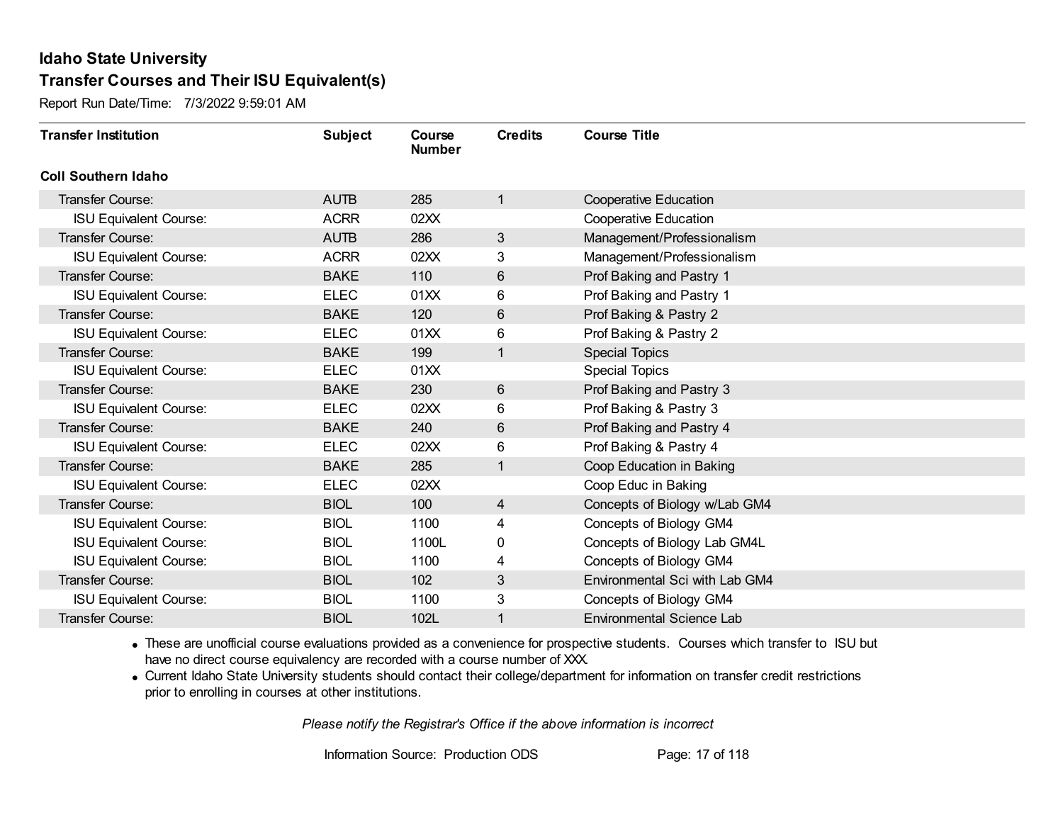# Idaho State University

## Transfer Courses and Their ISU Equivalent(s)

Report Run Date/Time: 7/3/2022 9:59:01 AM

| Transfer Institution | Subject | Course Number | Credits | Course Title |
|---|---|---|---|---|
| **Coll Southern Idaho** | | | | |
| Transfer Course: | AUTB | 285 | 1 | Cooperative Education |
| ISU Equivalent Course: | ACRR | 02XX | | Cooperative Education |
| Transfer Course: | AUTB | 286 | 3 | Management/Professionalism |
| ISU Equivalent Course: | ACRR | 02XX | 3 | Management/Professionalism |
| Transfer Course: | BAKE | 110 | 6 | Prof Baking and Pastry 1 |
| ISU Equivalent Course: | ELEC | 01XX | 6 | Prof Baking and Pastry 1 |
| Transfer Course: | BAKE | 120 | 6 | Prof Baking & Pastry 2 |
| ISU Equivalent Course: | ELEC | 01XX | 6 | Prof Baking & Pastry 2 |
| Transfer Course: | BAKE | 199 | 1 | Special Topics |
| ISU Equivalent Course: | ELEC | 01XX | | Special Topics |
| Transfer Course: | BAKE | 230 | 6 | Prof Baking and Pastry 3 |
| ISU Equivalent Course: | ELEC | 02XX | 6 | Prof Baking & Pastry 3 |
| Transfer Course: | BAKE | 240 | 6 | Prof Baking and Pastry 4 |
| ISU Equivalent Course: | ELEC | 02XX | 6 | Prof Baking & Pastry 4 |
| Transfer Course: | BAKE | 285 | 1 | Coop Education in Baking |
| ISU Equivalent Course: | ELEC | 02XX | | Coop Educ in Baking |
| Transfer Course: | BIOL | 100 | 4 | Concepts of Biology w/Lab GM4 |
| ISU Equivalent Course: | BIOL | 1100 | 4 | Concepts of Biology GM4 |
| ISU Equivalent Course: | BIOL | 1100L | 0 | Concepts of Biology Lab GM4L |
| ISU Equivalent Course: | BIOL | 1100 | 4 | Concepts of Biology GM4 |
| Transfer Course: | BIOL | 102 | 3 | Environmental Sci with Lab GM4 |
| ISU Equivalent Course: | BIOL | 1100 | 3 | Concepts of Biology GM4 |
| Transfer Course: | BIOL | 102L | 1 | Environmental Science Lab |

- These are unofficial course evaluations provided as a convenience for prospective students. Courses which transfer to ISU but have no direct course equivalency are recorded with a course number of XXX.
- Current Idaho State University students should contact their college/department for information on transfer credit restrictions prior to enrolling in courses at other institutions.

*Please notify the Registrar's Office if the above information is incorrect*

Information Source: Production ODS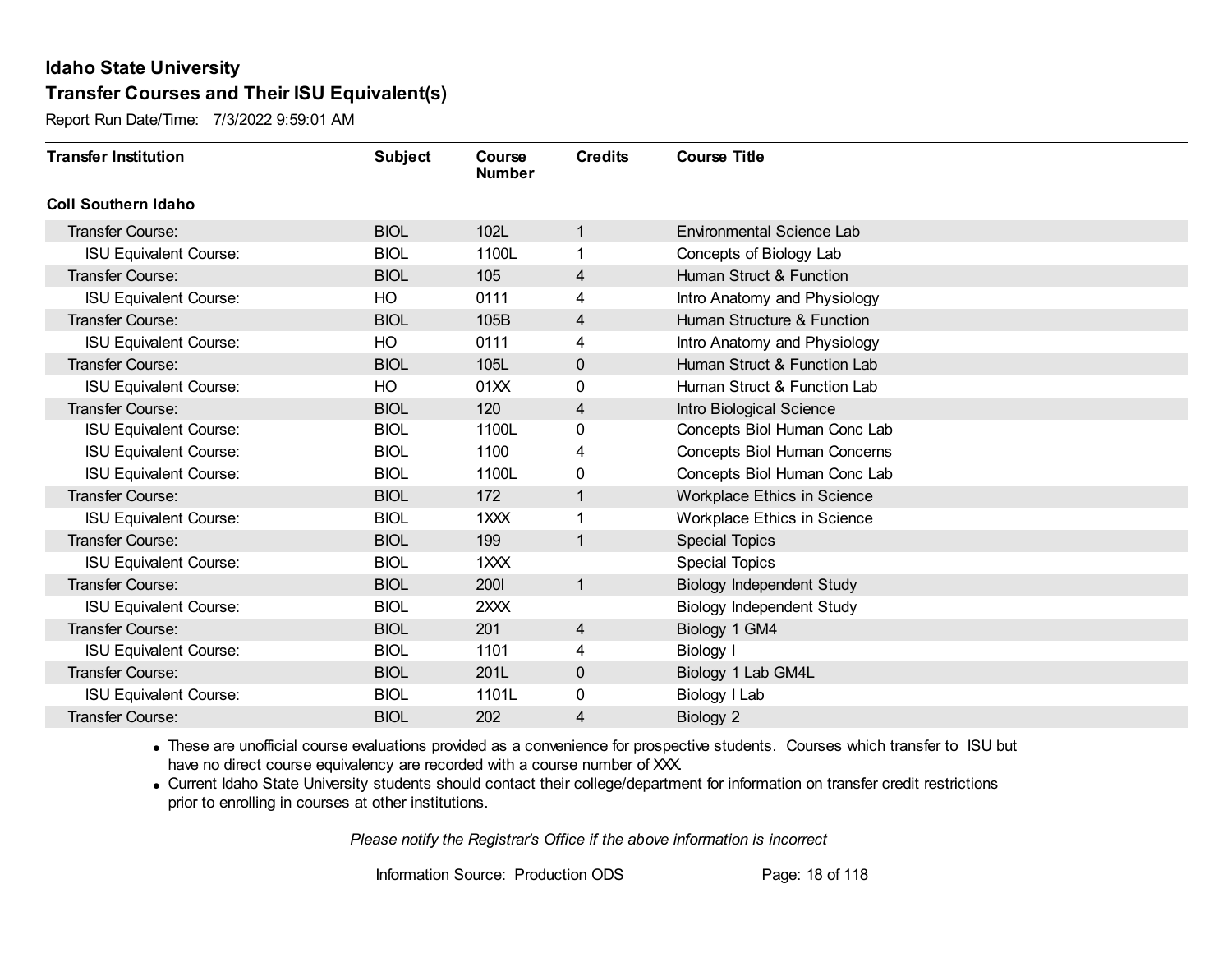# Idaho State University

## Transfer Courses and Their ISU Equivalent(s)

Report Run Date/Time: 7/3/2022 9:59:01 AM

| Transfer Institution | Subject | Course Number | Credits | Course Title |
|---|---|---|---|---|
| **Coll Southern Idaho** | | | | |
| Transfer Course: | BIOL | 102L | 1 | Environmental Science Lab |
| ISU Equivalent Course: | BIOL | 1100L | 1 | Concepts of Biology Lab |
| Transfer Course: | BIOL | 105 | 4 | Human Struct & Function |
| ISU Equivalent Course: | HO | 0111 | 4 | Intro Anatomy and Physiology |
| Transfer Course: | BIOL | 105B | 4 | Human Structure & Function |
| ISU Equivalent Course: | HO | 0111 | 4 | Intro Anatomy and Physiology |
| Transfer Course: | BIOL | 105L | 0 | Human Struct & Function Lab |
| ISU Equivalent Course: | HO | 01XX | 0 | Human Struct & Function Lab |
| Transfer Course: | BIOL | 120 | 4 | Intro Biological Science |
| ISU Equivalent Course: | BIOL | 1100L | 0 | Concepts Biol Human Conc Lab |
| ISU Equivalent Course: | BIOL | 1100 | 4 | Concepts Biol Human Concerns |
| ISU Equivalent Course: | BIOL | 1100L | 0 | Concepts Biol Human Conc Lab |
| Transfer Course: | BIOL | 172 | 1 | Workplace Ethics in Science |
| ISU Equivalent Course: | BIOL | 1XXX | 1 | Workplace Ethics in Science |
| Transfer Course: | BIOL | 199 | 1 | Special Topics |
| ISU Equivalent Course: | BIOL | 1XXX | | Special Topics |
| Transfer Course: | BIOL | 200I | 1 | Biology Independent Study |
| ISU Equivalent Course: | BIOL | 2XXX | | Biology Independent Study |
| Transfer Course: | BIOL | 201 | 4 | Biology 1 GM4 |
| ISU Equivalent Course: | BIOL | 1101 | 4 | Biology I |
| Transfer Course: | BIOL | 201L | 0 | Biology 1 Lab GM4L |
| ISU Equivalent Course: | BIOL | 1101L | 0 | Biology I Lab |
| Transfer Course: | BIOL | 202 | 4 | Biology 2 |

- These are unofficial course evaluations provided as a convenience for prospective students. Courses which transfer to ISU but have no direct course equivalency are recorded with a course number of XXX.
- Current Idaho State University students should contact their college/department for information on transfer credit restrictions prior to enrolling in courses at other institutions.

*Please notify the Registrar's Office if the above information is incorrect*

Information Source: Production ODS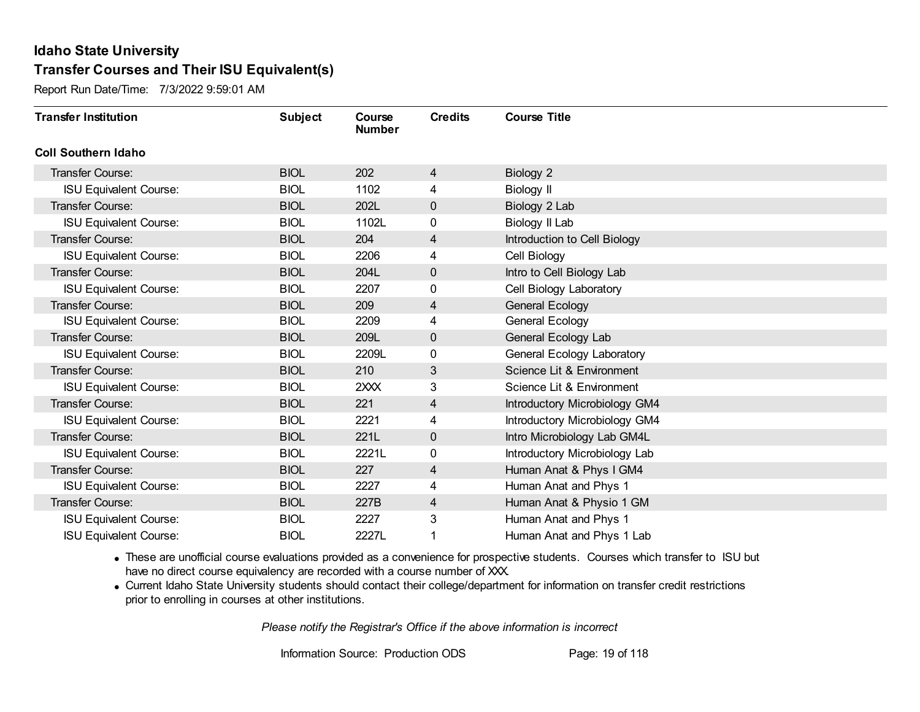# Idaho State University

## Transfer Courses and Their ISU Equivalent(s)

Report Run Date/Time: 7/3/2022 9:59:01 AM

| Transfer Institution | Subject | Course Number | Credits | Course Title |
|---|---|---|---|---|
| **Coll Southern Idaho** | | | | |
| Transfer Course: | BIOL | 202 | 4 | Biology 2 |
| ISU Equivalent Course: | BIOL | 1102 | 4 | Biology II |
| Transfer Course: | BIOL | 202L | 0 | Biology 2 Lab |
| ISU Equivalent Course: | BIOL | 1102L | 0 | Biology II Lab |
| Transfer Course: | BIOL | 204 | 4 | Introduction to Cell Biology |
| ISU Equivalent Course: | BIOL | 2206 | 4 | Cell Biology |
| Transfer Course: | BIOL | 204L | 0 | Intro to Cell Biology Lab |
| ISU Equivalent Course: | BIOL | 2207 | 0 | Cell Biology Laboratory |
| Transfer Course: | BIOL | 209 | 4 | General Ecology |
| ISU Equivalent Course: | BIOL | 2209 | 4 | General Ecology |
| Transfer Course: | BIOL | 209L | 0 | General Ecology Lab |
| ISU Equivalent Course: | BIOL | 2209L | 0 | General Ecology Laboratory |
| Transfer Course: | BIOL | 210 | 3 | Science Lit & Environment |
| ISU Equivalent Course: | BIOL | 2XXX | 3 | Science Lit & Environment |
| Transfer Course: | BIOL | 221 | 4 | Introductory Microbiology GM4 |
| ISU Equivalent Course: | BIOL | 2221 | 4 | Introductory Microbiology GM4 |
| Transfer Course: | BIOL | 221L | 0 | Intro Microbiology Lab GM4L |
| ISU Equivalent Course: | BIOL | 2221L | 0 | Introductory Microbiology Lab |
| Transfer Course: | BIOL | 227 | 4 | Human Anat & Phys I GM4 |
| ISU Equivalent Course: | BIOL | 2227 | 4 | Human Anat and Phys 1 |
| Transfer Course: | BIOL | 227B | 4 | Human Anat & Physio 1 GM |
| ISU Equivalent Course: | BIOL | 2227 | 3 | Human Anat and Phys 1 |
| ISU Equivalent Course: | BIOL | 2227L | 1 | Human Anat and Phys 1 Lab |

- These are unofficial course evaluations provided as a convenience for prospective students. Courses which transfer to ISU but have no direct course equivalency are recorded with a course number of XXX.
- Current Idaho State University students should contact their college/department for information on transfer credit restrictions prior to enrolling in courses at other institutions.

*Please notify the Registrar's Office if the above information is incorrect*

Information Source: Production ODS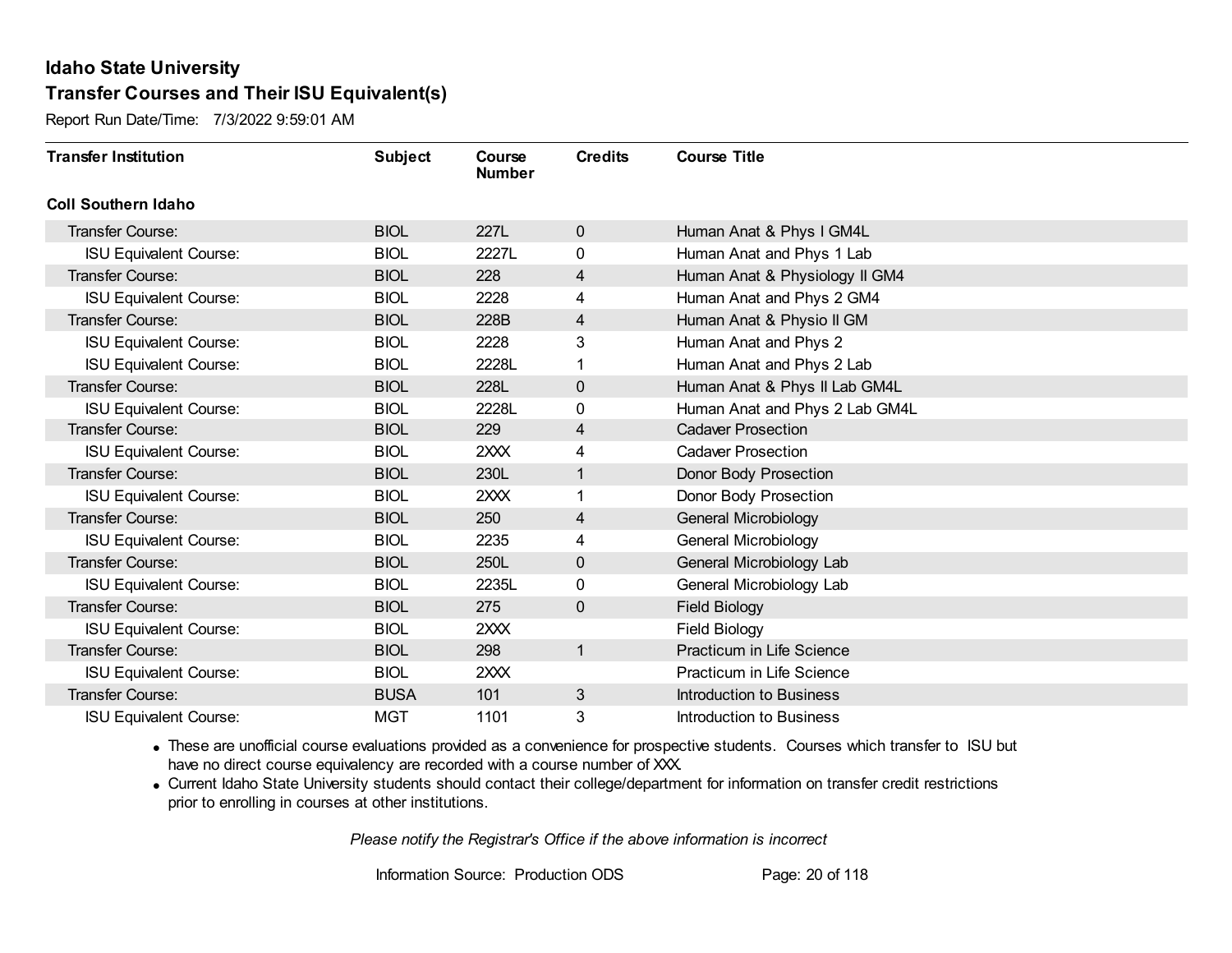# Idaho State University
## Transfer Courses and Their ISU Equivalent(s)

Report Run Date/Time: 7/3/2022 9:59:01 AM

| Transfer Institution | Subject | Course Number | Credits | Course Title |
|---|---|---|---|---|
| **Coll Southern Idaho** | | | | |
| Transfer Course: | BIOL | 227L | 0 | Human Anat & Phys I GM4L |
| ISU Equivalent Course: | BIOL | 2227L | 0 | Human Anat and Phys 1 Lab |
| Transfer Course: | BIOL | 228 | 4 | Human Anat & Physiology II GM4 |
| ISU Equivalent Course: | BIOL | 2228 | 4 | Human Anat and Phys 2 GM4 |
| Transfer Course: | BIOL | 228B | 4 | Human Anat & Physio II GM |
| ISU Equivalent Course: | BIOL | 2228 | 3 | Human Anat and Phys 2 |
| ISU Equivalent Course: | BIOL | 2228L | 1 | Human Anat and Phys 2 Lab |
| Transfer Course: | BIOL | 228L | 0 | Human Anat & Phys II Lab GM4L |
| ISU Equivalent Course: | BIOL | 2228L | 0 | Human Anat and Phys 2 Lab GM4L |
| Transfer Course: | BIOL | 229 | 4 | Cadaver Prosection |
| ISU Equivalent Course: | BIOL | 2XXX | 4 | Cadaver Prosection |
| Transfer Course: | BIOL | 230L | 1 | Donor Body Prosection |
| ISU Equivalent Course: | BIOL | 2XXX | 1 | Donor Body Prosection |
| Transfer Course: | BIOL | 250 | 4 | General Microbiology |
| ISU Equivalent Course: | BIOL | 2235 | 4 | General Microbiology |
| Transfer Course: | BIOL | 250L | 0 | General Microbiology Lab |
| ISU Equivalent Course: | BIOL | 2235L | 0 | General Microbiology Lab |
| Transfer Course: | BIOL | 275 | 0 | Field Biology |
| ISU Equivalent Course: | BIOL | 2XXX | | Field Biology |
| Transfer Course: | BIOL | 298 | 1 | Practicum in Life Science |
| ISU Equivalent Course: | BIOL | 2XXX | | Practicum in Life Science |
| Transfer Course: | BUSA | 101 | 3 | Introduction to Business |
| ISU Equivalent Course: | MGT | 1101 | 3 | Introduction to Business |

- These are unofficial course evaluations provided as a convenience for prospective students. Courses which transfer to ISU but have no direct course equivalency are recorded with a course number of XXX.
- Current Idaho State University students should contact their college/department for information on transfer credit restrictions prior to enrolling in courses at other institutions.

*Please notify the Registrar's Office if the above information is incorrect*

Information Source: Production ODS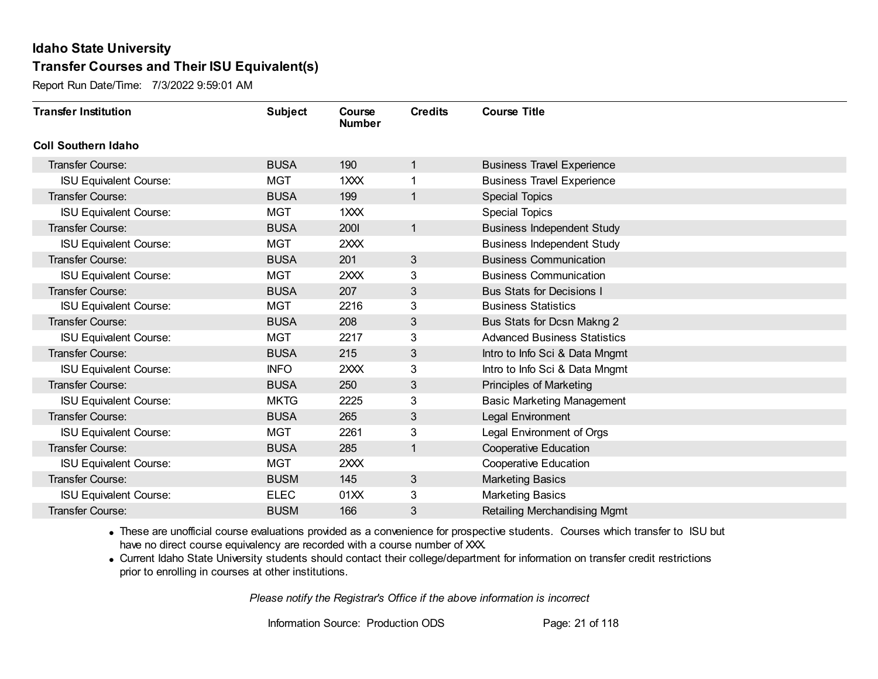# Idaho State University

## Transfer Courses and Their ISU Equivalent(s)

Report Run Date/Time: 7/3/2022 9:59:01 AM

| Transfer Institution | Subject | Course Number | Credits | Course Title |
|---|---|---|---|---|
| **Coll Southern Idaho** | | | | |
| Transfer Course: | BUSA | 190 | 1 | Business Travel Experience |
| ISU Equivalent Course: | MGT | 1XXX | 1 | Business Travel Experience |
| Transfer Course: | BUSA | 199 | 1 | Special Topics |
| ISU Equivalent Course: | MGT | 1XXX | | Special Topics |
| Transfer Course: | BUSA | 200I | 1 | Business Independent Study |
| ISU Equivalent Course: | MGT | 2XXX | | Business Independent Study |
| Transfer Course: | BUSA | 201 | 3 | Business Communication |
| ISU Equivalent Course: | MGT | 2XXX | 3 | Business Communication |
| Transfer Course: | BUSA | 207 | 3 | Bus Stats for Decisions I |
| ISU Equivalent Course: | MGT | 2216 | 3 | Business Statistics |
| Transfer Course: | BUSA | 208 | 3 | Bus Stats for Dcsn Makng 2 |
| ISU Equivalent Course: | MGT | 2217 | 3 | Advanced Business Statistics |
| Transfer Course: | BUSA | 215 | 3 | Intro to Info Sci & Data Mngmt |
| ISU Equivalent Course: | INFO | 2XXX | 3 | Intro to Info Sci & Data Mngmt |
| Transfer Course: | BUSA | 250 | 3 | Principles of Marketing |
| ISU Equivalent Course: | MKTG | 2225 | 3 | Basic Marketing Management |
| Transfer Course: | BUSA | 265 | 3 | Legal Environment |
| ISU Equivalent Course: | MGT | 2261 | 3 | Legal Environment of Orgs |
| Transfer Course: | BUSA | 285 | 1 | Cooperative Education |
| ISU Equivalent Course: | MGT | 2XXX | | Cooperative Education |
| Transfer Course: | BUSM | 145 | 3 | Marketing Basics |
| ISU Equivalent Course: | ELEC | 01XX | 3 | Marketing Basics |
| Transfer Course: | BUSM | 166 | 3 | Retailing Merchandising Mgmt |

- These are unofficial course evaluations provided as a convenience for prospective students. Courses which transfer to ISU but have no direct course equivalency are recorded with a course number of XXX.
- Current Idaho State University students should contact their college/department for information on transfer credit restrictions prior to enrolling in courses at other institutions.

*Please notify the Registrar's Office if the above information is incorrect*

Information Source: Production ODS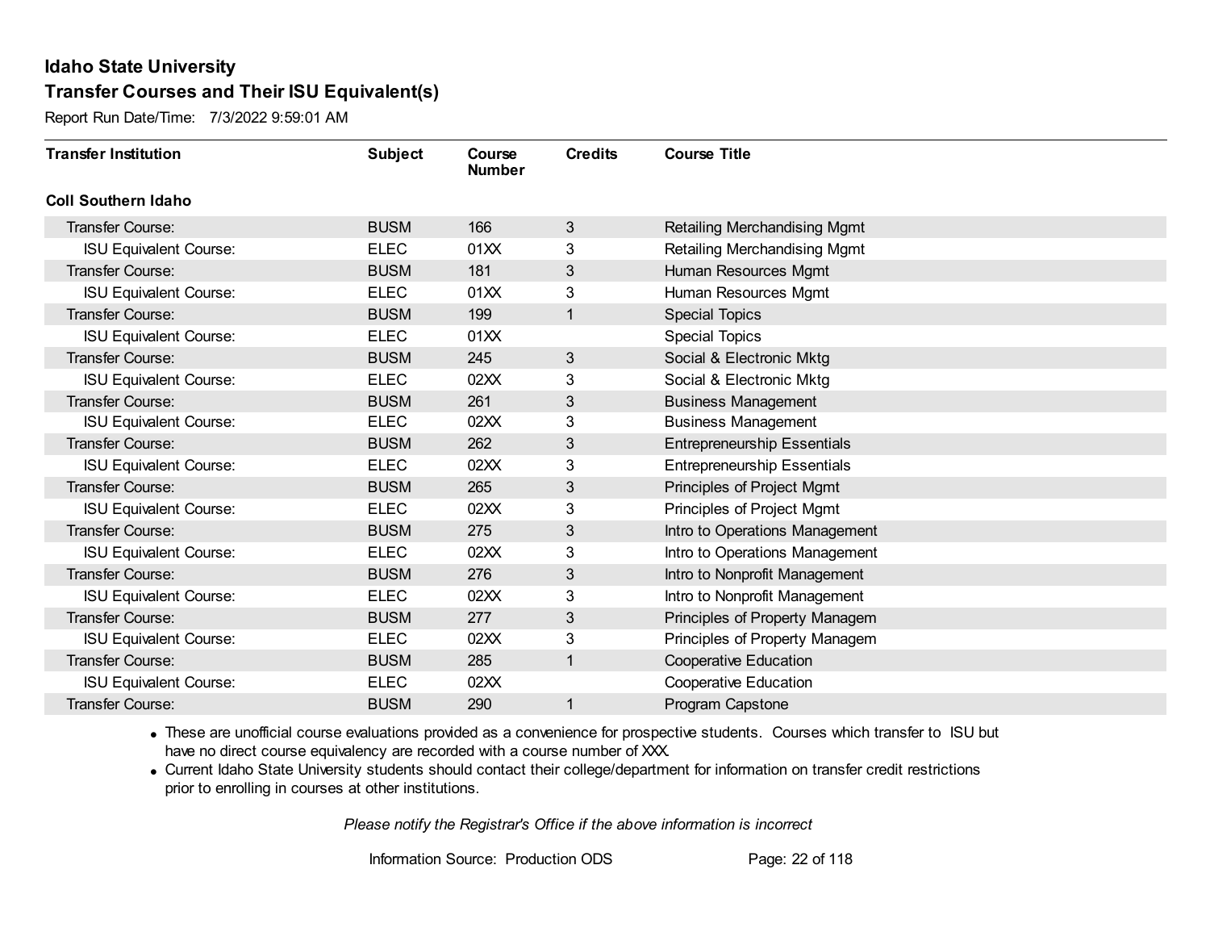# Idaho State University

## Transfer Courses and Their ISU Equivalent(s)

Report Run Date/Time: 7/3/2022 9:59:01 AM

| Transfer Institution | Subject | Course Number | Credits | Course Title |
|---|---|---|---|---|
| **Coll Southern Idaho** | | | | |
| Transfer Course: | BUSM | 166 | 3 | Retailing Merchandising Mgmt |
| ISU Equivalent Course: | ELEC | 01XX | 3 | Retailing Merchandising Mgmt |
| Transfer Course: | BUSM | 181 | 3 | Human Resources Mgmt |
| ISU Equivalent Course: | ELEC | 01XX | 3 | Human Resources Mgmt |
| Transfer Course: | BUSM | 199 | 1 | Special Topics |
| ISU Equivalent Course: | ELEC | 01XX | | Special Topics |
| Transfer Course: | BUSM | 245 | 3 | Social & Electronic Mktg |
| ISU Equivalent Course: | ELEC | 02XX | 3 | Social & Electronic Mktg |
| Transfer Course: | BUSM | 261 | 3 | Business Management |
| ISU Equivalent Course: | ELEC | 02XX | 3 | Business Management |
| Transfer Course: | BUSM | 262 | 3 | Entrepreneurship Essentials |
| ISU Equivalent Course: | ELEC | 02XX | 3 | Entrepreneurship Essentials |
| Transfer Course: | BUSM | 265 | 3 | Principles of Project Mgmt |
| ISU Equivalent Course: | ELEC | 02XX | 3 | Principles of Project Mgmt |
| Transfer Course: | BUSM | 275 | 3 | Intro to Operations Management |
| ISU Equivalent Course: | ELEC | 02XX | 3 | Intro to Operations Management |
| Transfer Course: | BUSM | 276 | 3 | Intro to Nonprofit Management |
| ISU Equivalent Course: | ELEC | 02XX | 3 | Intro to Nonprofit Management |
| Transfer Course: | BUSM | 277 | 3 | Principles of Property Managem |
| ISU Equivalent Course: | ELEC | 02XX | 3 | Principles of Property Managem |
| Transfer Course: | BUSM | 285 | 1 | Cooperative Education |
| ISU Equivalent Course: | ELEC | 02XX | | Cooperative Education |
| Transfer Course: | BUSM | 290 | 1 | Program Capstone |

- These are unofficial course evaluations provided as a convenience for prospective students. Courses which transfer to ISU but have no direct course equivalency are recorded with a course number of XXX.
- Current Idaho State University students should contact their college/department for information on transfer credit restrictions prior to enrolling in courses at other institutions.

*Please notify the Registrar's Office if the above information is incorrect*

Information Source: Production ODS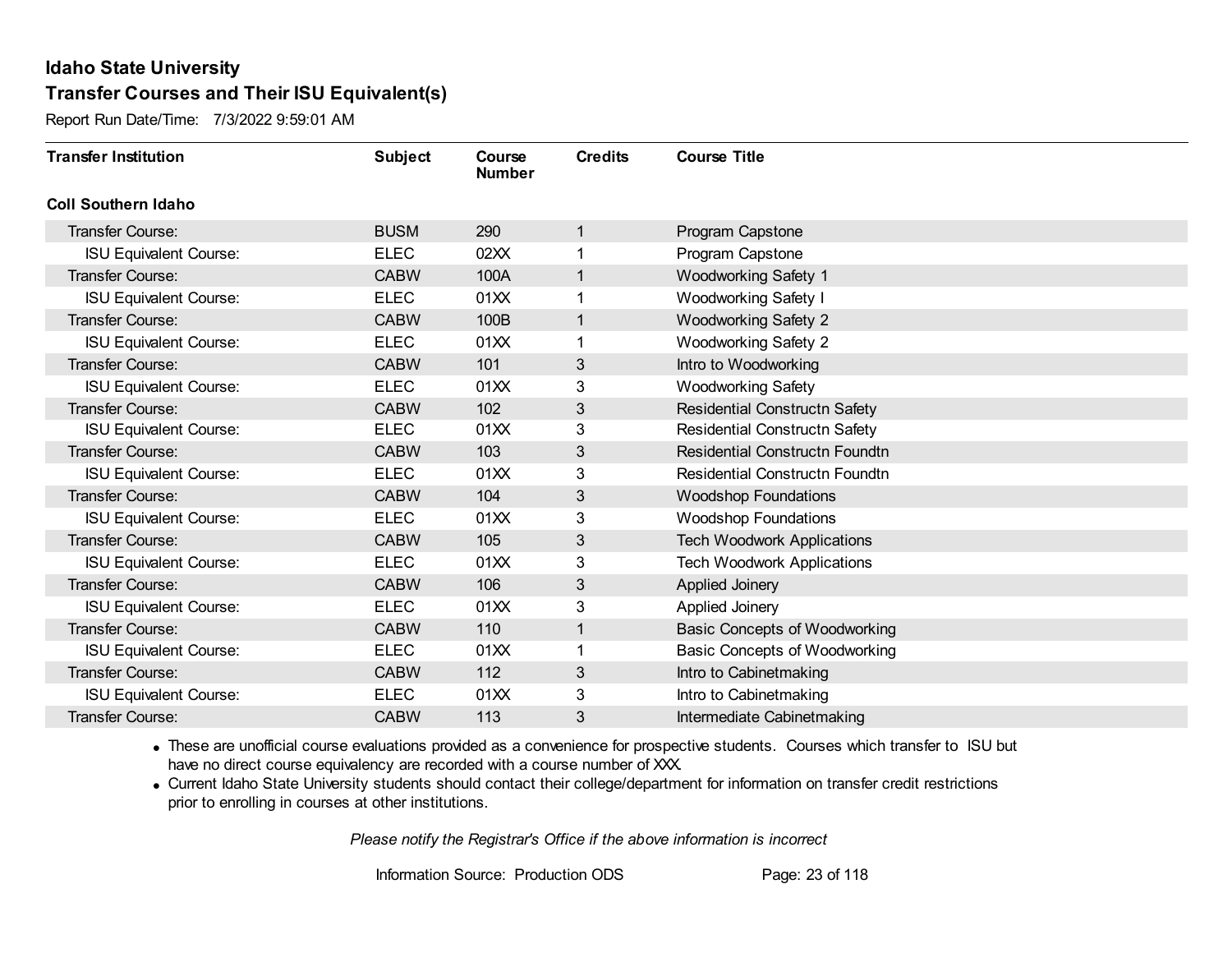## Idaho State University

## Transfer Courses and Their ISU Equivalent(s)

Report Run Date/Time: 7/3/2022 9:59:01 AM

| Transfer Institution | Subject | Course Number | Credits | Course Title |
|---|---|---|---|---|
| **Coll Southern Idaho** | | | | |
| Transfer Course: | BUSM | 290 | 1 | Program Capstone |
| ISU Equivalent Course: | ELEC | 02XX | 1 | Program Capstone |
| Transfer Course: | CABW | 100A | 1 | Woodworking Safety 1 |
| ISU Equivalent Course: | ELEC | 01XX | 1 | Woodworking Safety I |
| Transfer Course: | CABW | 100B | 1 | Woodworking Safety 2 |
| ISU Equivalent Course: | ELEC | 01XX | 1 | Woodworking Safety 2 |
| Transfer Course: | CABW | 101 | 3 | Intro to Woodworking |
| ISU Equivalent Course: | ELEC | 01XX | 3 | Woodworking Safety |
| Transfer Course: | CABW | 102 | 3 | Residential Constructn Safety |
| ISU Equivalent Course: | ELEC | 01XX | 3 | Residential Constructn Safety |
| Transfer Course: | CABW | 103 | 3 | Residential Constructn Foundtn |
| ISU Equivalent Course: | ELEC | 01XX | 3 | Residential Constructn Foundtn |
| Transfer Course: | CABW | 104 | 3 | Woodshop Foundations |
| ISU Equivalent Course: | ELEC | 01XX | 3 | Woodshop Foundations |
| Transfer Course: | CABW | 105 | 3 | Tech Woodwork Applications |
| ISU Equivalent Course: | ELEC | 01XX | 3 | Tech Woodwork Applications |
| Transfer Course: | CABW | 106 | 3 | Applied Joinery |
| ISU Equivalent Course: | ELEC | 01XX | 3 | Applied Joinery |
| Transfer Course: | CABW | 110 | 1 | Basic Concepts of Woodworking |
| ISU Equivalent Course: | ELEC | 01XX | 1 | Basic Concepts of Woodworking |
| Transfer Course: | CABW | 112 | 3 | Intro to Cabinetmaking |
| ISU Equivalent Course: | ELEC | 01XX | 3 | Intro to Cabinetmaking |
| Transfer Course: | CABW | 113 | 3 | Intermediate Cabinetmaking |

- These are unofficial course evaluations provided as a convenience for prospective students. Courses which transfer to ISU but have no direct course equivalency are recorded with a course number of XXX.
- Current Idaho State University students should contact their college/department for information on transfer credit restrictions prior to enrolling in courses at other institutions.

*Please notify the Registrar's Office if the above information is incorrect*

Information Source: Production ODS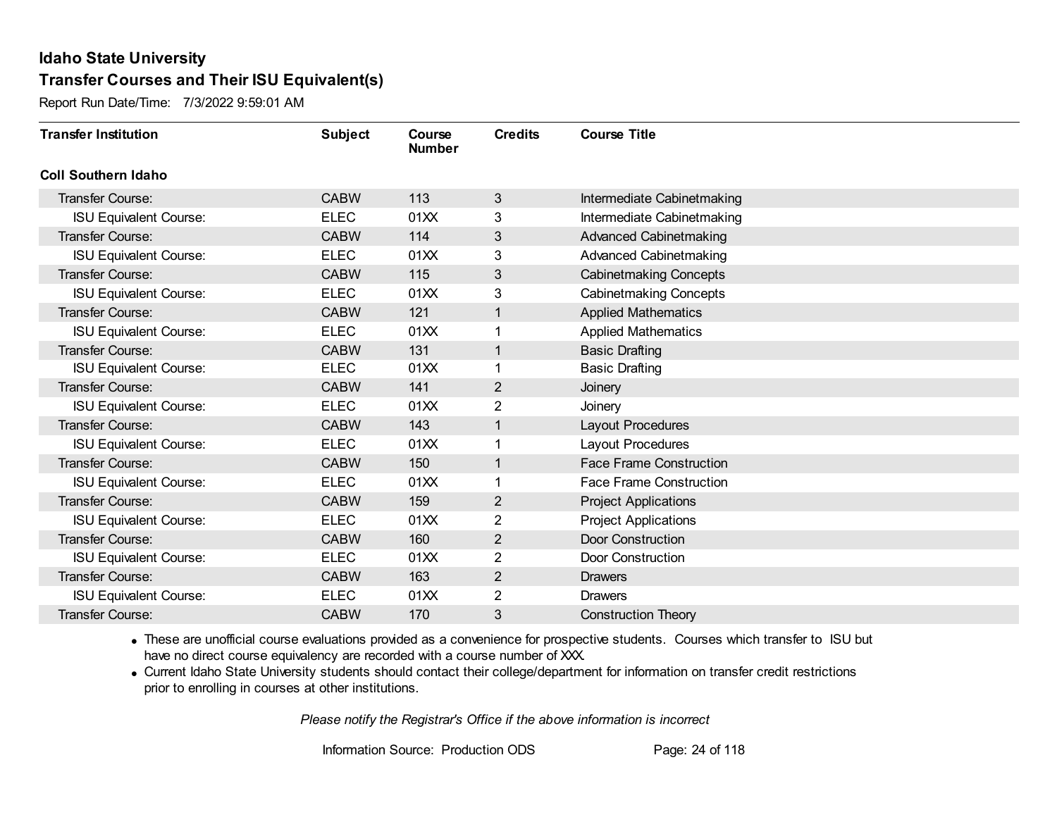# Idaho State University

## Transfer Courses and Their ISU Equivalent(s)

Report Run Date/Time: 7/3/2022 9:59:01 AM

| Transfer Institution | Subject | Course Number | Credits | Course Title |
|---|---|---|---|---|
| **Coll Southern Idaho** | | | | |
| Transfer Course: | CABW | 113 | 3 | Intermediate Cabinetmaking |
| ISU Equivalent Course: | ELEC | 01XX | 3 | Intermediate Cabinetmaking |
| Transfer Course: | CABW | 114 | 3 | Advanced Cabinetmaking |
| ISU Equivalent Course: | ELEC | 01XX | 3 | Advanced Cabinetmaking |
| Transfer Course: | CABW | 115 | 3 | Cabinetmaking Concepts |
| ISU Equivalent Course: | ELEC | 01XX | 3 | Cabinetmaking Concepts |
| Transfer Course: | CABW | 121 | 1 | Applied Mathematics |
| ISU Equivalent Course: | ELEC | 01XX | 1 | Applied Mathematics |
| Transfer Course: | CABW | 131 | 1 | Basic Drafting |
| ISU Equivalent Course: | ELEC | 01XX | 1 | Basic Drafting |
| Transfer Course: | CABW | 141 | 2 | Joinery |
| ISU Equivalent Course: | ELEC | 01XX | 2 | Joinery |
| Transfer Course: | CABW | 143 | 1 | Layout Procedures |
| ISU Equivalent Course: | ELEC | 01XX | 1 | Layout Procedures |
| Transfer Course: | CABW | 150 | 1 | Face Frame Construction |
| ISU Equivalent Course: | ELEC | 01XX | 1 | Face Frame Construction |
| Transfer Course: | CABW | 159 | 2 | Project Applications |
| ISU Equivalent Course: | ELEC | 01XX | 2 | Project Applications |
| Transfer Course: | CABW | 160 | 2 | Door Construction |
| ISU Equivalent Course: | ELEC | 01XX | 2 | Door Construction |
| Transfer Course: | CABW | 163 | 2 | Drawers |
| ISU Equivalent Course: | ELEC | 01XX | 2 | Drawers |
| Transfer Course: | CABW | 170 | 3 | Construction Theory |

- These are unofficial course evaluations provided as a convenience for prospective students. Courses which transfer to ISU but have no direct course equivalency are recorded with a course number of XXX.
- Current Idaho State University students should contact their college/department for information on transfer credit restrictions prior to enrolling in courses at other institutions.

*Please notify the Registrar's Office if the above information is incorrect*

Information Source: Production ODS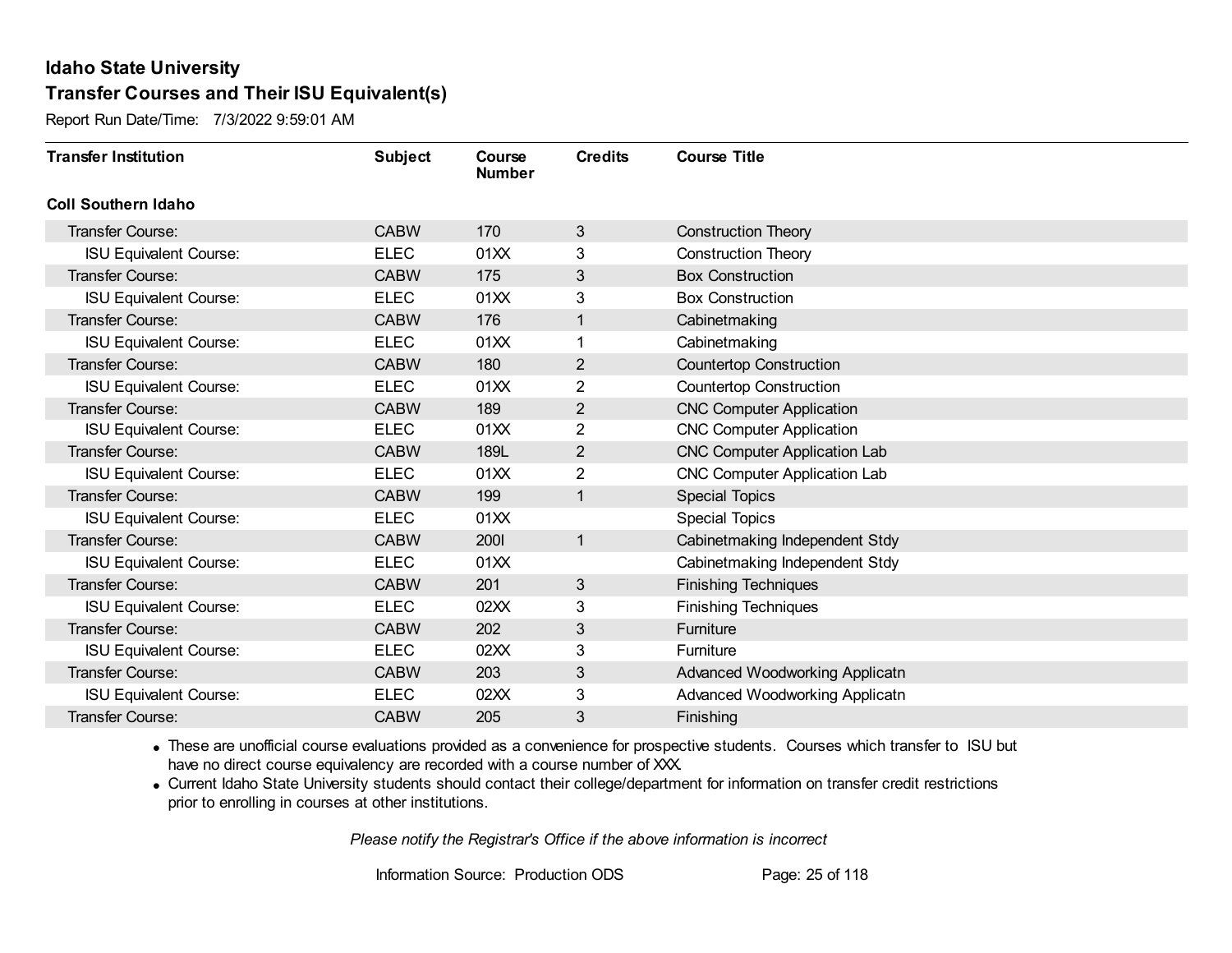# Idaho State University

## Transfer Courses and Their ISU Equivalent(s)

Report Run Date/Time: 7/3/2022 9:59:01 AM

| Transfer Institution | Subject | Course Number | Credits | Course Title |
|---|---|---|---|---|
| **Coll Southern Idaho** | | | | |
| Transfer Course: | CABW | 170 | 3 | Construction Theory |
| ISU Equivalent Course: | ELEC | 01XX | 3 | Construction Theory |
| Transfer Course: | CABW | 175 | 3 | Box Construction |
| ISU Equivalent Course: | ELEC | 01XX | 3 | Box Construction |
| Transfer Course: | CABW | 176 | 1 | Cabinetmaking |
| ISU Equivalent Course: | ELEC | 01XX | 1 | Cabinetmaking |
| Transfer Course: | CABW | 180 | 2 | Countertop Construction |
| ISU Equivalent Course: | ELEC | 01XX | 2 | Countertop Construction |
| Transfer Course: | CABW | 189 | 2 | CNC Computer Application |
| ISU Equivalent Course: | ELEC | 01XX | 2 | CNC Computer Application |
| Transfer Course: | CABW | 189L | 2 | CNC Computer Application Lab |
| ISU Equivalent Course: | ELEC | 01XX | 2 | CNC Computer Application Lab |
| Transfer Course: | CABW | 199 | 1 | Special Topics |
| ISU Equivalent Course: | ELEC | 01XX | | Special Topics |
| Transfer Course: | CABW | 200I | 1 | Cabinetmaking Independent Stdy |
| ISU Equivalent Course: | ELEC | 01XX | | Cabinetmaking Independent Stdy |
| Transfer Course: | CABW | 201 | 3 | Finishing Techniques |
| ISU Equivalent Course: | ELEC | 02XX | 3 | Finishing Techniques |
| Transfer Course: | CABW | 202 | 3 | Furniture |
| ISU Equivalent Course: | ELEC | 02XX | 3 | Furniture |
| Transfer Course: | CABW | 203 | 3 | Advanced Woodworking Applicatn |
| ISU Equivalent Course: | ELEC | 02XX | 3 | Advanced Woodworking Applicatn |
| Transfer Course: | CABW | 205 | 3 | Finishing |

- These are unofficial course evaluations provided as a convenience for prospective students. Courses which transfer to ISU but have no direct course equivalency are recorded with a course number of XXX.
- Current Idaho State University students should contact their college/department for information on transfer credit restrictions prior to enrolling in courses at other institutions.

*Please notify the Registrar's Office if the above information is incorrect*

Information Source: Production ODS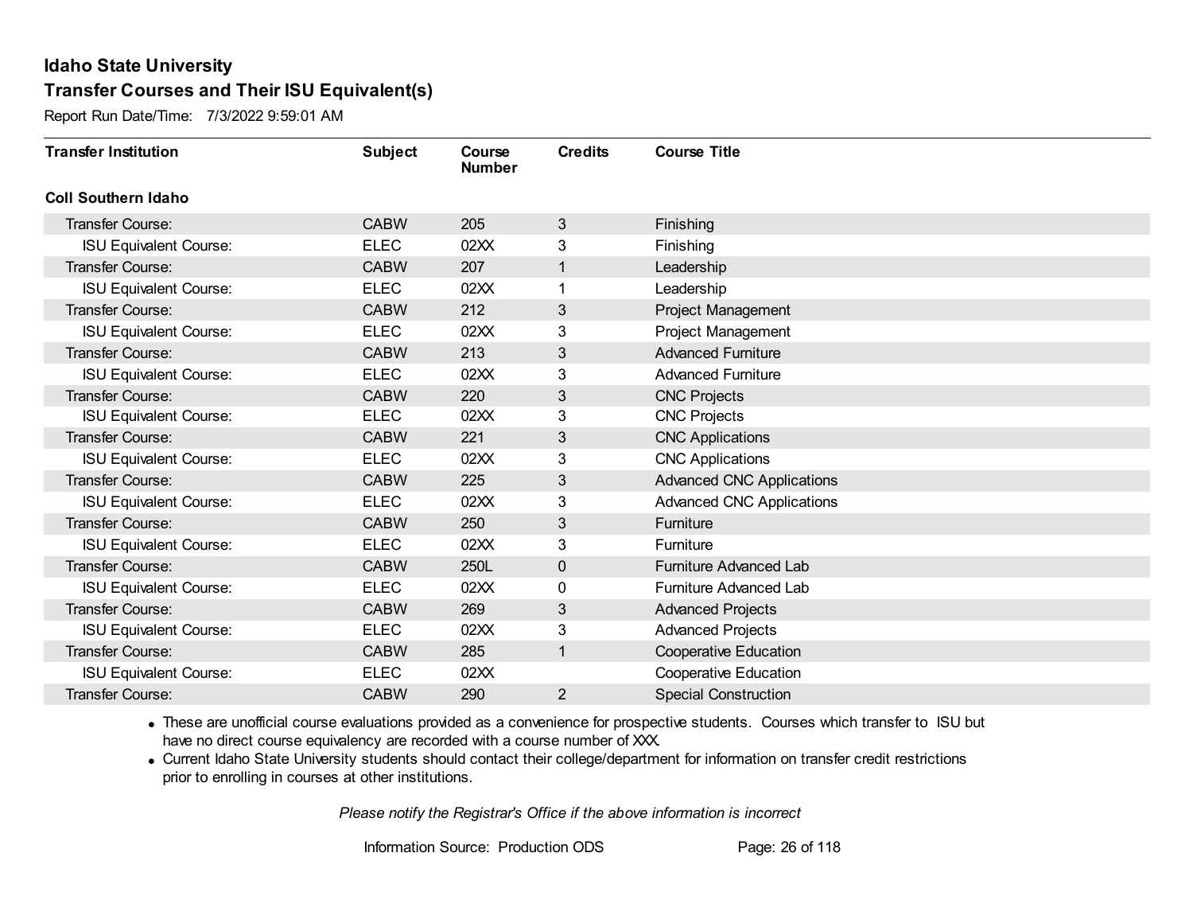# Idaho State University

## Transfer Courses and Their ISU Equivalent(s)

Report Run Date/Time: 7/3/2022 9:59:01 AM

| Transfer Institution | Subject | Course Number | Credits | Course Title |
|---|---|---|---|---|
| **Coll Southern Idaho** | | | | |
| Transfer Course: | CABW | 205 | 3 | Finishing |
| ISU Equivalent Course: | ELEC | 02XX | 3 | Finishing |
| Transfer Course: | CABW | 207 | 1 | Leadership |
| ISU Equivalent Course: | ELEC | 02XX | 1 | Leadership |
| Transfer Course: | CABW | 212 | 3 | Project Management |
| ISU Equivalent Course: | ELEC | 02XX | 3 | Project Management |
| Transfer Course: | CABW | 213 | 3 | Advanced Furniture |
| ISU Equivalent Course: | ELEC | 02XX | 3 | Advanced Furniture |
| Transfer Course: | CABW | 220 | 3 | CNC Projects |
| ISU Equivalent Course: | ELEC | 02XX | 3 | CNC Projects |
| Transfer Course: | CABW | 221 | 3 | CNC Applications |
| ISU Equivalent Course: | ELEC | 02XX | 3 | CNC Applications |
| Transfer Course: | CABW | 225 | 3 | Advanced CNC Applications |
| ISU Equivalent Course: | ELEC | 02XX | 3 | Advanced CNC Applications |
| Transfer Course: | CABW | 250 | 3 | Furniture |
| ISU Equivalent Course: | ELEC | 02XX | 3 | Furniture |
| Transfer Course: | CABW | 250L | 0 | Furniture Advanced Lab |
| ISU Equivalent Course: | ELEC | 02XX | 0 | Furniture Advanced Lab |
| Transfer Course: | CABW | 269 | 3 | Advanced Projects |
| ISU Equivalent Course: | ELEC | 02XX | 3 | Advanced Projects |
| Transfer Course: | CABW | 285 | 1 | Cooperative Education |
| ISU Equivalent Course: | ELEC | 02XX | | Cooperative Education |
| Transfer Course: | CABW | 290 | 2 | Special Construction |

- These are unofficial course evaluations provided as a convenience for prospective students. Courses which transfer to ISU but have no direct course equivalency are recorded with a course number of XXX.
- Current Idaho State University students should contact their college/department for information on transfer credit restrictions prior to enrolling in courses at other institutions.

*Please notify the Registrar's Office if the above information is incorrect*

Information Source: Production ODS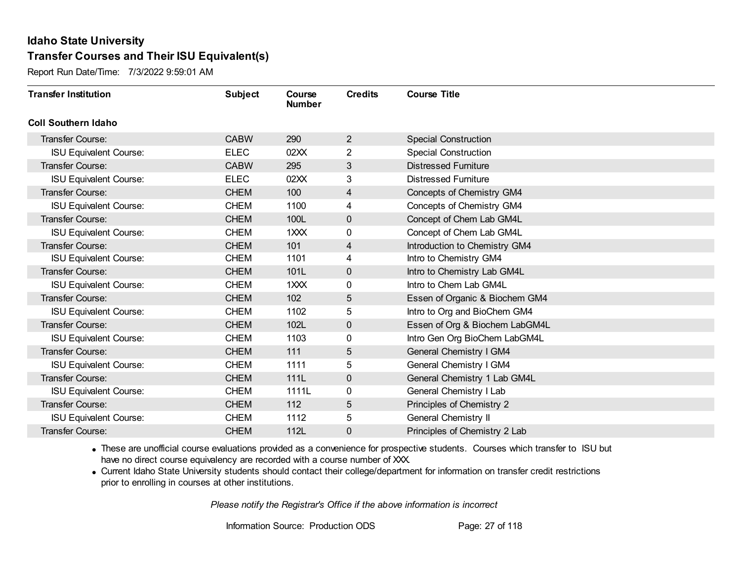## Idaho State University
## Transfer Courses and Their ISU Equivalent(s)

Report Run Date/Time: 7/3/2022 9:59:01 AM

| Transfer Institution | Subject | Course Number | Credits | Course Title |
|---|---|---|---|---|
| **Coll Southern Idaho** | | | | |
| Transfer Course: | CABW | 290 | 2 | Special Construction |
| ISU Equivalent Course: | ELEC | 02XX | 2 | Special Construction |
| Transfer Course: | CABW | 295 | 3 | Distressed Furniture |
| ISU Equivalent Course: | ELEC | 02XX | 3 | Distressed Furniture |
| Transfer Course: | CHEM | 100 | 4 | Concepts of Chemistry GM4 |
| ISU Equivalent Course: | CHEM | 1100 | 4 | Concepts of Chemistry GM4 |
| Transfer Course: | CHEM | 100L | 0 | Concept of Chem Lab GM4L |
| ISU Equivalent Course: | CHEM | 1XXX | 0 | Concept of Chem Lab GM4L |
| Transfer Course: | CHEM | 101 | 4 | Introduction to Chemistry GM4 |
| ISU Equivalent Course: | CHEM | 1101 | 4 | Intro to Chemistry GM4 |
| Transfer Course: | CHEM | 101L | 0 | Intro to Chemistry Lab GM4L |
| ISU Equivalent Course: | CHEM | 1XXX | 0 | Intro to Chem Lab GM4L |
| Transfer Course: | CHEM | 102 | 5 | Essen of Organic & Biochem GM4 |
| ISU Equivalent Course: | CHEM | 1102 | 5 | Intro to Org and BioChem GM4 |
| Transfer Course: | CHEM | 102L | 0 | Essen of Org & Biochem LabGM4L |
| ISU Equivalent Course: | CHEM | 1103 | 0 | Intro Gen Org BioChem LabGM4L |
| Transfer Course: | CHEM | 111 | 5 | General Chemistry I GM4 |
| ISU Equivalent Course: | CHEM | 1111 | 5 | General Chemistry I GM4 |
| Transfer Course: | CHEM | 111L | 0 | General Chemistry 1 Lab GM4L |
| ISU Equivalent Course: | CHEM | 1111L | 0 | General Chemistry I Lab |
| Transfer Course: | CHEM | 112 | 5 | Principles of Chemistry 2 |
| ISU Equivalent Course: | CHEM | 1112 | 5 | General Chemistry II |
| Transfer Course: | CHEM | 112L | 0 | Principles of Chemistry 2 Lab |

- These are unofficial course evaluations provided as a convenience for prospective students. Courses which transfer to ISU but have no direct course equivalency are recorded with a course number of XXX.
- Current Idaho State University students should contact their college/department for information on transfer credit restrictions prior to enrolling in courses at other institutions.

*Please notify the Registrar's Office if the above information is incorrect*

Information Source: Production ODS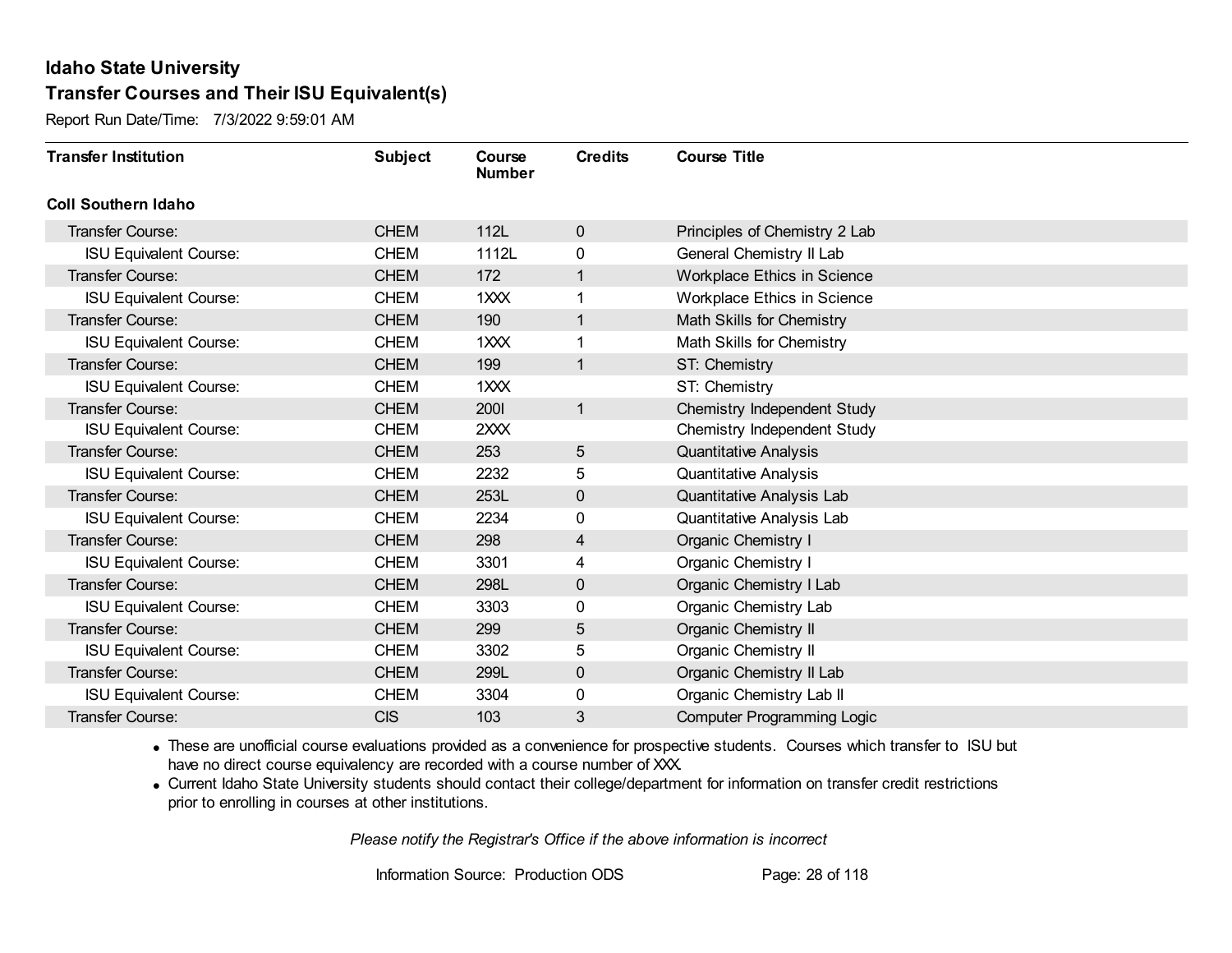## Idaho State University

## Transfer Courses and Their ISU Equivalent(s)

Report Run Date/Time: 7/3/2022 9:59:01 AM

| Transfer Institution | Subject | Course Number | Credits | Course Title |
|---|---|---|---|---|
| **Coll Southern Idaho** | | | | |
| Transfer Course: | CHEM | 112L | 0 | Principles of Chemistry 2 Lab |
| ISU Equivalent Course: | CHEM | 1112L | 0 | General Chemistry II Lab |
| Transfer Course: | CHEM | 172 | 1 | Workplace Ethics in Science |
| ISU Equivalent Course: | CHEM | 1XXX | 1 | Workplace Ethics in Science |
| Transfer Course: | CHEM | 190 | 1 | Math Skills for Chemistry |
| ISU Equivalent Course: | CHEM | 1XXX | 1 | Math Skills for Chemistry |
| Transfer Course: | CHEM | 199 | 1 | ST: Chemistry |
| ISU Equivalent Course: | CHEM | 1XXX | | ST: Chemistry |
| Transfer Course: | CHEM | 200I | 1 | Chemistry Independent Study |
| ISU Equivalent Course: | CHEM | 2XXX | | Chemistry Independent Study |
| Transfer Course: | CHEM | 253 | 5 | Quantitative Analysis |
| ISU Equivalent Course: | CHEM | 2232 | 5 | Quantitative Analysis |
| Transfer Course: | CHEM | 253L | 0 | Quantitative Analysis Lab |
| ISU Equivalent Course: | CHEM | 2234 | 0 | Quantitative Analysis Lab |
| Transfer Course: | CHEM | 298 | 4 | Organic Chemistry I |
| ISU Equivalent Course: | CHEM | 3301 | 4 | Organic Chemistry I |
| Transfer Course: | CHEM | 298L | 0 | Organic Chemistry I Lab |
| ISU Equivalent Course: | CHEM | 3303 | 0 | Organic Chemistry Lab |
| Transfer Course: | CHEM | 299 | 5 | Organic Chemistry II |
| ISU Equivalent Course: | CHEM | 3302 | 5 | Organic Chemistry II |
| Transfer Course: | CHEM | 299L | 0 | Organic Chemistry II Lab |
| ISU Equivalent Course: | CHEM | 3304 | 0 | Organic Chemistry Lab II |
| Transfer Course: | CIS | 103 | 3 | Computer Programming Logic |

- These are unofficial course evaluations provided as a convenience for prospective students. Courses which transfer to ISU but have no direct course equivalency are recorded with a course number of XXX.
- Current Idaho State University students should contact their college/department for information on transfer credit restrictions prior to enrolling in courses at other institutions.

*Please notify the Registrar's Office if the above information is incorrect*

Information Source: Production ODS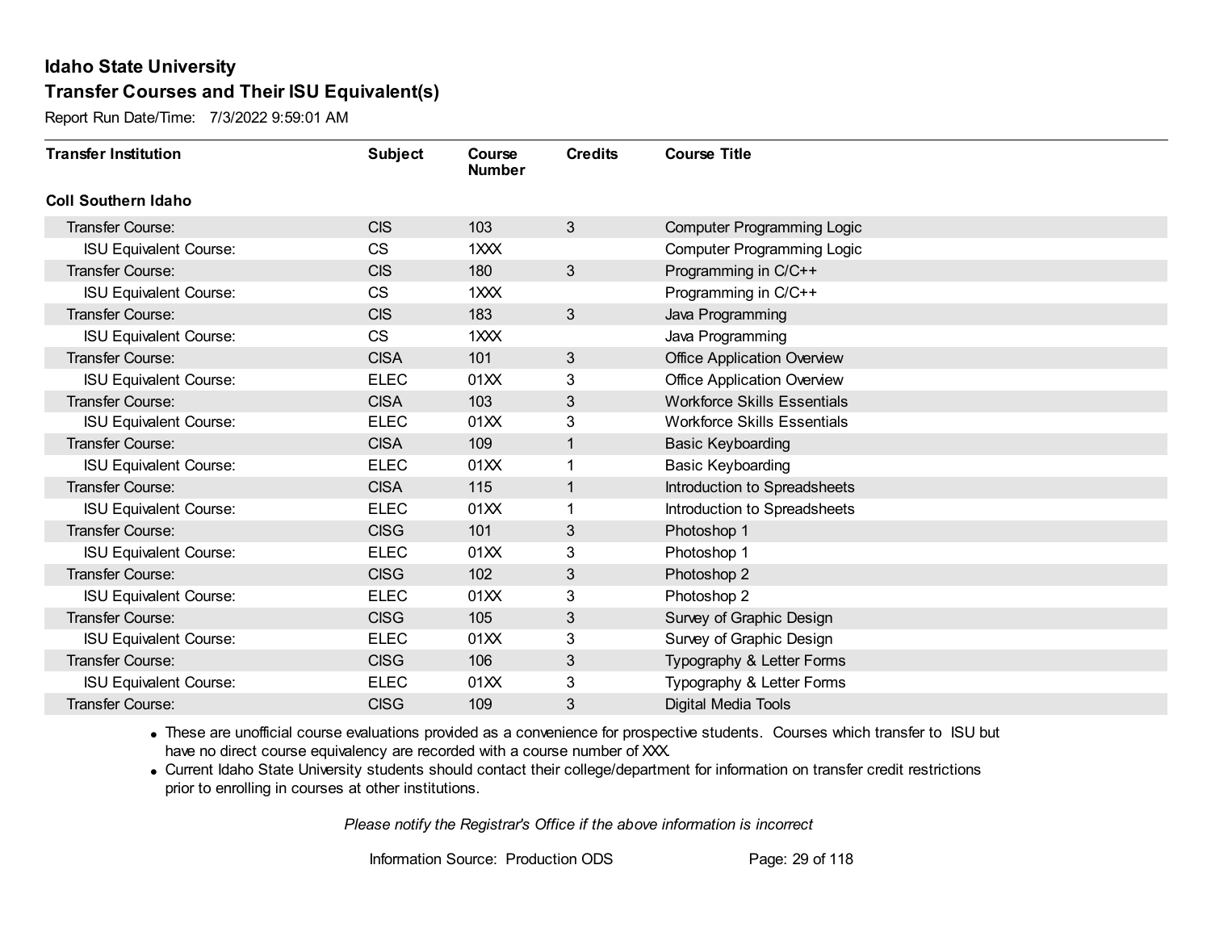## Idaho State University

## Transfer Courses and Their ISU Equivalent(s)

Report Run Date/Time: 7/3/2022 9:59:01 AM

| Transfer Institution | Subject | Course Number | Credits | Course Title |
|---|---|---|---|---|
| **Coll Southern Idaho** | | | | |
| Transfer Course: | CIS | 103 | 3 | Computer Programming Logic |
| ISU Equivalent Course: | CS | 1XXX | | Computer Programming Logic |
| Transfer Course: | CIS | 180 | 3 | Programming in C/C++ |
| ISU Equivalent Course: | CS | 1XXX | | Programming in C/C++ |
| Transfer Course: | CIS | 183 | 3 | Java Programming |
| ISU Equivalent Course: | CS | 1XXX | | Java Programming |
| Transfer Course: | CISA | 101 | 3 | Office Application Overview |
| ISU Equivalent Course: | ELEC | 01XX | 3 | Office Application Overview |
| Transfer Course: | CISA | 103 | 3 | Workforce Skills Essentials |
| ISU Equivalent Course: | ELEC | 01XX | 3 | Workforce Skills Essentials |
| Transfer Course: | CISA | 109 | 1 | Basic Keyboarding |
| ISU Equivalent Course: | ELEC | 01XX | 1 | Basic Keyboarding |
| Transfer Course: | CISA | 115 | 1 | Introduction to Spreadsheets |
| ISU Equivalent Course: | ELEC | 01XX | 1 | Introduction to Spreadsheets |
| Transfer Course: | CISG | 101 | 3 | Photoshop 1 |
| ISU Equivalent Course: | ELEC | 01XX | 3 | Photoshop 1 |
| Transfer Course: | CISG | 102 | 3 | Photoshop 2 |
| ISU Equivalent Course: | ELEC | 01XX | 3 | Photoshop 2 |
| Transfer Course: | CISG | 105 | 3 | Survey of Graphic Design |
| ISU Equivalent Course: | ELEC | 01XX | 3 | Survey of Graphic Design |
| Transfer Course: | CISG | 106 | 3 | Typography & Letter Forms |
| ISU Equivalent Course: | ELEC | 01XX | 3 | Typography & Letter Forms |
| Transfer Course: | CISG | 109 | 3 | Digital Media Tools |

- These are unofficial course evaluations provided as a convenience for prospective students. Courses which transfer to ISU but have no direct course equivalency are recorded with a course number of XXX.
- Current Idaho State University students should contact their college/department for information on transfer credit restrictions prior to enrolling in courses at other institutions.

*Please notify the Registrar's Office if the above information is incorrect*

Information Source: Production ODS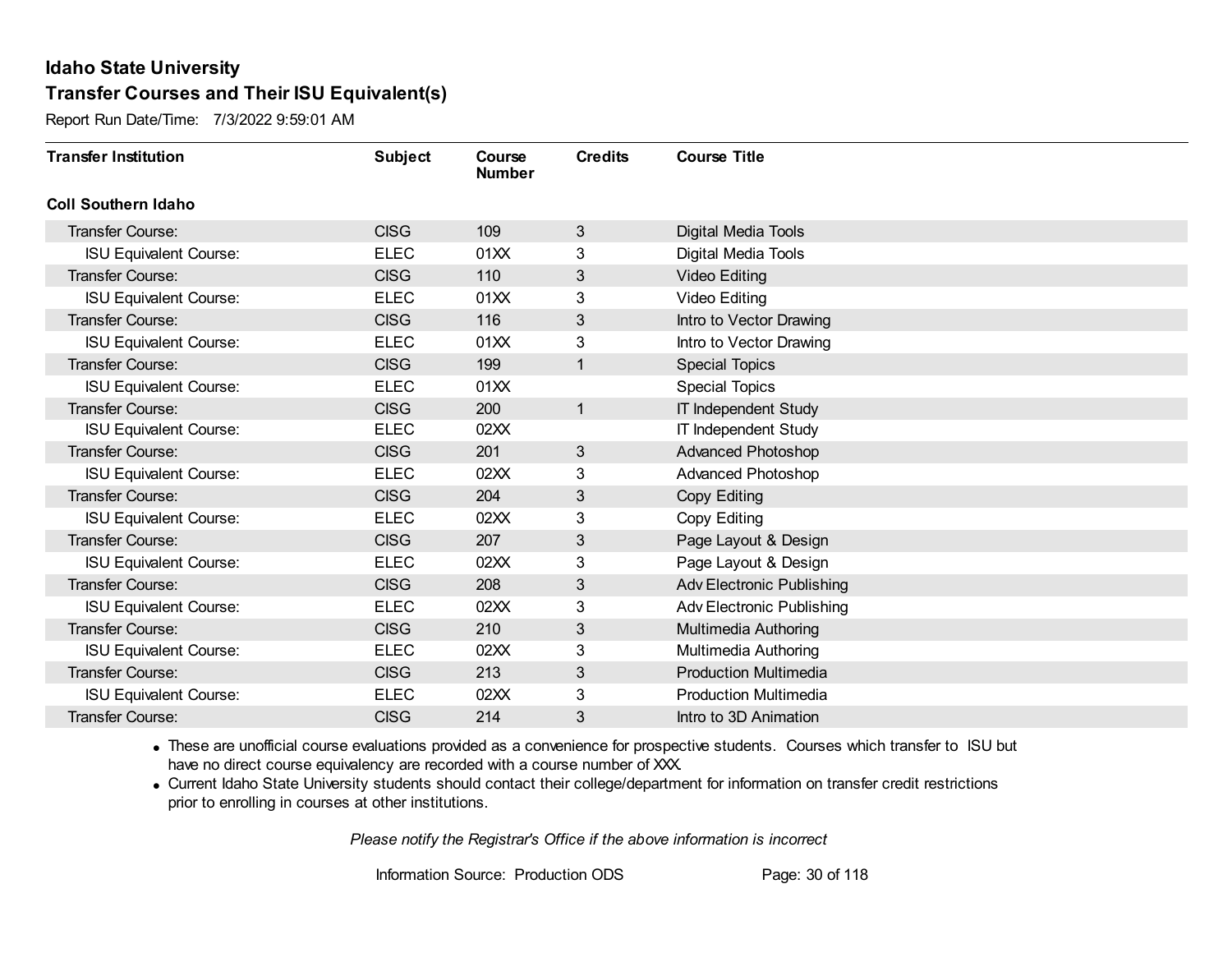# Idaho State University

## Transfer Courses and Their ISU Equivalent(s)

Report Run Date/Time: 7/3/2022 9:59:01 AM

| Transfer Institution | Subject | Course Number | Credits | Course Title |
|---|---|---|---|---|
| **Coll Southern Idaho** | | | | |
| Transfer Course: | CISG | 109 | 3 | Digital Media Tools |
| ISU Equivalent Course: | ELEC | 01XX | 3 | Digital Media Tools |
| Transfer Course: | CISG | 110 | 3 | Video Editing |
| ISU Equivalent Course: | ELEC | 01XX | 3 | Video Editing |
| Transfer Course: | CISG | 116 | 3 | Intro to Vector Drawing |
| ISU Equivalent Course: | ELEC | 01XX | 3 | Intro to Vector Drawing |
| Transfer Course: | CISG | 199 | 1 | Special Topics |
| ISU Equivalent Course: | ELEC | 01XX | | Special Topics |
| Transfer Course: | CISG | 200 | 1 | IT Independent Study |
| ISU Equivalent Course: | ELEC | 02XX | | IT Independent Study |
| Transfer Course: | CISG | 201 | 3 | Advanced Photoshop |
| ISU Equivalent Course: | ELEC | 02XX | 3 | Advanced Photoshop |
| Transfer Course: | CISG | 204 | 3 | Copy Editing |
| ISU Equivalent Course: | ELEC | 02XX | 3 | Copy Editing |
| Transfer Course: | CISG | 207 | 3 | Page Layout & Design |
| ISU Equivalent Course: | ELEC | 02XX | 3 | Page Layout & Design |
| Transfer Course: | CISG | 208 | 3 | Adv Electronic Publishing |
| ISU Equivalent Course: | ELEC | 02XX | 3 | Adv Electronic Publishing |
| Transfer Course: | CISG | 210 | 3 | Multimedia Authoring |
| ISU Equivalent Course: | ELEC | 02XX | 3 | Multimedia Authoring |
| Transfer Course: | CISG | 213 | 3 | Production Multimedia |
| ISU Equivalent Course: | ELEC | 02XX | 3 | Production Multimedia |
| Transfer Course: | CISG | 214 | 3 | Intro to 3D Animation |

- These are unofficial course evaluations provided as a convenience for prospective students. Courses which transfer to ISU but have no direct course equivalency are recorded with a course number of XXX.
- Current Idaho State University students should contact their college/department for information on transfer credit restrictions prior to enrolling in courses at other institutions.

*Please notify the Registrar's Office if the above information is incorrect*

Information Source: Production ODS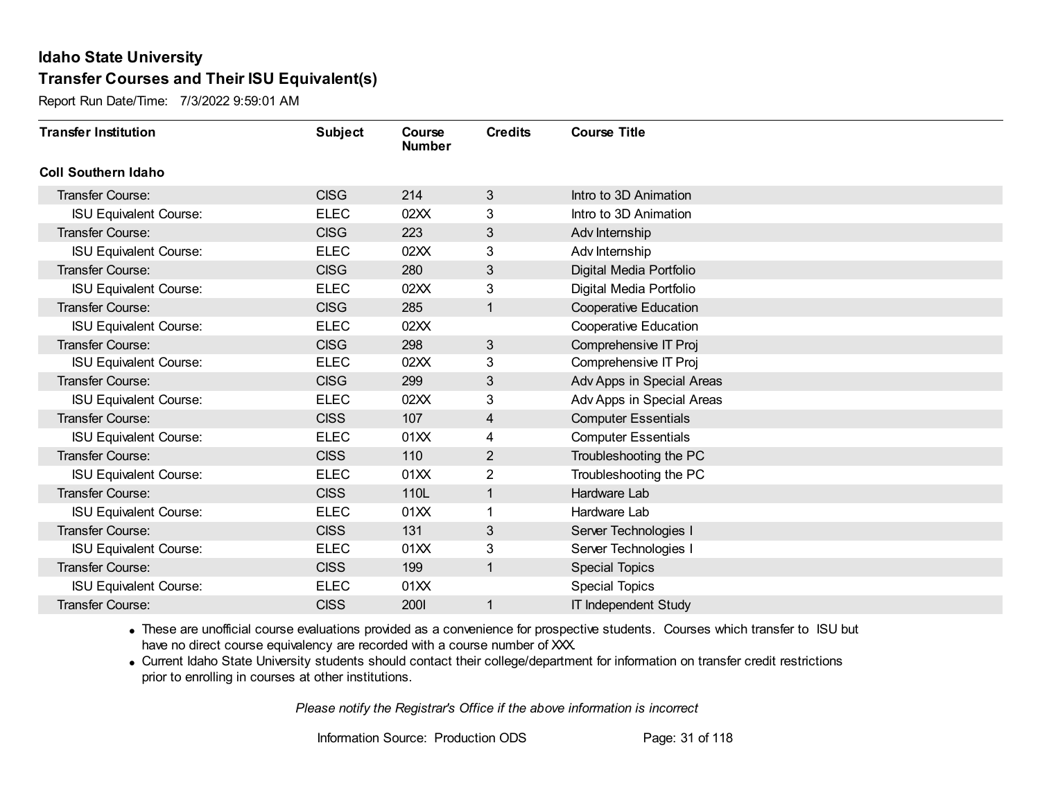# Idaho State University

## Transfer Courses and Their ISU Equivalent(s)

Report Run Date/Time: 7/3/2022 9:59:01 AM

| Transfer Institution | Subject | Course Number | Credits | Course Title |
|---|---|---|---|---|
| **Coll Southern Idaho** | | | | |
| Transfer Course: | CISG | 214 | 3 | Intro to 3D Animation |
| ISU Equivalent Course: | ELEC | 02XX | 3 | Intro to 3D Animation |
| Transfer Course: | CISG | 223 | 3 | Adv Internship |
| ISU Equivalent Course: | ELEC | 02XX | 3 | Adv Internship |
| Transfer Course: | CISG | 280 | 3 | Digital Media Portfolio |
| ISU Equivalent Course: | ELEC | 02XX | 3 | Digital Media Portfolio |
| Transfer Course: | CISG | 285 | 1 | Cooperative Education |
| ISU Equivalent Course: | ELEC | 02XX | | Cooperative Education |
| Transfer Course: | CISG | 298 | 3 | Comprehensive IT Proj |
| ISU Equivalent Course: | ELEC | 02XX | 3 | Comprehensive IT Proj |
| Transfer Course: | CISG | 299 | 3 | Adv Apps in Special Areas |
| ISU Equivalent Course: | ELEC | 02XX | 3 | Adv Apps in Special Areas |
| Transfer Course: | CISS | 107 | 4 | Computer Essentials |
| ISU Equivalent Course: | ELEC | 01XX | 4 | Computer Essentials |
| Transfer Course: | CISS | 110 | 2 | Troubleshooting the PC |
| ISU Equivalent Course: | ELEC | 01XX | 2 | Troubleshooting the PC |
| Transfer Course: | CISS | 110L | 1 | Hardware Lab |
| ISU Equivalent Course: | ELEC | 01XX | 1 | Hardware Lab |
| Transfer Course: | CISS | 131 | 3 | Server Technologies I |
| ISU Equivalent Course: | ELEC | 01XX | 3 | Server Technologies I |
| Transfer Course: | CISS | 199 | 1 | Special Topics |
| ISU Equivalent Course: | ELEC | 01XX | | Special Topics |
| Transfer Course: | CISS | 200I | 1 | IT Independent Study |

- These are unofficial course evaluations provided as a convenience for prospective students. Courses which transfer to ISU but have no direct course equivalency are recorded with a course number of XXX.
- Current Idaho State University students should contact their college/department for information on transfer credit restrictions prior to enrolling in courses at other institutions.

*Please notify the Registrar's Office if the above information is incorrect*

Information Source: Production ODS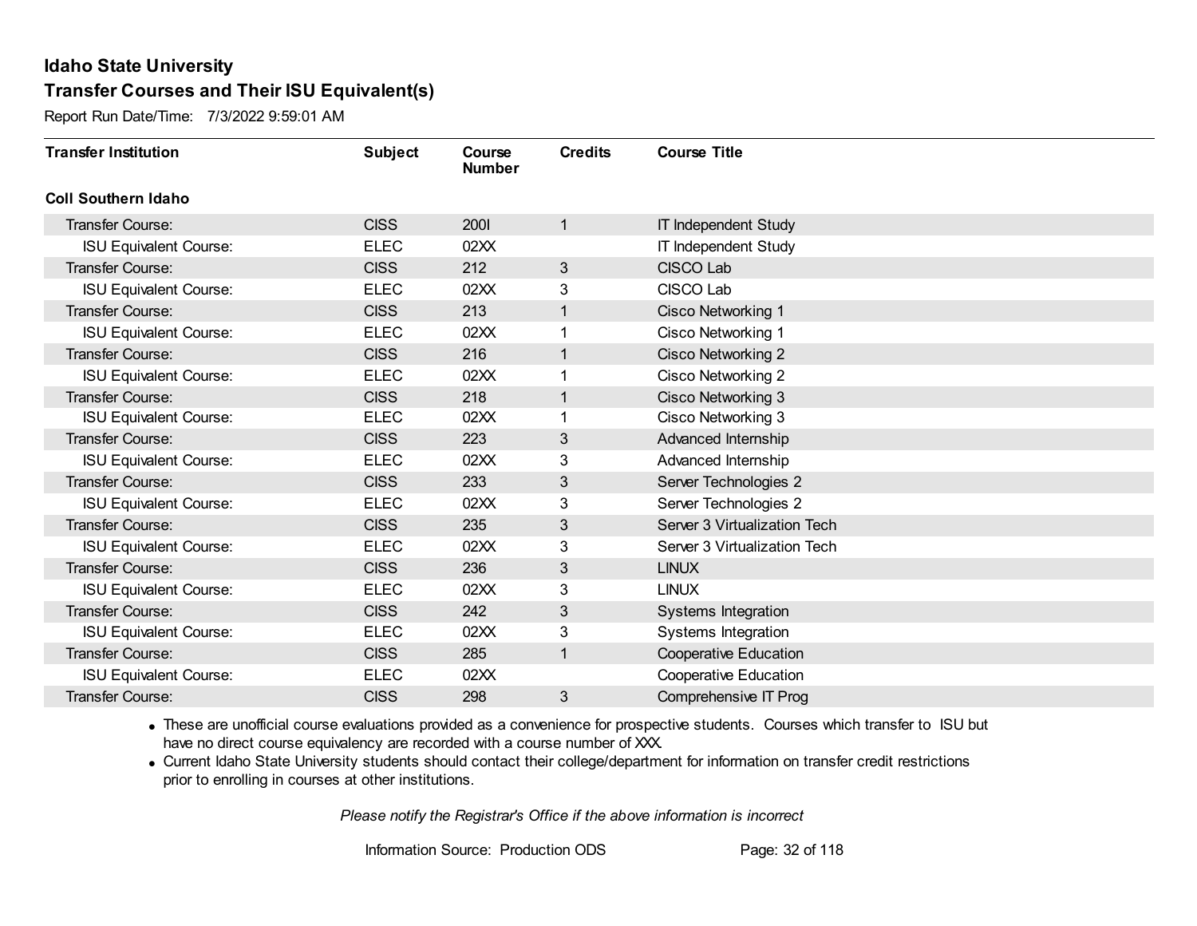## Idaho State University
## Transfer Courses and Their ISU Equivalent(s)

Report Run Date/Time: 7/3/2022 9:59:01 AM

| Transfer Institution | Subject | Course Number | Credits | Course Title |
|---|---|---|---|---|
| **Coll Southern Idaho** | | | | |
| Transfer Course: | CISS | 200I | 1 | IT Independent Study |
| ISU Equivalent Course: | ELEC | 02XX | | IT Independent Study |
| Transfer Course: | CISS | 212 | 3 | CISCO Lab |
| ISU Equivalent Course: | ELEC | 02XX | 3 | CISCO Lab |
| Transfer Course: | CISS | 213 | 1 | Cisco Networking 1 |
| ISU Equivalent Course: | ELEC | 02XX | 1 | Cisco Networking 1 |
| Transfer Course: | CISS | 216 | 1 | Cisco Networking 2 |
| ISU Equivalent Course: | ELEC | 02XX | 1 | Cisco Networking 2 |
| Transfer Course: | CISS | 218 | 1 | Cisco Networking 3 |
| ISU Equivalent Course: | ELEC | 02XX | 1 | Cisco Networking 3 |
| Transfer Course: | CISS | 223 | 3 | Advanced Internship |
| ISU Equivalent Course: | ELEC | 02XX | 3 | Advanced Internship |
| Transfer Course: | CISS | 233 | 3 | Server Technologies 2 |
| ISU Equivalent Course: | ELEC | 02XX | 3 | Server Technologies 2 |
| Transfer Course: | CISS | 235 | 3 | Server 3 Virtualization Tech |
| ISU Equivalent Course: | ELEC | 02XX | 3 | Server 3 Virtualization Tech |
| Transfer Course: | CISS | 236 | 3 | LINUX |
| ISU Equivalent Course: | ELEC | 02XX | 3 | LINUX |
| Transfer Course: | CISS | 242 | 3 | Systems Integration |
| ISU Equivalent Course: | ELEC | 02XX | 3 | Systems Integration |
| Transfer Course: | CISS | 285 | 1 | Cooperative Education |
| ISU Equivalent Course: | ELEC | 02XX | | Cooperative Education |
| Transfer Course: | CISS | 298 | 3 | Comprehensive IT Prog |

- These are unofficial course evaluations provided as a convenience for prospective students. Courses which transfer to ISU but have no direct course equivalency are recorded with a course number of XXX.
- Current Idaho State University students should contact their college/department for information on transfer credit restrictions prior to enrolling in courses at other institutions.

*Please notify the Registrar's Office if the above information is incorrect*

Information Source: Production ODS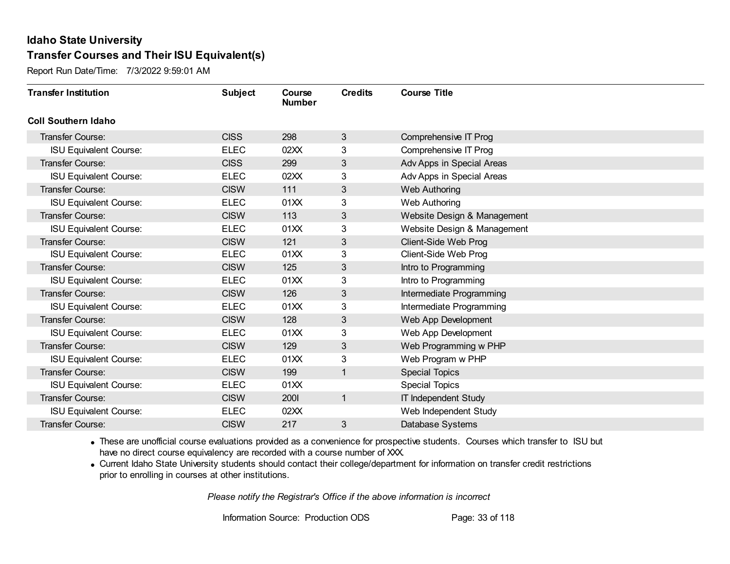## Idaho State University
## Transfer Courses and Their ISU Equivalent(s)

Report Run Date/Time: 7/3/2022 9:59:01 AM

| Transfer Institution | Subject | Course Number | Credits | Course Title |
|---|---|---|---|---|
| **Coll Southern Idaho** | | | | |
| Transfer Course: | CISS | 298 | 3 | Comprehensive IT Prog |
| ISU Equivalent Course: | ELEC | 02XX | 3 | Comprehensive IT Prog |
| Transfer Course: | CISS | 299 | 3 | Adv Apps in Special Areas |
| ISU Equivalent Course: | ELEC | 02XX | 3 | Adv Apps in Special Areas |
| Transfer Course: | CISW | 111 | 3 | Web Authoring |
| ISU Equivalent Course: | ELEC | 01XX | 3 | Web Authoring |
| Transfer Course: | CISW | 113 | 3 | Website Design & Management |
| ISU Equivalent Course: | ELEC | 01XX | 3 | Website Design & Management |
| Transfer Course: | CISW | 121 | 3 | Client-Side Web Prog |
| ISU Equivalent Course: | ELEC | 01XX | 3 | Client-Side Web Prog |
| Transfer Course: | CISW | 125 | 3 | Intro to Programming |
| ISU Equivalent Course: | ELEC | 01XX | 3 | Intro to Programming |
| Transfer Course: | CISW | 126 | 3 | Intermediate Programming |
| ISU Equivalent Course: | ELEC | 01XX | 3 | Intermediate Programming |
| Transfer Course: | CISW | 128 | 3 | Web App Development |
| ISU Equivalent Course: | ELEC | 01XX | 3 | Web App Development |
| Transfer Course: | CISW | 129 | 3 | Web Programming w PHP |
| ISU Equivalent Course: | ELEC | 01XX | 3 | Web Program w PHP |
| Transfer Course: | CISW | 199 | 1 | Special Topics |
| ISU Equivalent Course: | ELEC | 01XX | | Special Topics |
| Transfer Course: | CISW | 200I | 1 | IT Independent Study |
| ISU Equivalent Course: | ELEC | 02XX | | Web Independent Study |
| Transfer Course: | CISW | 217 | 3 | Database Systems |

- These are unofficial course evaluations provided as a convenience for prospective students. Courses which transfer to ISU but have no direct course equivalency are recorded with a course number of XXX.
- Current Idaho State University students should contact their college/department for information on transfer credit restrictions prior to enrolling in courses at other institutions.

*Please notify the Registrar's Office if the above information is incorrect*

Information Source: Production ODS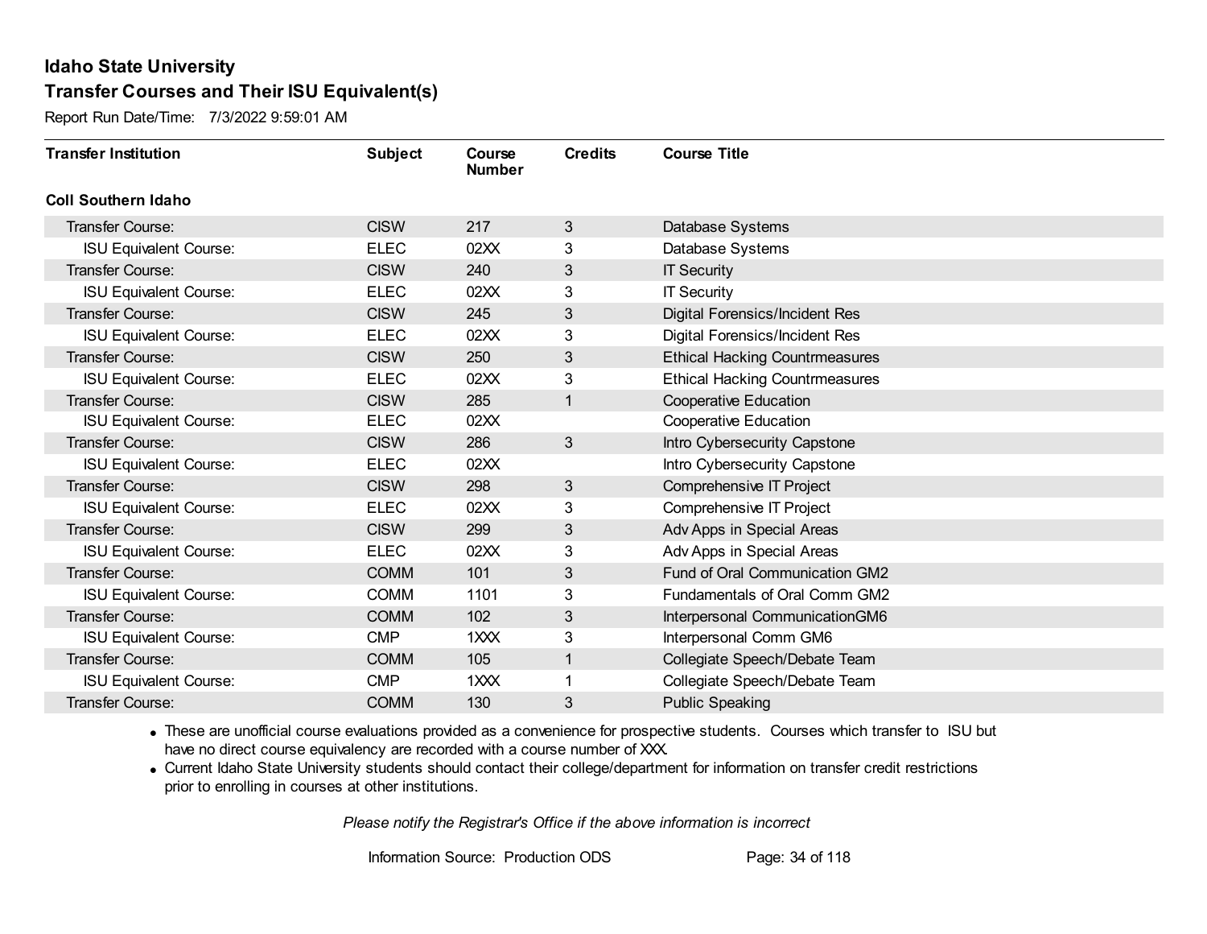# Idaho State University

## Transfer Courses and Their ISU Equivalent(s)

Report Run Date/Time: 7/3/2022 9:59:01 AM

| Transfer Institution | Subject | Course Number | Credits | Course Title |
|---|---|---|---|---|
| **Coll Southern Idaho** | | | | |
| Transfer Course: | CISW | 217 | 3 | Database Systems |
| ISU Equivalent Course: | ELEC | 02XX | 3 | Database Systems |
| Transfer Course: | CISW | 240 | 3 | IT Security |
| ISU Equivalent Course: | ELEC | 02XX | 3 | IT Security |
| Transfer Course: | CISW | 245 | 3 | Digital Forensics/Incident Res |
| ISU Equivalent Course: | ELEC | 02XX | 3 | Digital Forensics/Incident Res |
| Transfer Course: | CISW | 250 | 3 | Ethical Hacking Countrmeasures |
| ISU Equivalent Course: | ELEC | 02XX | 3 | Ethical Hacking Countrmeasures |
| Transfer Course: | CISW | 285 | 1 | Cooperative Education |
| ISU Equivalent Course: | ELEC | 02XX | | Cooperative Education |
| Transfer Course: | CISW | 286 | 3 | Intro Cybersecurity Capstone |
| ISU Equivalent Course: | ELEC | 02XX | | Intro Cybersecurity Capstone |
| Transfer Course: | CISW | 298 | 3 | Comprehensive IT Project |
| ISU Equivalent Course: | ELEC | 02XX | 3 | Comprehensive IT Project |
| Transfer Course: | CISW | 299 | 3 | Adv Apps in Special Areas |
| ISU Equivalent Course: | ELEC | 02XX | 3 | Adv Apps in Special Areas |
| Transfer Course: | COMM | 101 | 3 | Fund of Oral Communication GM2 |
| ISU Equivalent Course: | COMM | 1101 | 3 | Fundamentals of Oral Comm GM2 |
| Transfer Course: | COMM | 102 | 3 | Interpersonal CommunicationGM6 |
| ISU Equivalent Course: | CMP | 1XXX | 3 | Interpersonal Comm GM6 |
| Transfer Course: | COMM | 105 | 1 | Collegiate Speech/Debate Team |
| ISU Equivalent Course: | CMP | 1XXX | 1 | Collegiate Speech/Debate Team |
| Transfer Course: | COMM | 130 | 3 | Public Speaking |

- These are unofficial course evaluations provided as a convenience for prospective students. Courses which transfer to ISU but have no direct course equivalency are recorded with a course number of XXX.
- Current Idaho State University students should contact their college/department for information on transfer credit restrictions prior to enrolling in courses at other institutions.

*Please notify the Registrar's Office if the above information is incorrect*

Information Source: Production ODS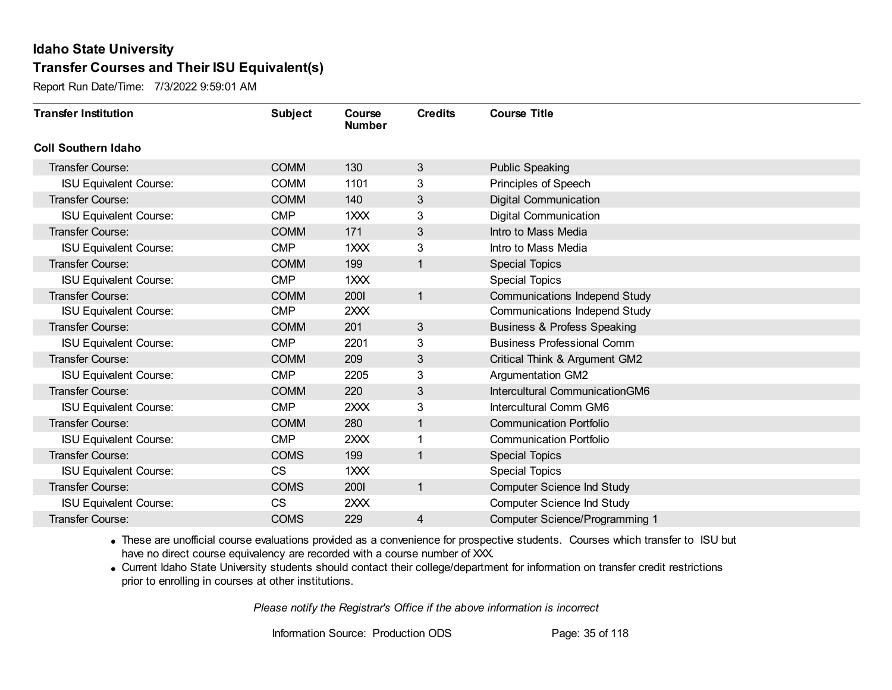# Idaho State University
## Transfer Courses and Their ISU Equivalent(s)

Report Run Date/Time: 7/3/2022 9:59:01 AM

| Transfer Institution | Subject | Course Number | Credits | Course Title |
|---|---|---|---|---|
| **Coll Southern Idaho** | | | | |
| Transfer Course: | COMM | 130 | 3 | Public Speaking |
| ISU Equivalent Course: | COMM | 1101 | 3 | Principles of Speech |
| Transfer Course: | COMM | 140 | 3 | Digital Communication |
| ISU Equivalent Course: | CMP | 1XXX | 3 | Digital Communication |
| Transfer Course: | COMM | 171 | 3 | Intro to Mass Media |
| ISU Equivalent Course: | CMP | 1XXX | 3 | Intro to Mass Media |
| Transfer Course: | COMM | 199 | 1 | Special Topics |
| ISU Equivalent Course: | CMP | 1XXX | | Special Topics |
| Transfer Course: | COMM | 200I | 1 | Communications Independ Study |
| ISU Equivalent Course: | CMP | 2XXX | | Communications Independ Study |
| Transfer Course: | COMM | 201 | 3 | Business & Profess Speaking |
| ISU Equivalent Course: | CMP | 2201 | 3 | Business Professional Comm |
| Transfer Course: | COMM | 209 | 3 | Critical Think & Argument GM2 |
| ISU Equivalent Course: | CMP | 2205 | 3 | Argumentation GM2 |
| Transfer Course: | COMM | 220 | 3 | Intercultural CommunicationGM6 |
| ISU Equivalent Course: | CMP | 2XXX | 3 | Intercultural Comm GM6 |
| Transfer Course: | COMM | 280 | 1 | Communication Portfolio |
| ISU Equivalent Course: | CMP | 2XXX | 1 | Communication Portfolio |
| Transfer Course: | COMS | 199 | 1 | Special Topics |
| ISU Equivalent Course: | CS | 1XXX | | Special Topics |
| Transfer Course: | COMS | 200I | 1 | Computer Science Ind Study |
| ISU Equivalent Course: | CS | 2XXX | | Computer Science Ind Study |
| Transfer Course: | COMS | 229 | 4 | Computer Science/Programming 1 |

- These are unofficial course evaluations provided as a convenience for prospective students. Courses which transfer to ISU but have no direct course equivalency are recorded with a course number of XXX.
- Current Idaho State University students should contact their college/department for information on transfer credit restrictions prior to enrolling in courses at other institutions.

*Please notify the Registrar's Office if the above information is incorrect*

Information Source: Production ODS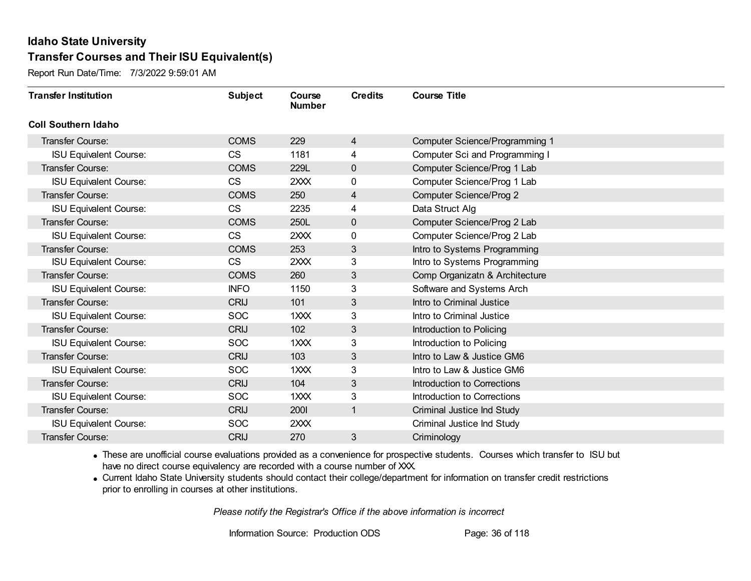# Idaho State University

## Transfer Courses and Their ISU Equivalent(s)

Report Run Date/Time: 7/3/2022 9:59:01 AM

| Transfer Institution | Subject | Course Number | Credits | Course Title |
|---|---|---|---|---|
| **Coll Southern Idaho** | | | | |
| Transfer Course: | COMS | 229 | 4 | Computer Science/Programming 1 |
| ISU Equivalent Course: | CS | 1181 | 4 | Computer Sci and Programming I |
| Transfer Course: | COMS | 229L | 0 | Computer Science/Prog 1 Lab |
| ISU Equivalent Course: | CS | 2XXX | 0 | Computer Science/Prog 1 Lab |
| Transfer Course: | COMS | 250 | 4 | Computer Science/Prog 2 |
| ISU Equivalent Course: | CS | 2235 | 4 | Data Struct Alg |
| Transfer Course: | COMS | 250L | 0 | Computer Science/Prog 2 Lab |
| ISU Equivalent Course: | CS | 2XXX | 0 | Computer Science/Prog 2 Lab |
| Transfer Course: | COMS | 253 | 3 | Intro to Systems Programming |
| ISU Equivalent Course: | CS | 2XXX | 3 | Intro to Systems Programming |
| Transfer Course: | COMS | 260 | 3 | Comp Organizatn & Architecture |
| ISU Equivalent Course: | INFO | 1150 | 3 | Software and Systems Arch |
| Transfer Course: | CRIJ | 101 | 3 | Intro to Criminal Justice |
| ISU Equivalent Course: | SOC | 1XXX | 3 | Intro to Criminal Justice |
| Transfer Course: | CRIJ | 102 | 3 | Introduction to Policing |
| ISU Equivalent Course: | SOC | 1XXX | 3 | Introduction to Policing |
| Transfer Course: | CRIJ | 103 | 3 | Intro to Law & Justice GM6 |
| ISU Equivalent Course: | SOC | 1XXX | 3 | Intro to Law & Justice GM6 |
| Transfer Course: | CRIJ | 104 | 3 | Introduction to Corrections |
| ISU Equivalent Course: | SOC | 1XXX | 3 | Introduction to Corrections |
| Transfer Course: | CRIJ | 200I | 1 | Criminal Justice Ind Study |
| ISU Equivalent Course: | SOC | 2XXX | | Criminal Justice Ind Study |
| Transfer Course: | CRIJ | 270 | 3 | Criminology |

- These are unofficial course evaluations provided as a convenience for prospective students. Courses which transfer to ISU but have no direct course equivalency are recorded with a course number of XXX.
- Current Idaho State University students should contact their college/department for information on transfer credit restrictions prior to enrolling in courses at other institutions.

*Please notify the Registrar's Office if the above information is incorrect*

Information Source: Production ODS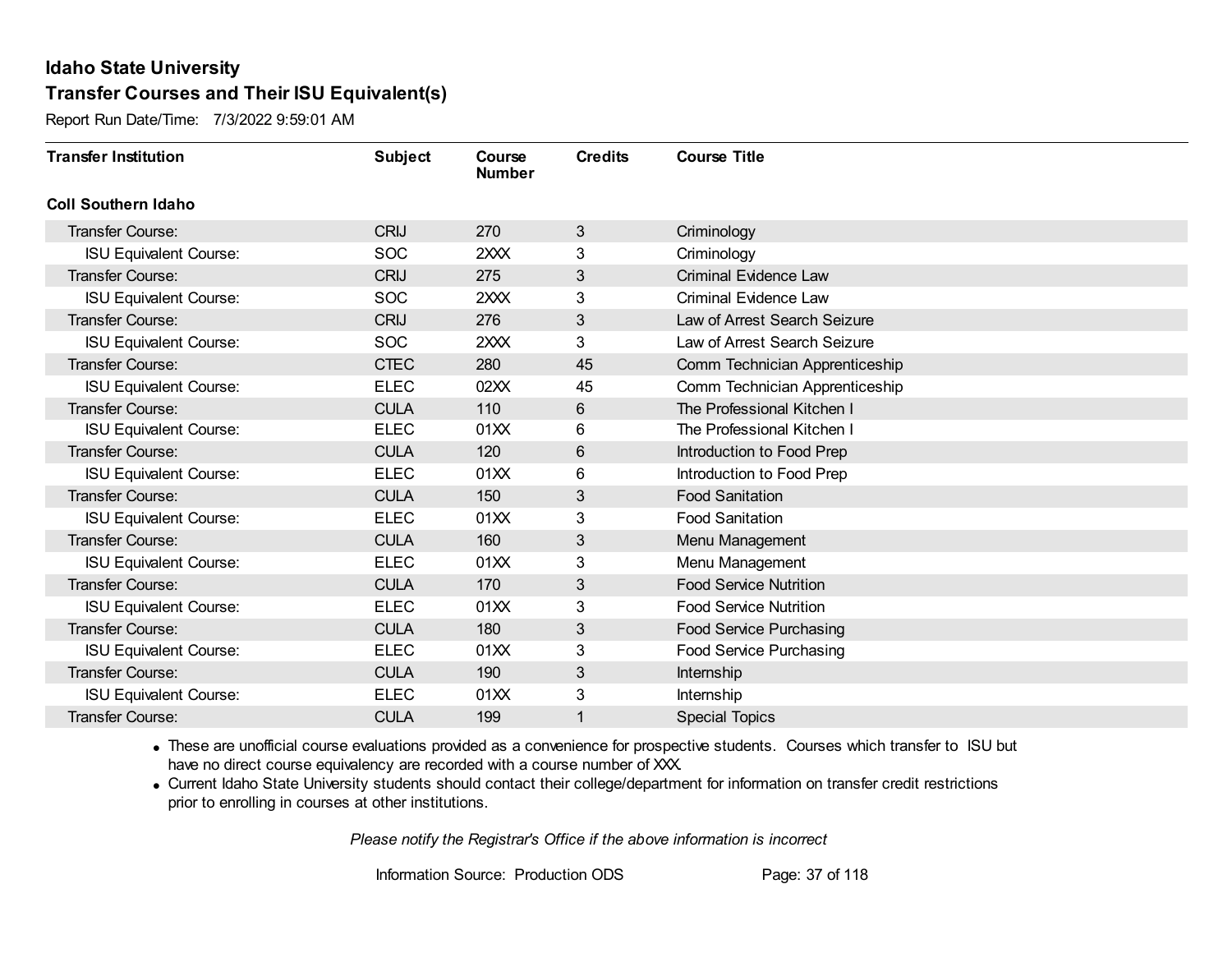# Idaho State University

## Transfer Courses and Their ISU Equivalent(s)

Report Run Date/Time: 7/3/2022 9:59:01 AM

| Transfer Institution | Subject | Course Number | Credits | Course Title |
|---|---|---|---|---|
| **Coll Southern Idaho** | | | | |
| Transfer Course: | CRIJ | 270 | 3 | Criminology |
| ISU Equivalent Course: | SOC | 2XXX | 3 | Criminology |
| Transfer Course: | CRIJ | 275 | 3 | Criminal Evidence Law |
| ISU Equivalent Course: | SOC | 2XXX | 3 | Criminal Evidence Law |
| Transfer Course: | CRIJ | 276 | 3 | Law of Arrest Search Seizure |
| ISU Equivalent Course: | SOC | 2XXX | 3 | Law of Arrest Search Seizure |
| Transfer Course: | CTEC | 280 | 45 | Comm Technician Apprenticeship |
| ISU Equivalent Course: | ELEC | 02XX | 45 | Comm Technician Apprenticeship |
| Transfer Course: | CULA | 110 | 6 | The Professional Kitchen I |
| ISU Equivalent Course: | ELEC | 01XX | 6 | The Professional Kitchen I |
| Transfer Course: | CULA | 120 | 6 | Introduction to Food Prep |
| ISU Equivalent Course: | ELEC | 01XX | 6 | Introduction to Food Prep |
| Transfer Course: | CULA | 150 | 3 | Food Sanitation |
| ISU Equivalent Course: | ELEC | 01XX | 3 | Food Sanitation |
| Transfer Course: | CULA | 160 | 3 | Menu Management |
| ISU Equivalent Course: | ELEC | 01XX | 3 | Menu Management |
| Transfer Course: | CULA | 170 | 3 | Food Service Nutrition |
| ISU Equivalent Course: | ELEC | 01XX | 3 | Food Service Nutrition |
| Transfer Course: | CULA | 180 | 3 | Food Service Purchasing |
| ISU Equivalent Course: | ELEC | 01XX | 3 | Food Service Purchasing |
| Transfer Course: | CULA | 190 | 3 | Internship |
| ISU Equivalent Course: | ELEC | 01XX | 3 | Internship |
| Transfer Course: | CULA | 199 | 1 | Special Topics |

- These are unofficial course evaluations provided as a convenience for prospective students. Courses which transfer to ISU but have no direct course equivalency are recorded with a course number of XXX.
- Current Idaho State University students should contact their college/department for information on transfer credit restrictions prior to enrolling in courses at other institutions.

*Please notify the Registrar's Office if the above information is incorrect*

Information Source: Production ODS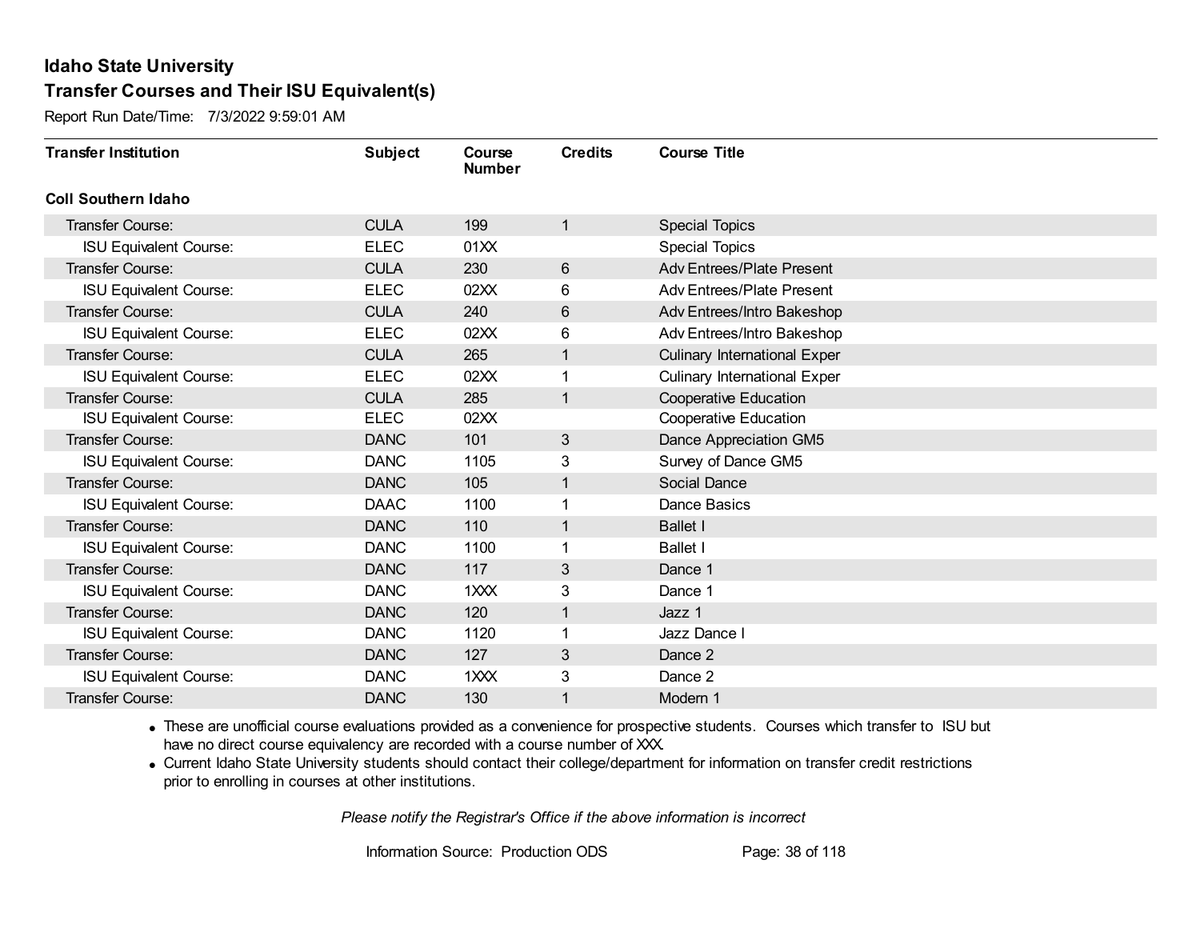# Idaho State University

## Transfer Courses and Their ISU Equivalent(s)

Report Run Date/Time: 7/3/2022 9:59:01 AM

| Transfer Institution | Subject | Course Number | Credits | Course Title |
|---|---|---|---|---|
| **Coll Southern Idaho** | | | | |
| Transfer Course: | CULA | 199 | 1 | Special Topics |
| ISU Equivalent Course: | ELEC | 01XX | | Special Topics |
| Transfer Course: | CULA | 230 | 6 | Adv Entrees/Plate Present |
| ISU Equivalent Course: | ELEC | 02XX | 6 | Adv Entrees/Plate Present |
| Transfer Course: | CULA | 240 | 6 | Adv Entrees/Intro Bakeshop |
| ISU Equivalent Course: | ELEC | 02XX | 6 | Adv Entrees/Intro Bakeshop |
| Transfer Course: | CULA | 265 | 1 | Culinary International Exper |
| ISU Equivalent Course: | ELEC | 02XX | 1 | Culinary International Exper |
| Transfer Course: | CULA | 285 | 1 | Cooperative Education |
| ISU Equivalent Course: | ELEC | 02XX | | Cooperative Education |
| Transfer Course: | DANC | 101 | 3 | Dance Appreciation GM5 |
| ISU Equivalent Course: | DANC | 1105 | 3 | Survey of Dance GM5 |
| Transfer Course: | DANC | 105 | 1 | Social Dance |
| ISU Equivalent Course: | DAAC | 1100 | 1 | Dance Basics |
| Transfer Course: | DANC | 110 | 1 | Ballet I |
| ISU Equivalent Course: | DANC | 1100 | 1 | Ballet I |
| Transfer Course: | DANC | 117 | 3 | Dance 1 |
| ISU Equivalent Course: | DANC | 1XXX | 3 | Dance 1 |
| Transfer Course: | DANC | 120 | 1 | Jazz 1 |
| ISU Equivalent Course: | DANC | 1120 | 1 | Jazz Dance I |
| Transfer Course: | DANC | 127 | 3 | Dance 2 |
| ISU Equivalent Course: | DANC | 1XXX | 3 | Dance 2 |
| Transfer Course: | DANC | 130 | 1 | Modern 1 |

- These are unofficial course evaluations provided as a convenience for prospective students. Courses which transfer to ISU but have no direct course equivalency are recorded with a course number of XXX.
- Current Idaho State University students should contact their college/department for information on transfer credit restrictions prior to enrolling in courses at other institutions.

*Please notify the Registrar's Office if the above information is incorrect*

Information Source: Production ODS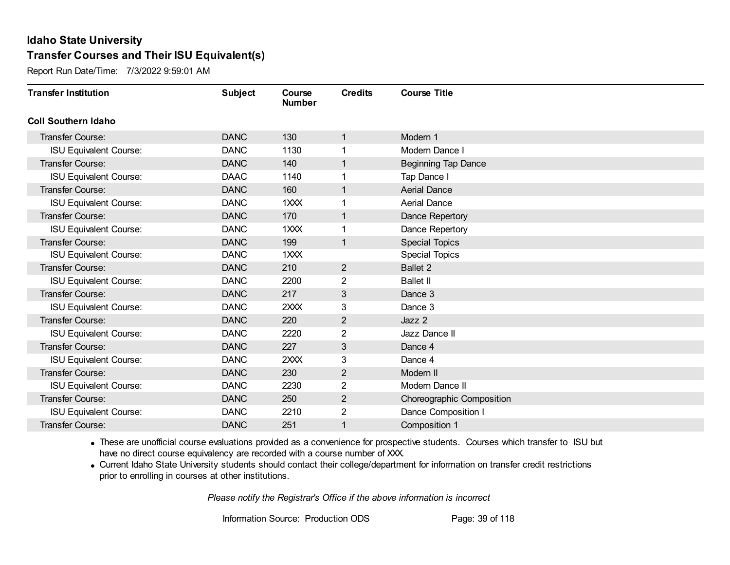## Idaho State University
## Transfer Courses and Their ISU Equivalent(s)

Report Run Date/Time: 7/3/2022 9:59:01 AM

| Transfer Institution | Subject | Course Number | Credits | Course Title |
|---|---|---|---|---|
| **Coll Southern Idaho** | | | | |
| Transfer Course: | DANC | 130 | 1 | Modern 1 |
| ISU Equivalent Course: | DANC | 1130 | 1 | Modern Dance I |
| Transfer Course: | DANC | 140 | 1 | Beginning Tap Dance |
| ISU Equivalent Course: | DAAC | 1140 | 1 | Tap Dance I |
| Transfer Course: | DANC | 160 | 1 | Aerial Dance |
| ISU Equivalent Course: | DANC | 1XXX | 1 | Aerial Dance |
| Transfer Course: | DANC | 170 | 1 | Dance Repertory |
| ISU Equivalent Course: | DANC | 1XXX | 1 | Dance Repertory |
| Transfer Course: | DANC | 199 | 1 | Special Topics |
| ISU Equivalent Course: | DANC | 1XXX | | Special Topics |
| Transfer Course: | DANC | 210 | 2 | Ballet 2 |
| ISU Equivalent Course: | DANC | 2200 | 2 | Ballet II |
| Transfer Course: | DANC | 217 | 3 | Dance 3 |
| ISU Equivalent Course: | DANC | 2XXX | 3 | Dance 3 |
| Transfer Course: | DANC | 220 | 2 | Jazz 2 |
| ISU Equivalent Course: | DANC | 2220 | 2 | Jazz Dance II |
| Transfer Course: | DANC | 227 | 3 | Dance 4 |
| ISU Equivalent Course: | DANC | 2XXX | 3 | Dance 4 |
| Transfer Course: | DANC | 230 | 2 | Modern II |
| ISU Equivalent Course: | DANC | 2230 | 2 | Modern Dance II |
| Transfer Course: | DANC | 250 | 2 | Choreographic Composition |
| ISU Equivalent Course: | DANC | 2210 | 2 | Dance Composition I |
| Transfer Course: | DANC | 251 | 1 | Composition 1 |

- These are unofficial course evaluations provided as a convenience for prospective students. Courses which transfer to ISU but have no direct course equivalency are recorded with a course number of XXX.
- Current Idaho State University students should contact their college/department for information on transfer credit restrictions prior to enrolling in courses at other institutions.

*Please notify the Registrar's Office if the above information is incorrect*

Information Source: Production ODS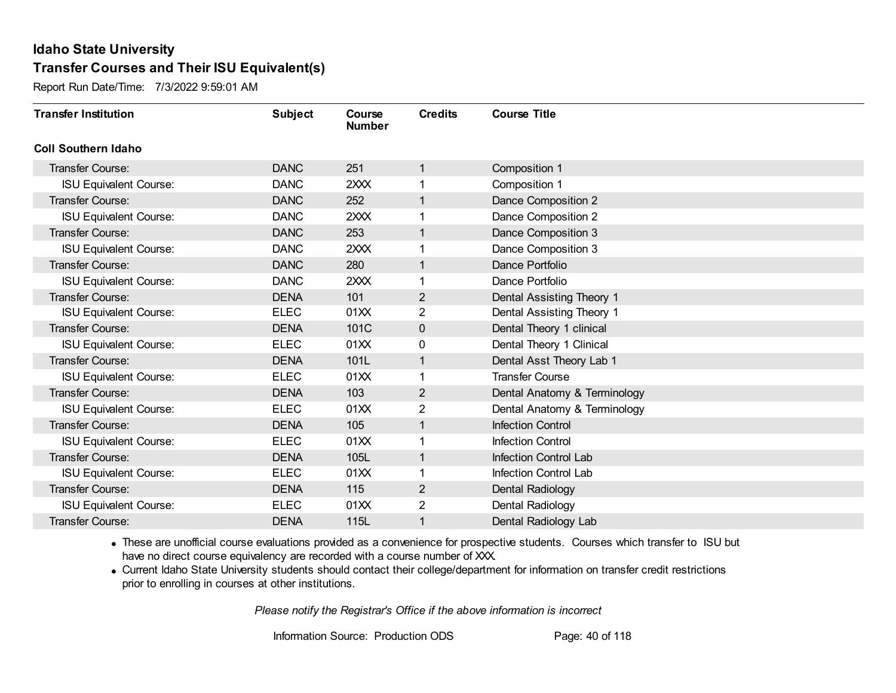**Idaho State University**
**Transfer Courses and Their ISU Equivalent(s)**
Report Run Date/Time: 7/3/2022 9:59:01 AM

| Transfer Institution | Subject | Course Number | Credits | Course Title |
|---|---|---|---|---|
| **Coll Southern Idaho** | | | | |
| Transfer Course: | DANC | 251 | 1 | Composition 1 |
| ISU Equivalent Course: | DANC | 2XXX | 1 | Composition 1 |
| Transfer Course: | DANC | 252 | 1 | Dance Composition 2 |
| ISU Equivalent Course: | DANC | 2XXX | 1 | Dance Composition 2 |
| Transfer Course: | DANC | 253 | 1 | Dance Composition 3 |
| ISU Equivalent Course: | DANC | 2XXX | 1 | Dance Composition 3 |
| Transfer Course: | DANC | 280 | 1 | Dance Portfolio |
| ISU Equivalent Course: | DANC | 2XXX | 1 | Dance Portfolio |
| Transfer Course: | DENA | 101 | 2 | Dental Assisting Theory 1 |
| ISU Equivalent Course: | ELEC | 01XX | 2 | Dental Assisting Theory 1 |
| Transfer Course: | DENA | 101C | 0 | Dental Theory 1 clinical |
| ISU Equivalent Course: | ELEC | 01XX | 0 | Dental Theory 1 Clinical |
| Transfer Course: | DENA | 101L | 1 | Dental Asst Theory Lab 1 |
| ISU Equivalent Course: | ELEC | 01XX | 1 | Transfer Course |
| Transfer Course: | DENA | 103 | 2 | Dental Anatomy & Terminology |
| ISU Equivalent Course: | ELEC | 01XX | 2 | Dental Anatomy & Terminology |
| Transfer Course: | DENA | 105 | 1 | Infection Control |
| ISU Equivalent Course: | ELEC | 01XX | 1 | Infection Control |
| Transfer Course: | DENA | 105L | 1 | Infection Control Lab |
| ISU Equivalent Course: | ELEC | 01XX | 1 | Infection Control Lab |
| Transfer Course: | DENA | 115 | 2 | Dental Radiology |
| ISU Equivalent Course: | ELEC | 01XX | 2 | Dental Radiology |
| Transfer Course: | DENA | 115L | 1 | Dental Radiology Lab |

- These are unofficial course evaluations provided as a convenience for prospective students. Courses which transfer to ISU but have no direct course equivalency are recorded with a course number of XXX.
- Current Idaho State University students should contact their college/department for information on transfer credit restrictions prior to enrolling in courses at other institutions.

*Please notify the Registrar's Office if the above information is incorrect*

Information Source: Production ODS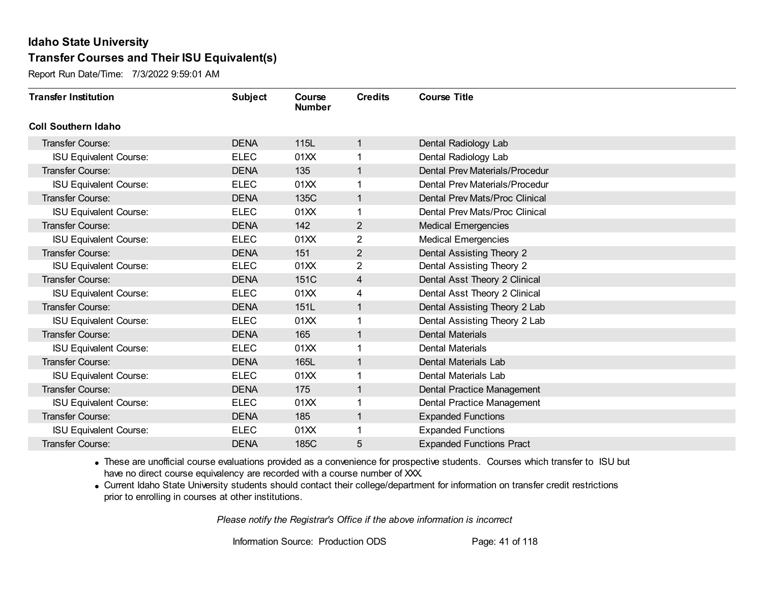# Idaho State University

## Transfer Courses and Their ISU Equivalent(s)

Report Run Date/Time: 7/3/2022 9:59:01 AM

| Transfer Institution | Subject | Course Number | Credits | Course Title |
|---|---|---|---|---|
| **Coll Southern Idaho** | | | | |
| Transfer Course: | DENA | 115L | 1 | Dental Radiology Lab |
| ISU Equivalent Course: | ELEC | 01XX | 1 | Dental Radiology Lab |
| Transfer Course: | DENA | 135 | 1 | Dental Prev Materials/Procedur |
| ISU Equivalent Course: | ELEC | 01XX | 1 | Dental Prev Materials/Procedur |
| Transfer Course: | DENA | 135C | 1 | Dental Prev Mats/Proc Clinical |
| ISU Equivalent Course: | ELEC | 01XX | 1 | Dental Prev Mats/Proc Clinical |
| Transfer Course: | DENA | 142 | 2 | Medical Emergencies |
| ISU Equivalent Course: | ELEC | 01XX | 2 | Medical Emergencies |
| Transfer Course: | DENA | 151 | 2 | Dental Assisting Theory 2 |
| ISU Equivalent Course: | ELEC | 01XX | 2 | Dental Assisting Theory 2 |
| Transfer Course: | DENA | 151C | 4 | Dental Asst Theory 2 Clinical |
| ISU Equivalent Course: | ELEC | 01XX | 4 | Dental Asst Theory 2 Clinical |
| Transfer Course: | DENA | 151L | 1 | Dental Assisting Theory 2 Lab |
| ISU Equivalent Course: | ELEC | 01XX | 1 | Dental Assisting Theory 2 Lab |
| Transfer Course: | DENA | 165 | 1 | Dental Materials |
| ISU Equivalent Course: | ELEC | 01XX | 1 | Dental Materials |
| Transfer Course: | DENA | 165L | 1 | Dental Materials Lab |
| ISU Equivalent Course: | ELEC | 01XX | 1 | Dental Materials Lab |
| Transfer Course: | DENA | 175 | 1 | Dental Practice Management |
| ISU Equivalent Course: | ELEC | 01XX | 1 | Dental Practice Management |
| Transfer Course: | DENA | 185 | 1 | Expanded Functions |
| ISU Equivalent Course: | ELEC | 01XX | 1 | Expanded Functions |
| Transfer Course: | DENA | 185C | 5 | Expanded Functions Pract |

- These are unofficial course evaluations provided as a convenience for prospective students. Courses which transfer to ISU but have no direct course equivalency are recorded with a course number of XXX.
- Current Idaho State University students should contact their college/department for information on transfer credit restrictions prior to enrolling in courses at other institutions.

*Please notify the Registrar's Office if the above information is incorrect*

Information Source: Production ODS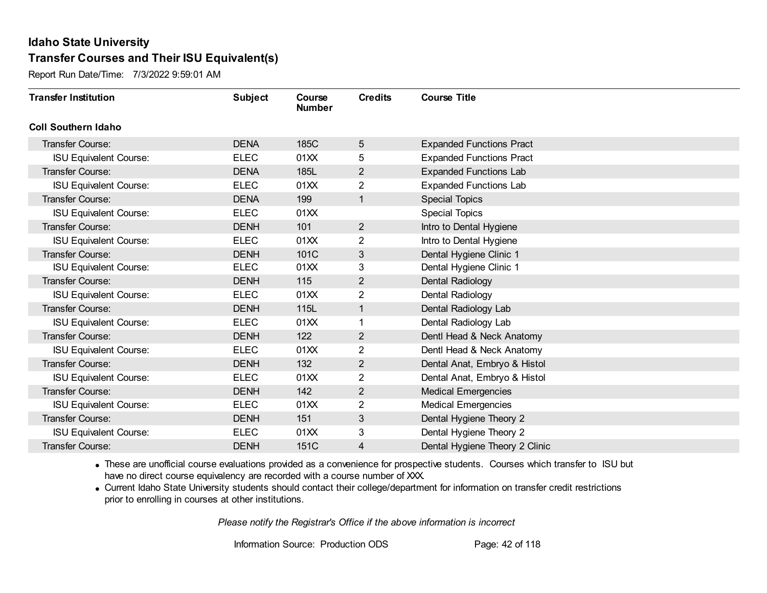# Idaho State University

## Transfer Courses and Their ISU Equivalent(s)

Report Run Date/Time: 7/3/2022 9:59:01 AM

| Transfer Institution | Subject | Course Number | Credits | Course Title |
|---|---|---|---|---|
| **Coll Southern Idaho** | | | | |
| Transfer Course: | DENA | 185C | 5 | Expanded Functions Pract |
| ISU Equivalent Course: | ELEC | 01XX | 5 | Expanded Functions Pract |
| Transfer Course: | DENA | 185L | 2 | Expanded Functions Lab |
| ISU Equivalent Course: | ELEC | 01XX | 2 | Expanded Functions Lab |
| Transfer Course: | DENA | 199 | 1 | Special Topics |
| ISU Equivalent Course: | ELEC | 01XX | | Special Topics |
| Transfer Course: | DENH | 101 | 2 | Intro to Dental Hygiene |
| ISU Equivalent Course: | ELEC | 01XX | 2 | Intro to Dental Hygiene |
| Transfer Course: | DENH | 101C | 3 | Dental Hygiene Clinic 1 |
| ISU Equivalent Course: | ELEC | 01XX | 3 | Dental Hygiene Clinic 1 |
| Transfer Course: | DENH | 115 | 2 | Dental Radiology |
| ISU Equivalent Course: | ELEC | 01XX | 2 | Dental Radiology |
| Transfer Course: | DENH | 115L | 1 | Dental Radiology Lab |
| ISU Equivalent Course: | ELEC | 01XX | 1 | Dental Radiology Lab |
| Transfer Course: | DENH | 122 | 2 | Dentl Head & Neck Anatomy |
| ISU Equivalent Course: | ELEC | 01XX | 2 | Dentl Head & Neck Anatomy |
| Transfer Course: | DENH | 132 | 2 | Dental Anat, Embryo & Histol |
| ISU Equivalent Course: | ELEC | 01XX | 2 | Dental Anat, Embryo & Histol |
| Transfer Course: | DENH | 142 | 2 | Medical Emergencies |
| ISU Equivalent Course: | ELEC | 01XX | 2 | Medical Emergencies |
| Transfer Course: | DENH | 151 | 3 | Dental Hygiene Theory 2 |
| ISU Equivalent Course: | ELEC | 01XX | 3 | Dental Hygiene Theory 2 |
| Transfer Course: | DENH | 151C | 4 | Dental Hygiene Theory 2 Clinic |

- These are unofficial course evaluations provided as a convenience for prospective students. Courses which transfer to ISU but have no direct course equivalency are recorded with a course number of XXX.
- Current Idaho State University students should contact their college/department for information on transfer credit restrictions prior to enrolling in courses at other institutions.

*Please notify the Registrar's Office if the above information is incorrect*

Information Source: Production ODS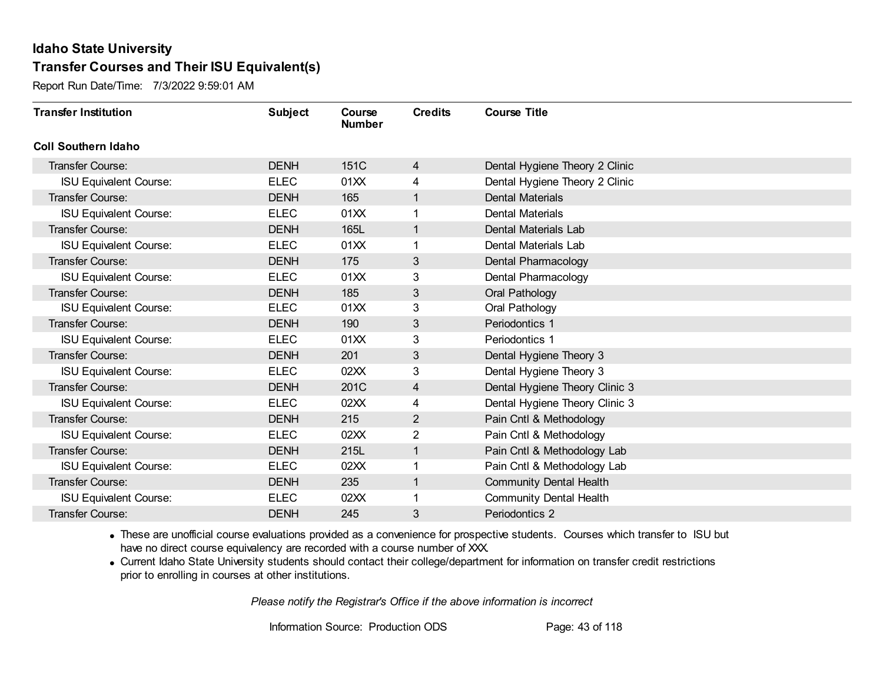# Idaho State University

## Transfer Courses and Their ISU Equivalent(s)

Report Run Date/Time: 7/3/2022 9:59:01 AM

| Transfer Institution | Subject | Course Number | Credits | Course Title |
|---|---|---|---|---|
| **Coll Southern Idaho** | | | | |
| Transfer Course: | DENH | 151C | 4 | Dental Hygiene Theory 2 Clinic |
| ISU Equivalent Course: | ELEC | 01XX | 4 | Dental Hygiene Theory 2 Clinic |
| Transfer Course: | DENH | 165 | 1 | Dental Materials |
| ISU Equivalent Course: | ELEC | 01XX | 1 | Dental Materials |
| Transfer Course: | DENH | 165L | 1 | Dental Materials Lab |
| ISU Equivalent Course: | ELEC | 01XX | 1 | Dental Materials Lab |
| Transfer Course: | DENH | 175 | 3 | Dental Pharmacology |
| ISU Equivalent Course: | ELEC | 01XX | 3 | Dental Pharmacology |
| Transfer Course: | DENH | 185 | 3 | Oral Pathology |
| ISU Equivalent Course: | ELEC | 01XX | 3 | Oral Pathology |
| Transfer Course: | DENH | 190 | 3 | Periodontics 1 |
| ISU Equivalent Course: | ELEC | 01XX | 3 | Periodontics 1 |
| Transfer Course: | DENH | 201 | 3 | Dental Hygiene Theory 3 |
| ISU Equivalent Course: | ELEC | 02XX | 3 | Dental Hygiene Theory 3 |
| Transfer Course: | DENH | 201C | 4 | Dental Hygiene Theory Clinic 3 |
| ISU Equivalent Course: | ELEC | 02XX | 4 | Dental Hygiene Theory Clinic 3 |
| Transfer Course: | DENH | 215 | 2 | Pain Cntl & Methodology |
| ISU Equivalent Course: | ELEC | 02XX | 2 | Pain Cntl & Methodology |
| Transfer Course: | DENH | 215L | 1 | Pain Cntl & Methodology Lab |
| ISU Equivalent Course: | ELEC | 02XX | 1 | Pain Cntl & Methodology Lab |
| Transfer Course: | DENH | 235 | 1 | Community Dental Health |
| ISU Equivalent Course: | ELEC | 02XX | 1 | Community Dental Health |
| Transfer Course: | DENH | 245 | 3 | Periodontics 2 |

- These are unofficial course evaluations provided as a convenience for prospective students. Courses which transfer to ISU but have no direct course equivalency are recorded with a course number of XXX.
- Current Idaho State University students should contact their college/department for information on transfer credit restrictions prior to enrolling in courses at other institutions.

*Please notify the Registrar's Office if the above information is incorrect*

Information Source: Production ODS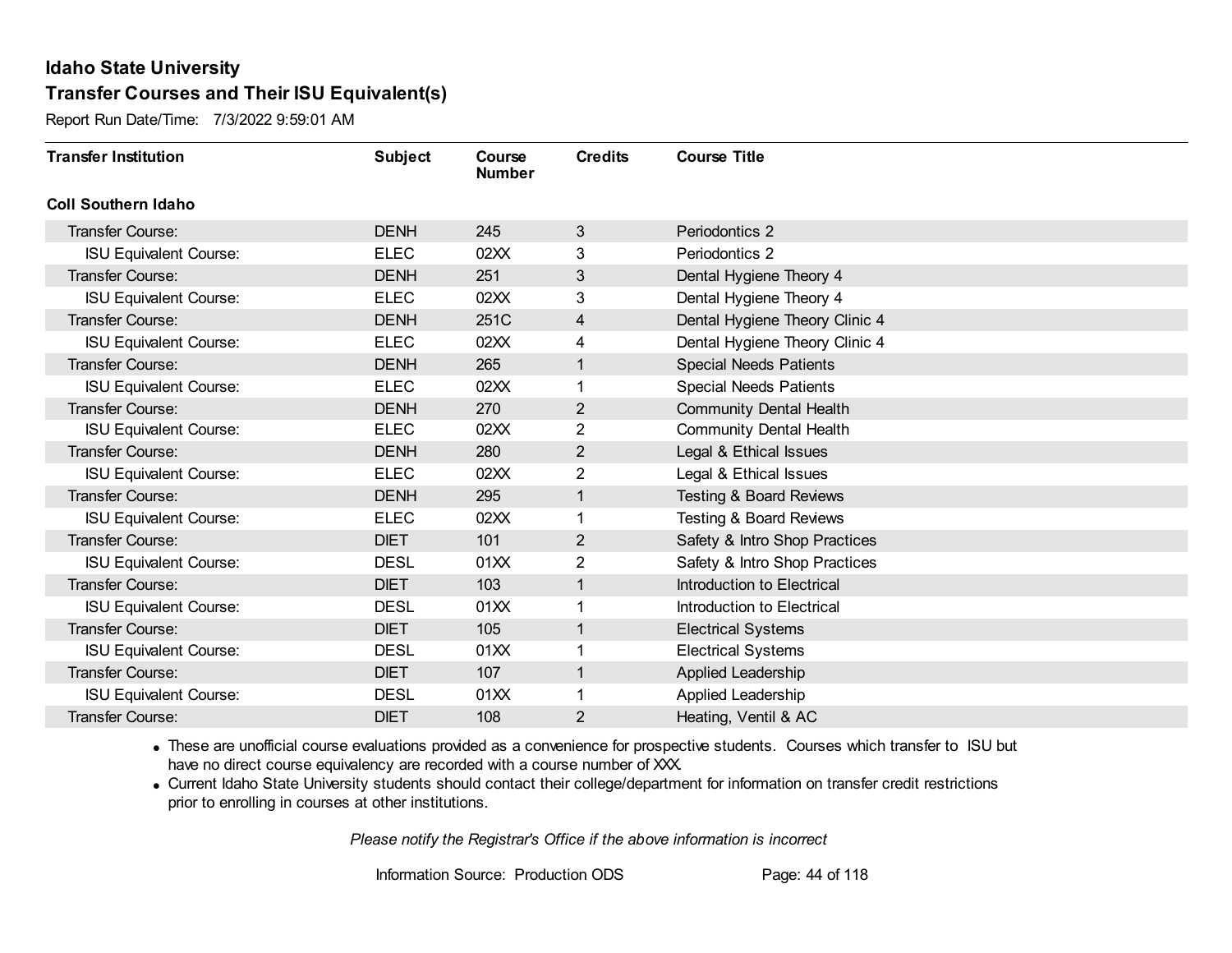# Idaho State University

## Transfer Courses and Their ISU Equivalent(s)

Report Run Date/Time: 7/3/2022 9:59:01 AM

| Transfer Institution | Subject | Course Number | Credits | Course Title |
|---|---|---|---|---|
| **Coll Southern Idaho** | | | | |
| Transfer Course: | DENH | 245 | 3 | Periodontics 2 |
| ISU Equivalent Course: | ELEC | 02XX | 3 | Periodontics 2 |
| Transfer Course: | DENH | 251 | 3 | Dental Hygiene Theory 4 |
| ISU Equivalent Course: | ELEC | 02XX | 3 | Dental Hygiene Theory 4 |
| Transfer Course: | DENH | 251C | 4 | Dental Hygiene Theory Clinic 4 |
| ISU Equivalent Course: | ELEC | 02XX | 4 | Dental Hygiene Theory Clinic 4 |
| Transfer Course: | DENH | 265 | 1 | Special Needs Patients |
| ISU Equivalent Course: | ELEC | 02XX | 1 | Special Needs Patients |
| Transfer Course: | DENH | 270 | 2 | Community Dental Health |
| ISU Equivalent Course: | ELEC | 02XX | 2 | Community Dental Health |
| Transfer Course: | DENH | 280 | 2 | Legal & Ethical Issues |
| ISU Equivalent Course: | ELEC | 02XX | 2 | Legal & Ethical Issues |
| Transfer Course: | DENH | 295 | 1 | Testing & Board Reviews |
| ISU Equivalent Course: | ELEC | 02XX | 1 | Testing & Board Reviews |
| Transfer Course: | DIET | 101 | 2 | Safety & Intro Shop Practices |
| ISU Equivalent Course: | DESL | 01XX | 2 | Safety & Intro Shop Practices |
| Transfer Course: | DIET | 103 | 1 | Introduction to Electrical |
| ISU Equivalent Course: | DESL | 01XX | 1 | Introduction to Electrical |
| Transfer Course: | DIET | 105 | 1 | Electrical Systems |
| ISU Equivalent Course: | DESL | 01XX | 1 | Electrical Systems |
| Transfer Course: | DIET | 107 | 1 | Applied Leadership |
| ISU Equivalent Course: | DESL | 01XX | 1 | Applied Leadership |
| Transfer Course: | DIET | 108 | 2 | Heating, Ventil & AC |

- These are unofficial course evaluations provided as a convenience for prospective students. Courses which transfer to ISU but have no direct course equivalency are recorded with a course number of XXX.
- Current Idaho State University students should contact their college/department for information on transfer credit restrictions prior to enrolling in courses at other institutions.

*Please notify the Registrar's Office if the above information is incorrect*

Information Source: Production ODS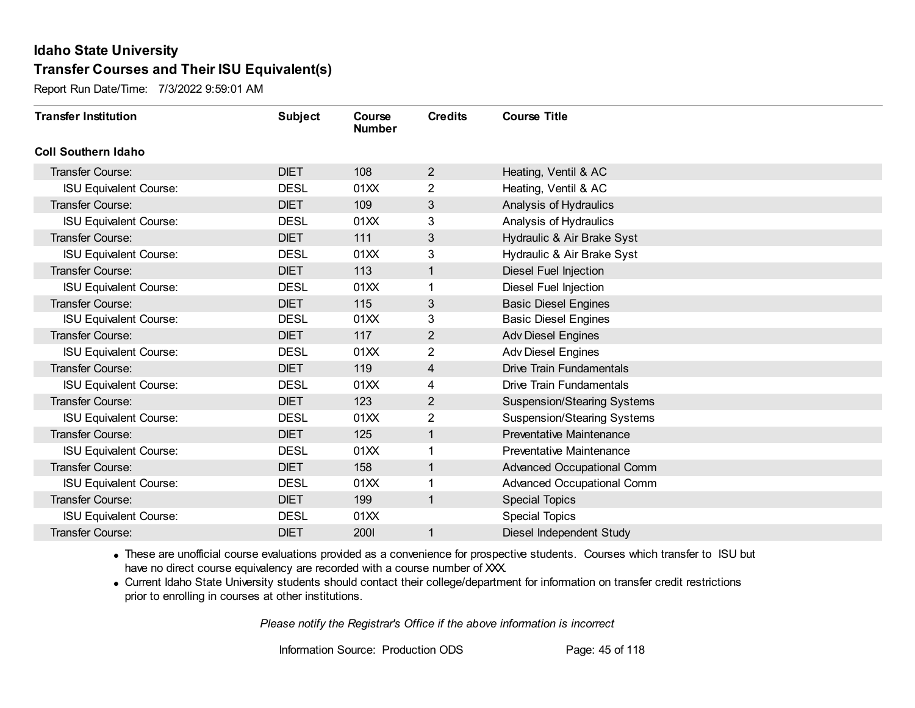# Idaho State University

## Transfer Courses and Their ISU Equivalent(s)

Report Run Date/Time: 7/3/2022 9:59:01 AM

| Transfer Institution | Subject | Course Number | Credits | Course Title |
|---|---|---|---|---|
| **Coll Southern Idaho** | | | | |
| Transfer Course: | DIET | 108 | 2 | Heating, Ventil & AC |
| ISU Equivalent Course: | DESL | 01XX | 2 | Heating, Ventil & AC |
| Transfer Course: | DIET | 109 | 3 | Analysis of Hydraulics |
| ISU Equivalent Course: | DESL | 01XX | 3 | Analysis of Hydraulics |
| Transfer Course: | DIET | 111 | 3 | Hydraulic & Air Brake Syst |
| ISU Equivalent Course: | DESL | 01XX | 3 | Hydraulic & Air Brake Syst |
| Transfer Course: | DIET | 113 | 1 | Diesel Fuel Injection |
| ISU Equivalent Course: | DESL | 01XX | 1 | Diesel Fuel Injection |
| Transfer Course: | DIET | 115 | 3 | Basic Diesel Engines |
| ISU Equivalent Course: | DESL | 01XX | 3 | Basic Diesel Engines |
| Transfer Course: | DIET | 117 | 2 | Adv Diesel Engines |
| ISU Equivalent Course: | DESL | 01XX | 2 | Adv Diesel Engines |
| Transfer Course: | DIET | 119 | 4 | Drive Train Fundamentals |
| ISU Equivalent Course: | DESL | 01XX | 4 | Drive Train Fundamentals |
| Transfer Course: | DIET | 123 | 2 | Suspension/Stearing Systems |
| ISU Equivalent Course: | DESL | 01XX | 2 | Suspension/Stearing Systems |
| Transfer Course: | DIET | 125 | 1 | Preventative Maintenance |
| ISU Equivalent Course: | DESL | 01XX | 1 | Preventative Maintenance |
| Transfer Course: | DIET | 158 | 1 | Advanced Occupational Comm |
| ISU Equivalent Course: | DESL | 01XX | 1 | Advanced Occupational Comm |
| Transfer Course: | DIET | 199 | 1 | Special Topics |
| ISU Equivalent Course: | DESL | 01XX | | Special Topics |
| Transfer Course: | DIET | 200I | 1 | Diesel Independent Study |

- These are unofficial course evaluations provided as a convenience for prospective students. Courses which transfer to ISU but have no direct course equivalency are recorded with a course number of XXX.
- Current Idaho State University students should contact their college/department for information on transfer credit restrictions prior to enrolling in courses at other institutions.

*Please notify the Registrar's Office if the above information is incorrect*

Information Source: Production ODS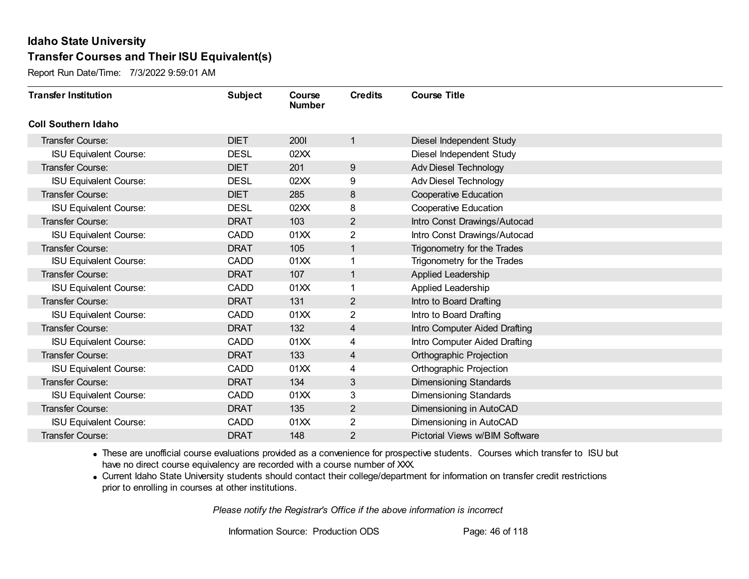# Idaho State University

## Transfer Courses and Their ISU Equivalent(s)

Report Run Date/Time: 7/3/2022 9:59:01 AM

| Transfer Institution | Subject | Course Number | Credits | Course Title |
|---|---|---|---|---|
| **Coll Southern Idaho** | | | | |
| Transfer Course: | DIET | 200I | 1 | Diesel Independent Study |
| ISU Equivalent Course: | DESL | 02XX | | Diesel Independent Study |
| Transfer Course: | DIET | 201 | 9 | Adv Diesel Technology |
| ISU Equivalent Course: | DESL | 02XX | 9 | Adv Diesel Technology |
| Transfer Course: | DIET | 285 | 8 | Cooperative Education |
| ISU Equivalent Course: | DESL | 02XX | 8 | Cooperative Education |
| Transfer Course: | DRAT | 103 | 2 | Intro Const Drawings/Autocad |
| ISU Equivalent Course: | CADD | 01XX | 2 | Intro Const Drawings/Autocad |
| Transfer Course: | DRAT | 105 | 1 | Trigonometry for the Trades |
| ISU Equivalent Course: | CADD | 01XX | 1 | Trigonometry for the Trades |
| Transfer Course: | DRAT | 107 | 1 | Applied Leadership |
| ISU Equivalent Course: | CADD | 01XX | 1 | Applied Leadership |
| Transfer Course: | DRAT | 131 | 2 | Intro to Board Drafting |
| ISU Equivalent Course: | CADD | 01XX | 2 | Intro to Board Drafting |
| Transfer Course: | DRAT | 132 | 4 | Intro Computer Aided Drafting |
| ISU Equivalent Course: | CADD | 01XX | 4 | Intro Computer Aided Drafting |
| Transfer Course: | DRAT | 133 | 4 | Orthographic Projection |
| ISU Equivalent Course: | CADD | 01XX | 4 | Orthographic Projection |
| Transfer Course: | DRAT | 134 | 3 | Dimensioning Standards |
| ISU Equivalent Course: | CADD | 01XX | 3 | Dimensioning Standards |
| Transfer Course: | DRAT | 135 | 2 | Dimensioning in AutoCAD |
| ISU Equivalent Course: | CADD | 01XX | 2 | Dimensioning in AutoCAD |
| Transfer Course: | DRAT | 148 | 2 | Pictorial Views w/BIM Software |

- These are unofficial course evaluations provided as a convenience for prospective students. Courses which transfer to ISU but have no direct course equivalency are recorded with a course number of XXX.
- Current Idaho State University students should contact their college/department for information on transfer credit restrictions prior to enrolling in courses at other institutions.

*Please notify the Registrar's Office if the above information is incorrect*

Information Source: Production ODS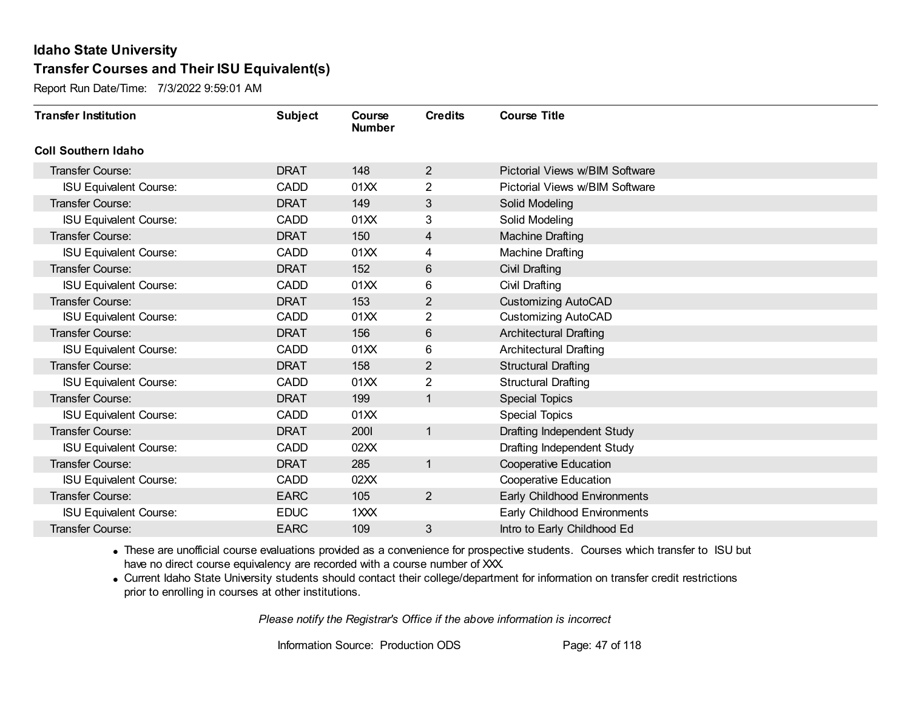**Idaho State University**

**Transfer Courses and Their ISU Equivalent(s)**

Report Run Date/Time: 7/3/2022 9:59:01 AM

| Transfer Institution | Subject | Course Number | Credits | Course Title |
|---|---|---|---|---|
| **Coll Southern Idaho** | | | | |
| Transfer Course: | DRAT | 148 | 2 | Pictorial Views w/BIM Software |
| ISU Equivalent Course: | CADD | 01XX | 2 | Pictorial Views w/BIM Software |
| Transfer Course: | DRAT | 149 | 3 | Solid Modeling |
| ISU Equivalent Course: | CADD | 01XX | 3 | Solid Modeling |
| Transfer Course: | DRAT | 150 | 4 | Machine Drafting |
| ISU Equivalent Course: | CADD | 01XX | 4 | Machine Drafting |
| Transfer Course: | DRAT | 152 | 6 | Civil Drafting |
| ISU Equivalent Course: | CADD | 01XX | 6 | Civil Drafting |
| Transfer Course: | DRAT | 153 | 2 | Customizing AutoCAD |
| ISU Equivalent Course: | CADD | 01XX | 2 | Customizing AutoCAD |
| Transfer Course: | DRAT | 156 | 6 | Architectural Drafting |
| ISU Equivalent Course: | CADD | 01XX | 6 | Architectural Drafting |
| Transfer Course: | DRAT | 158 | 2 | Structural Drafting |
| ISU Equivalent Course: | CADD | 01XX | 2 | Structural Drafting |
| Transfer Course: | DRAT | 199 | 1 | Special Topics |
| ISU Equivalent Course: | CADD | 01XX | | Special Topics |
| Transfer Course: | DRAT | 200I | 1 | Drafting Independent Study |
| ISU Equivalent Course: | CADD | 02XX | | Drafting Independent Study |
| Transfer Course: | DRAT | 285 | 1 | Cooperative Education |
| ISU Equivalent Course: | CADD | 02XX | | Cooperative Education |
| Transfer Course: | EARC | 105 | 2 | Early Childhood Environments |
| ISU Equivalent Course: | EDUC | 1XXX | | Early Childhood Environments |
| Transfer Course: | EARC | 109 | 3 | Intro to Early Childhood Ed |

- These are unofficial course evaluations provided as a convenience for prospective students. Courses which transfer to ISU but have no direct course equivalency are recorded with a course number of XXX.
- Current Idaho State University students should contact their college/department for information on transfer credit restrictions prior to enrolling in courses at other institutions.

*Please notify the Registrar's Office if the above information is incorrect*

Information Source: Production ODS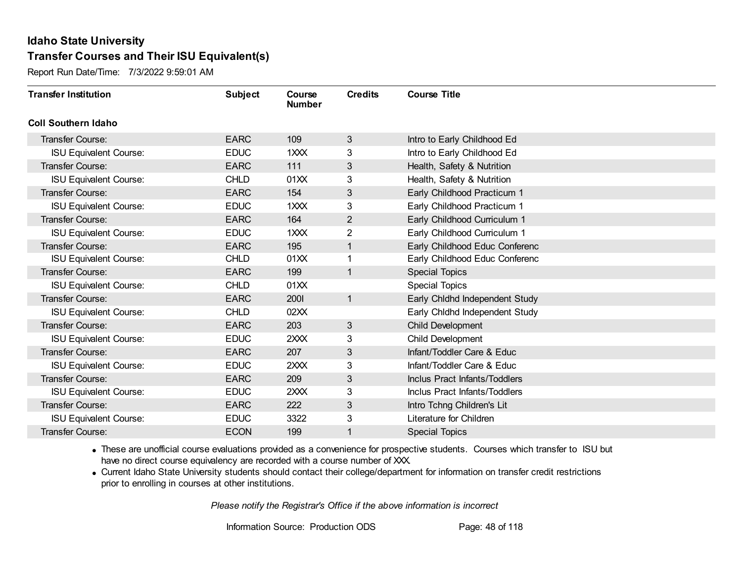# Idaho State University

## Transfer Courses and Their ISU Equivalent(s)

Report Run Date/Time: 7/3/2022 9:59:01 AM

| Transfer Institution | Subject | Course Number | Credits | Course Title |
|---|---|---|---|---|
| **Coll Southern Idaho** | | | | |
| Transfer Course: | EARC | 109 | 3 | Intro to Early Childhood Ed |
| ISU Equivalent Course: | EDUC | 1XXX | 3 | Intro to Early Childhood Ed |
| Transfer Course: | EARC | 111 | 3 | Health, Safety & Nutrition |
| ISU Equivalent Course: | CHLD | 01XX | 3 | Health, Safety & Nutrition |
| Transfer Course: | EARC | 154 | 3 | Early Childhood Practicum 1 |
| ISU Equivalent Course: | EDUC | 1XXX | 3 | Early Childhood Practicum 1 |
| Transfer Course: | EARC | 164 | 2 | Early Childhood Curriculum 1 |
| ISU Equivalent Course: | EDUC | 1XXX | 2 | Early Childhood Curriculum 1 |
| Transfer Course: | EARC | 195 | 1 | Early Childhood Educ Conferenc |
| ISU Equivalent Course: | CHLD | 01XX | 1 | Early Childhood Educ Conferenc |
| Transfer Course: | EARC | 199 | 1 | Special Topics |
| ISU Equivalent Course: | CHLD | 01XX | | Special Topics |
| Transfer Course: | EARC | 200I | 1 | Early Chldhd Independent Study |
| ISU Equivalent Course: | CHLD | 02XX | | Early Chldhd Independent Study |
| Transfer Course: | EARC | 203 | 3 | Child Development |
| ISU Equivalent Course: | EDUC | 2XXX | 3 | Child Development |
| Transfer Course: | EARC | 207 | 3 | Infant/Toddler Care & Educ |
| ISU Equivalent Course: | EDUC | 2XXX | 3 | Infant/Toddler Care & Educ |
| Transfer Course: | EARC | 209 | 3 | Inclus Pract Infants/Toddlers |
| ISU Equivalent Course: | EDUC | 2XXX | 3 | Inclus Pract Infants/Toddlers |
| Transfer Course: | EARC | 222 | 3 | Intro Tchng Children's Lit |
| ISU Equivalent Course: | EDUC | 3322 | 3 | Literature for Children |
| Transfer Course: | ECON | 199 | 1 | Special Topics |

- These are unofficial course evaluations provided as a convenience for prospective students. Courses which transfer to ISU but have no direct course equivalency are recorded with a course number of XXX.
- Current Idaho State University students should contact their college/department for information on transfer credit restrictions prior to enrolling in courses at other institutions.

*Please notify the Registrar's Office if the above information is incorrect*

Information Source: Production ODS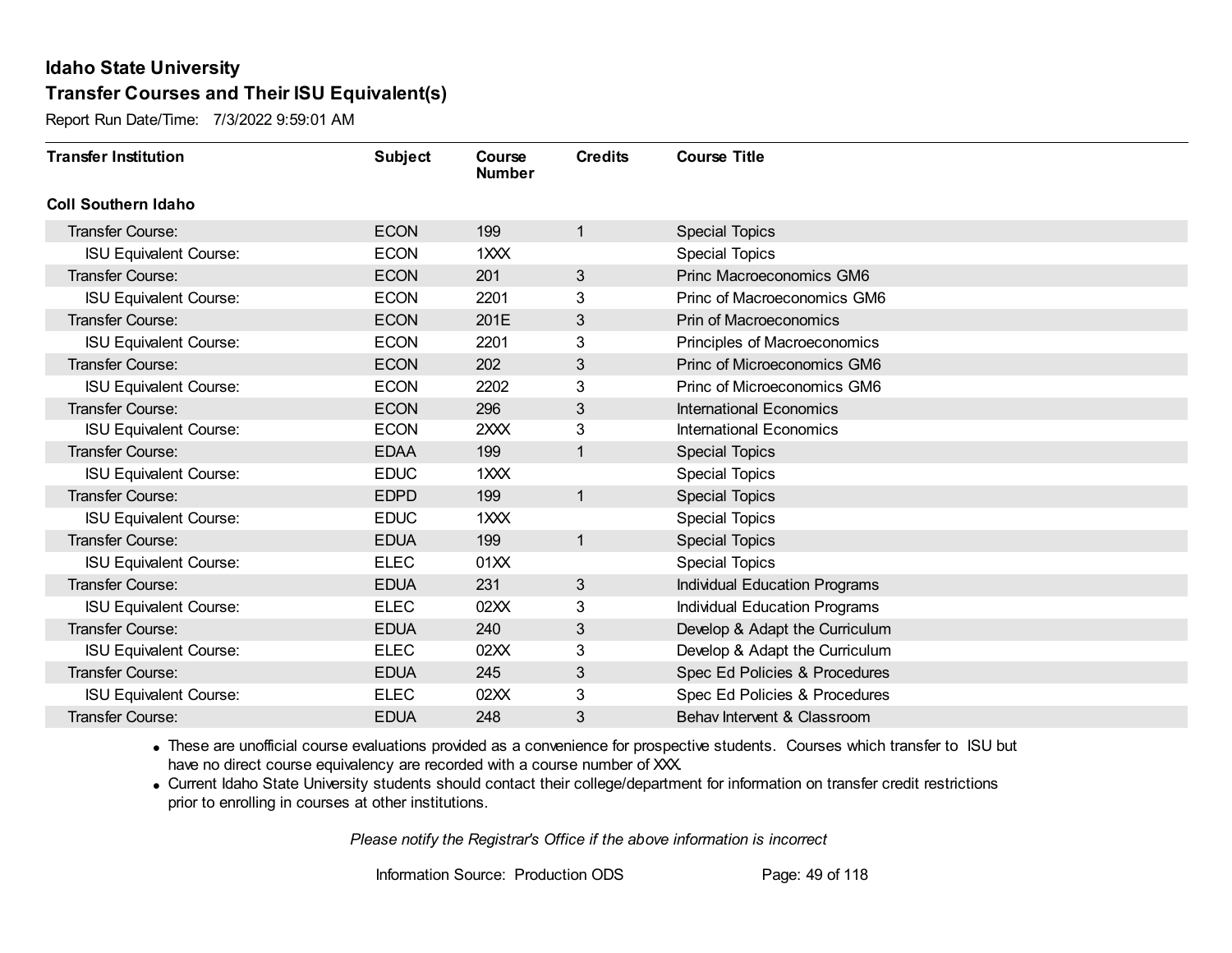# Idaho State University

## Transfer Courses and Their ISU Equivalent(s)

Report Run Date/Time: 7/3/2022 9:59:01 AM

| Transfer Institution | Subject | Course Number | Credits | Course Title |
|---|---|---|---|---|
| **Coll Southern Idaho** | | | | |
| Transfer Course: | ECON | 199 | 1 | Special Topics |
| ISU Equivalent Course: | ECON | 1XXX | | Special Topics |
| Transfer Course: | ECON | 201 | 3 | Princ Macroeconomics GM6 |
| ISU Equivalent Course: | ECON | 2201 | 3 | Princ of Macroeconomics GM6 |
| Transfer Course: | ECON | 201E | 3 | Prin of Macroeconomics |
| ISU Equivalent Course: | ECON | 2201 | 3 | Principles of Macroeconomics |
| Transfer Course: | ECON | 202 | 3 | Princ of Microeconomics GM6 |
| ISU Equivalent Course: | ECON | 2202 | 3 | Princ of Microeconomics GM6 |
| Transfer Course: | ECON | 296 | 3 | International Economics |
| ISU Equivalent Course: | ECON | 2XXX | 3 | International Economics |
| Transfer Course: | EDAA | 199 | 1 | Special Topics |
| ISU Equivalent Course: | EDUC | 1XXX | | Special Topics |
| Transfer Course: | EDPD | 199 | 1 | Special Topics |
| ISU Equivalent Course: | EDUC | 1XXX | | Special Topics |
| Transfer Course: | EDUA | 199 | 1 | Special Topics |
| ISU Equivalent Course: | ELEC | 01XX | | Special Topics |
| Transfer Course: | EDUA | 231 | 3 | Individual Education Programs |
| ISU Equivalent Course: | ELEC | 02XX | 3 | Individual Education Programs |
| Transfer Course: | EDUA | 240 | 3 | Develop & Adapt the Curriculum |
| ISU Equivalent Course: | ELEC | 02XX | 3 | Develop & Adapt the Curriculum |
| Transfer Course: | EDUA | 245 | 3 | Spec Ed Policies & Procedures |
| ISU Equivalent Course: | ELEC | 02XX | 3 | Spec Ed Policies & Procedures |
| Transfer Course: | EDUA | 248 | 3 | Behav Intervent & Classroom |

- These are unofficial course evaluations provided as a convenience for prospective students. Courses which transfer to ISU but have no direct course equivalency are recorded with a course number of XXX.
- Current Idaho State University students should contact their college/department for information on transfer credit restrictions prior to enrolling in courses at other institutions.

*Please notify the Registrar's Office if the above information is incorrect*

Information Source: Production ODS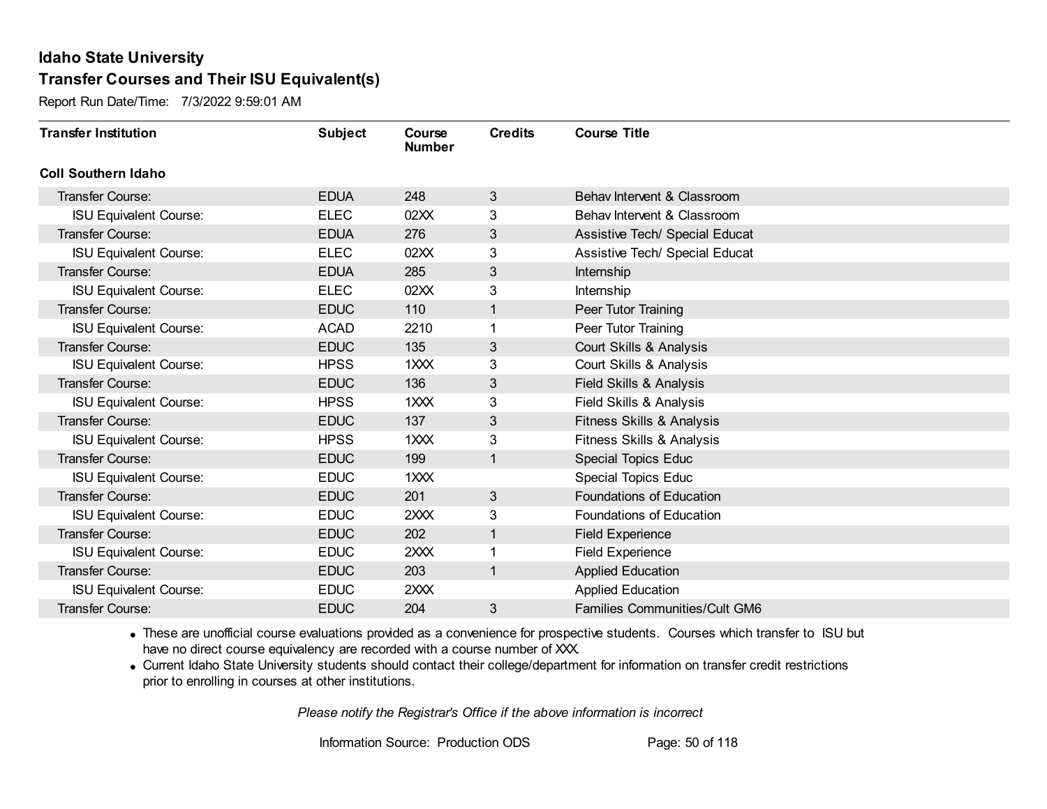# Idaho State University

## Transfer Courses and Their ISU Equivalent(s)

Report Run Date/Time: 7/3/2022 9:59:01 AM

| Transfer Institution | Subject | Course Number | Credits | Course Title |
|---|---|---|---|---|
| **Coll Southern Idaho** | | | | |
| Transfer Course: | EDUA | 248 | 3 | Behav Intervent & Classroom |
| ISU Equivalent Course: | ELEC | 02XX | 3 | Behav Intervent & Classroom |
| Transfer Course: | EDUA | 276 | 3 | Assistive Tech/ Special Educat |
| ISU Equivalent Course: | ELEC | 02XX | 3 | Assistive Tech/ Special Educat |
| Transfer Course: | EDUA | 285 | 3 | Internship |
| ISU Equivalent Course: | ELEC | 02XX | 3 | Internship |
| Transfer Course: | EDUC | 110 | 1 | Peer Tutor Training |
| ISU Equivalent Course: | ACAD | 2210 | 1 | Peer Tutor Training |
| Transfer Course: | EDUC | 135 | 3 | Court Skills & Analysis |
| ISU Equivalent Course: | HPSS | 1XXX | 3 | Court Skills & Analysis |
| Transfer Course: | EDUC | 136 | 3 | Field Skills & Analysis |
| ISU Equivalent Course: | HPSS | 1XXX | 3 | Field Skills & Analysis |
| Transfer Course: | EDUC | 137 | 3 | Fitness Skills & Analysis |
| ISU Equivalent Course: | HPSS | 1XXX | 3 | Fitness Skills & Analysis |
| Transfer Course: | EDUC | 199 | 1 | Special Topics Educ |
| ISU Equivalent Course: | EDUC | 1XXX | | Special Topics Educ |
| Transfer Course: | EDUC | 201 | 3 | Foundations of Education |
| ISU Equivalent Course: | EDUC | 2XXX | 3 | Foundations of Education |
| Transfer Course: | EDUC | 202 | 1 | Field Experience |
| ISU Equivalent Course: | EDUC | 2XXX | 1 | Field Experience |
| Transfer Course: | EDUC | 203 | 1 | Applied Education |
| ISU Equivalent Course: | EDUC | 2XXX | | Applied Education |
| Transfer Course: | EDUC | 204 | 3 | Families Communities/Cult GM6 |

- These are unofficial course evaluations provided as a convenience for prospective students. Courses which transfer to ISU but have no direct course equivalency are recorded with a course number of XXX.
- Current Idaho State University students should contact their college/department for information on transfer credit restrictions prior to enrolling in courses at other institutions.

*Please notify the Registrar's Office if the above information is incorrect*

Information Source: Production ODS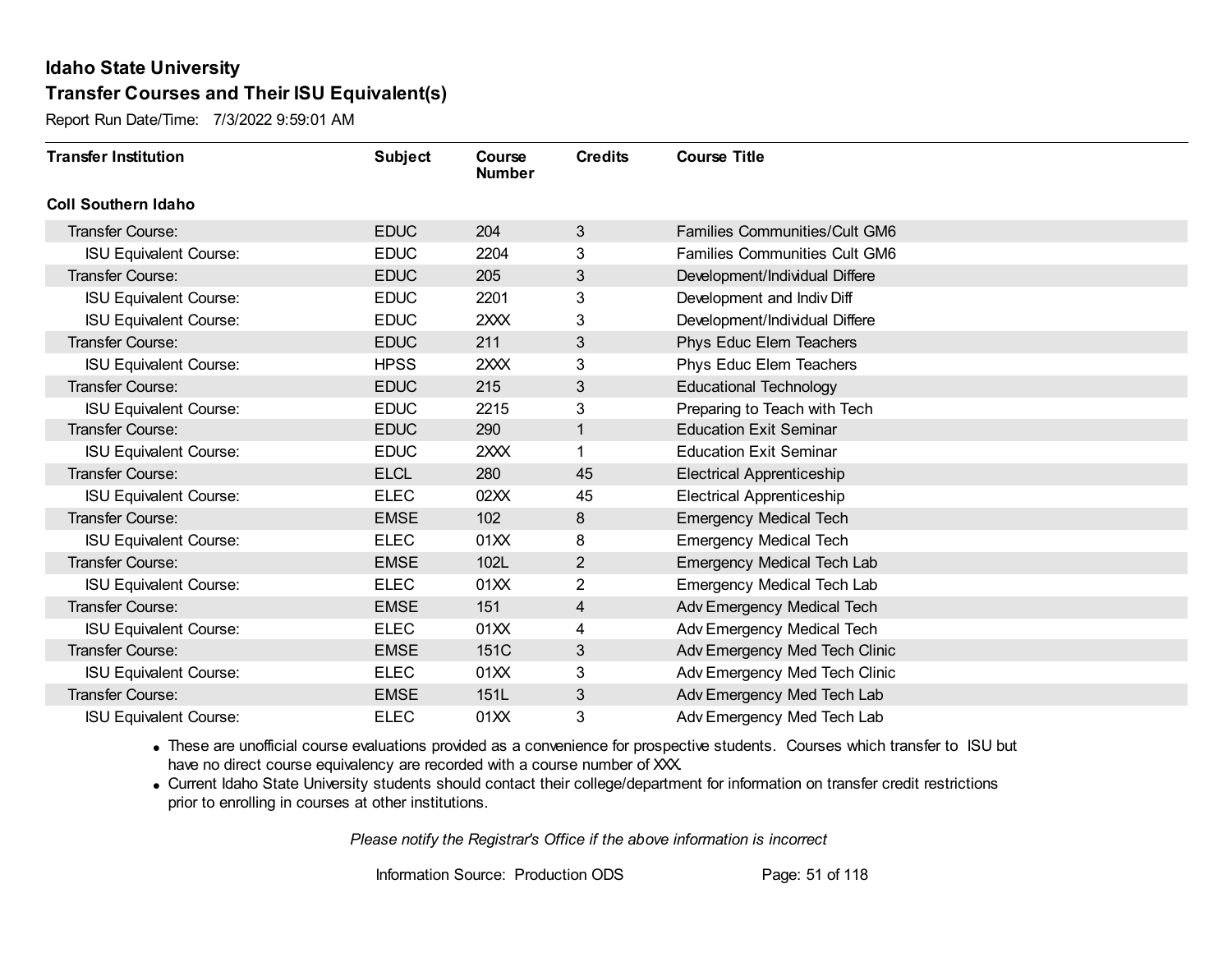# Idaho State University
## Transfer Courses and Their ISU Equivalent(s)

Report Run Date/Time: 7/3/2022 9:59:01 AM

| Transfer Institution | Subject | Course Number | Credits | Course Title |
|---|---|---|---|---|
| **Coll Southern Idaho** | | | | |
| Transfer Course: | EDUC | 204 | 3 | Families Communities/Cult GM6 |
| ISU Equivalent Course: | EDUC | 2204 | 3 | Families Communities Cult GM6 |
| Transfer Course: | EDUC | 205 | 3 | Development/Individual Differe |
| ISU Equivalent Course: | EDUC | 2201 | 3 | Development and Indiv Diff |
| ISU Equivalent Course: | EDUC | 2XXX | 3 | Development/Individual Differe |
| Transfer Course: | EDUC | 211 | 3 | Phys Educ Elem Teachers |
| ISU Equivalent Course: | HPSS | 2XXX | 3 | Phys Educ Elem Teachers |
| Transfer Course: | EDUC | 215 | 3 | Educational Technology |
| ISU Equivalent Course: | EDUC | 2215 | 3 | Preparing to Teach with Tech |
| Transfer Course: | EDUC | 290 | 1 | Education Exit Seminar |
| ISU Equivalent Course: | EDUC | 2XXX | 1 | Education Exit Seminar |
| Transfer Course: | ELCL | 280 | 45 | Electrical Apprenticeship |
| ISU Equivalent Course: | ELEC | 02XX | 45 | Electrical Apprenticeship |
| Transfer Course: | EMSE | 102 | 8 | Emergency Medical Tech |
| ISU Equivalent Course: | ELEC | 01XX | 8 | Emergency Medical Tech |
| Transfer Course: | EMSE | 102L | 2 | Emergency Medical Tech Lab |
| ISU Equivalent Course: | ELEC | 01XX | 2 | Emergency Medical Tech Lab |
| Transfer Course: | EMSE | 151 | 4 | Adv Emergency Medical Tech |
| ISU Equivalent Course: | ELEC | 01XX | 4 | Adv Emergency Medical Tech |
| Transfer Course: | EMSE | 151C | 3 | Adv Emergency Med Tech Clinic |
| ISU Equivalent Course: | ELEC | 01XX | 3 | Adv Emergency Med Tech Clinic |
| Transfer Course: | EMSE | 151L | 3 | Adv Emergency Med Tech Lab |
| ISU Equivalent Course: | ELEC | 01XX | 3 | Adv Emergency Med Tech Lab |

- These are unofficial course evaluations provided as a convenience for prospective students. Courses which transfer to ISU but have no direct course equivalency are recorded with a course number of XXX.
- Current Idaho State University students should contact their college/department for information on transfer credit restrictions prior to enrolling in courses at other institutions.

*Please notify the Registrar's Office if the above information is incorrect*

Information Source: Production ODS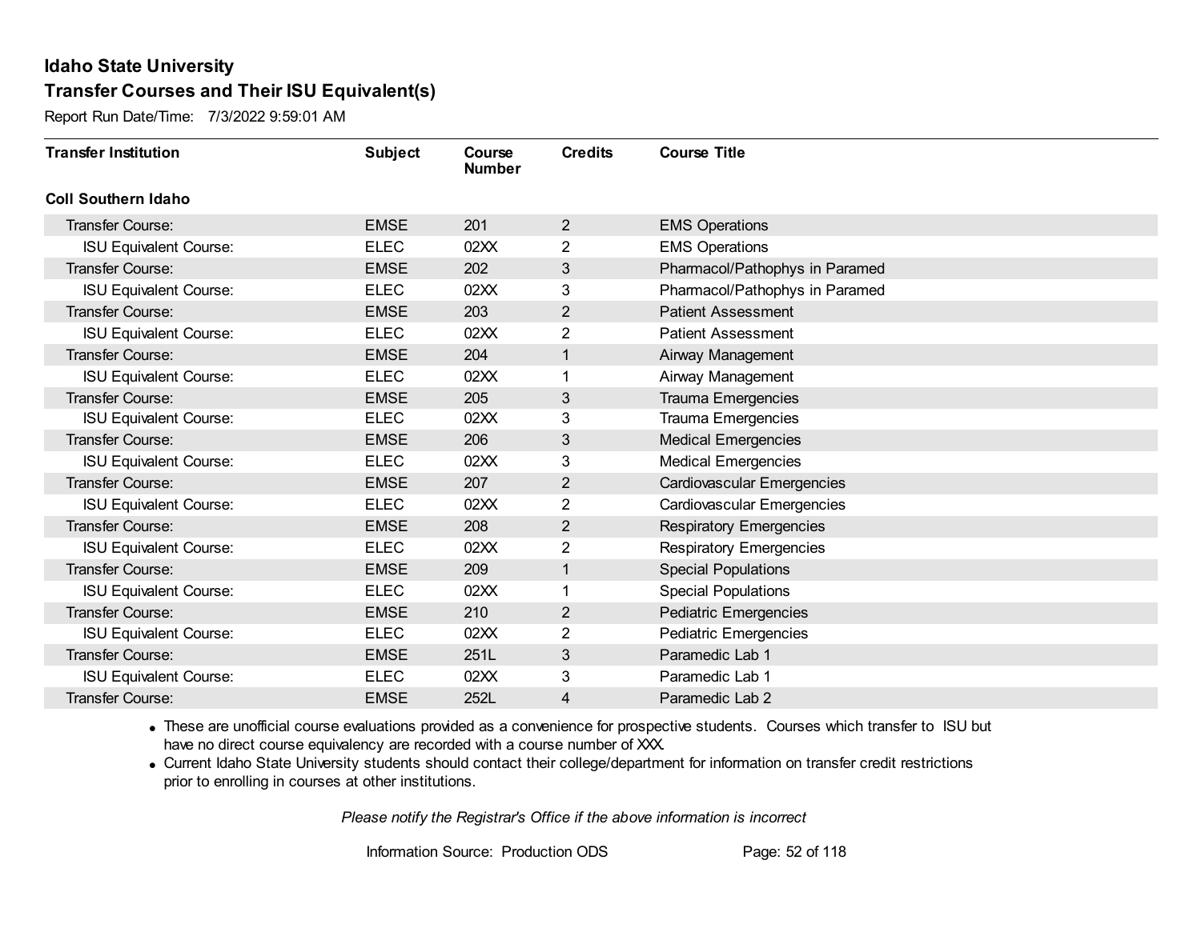## Idaho State University
## Transfer Courses and Their ISU Equivalent(s)

Report Run Date/Time: 7/3/2022 9:59:01 AM

| Transfer Institution | Subject | Course Number | Credits | Course Title |
|---|---|---|---|---|
| **Coll Southern Idaho** | | | | |
| Transfer Course: | EMSE | 201 | 2 | EMS Operations |
| ISU Equivalent Course: | ELEC | 02XX | 2 | EMS Operations |
| Transfer Course: | EMSE | 202 | 3 | Pharmacol/Pathophys in Paramed |
| ISU Equivalent Course: | ELEC | 02XX | 3 | Pharmacol/Pathophys in Paramed |
| Transfer Course: | EMSE | 203 | 2 | Patient Assessment |
| ISU Equivalent Course: | ELEC | 02XX | 2 | Patient Assessment |
| Transfer Course: | EMSE | 204 | 1 | Airway Management |
| ISU Equivalent Course: | ELEC | 02XX | 1 | Airway Management |
| Transfer Course: | EMSE | 205 | 3 | Trauma Emergencies |
| ISU Equivalent Course: | ELEC | 02XX | 3 | Trauma Emergencies |
| Transfer Course: | EMSE | 206 | 3 | Medical Emergencies |
| ISU Equivalent Course: | ELEC | 02XX | 3 | Medical Emergencies |
| Transfer Course: | EMSE | 207 | 2 | Cardiovascular Emergencies |
| ISU Equivalent Course: | ELEC | 02XX | 2 | Cardiovascular Emergencies |
| Transfer Course: | EMSE | 208 | 2 | Respiratory Emergencies |
| ISU Equivalent Course: | ELEC | 02XX | 2 | Respiratory Emergencies |
| Transfer Course: | EMSE | 209 | 1 | Special Populations |
| ISU Equivalent Course: | ELEC | 02XX | 1 | Special Populations |
| Transfer Course: | EMSE | 210 | 2 | Pediatric Emergencies |
| ISU Equivalent Course: | ELEC | 02XX | 2 | Pediatric Emergencies |
| Transfer Course: | EMSE | 251L | 3 | Paramedic Lab 1 |
| ISU Equivalent Course: | ELEC | 02XX | 3 | Paramedic Lab 1 |
| Transfer Course: | EMSE | 252L | 4 | Paramedic Lab 2 |

- These are unofficial course evaluations provided as a convenience for prospective students. Courses which transfer to ISU but have no direct course equivalency are recorded with a course number of XXX.
- Current Idaho State University students should contact their college/department for information on transfer credit restrictions prior to enrolling in courses at other institutions.

*Please notify the Registrar's Office if the above information is incorrect*

Information Source: Production ODS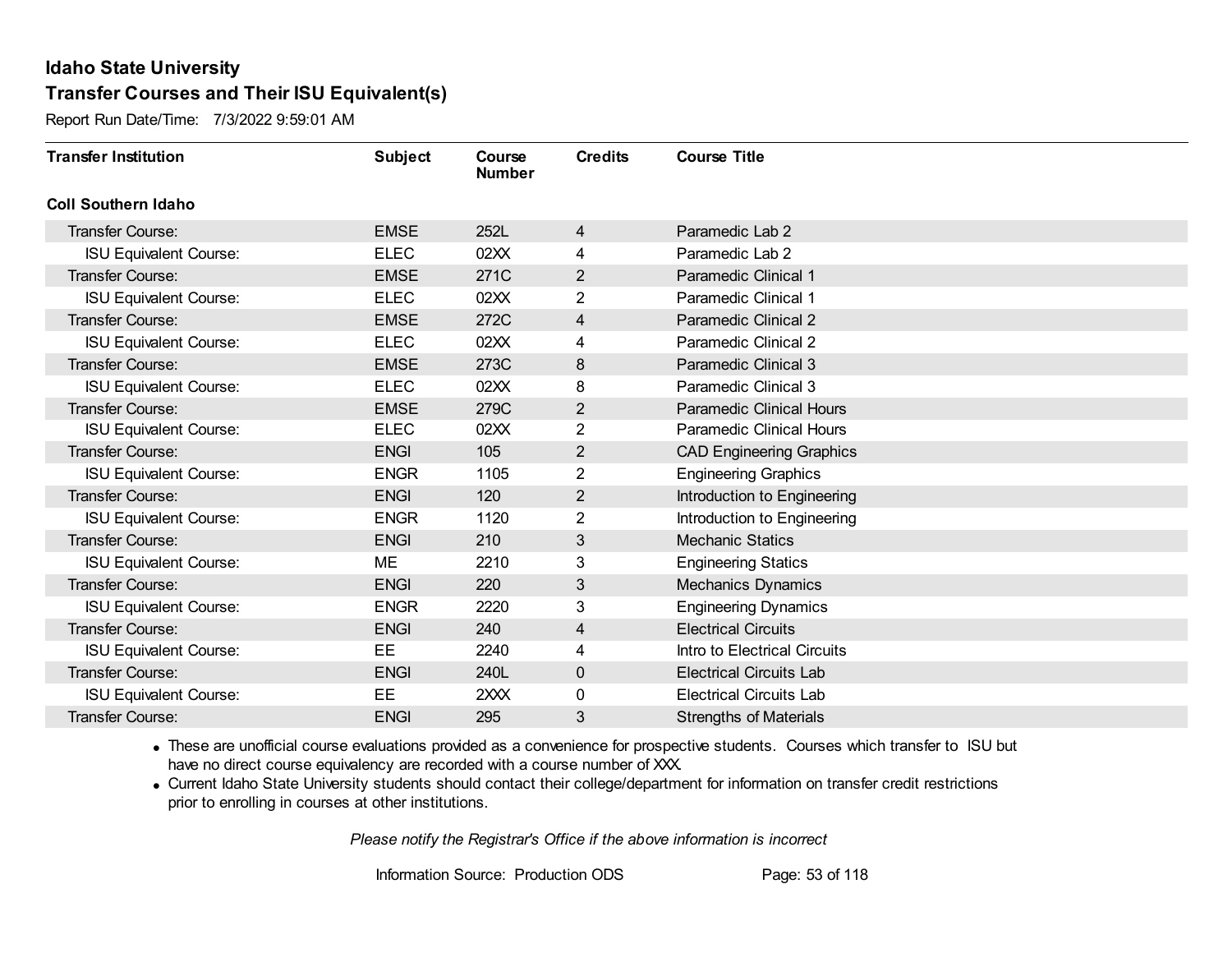# Idaho State University

## Transfer Courses and Their ISU Equivalent(s)

Report Run Date/Time: 7/3/2022 9:59:01 AM

| Transfer Institution | Subject | Course Number | Credits | Course Title |
|---|---|---|---|---|
| **Coll Southern Idaho** | | | | |
| Transfer Course: | EMSE | 252L | 4 | Paramedic Lab 2 |
| ISU Equivalent Course: | ELEC | 02XX | 4 | Paramedic Lab 2 |
| Transfer Course: | EMSE | 271C | 2 | Paramedic Clinical 1 |
| ISU Equivalent Course: | ELEC | 02XX | 2 | Paramedic Clinical 1 |
| Transfer Course: | EMSE | 272C | 4 | Paramedic Clinical 2 |
| ISU Equivalent Course: | ELEC | 02XX | 4 | Paramedic Clinical 2 |
| Transfer Course: | EMSE | 273C | 8 | Paramedic Clinical 3 |
| ISU Equivalent Course: | ELEC | 02XX | 8 | Paramedic Clinical 3 |
| Transfer Course: | EMSE | 279C | 2 | Paramedic Clinical Hours |
| ISU Equivalent Course: | ELEC | 02XX | 2 | Paramedic Clinical Hours |
| Transfer Course: | ENGI | 105 | 2 | CAD Engineering Graphics |
| ISU Equivalent Course: | ENGR | 1105 | 2 | Engineering Graphics |
| Transfer Course: | ENGI | 120 | 2 | Introduction to Engineering |
| ISU Equivalent Course: | ENGR | 1120 | 2 | Introduction to Engineering |
| Transfer Course: | ENGI | 210 | 3 | Mechanic Statics |
| ISU Equivalent Course: | ME | 2210 | 3 | Engineering Statics |
| Transfer Course: | ENGI | 220 | 3 | Mechanics Dynamics |
| ISU Equivalent Course: | ENGR | 2220 | 3 | Engineering Dynamics |
| Transfer Course: | ENGI | 240 | 4 | Electrical Circuits |
| ISU Equivalent Course: | EE | 2240 | 4 | Intro to Electrical Circuits |
| Transfer Course: | ENGI | 240L | 0 | Electrical Circuits Lab |
| ISU Equivalent Course: | EE | 2XXX | 0 | Electrical Circuits Lab |
| Transfer Course: | ENGI | 295 | 3 | Strengths of Materials |

- These are unofficial course evaluations provided as a convenience for prospective students. Courses which transfer to ISU but have no direct course equivalency are recorded with a course number of XXX.
- Current Idaho State University students should contact their college/department for information on transfer credit restrictions prior to enrolling in courses at other institutions.

*Please notify the Registrar's Office if the above information is incorrect*

Information Source: Production ODS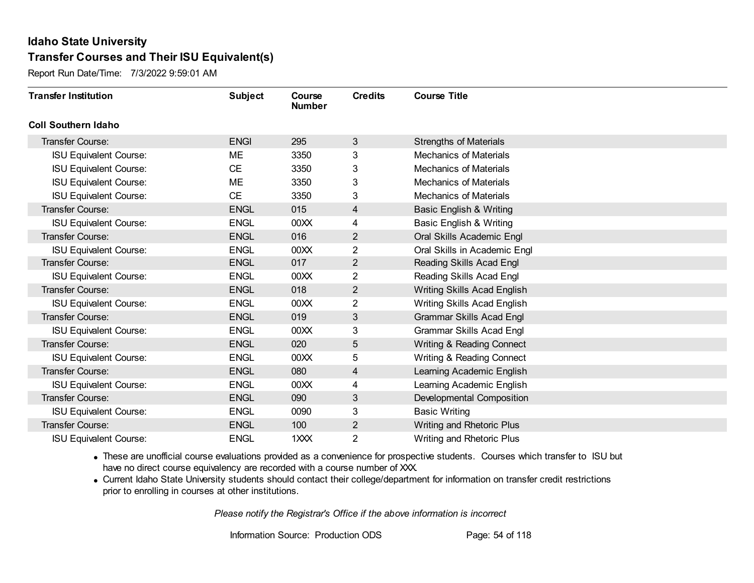## Idaho State University
## Transfer Courses and Their ISU Equivalent(s)

Report Run Date/Time: 7/3/2022 9:59:01 AM

| Transfer Institution | Subject | Course Number | Credits | Course Title |
|---|---|---|---|---|
| **Coll Southern Idaho** | | | | |
| Transfer Course: | ENGI | 295 | 3 | Strengths of Materials |
| ISU Equivalent Course: | ME | 3350 | 3 | Mechanics of Materials |
| ISU Equivalent Course: | CE | 3350 | 3 | Mechanics of Materials |
| ISU Equivalent Course: | ME | 3350 | 3 | Mechanics of Materials |
| ISU Equivalent Course: | CE | 3350 | 3 | Mechanics of Materials |
| Transfer Course: | ENGL | 015 | 4 | Basic English & Writing |
| ISU Equivalent Course: | ENGL | 00XX | 4 | Basic English & Writing |
| Transfer Course: | ENGL | 016 | 2 | Oral Skills Academic Engl |
| ISU Equivalent Course: | ENGL | 00XX | 2 | Oral Skills in Academic Engl |
| Transfer Course: | ENGL | 017 | 2 | Reading Skills Acad Engl |
| ISU Equivalent Course: | ENGL | 00XX | 2 | Reading Skills Acad Engl |
| Transfer Course: | ENGL | 018 | 2 | Writing Skills Acad English |
| ISU Equivalent Course: | ENGL | 00XX | 2 | Writing Skills Acad English |
| Transfer Course: | ENGL | 019 | 3 | Grammar Skills Acad Engl |
| ISU Equivalent Course: | ENGL | 00XX | 3 | Grammar Skills Acad Engl |
| Transfer Course: | ENGL | 020 | 5 | Writing & Reading Connect |
| ISU Equivalent Course: | ENGL | 00XX | 5 | Writing & Reading Connect |
| Transfer Course: | ENGL | 080 | 4 | Learning Academic English |
| ISU Equivalent Course: | ENGL | 00XX | 4 | Learning Academic English |
| Transfer Course: | ENGL | 090 | 3 | Developmental Composition |
| ISU Equivalent Course: | ENGL | 0090 | 3 | Basic Writing |
| Transfer Course: | ENGL | 100 | 2 | Writing and Rhetoric Plus |
| ISU Equivalent Course: | ENGL | 1XXX | 2 | Writing and Rhetoric Plus |

- These are unofficial course evaluations provided as a convenience for prospective students. Courses which transfer to ISU but have no direct course equivalency are recorded with a course number of XXX.
- Current Idaho State University students should contact their college/department for information on transfer credit restrictions prior to enrolling in courses at other institutions.

*Please notify the Registrar's Office if the above information is incorrect*

Information Source: Production ODS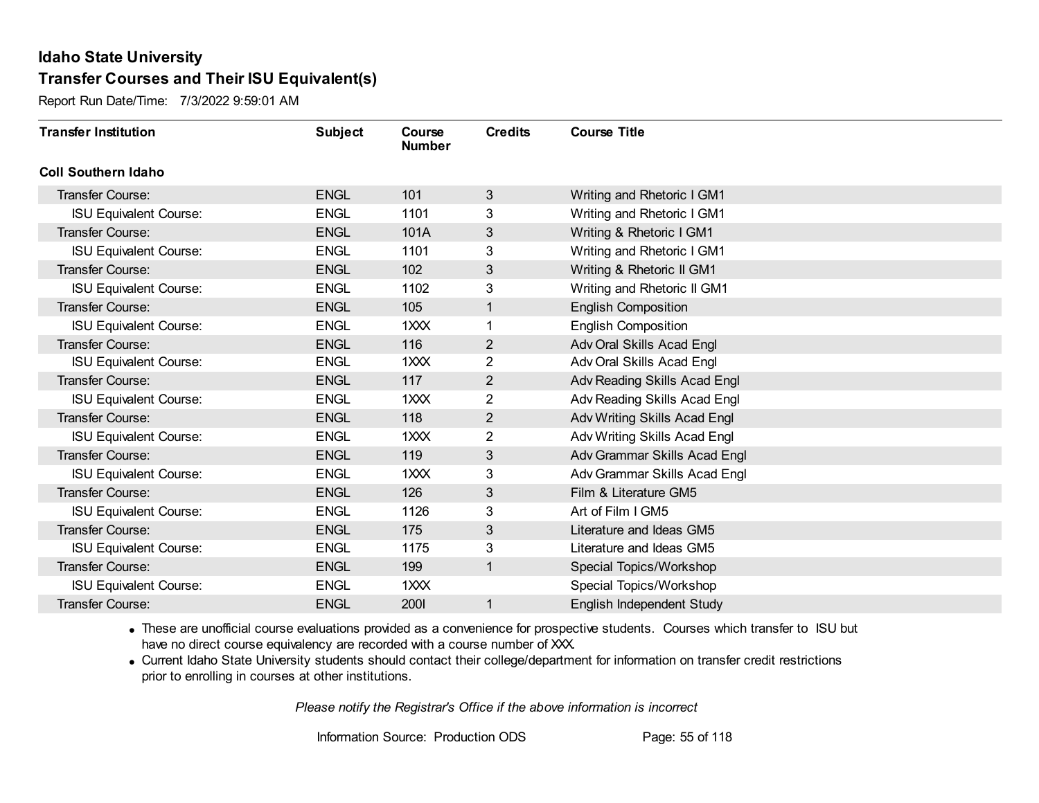# Idaho State University

## Transfer Courses and Their ISU Equivalent(s)

Report Run Date/Time: 7/3/2022 9:59:01 AM

| Transfer Institution | Subject | Course Number | Credits | Course Title |
|---|---|---|---|---|
| **Coll Southern Idaho** | | | | |
| Transfer Course: | ENGL | 101 | 3 | Writing and Rhetoric I GM1 |
| ISU Equivalent Course: | ENGL | 1101 | 3 | Writing and Rhetoric I GM1 |
| Transfer Course: | ENGL | 101A | 3 | Writing & Rhetoric I GM1 |
| ISU Equivalent Course: | ENGL | 1101 | 3 | Writing and Rhetoric I GM1 |
| Transfer Course: | ENGL | 102 | 3 | Writing & Rhetoric II GM1 |
| ISU Equivalent Course: | ENGL | 1102 | 3 | Writing and Rhetoric II GM1 |
| Transfer Course: | ENGL | 105 | 1 | English Composition |
| ISU Equivalent Course: | ENGL | 1XXX | 1 | English Composition |
| Transfer Course: | ENGL | 116 | 2 | Adv Oral Skills Acad Engl |
| ISU Equivalent Course: | ENGL | 1XXX | 2 | Adv Oral Skills Acad Engl |
| Transfer Course: | ENGL | 117 | 2 | Adv Reading Skills Acad Engl |
| ISU Equivalent Course: | ENGL | 1XXX | 2 | Adv Reading Skills Acad Engl |
| Transfer Course: | ENGL | 118 | 2 | Adv Writing Skills Acad Engl |
| ISU Equivalent Course: | ENGL | 1XXX | 2 | Adv Writing Skills Acad Engl |
| Transfer Course: | ENGL | 119 | 3 | Adv Grammar Skills Acad Engl |
| ISU Equivalent Course: | ENGL | 1XXX | 3 | Adv Grammar Skills Acad Engl |
| Transfer Course: | ENGL | 126 | 3 | Film & Literature GM5 |
| ISU Equivalent Course: | ENGL | 1126 | 3 | Art of Film I GM5 |
| Transfer Course: | ENGL | 175 | 3 | Literature and Ideas GM5 |
| ISU Equivalent Course: | ENGL | 1175 | 3 | Literature and Ideas GM5 |
| Transfer Course: | ENGL | 199 | 1 | Special Topics/Workshop |
| ISU Equivalent Course: | ENGL | 1XXX | | Special Topics/Workshop |
| Transfer Course: | ENGL | 200I | 1 | English Independent Study |

- These are unofficial course evaluations provided as a convenience for prospective students. Courses which transfer to ISU but have no direct course equivalency are recorded with a course number of XXX.
- Current Idaho State University students should contact their college/department for information on transfer credit restrictions prior to enrolling in courses at other institutions.

*Please notify the Registrar's Office if the above information is incorrect*

Information Source: Production ODS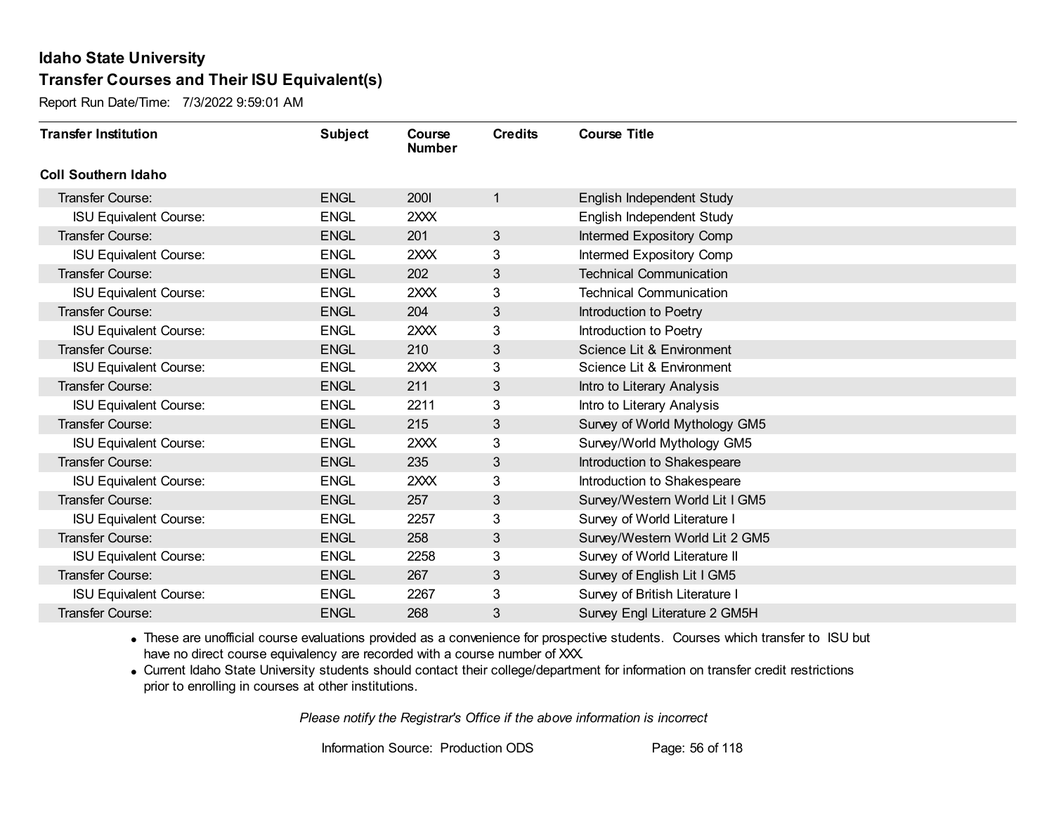# Idaho State University

## Transfer Courses and Their ISU Equivalent(s)

Report Run Date/Time: 7/3/2022 9:59:01 AM

| Transfer Institution | Subject | Course Number | Credits | Course Title |
|---|---|---|---|---|
| **Coll Southern Idaho** | | | | |
| Transfer Course: | ENGL | 200I | 1 | English Independent Study |
| ISU Equivalent Course: | ENGL | 2XXX | | English Independent Study |
| Transfer Course: | ENGL | 201 | 3 | Intermed Expository Comp |
| ISU Equivalent Course: | ENGL | 2XXX | 3 | Intermed Expository Comp |
| Transfer Course: | ENGL | 202 | 3 | Technical Communication |
| ISU Equivalent Course: | ENGL | 2XXX | 3 | Technical Communication |
| Transfer Course: | ENGL | 204 | 3 | Introduction to Poetry |
| ISU Equivalent Course: | ENGL | 2XXX | 3 | Introduction to Poetry |
| Transfer Course: | ENGL | 210 | 3 | Science Lit & Environment |
| ISU Equivalent Course: | ENGL | 2XXX | 3 | Science Lit & Environment |
| Transfer Course: | ENGL | 211 | 3 | Intro to Literary Analysis |
| ISU Equivalent Course: | ENGL | 2211 | 3 | Intro to Literary Analysis |
| Transfer Course: | ENGL | 215 | 3 | Survey of World Mythology GM5 |
| ISU Equivalent Course: | ENGL | 2XXX | 3 | Survey/World Mythology GM5 |
| Transfer Course: | ENGL | 235 | 3 | Introduction to Shakespeare |
| ISU Equivalent Course: | ENGL | 2XXX | 3 | Introduction to Shakespeare |
| Transfer Course: | ENGL | 257 | 3 | Survey/Western World Lit I GM5 |
| ISU Equivalent Course: | ENGL | 2257 | 3 | Survey of World Literature I |
| Transfer Course: | ENGL | 258 | 3 | Survey/Western World Lit 2 GM5 |
| ISU Equivalent Course: | ENGL | 2258 | 3 | Survey of World Literature II |
| Transfer Course: | ENGL | 267 | 3 | Survey of English Lit I GM5 |
| ISU Equivalent Course: | ENGL | 2267 | 3 | Survey of British Literature I |
| Transfer Course: | ENGL | 268 | 3 | Survey Engl Literature 2 GM5H |

- These are unofficial course evaluations provided as a convenience for prospective students. Courses which transfer to ISU but have no direct course equivalency are recorded with a course number of XXX.
- Current Idaho State University students should contact their college/department for information on transfer credit restrictions prior to enrolling in courses at other institutions.

*Please notify the Registrar's Office if the above information is incorrect*

Information Source: Production ODS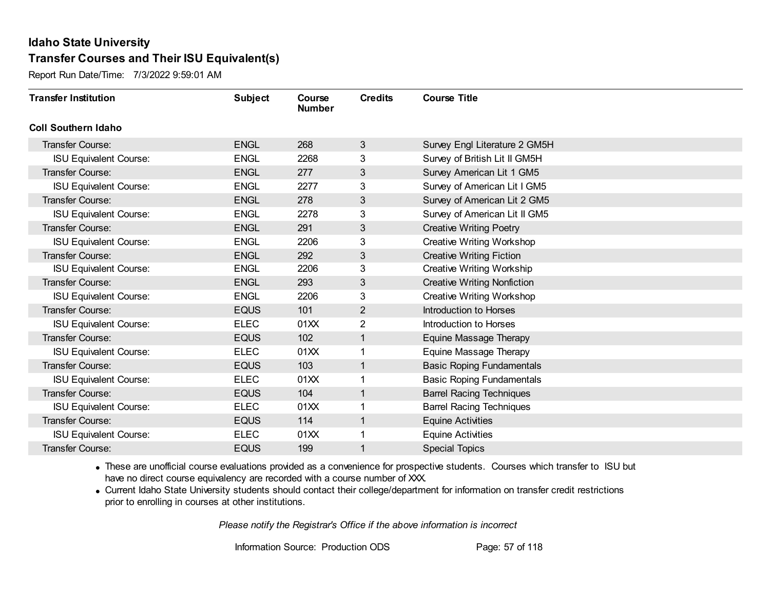# Idaho State University

## Transfer Courses and Their ISU Equivalent(s)

Report Run Date/Time: 7/3/2022 9:59:01 AM

| Transfer Institution | Subject | Course Number | Credits | Course Title |
|---|---|---|---|---|
| **Coll Southern Idaho** | | | | |
| Transfer Course: | ENGL | 268 | 3 | Survey Engl Literature 2 GM5H |
| ISU Equivalent Course: | ENGL | 2268 | 3 | Survey of British Lit II GM5H |
| Transfer Course: | ENGL | 277 | 3 | Survey American Lit 1 GM5 |
| ISU Equivalent Course: | ENGL | 2277 | 3 | Survey of American Lit I GM5 |
| Transfer Course: | ENGL | 278 | 3 | Survey of American Lit 2 GM5 |
| ISU Equivalent Course: | ENGL | 2278 | 3 | Survey of American Lit II GM5 |
| Transfer Course: | ENGL | 291 | 3 | Creative Writing Poetry |
| ISU Equivalent Course: | ENGL | 2206 | 3 | Creative Writing Workshop |
| Transfer Course: | ENGL | 292 | 3 | Creative Writing Fiction |
| ISU Equivalent Course: | ENGL | 2206 | 3 | Creative Writing Workship |
| Transfer Course: | ENGL | 293 | 3 | Creative Writing Nonfiction |
| ISU Equivalent Course: | ENGL | 2206 | 3 | Creative Writing Workshop |
| Transfer Course: | EQUS | 101 | 2 | Introduction to Horses |
| ISU Equivalent Course: | ELEC | 01XX | 2 | Introduction to Horses |
| Transfer Course: | EQUS | 102 | 1 | Equine Massage Therapy |
| ISU Equivalent Course: | ELEC | 01XX | 1 | Equine Massage Therapy |
| Transfer Course: | EQUS | 103 | 1 | Basic Roping Fundamentals |
| ISU Equivalent Course: | ELEC | 01XX | 1 | Basic Roping Fundamentals |
| Transfer Course: | EQUS | 104 | 1 | Barrel Racing Techniques |
| ISU Equivalent Course: | ELEC | 01XX | 1 | Barrel Racing Techniques |
| Transfer Course: | EQUS | 114 | 1 | Equine Activities |
| ISU Equivalent Course: | ELEC | 01XX | 1 | Equine Activities |
| Transfer Course: | EQUS | 199 | 1 | Special Topics |

- These are unofficial course evaluations provided as a convenience for prospective students. Courses which transfer to ISU but have no direct course equivalency are recorded with a course number of XXX.
- Current Idaho State University students should contact their college/department for information on transfer credit restrictions prior to enrolling in courses at other institutions.

*Please notify the Registrar's Office if the above information is incorrect*

Information Source: Production ODS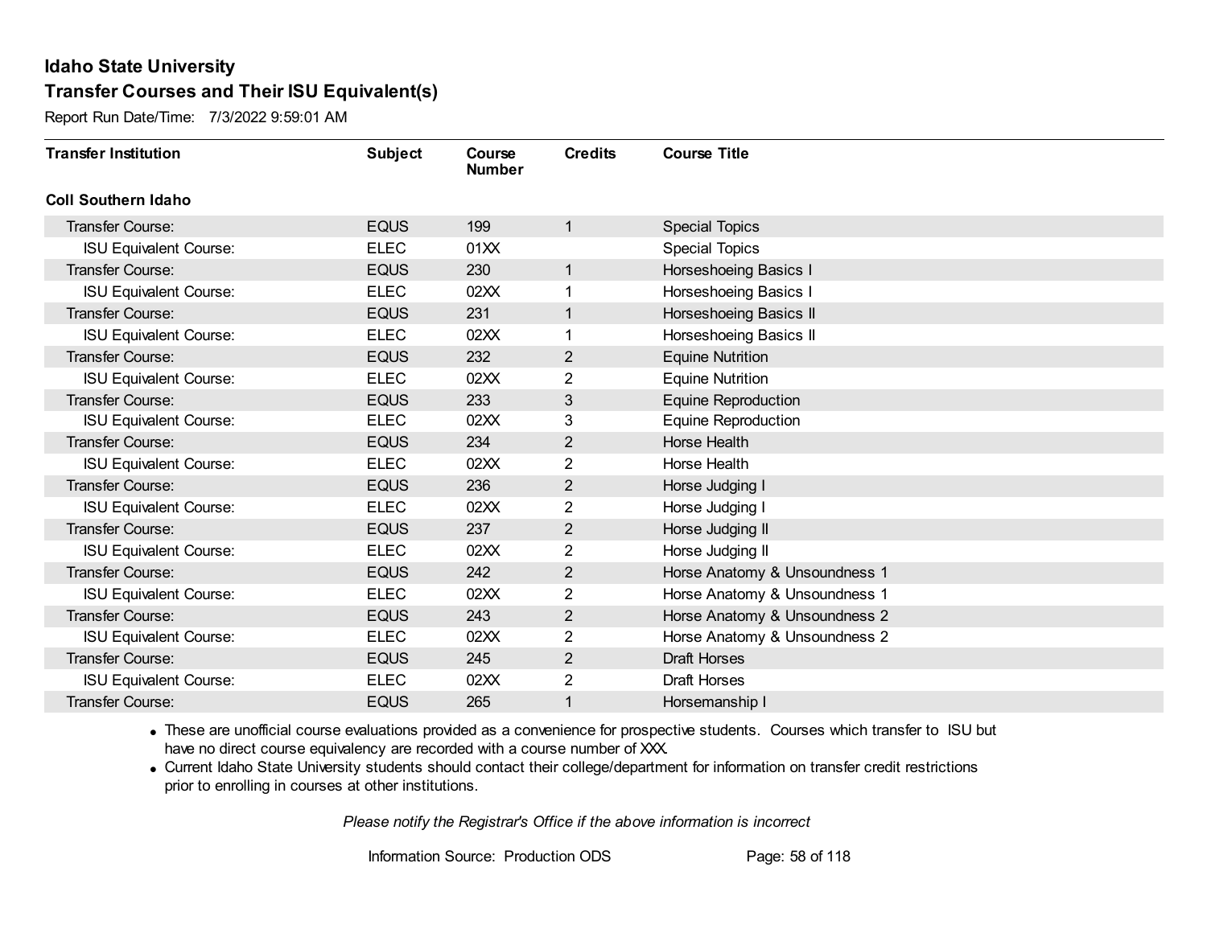# Idaho State University

## Transfer Courses and Their ISU Equivalent(s)

Report Run Date/Time: 7/3/2022 9:59:01 AM

| Transfer Institution | Subject | Course Number | Credits | Course Title |
|---|---|---|---|---|
| **Coll Southern Idaho** | | | | |
| Transfer Course: | EQUS | 199 | 1 | Special Topics |
| ISU Equivalent Course: | ELEC | 01XX | | Special Topics |
| Transfer Course: | EQUS | 230 | 1 | Horseshoeing Basics I |
| ISU Equivalent Course: | ELEC | 02XX | 1 | Horseshoeing Basics I |
| Transfer Course: | EQUS | 231 | 1 | Horseshoeing Basics II |
| ISU Equivalent Course: | ELEC | 02XX | 1 | Horseshoeing Basics II |
| Transfer Course: | EQUS | 232 | 2 | Equine Nutrition |
| ISU Equivalent Course: | ELEC | 02XX | 2 | Equine Nutrition |
| Transfer Course: | EQUS | 233 | 3 | Equine Reproduction |
| ISU Equivalent Course: | ELEC | 02XX | 3 | Equine Reproduction |
| Transfer Course: | EQUS | 234 | 2 | Horse Health |
| ISU Equivalent Course: | ELEC | 02XX | 2 | Horse Health |
| Transfer Course: | EQUS | 236 | 2 | Horse Judging I |
| ISU Equivalent Course: | ELEC | 02XX | 2 | Horse Judging I |
| Transfer Course: | EQUS | 237 | 2 | Horse Judging II |
| ISU Equivalent Course: | ELEC | 02XX | 2 | Horse Judging II |
| Transfer Course: | EQUS | 242 | 2 | Horse Anatomy & Unsoundness 1 |
| ISU Equivalent Course: | ELEC | 02XX | 2 | Horse Anatomy & Unsoundness 1 |
| Transfer Course: | EQUS | 243 | 2 | Horse Anatomy & Unsoundness 2 |
| ISU Equivalent Course: | ELEC | 02XX | 2 | Horse Anatomy & Unsoundness 2 |
| Transfer Course: | EQUS | 245 | 2 | Draft Horses |
| ISU Equivalent Course: | ELEC | 02XX | 2 | Draft Horses |
| Transfer Course: | EQUS | 265 | 1 | Horsemanship I |

- These are unofficial course evaluations provided as a convenience for prospective students. Courses which transfer to ISU but have no direct course equivalency are recorded with a course number of XXX.
- Current Idaho State University students should contact their college/department for information on transfer credit restrictions prior to enrolling in courses at other institutions.

*Please notify the Registrar's Office if the above information is incorrect*

Information Source: Production ODS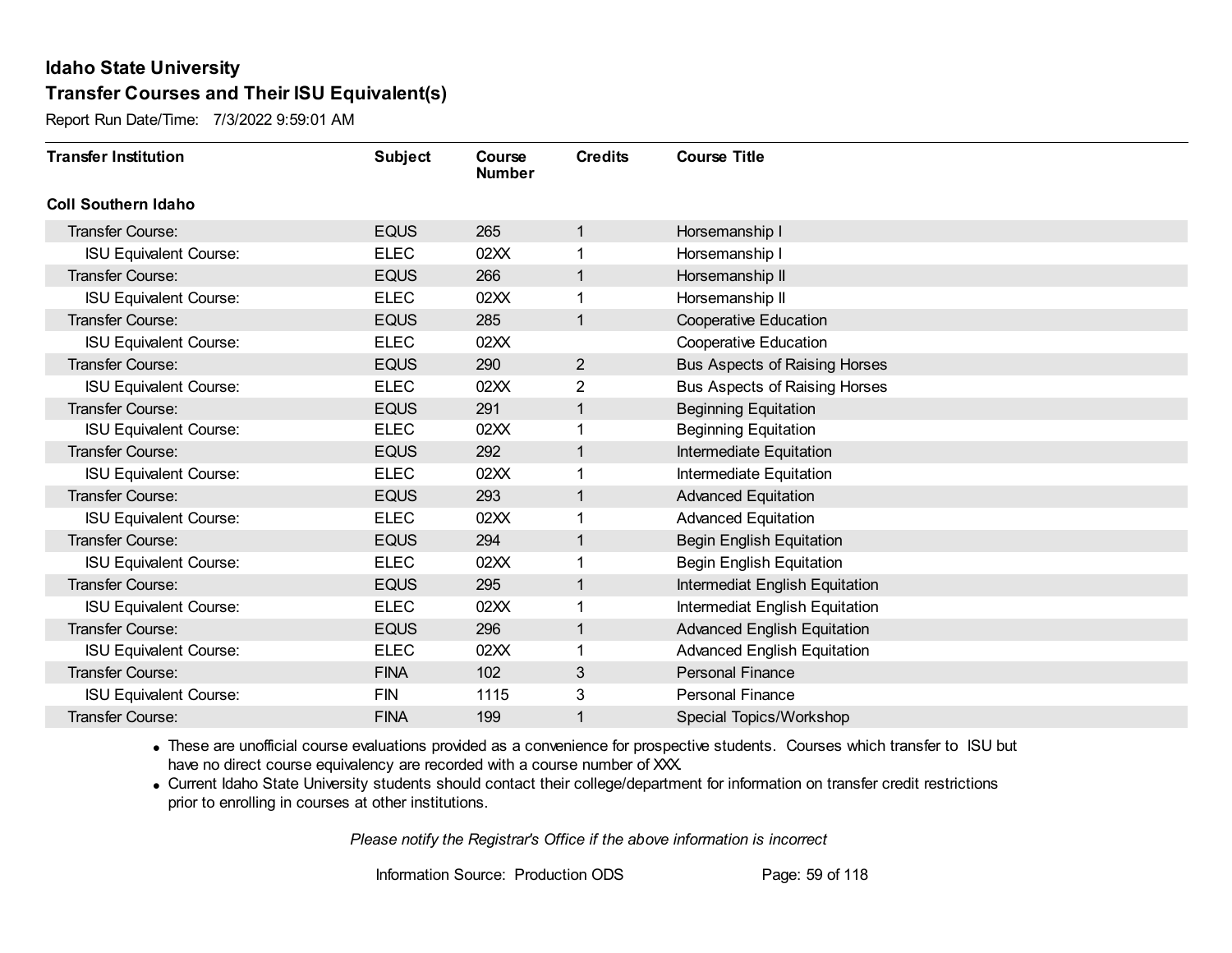# Idaho State University

## Transfer Courses and Their ISU Equivalent(s)

Report Run Date/Time: 7/3/2022 9:59:01 AM

| Transfer Institution | Subject | Course Number | Credits | Course Title |
|---|---|---|---|---|
| **Coll Southern Idaho** | | | | |
| Transfer Course: | EQUS | 265 | 1 | Horsemanship I |
| ISU Equivalent Course: | ELEC | 02XX | 1 | Horsemanship I |
| Transfer Course: | EQUS | 266 | 1 | Horsemanship II |
| ISU Equivalent Course: | ELEC | 02XX | 1 | Horsemanship II |
| Transfer Course: | EQUS | 285 | 1 | Cooperative Education |
| ISU Equivalent Course: | ELEC | 02XX | | Cooperative Education |
| Transfer Course: | EQUS | 290 | 2 | Bus Aspects of Raising Horses |
| ISU Equivalent Course: | ELEC | 02XX | 2 | Bus Aspects of Raising Horses |
| Transfer Course: | EQUS | 291 | 1 | Beginning Equitation |
| ISU Equivalent Course: | ELEC | 02XX | 1 | Beginning Equitation |
| Transfer Course: | EQUS | 292 | 1 | Intermediate Equitation |
| ISU Equivalent Course: | ELEC | 02XX | 1 | Intermediate Equitation |
| Transfer Course: | EQUS | 293 | 1 | Advanced Equitation |
| ISU Equivalent Course: | ELEC | 02XX | 1 | Advanced Equitation |
| Transfer Course: | EQUS | 294 | 1 | Begin English Equitation |
| ISU Equivalent Course: | ELEC | 02XX | 1 | Begin English Equitation |
| Transfer Course: | EQUS | 295 | 1 | Intermediat English Equitation |
| ISU Equivalent Course: | ELEC | 02XX | 1 | Intermediat English Equitation |
| Transfer Course: | EQUS | 296 | 1 | Advanced English Equitation |
| ISU Equivalent Course: | ELEC | 02XX | 1 | Advanced English Equitation |
| Transfer Course: | FINA | 102 | 3 | Personal Finance |
| ISU Equivalent Course: | FIN | 1115 | 3 | Personal Finance |
| Transfer Course: | FINA | 199 | 1 | Special Topics/Workshop |

- These are unofficial course evaluations provided as a convenience for prospective students. Courses which transfer to ISU but have no direct course equivalency are recorded with a course number of XXX.
- Current Idaho State University students should contact their college/department for information on transfer credit restrictions prior to enrolling in courses at other institutions.

*Please notify the Registrar's Office if the above information is incorrect*

Information Source: Production ODS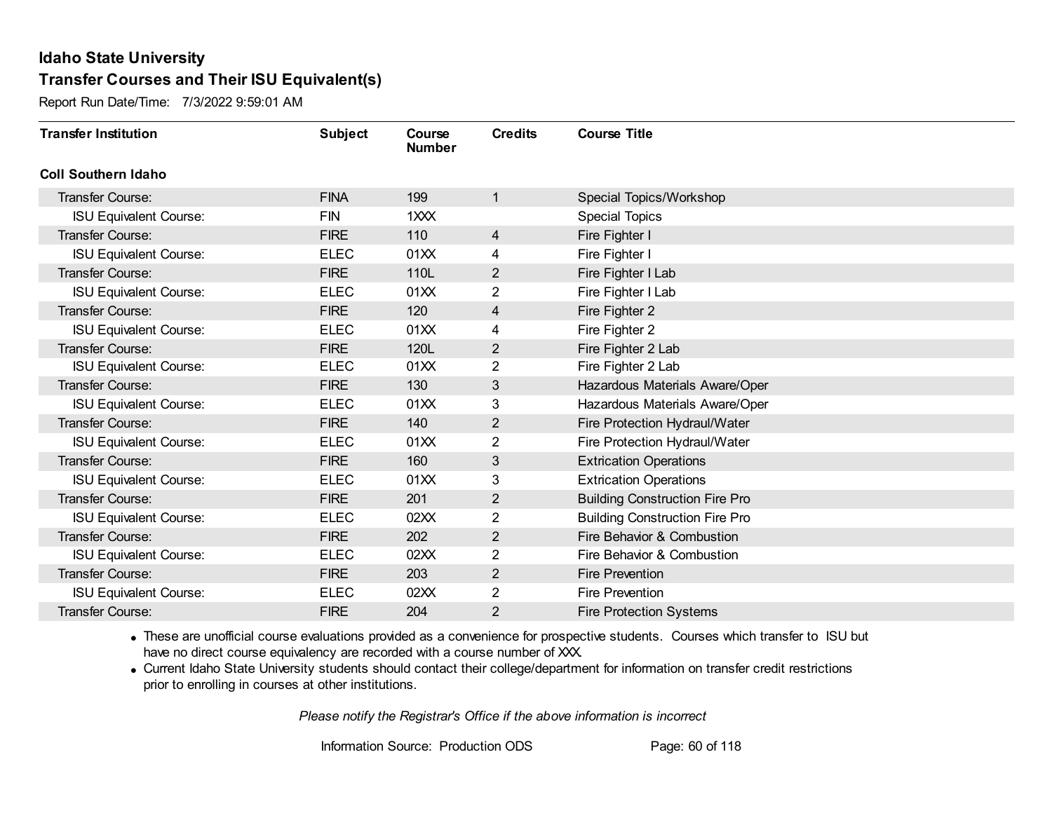# Idaho State University

## Transfer Courses and Their ISU Equivalent(s)

Report Run Date/Time: 7/3/2022 9:59:01 AM

| Transfer Institution | Subject | Course Number | Credits | Course Title |
|---|---|---|---|---|
| **Coll Southern Idaho** | | | | |
| Transfer Course: | FINA | 199 | 1 | Special Topics/Workshop |
| ISU Equivalent Course: | FIN | 1XXX | | Special Topics |
| Transfer Course: | FIRE | 110 | 4 | Fire Fighter I |
| ISU Equivalent Course: | ELEC | 01XX | 4 | Fire Fighter I |
| Transfer Course: | FIRE | 110L | 2 | Fire Fighter I Lab |
| ISU Equivalent Course: | ELEC | 01XX | 2 | Fire Fighter I Lab |
| Transfer Course: | FIRE | 120 | 4 | Fire Fighter 2 |
| ISU Equivalent Course: | ELEC | 01XX | 4 | Fire Fighter 2 |
| Transfer Course: | FIRE | 120L | 2 | Fire Fighter 2 Lab |
| ISU Equivalent Course: | ELEC | 01XX | 2 | Fire Fighter 2 Lab |
| Transfer Course: | FIRE | 130 | 3 | Hazardous Materials Aware/Oper |
| ISU Equivalent Course: | ELEC | 01XX | 3 | Hazardous Materials Aware/Oper |
| Transfer Course: | FIRE | 140 | 2 | Fire Protection Hydraul/Water |
| ISU Equivalent Course: | ELEC | 01XX | 2 | Fire Protection Hydraul/Water |
| Transfer Course: | FIRE | 160 | 3 | Extrication Operations |
| ISU Equivalent Course: | ELEC | 01XX | 3 | Extrication Operations |
| Transfer Course: | FIRE | 201 | 2 | Building Construction Fire Pro |
| ISU Equivalent Course: | ELEC | 02XX | 2 | Building Construction Fire Pro |
| Transfer Course: | FIRE | 202 | 2 | Fire Behavior & Combustion |
| ISU Equivalent Course: | ELEC | 02XX | 2 | Fire Behavior & Combustion |
| Transfer Course: | FIRE | 203 | 2 | Fire Prevention |
| ISU Equivalent Course: | ELEC | 02XX | 2 | Fire Prevention |
| Transfer Course: | FIRE | 204 | 2 | Fire Protection Systems |

- These are unofficial course evaluations provided as a convenience for prospective students. Courses which transfer to ISU but have no direct course equivalency are recorded with a course number of XXX.
- Current Idaho State University students should contact their college/department for information on transfer credit restrictions prior to enrolling in courses at other institutions.

*Please notify the Registrar's Office if the above information is incorrect*

Information Source: Production ODS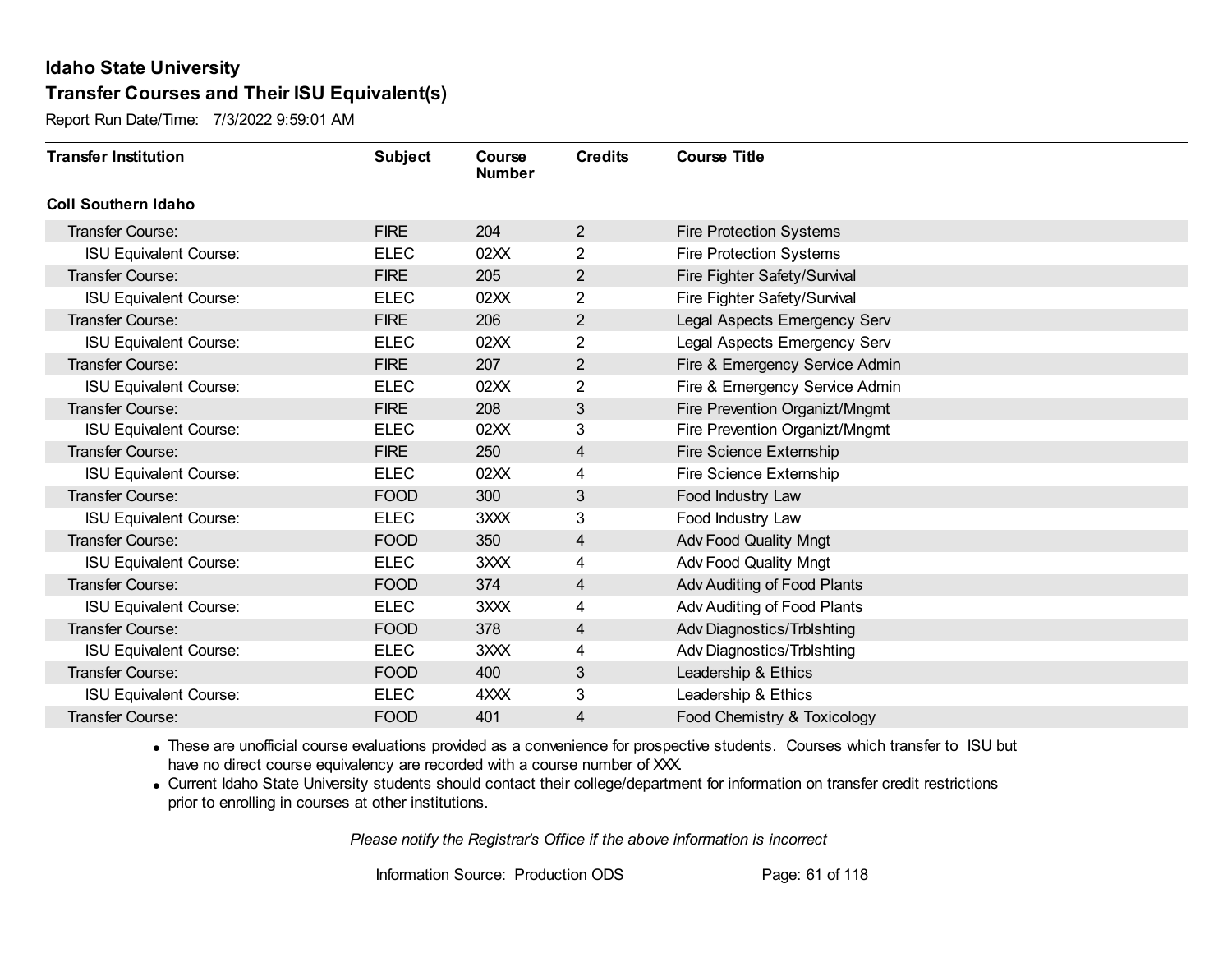# Idaho State University

## Transfer Courses and Their ISU Equivalent(s)

Report Run Date/Time: 7/3/2022 9:59:01 AM

| Transfer Institution | Subject | Course Number | Credits | Course Title |
|---|---|---|---|---|
| **Coll Southern Idaho** | | | | |
| Transfer Course: | FIRE | 204 | 2 | Fire Protection Systems |
| ISU Equivalent Course: | ELEC | 02XX | 2 | Fire Protection Systems |
| Transfer Course: | FIRE | 205 | 2 | Fire Fighter Safety/Survival |
| ISU Equivalent Course: | ELEC | 02XX | 2 | Fire Fighter Safety/Survival |
| Transfer Course: | FIRE | 206 | 2 | Legal Aspects Emergency Serv |
| ISU Equivalent Course: | ELEC | 02XX | 2 | Legal Aspects Emergency Serv |
| Transfer Course: | FIRE | 207 | 2 | Fire & Emergency Service Admin |
| ISU Equivalent Course: | ELEC | 02XX | 2 | Fire & Emergency Service Admin |
| Transfer Course: | FIRE | 208 | 3 | Fire Prevention Organizt/Mngmt |
| ISU Equivalent Course: | ELEC | 02XX | 3 | Fire Prevention Organizt/Mngmt |
| Transfer Course: | FIRE | 250 | 4 | Fire Science Externship |
| ISU Equivalent Course: | ELEC | 02XX | 4 | Fire Science Externship |
| Transfer Course: | FOOD | 300 | 3 | Food Industry Law |
| ISU Equivalent Course: | ELEC | 3XXX | 3 | Food Industry Law |
| Transfer Course: | FOOD | 350 | 4 | Adv Food Quality Mngt |
| ISU Equivalent Course: | ELEC | 3XXX | 4 | Adv Food Quality Mngt |
| Transfer Course: | FOOD | 374 | 4 | Adv Auditing of Food Plants |
| ISU Equivalent Course: | ELEC | 3XXX | 4 | Adv Auditing of Food Plants |
| Transfer Course: | FOOD | 378 | 4 | Adv Diagnostics/Trblshting |
| ISU Equivalent Course: | ELEC | 3XXX | 4 | Adv Diagnostics/Trblshting |
| Transfer Course: | FOOD | 400 | 3 | Leadership & Ethics |
| ISU Equivalent Course: | ELEC | 4XXX | 3 | Leadership & Ethics |
| Transfer Course: | FOOD | 401 | 4 | Food Chemistry & Toxicology |

- These are unofficial course evaluations provided as a convenience for prospective students. Courses which transfer to ISU but have no direct course equivalency are recorded with a course number of XXX.
- Current Idaho State University students should contact their college/department for information on transfer credit restrictions prior to enrolling in courses at other institutions.

*Please notify the Registrar's Office if the above information is incorrect*

Information Source: Production ODS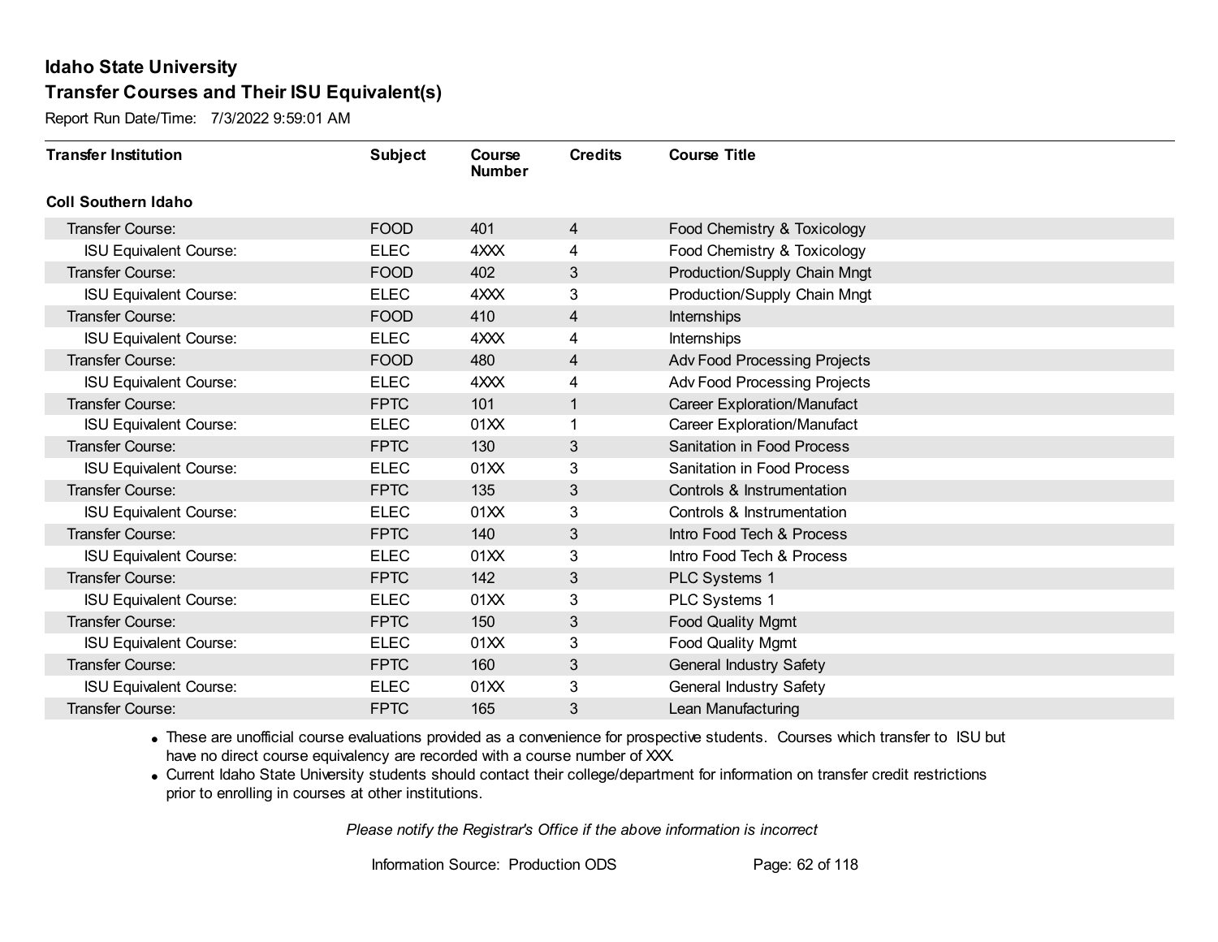**Idaho State University**
**Transfer Courses and Their ISU Equivalent(s)**
Report Run Date/Time: 7/3/2022 9:59:01 AM

| Transfer Institution | Subject | Course Number | Credits | Course Title |
|---|---|---|---|---|
| **Coll Southern Idaho** | | | | |
| Transfer Course: | FOOD | 401 | 4 | Food Chemistry & Toxicology |
| ISU Equivalent Course: | ELEC | 4XXX | 4 | Food Chemistry & Toxicology |
| Transfer Course: | FOOD | 402 | 3 | Production/Supply Chain Mngt |
| ISU Equivalent Course: | ELEC | 4XXX | 3 | Production/Supply Chain Mngt |
| Transfer Course: | FOOD | 410 | 4 | Internships |
| ISU Equivalent Course: | ELEC | 4XXX | 4 | Internships |
| Transfer Course: | FOOD | 480 | 4 | Adv Food Processing Projects |
| ISU Equivalent Course: | ELEC | 4XXX | 4 | Adv Food Processing Projects |
| Transfer Course: | FPTC | 101 | 1 | Career Exploration/Manufact |
| ISU Equivalent Course: | ELEC | 01XX | 1 | Career Exploration/Manufact |
| Transfer Course: | FPTC | 130 | 3 | Sanitation in Food Process |
| ISU Equivalent Course: | ELEC | 01XX | 3 | Sanitation in Food Process |
| Transfer Course: | FPTC | 135 | 3 | Controls & Instrumentation |
| ISU Equivalent Course: | ELEC | 01XX | 3 | Controls & Instrumentation |
| Transfer Course: | FPTC | 140 | 3 | Intro Food Tech & Process |
| ISU Equivalent Course: | ELEC | 01XX | 3 | Intro Food Tech & Process |
| Transfer Course: | FPTC | 142 | 3 | PLC Systems 1 |
| ISU Equivalent Course: | ELEC | 01XX | 3 | PLC Systems 1 |
| Transfer Course: | FPTC | 150 | 3 | Food Quality Mgmt |
| ISU Equivalent Course: | ELEC | 01XX | 3 | Food Quality Mgmt |
| Transfer Course: | FPTC | 160 | 3 | General Industry Safety |
| ISU Equivalent Course: | ELEC | 01XX | 3 | General Industry Safety |
| Transfer Course: | FPTC | 165 | 3 | Lean Manufacturing |

- These are unofficial course evaluations provided as a convenience for prospective students. Courses which transfer to ISU but have no direct course equivalency are recorded with a course number of XXX.
- Current Idaho State University students should contact their college/department for information on transfer credit restrictions prior to enrolling in courses at other institutions.

*Please notify the Registrar's Office if the above information is incorrect*

Information Source: Production ODS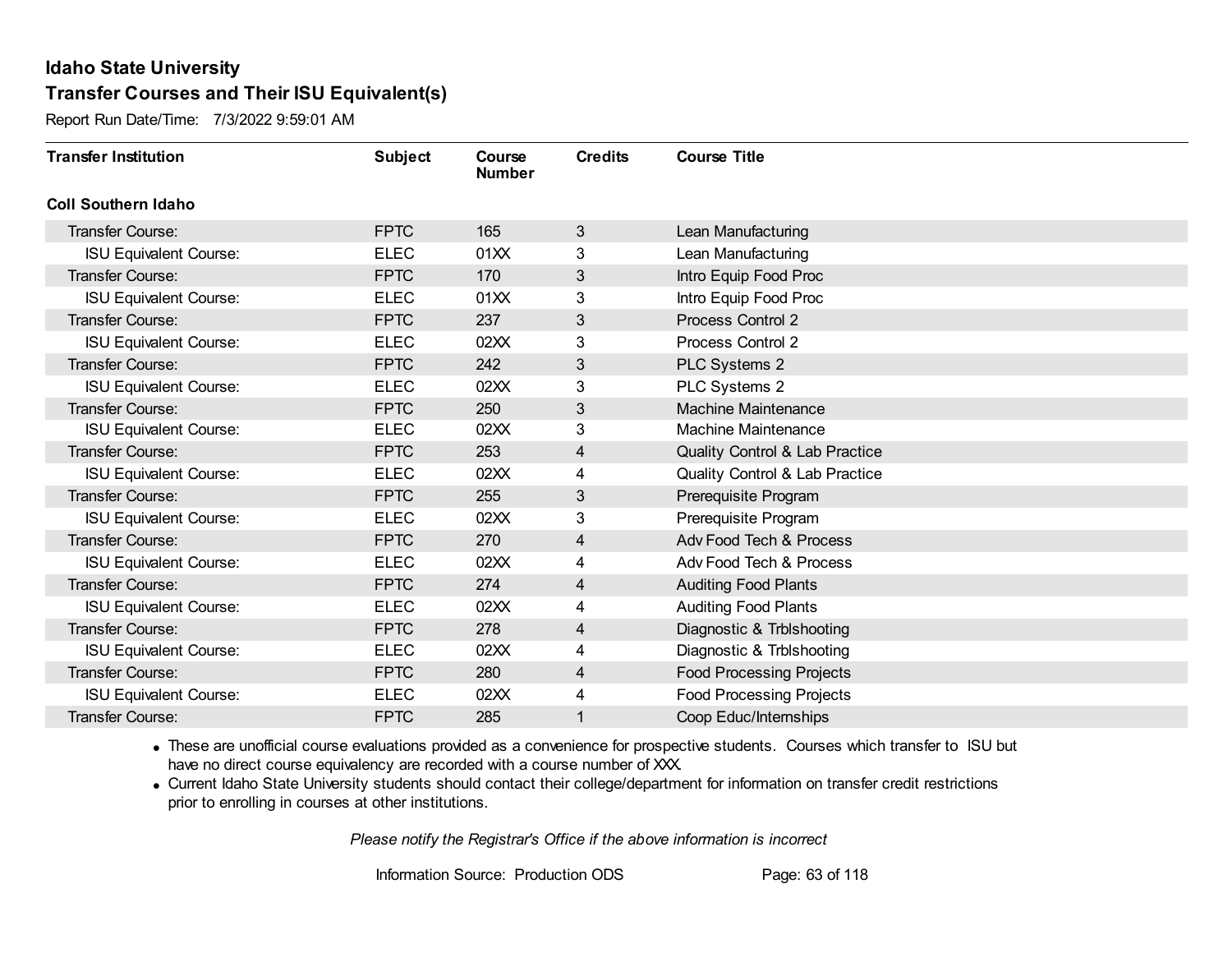# Idaho State University

## Transfer Courses and Their ISU Equivalent(s)

Report Run Date/Time: 7/3/2022 9:59:01 AM

| Transfer Institution | Subject | Course Number | Credits | Course Title |
|---|---|---|---|---|
| **Coll Southern Idaho** | | | | |
| Transfer Course: | FPTC | 165 | 3 | Lean Manufacturing |
| ISU Equivalent Course: | ELEC | 01XX | 3 | Lean Manufacturing |
| Transfer Course: | FPTC | 170 | 3 | Intro Equip Food Proc |
| ISU Equivalent Course: | ELEC | 01XX | 3 | Intro Equip Food Proc |
| Transfer Course: | FPTC | 237 | 3 | Process Control 2 |
| ISU Equivalent Course: | ELEC | 02XX | 3 | Process Control 2 |
| Transfer Course: | FPTC | 242 | 3 | PLC Systems 2 |
| ISU Equivalent Course: | ELEC | 02XX | 3 | PLC Systems 2 |
| Transfer Course: | FPTC | 250 | 3 | Machine Maintenance |
| ISU Equivalent Course: | ELEC | 02XX | 3 | Machine Maintenance |
| Transfer Course: | FPTC | 253 | 4 | Quality Control & Lab Practice |
| ISU Equivalent Course: | ELEC | 02XX | 4 | Quality Control & Lab Practice |
| Transfer Course: | FPTC | 255 | 3 | Prerequisite Program |
| ISU Equivalent Course: | ELEC | 02XX | 3 | Prerequisite Program |
| Transfer Course: | FPTC | 270 | 4 | Adv Food Tech & Process |
| ISU Equivalent Course: | ELEC | 02XX | 4 | Adv Food Tech & Process |
| Transfer Course: | FPTC | 274 | 4 | Auditing Food Plants |
| ISU Equivalent Course: | ELEC | 02XX | 4 | Auditing Food Plants |
| Transfer Course: | FPTC | 278 | 4 | Diagnostic & Trblshooting |
| ISU Equivalent Course: | ELEC | 02XX | 4 | Diagnostic & Trblshooting |
| Transfer Course: | FPTC | 280 | 4 | Food Processing Projects |
| ISU Equivalent Course: | ELEC | 02XX | 4 | Food Processing Projects |
| Transfer Course: | FPTC | 285 | 1 | Coop Educ/Internships |

- These are unofficial course evaluations provided as a convenience for prospective students. Courses which transfer to ISU but have no direct course equivalency are recorded with a course number of XXX.
- Current Idaho State University students should contact their college/department for information on transfer credit restrictions prior to enrolling in courses at other institutions.

*Please notify the Registrar's Office if the above information is incorrect*

Information Source: Production ODS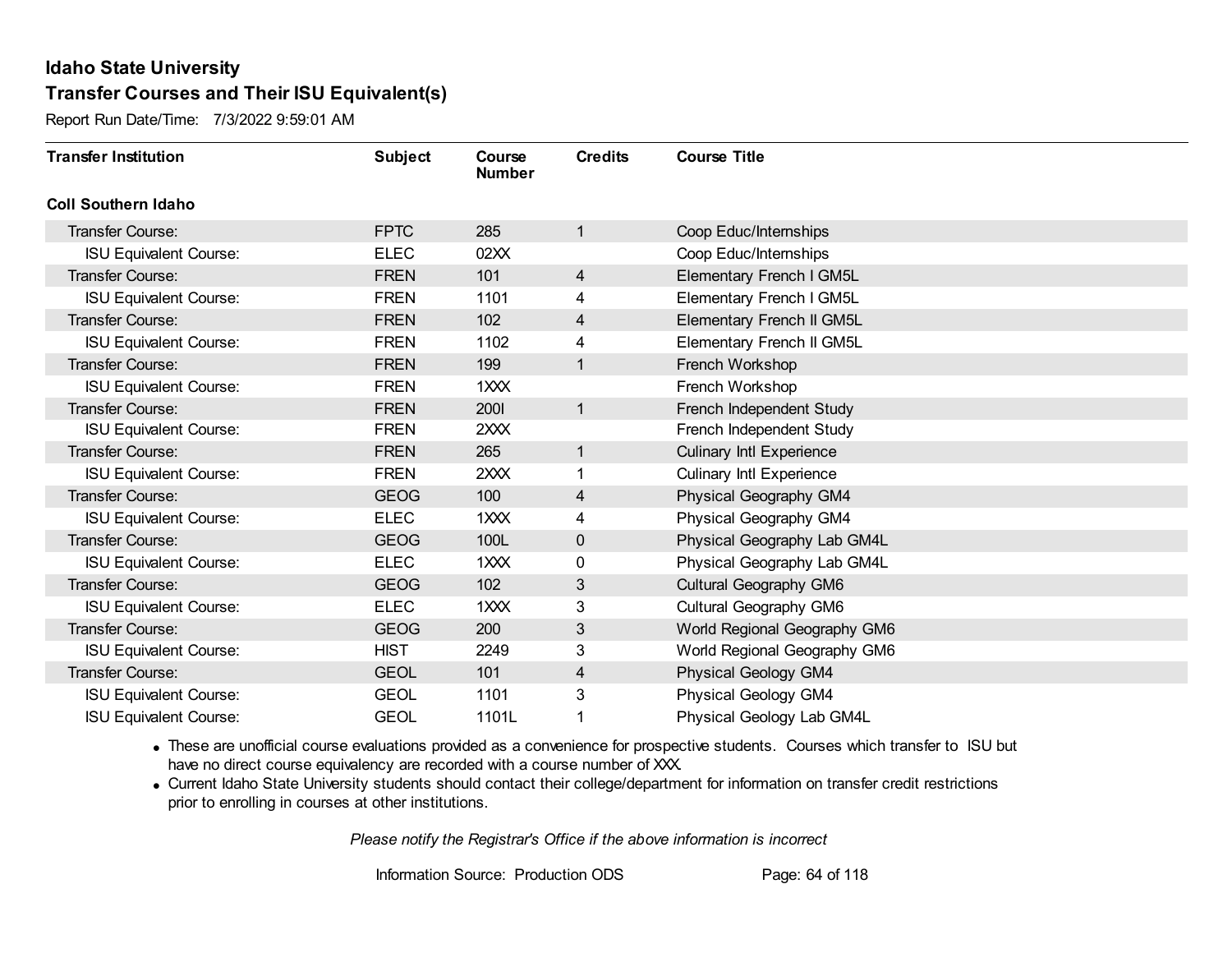# Idaho State University

## Transfer Courses and Their ISU Equivalent(s)

Report Run Date/Time: 7/3/2022 9:59:01 AM

| Transfer Institution | Subject | Course Number | Credits | Course Title |
|---|---|---|---|---|
| **Coll Southern Idaho** | | | | |
| Transfer Course: | FPTC | 285 | 1 | Coop Educ/Internships |
| ISU Equivalent Course: | ELEC | 02XX | | Coop Educ/Internships |
| Transfer Course: | FREN | 101 | 4 | Elementary French I GM5L |
| ISU Equivalent Course: | FREN | 1101 | 4 | Elementary French I GM5L |
| Transfer Course: | FREN | 102 | 4 | Elementary French II GM5L |
| ISU Equivalent Course: | FREN | 1102 | 4 | Elementary French II GM5L |
| Transfer Course: | FREN | 199 | 1 | French Workshop |
| ISU Equivalent Course: | FREN | 1XXX | | French Workshop |
| Transfer Course: | FREN | 200I | 1 | French Independent Study |
| ISU Equivalent Course: | FREN | 2XXX | | French Independent Study |
| Transfer Course: | FREN | 265 | 1 | Culinary Intl Experience |
| ISU Equivalent Course: | FREN | 2XXX | 1 | Culinary Intl Experience |
| Transfer Course: | GEOG | 100 | 4 | Physical Geography GM4 |
| ISU Equivalent Course: | ELEC | 1XXX | 4 | Physical Geography GM4 |
| Transfer Course: | GEOG | 100L | 0 | Physical Geography Lab GM4L |
| ISU Equivalent Course: | ELEC | 1XXX | 0 | Physical Geography Lab GM4L |
| Transfer Course: | GEOG | 102 | 3 | Cultural Geography GM6 |
| ISU Equivalent Course: | ELEC | 1XXX | 3 | Cultural Geography GM6 |
| Transfer Course: | GEOG | 200 | 3 | World Regional Geography GM6 |
| ISU Equivalent Course: | HIST | 2249 | 3 | World Regional Geography GM6 |
| Transfer Course: | GEOL | 101 | 4 | Physical Geology GM4 |
| ISU Equivalent Course: | GEOL | 1101 | 3 | Physical Geology GM4 |
| ISU Equivalent Course: | GEOL | 1101L | 1 | Physical Geology Lab GM4L |

- These are unofficial course evaluations provided as a convenience for prospective students. Courses which transfer to ISU but have no direct course equivalency are recorded with a course number of XXX.
- Current Idaho State University students should contact their college/department for information on transfer credit restrictions prior to enrolling in courses at other institutions.

*Please notify the Registrar's Office if the above information is incorrect*

Information Source: Production ODS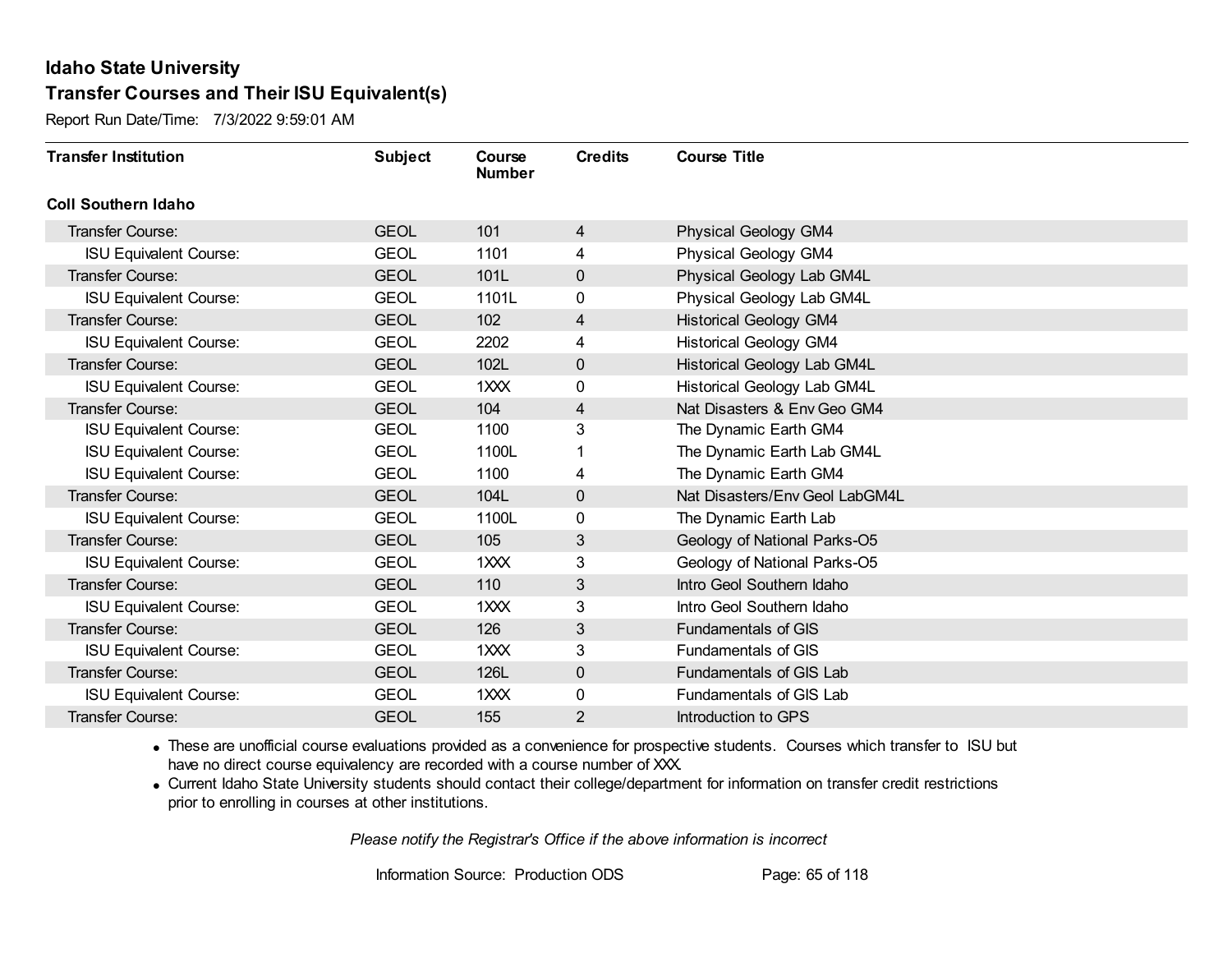# Idaho State University

## Transfer Courses and Their ISU Equivalent(s)

Report Run Date/Time: 7/3/2022 9:59:01 AM

| Transfer Institution | Subject | Course Number | Credits | Course Title |
|---|---|---|---|---|
| **Coll Southern Idaho** | | | | |
| Transfer Course: | GEOL | 101 | 4 | Physical Geology GM4 |
| ISU Equivalent Course: | GEOL | 1101 | 4 | Physical Geology GM4 |
| Transfer Course: | GEOL | 101L | 0 | Physical Geology Lab GM4L |
| ISU Equivalent Course: | GEOL | 1101L | 0 | Physical Geology Lab GM4L |
| Transfer Course: | GEOL | 102 | 4 | Historical Geology GM4 |
| ISU Equivalent Course: | GEOL | 2202 | 4 | Historical Geology GM4 |
| Transfer Course: | GEOL | 102L | 0 | Historical Geology Lab GM4L |
| ISU Equivalent Course: | GEOL | 1XXX | 0 | Historical Geology Lab GM4L |
| Transfer Course: | GEOL | 104 | 4 | Nat Disasters & Env Geo GM4 |
| ISU Equivalent Course: | GEOL | 1100 | 3 | The Dynamic Earth GM4 |
| ISU Equivalent Course: | GEOL | 1100L | 1 | The Dynamic Earth Lab GM4L |
| ISU Equivalent Course: | GEOL | 1100 | 4 | The Dynamic Earth GM4 |
| Transfer Course: | GEOL | 104L | 0 | Nat Disasters/Env Geol LabGM4L |
| ISU Equivalent Course: | GEOL | 1100L | 0 | The Dynamic Earth Lab |
| Transfer Course: | GEOL | 105 | 3 | Geology of National Parks-O5 |
| ISU Equivalent Course: | GEOL | 1XXX | 3 | Geology of National Parks-O5 |
| Transfer Course: | GEOL | 110 | 3 | Intro Geol Southern Idaho |
| ISU Equivalent Course: | GEOL | 1XXX | 3 | Intro Geol Southern Idaho |
| Transfer Course: | GEOL | 126 | 3 | Fundamentals of GIS |
| ISU Equivalent Course: | GEOL | 1XXX | 3 | Fundamentals of GIS |
| Transfer Course: | GEOL | 126L | 0 | Fundamentals of GIS Lab |
| ISU Equivalent Course: | GEOL | 1XXX | 0 | Fundamentals of GIS Lab |
| Transfer Course: | GEOL | 155 | 2 | Introduction to GPS |

- These are unofficial course evaluations provided as a convenience for prospective students. Courses which transfer to ISU but have no direct course equivalency are recorded with a course number of XXX.
- Current Idaho State University students should contact their college/department for information on transfer credit restrictions prior to enrolling in courses at other institutions.

*Please notify the Registrar's Office if the above information is incorrect*

Information Source: Production ODS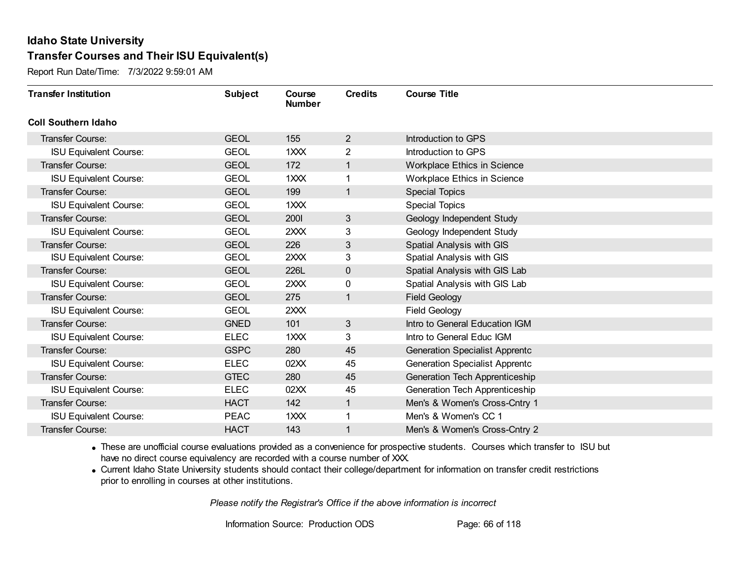## Idaho State University

## Transfer Courses and Their ISU Equivalent(s)

Report Run Date/Time: 7/3/2022 9:59:01 AM

| Transfer Institution | Subject | Course Number | Credits | Course Title |
|---|---|---|---|---|
| **Coll Southern Idaho** | | | | |
| Transfer Course: | GEOL | 155 | 2 | Introduction to GPS |
| ISU Equivalent Course: | GEOL | 1XXX | 2 | Introduction to GPS |
| Transfer Course: | GEOL | 172 | 1 | Workplace Ethics in Science |
| ISU Equivalent Course: | GEOL | 1XXX | 1 | Workplace Ethics in Science |
| Transfer Course: | GEOL | 199 | 1 | Special Topics |
| ISU Equivalent Course: | GEOL | 1XXX | | Special Topics |
| Transfer Course: | GEOL | 200I | 3 | Geology Independent Study |
| ISU Equivalent Course: | GEOL | 2XXX | 3 | Geology Independent Study |
| Transfer Course: | GEOL | 226 | 3 | Spatial Analysis with GIS |
| ISU Equivalent Course: | GEOL | 2XXX | 3 | Spatial Analysis with GIS |
| Transfer Course: | GEOL | 226L | 0 | Spatial Analysis with GIS Lab |
| ISU Equivalent Course: | GEOL | 2XXX | 0 | Spatial Analysis with GIS Lab |
| Transfer Course: | GEOL | 275 | 1 | Field Geology |
| ISU Equivalent Course: | GEOL | 2XXX | | Field Geology |
| Transfer Course: | GNED | 101 | 3 | Intro to General Education IGM |
| ISU Equivalent Course: | ELEC | 1XXX | 3 | Intro to General Educ IGM |
| Transfer Course: | GSPC | 280 | 45 | Generation Specialist Apprentc |
| ISU Equivalent Course: | ELEC | 02XX | 45 | Generation Specialist Apprentc |
| Transfer Course: | GTEC | 280 | 45 | Generation Tech Apprenticeship |
| ISU Equivalent Course: | ELEC | 02XX | 45 | Generation Tech Apprenticeship |
| Transfer Course: | HACT | 142 | 1 | Men's & Women's Cross-Cntry 1 |
| ISU Equivalent Course: | PEAC | 1XXX | 1 | Men's & Women's CC 1 |
| Transfer Course: | HACT | 143 | 1 | Men's & Women's Cross-Cntry 2 |

- These are unofficial course evaluations provided as a convenience for prospective students. Courses which transfer to ISU but have no direct course equivalency are recorded with a course number of XXX.
- Current Idaho State University students should contact their college/department for information on transfer credit restrictions prior to enrolling in courses at other institutions.

*Please notify the Registrar's Office if the above information is incorrect*

Information Source: Production ODS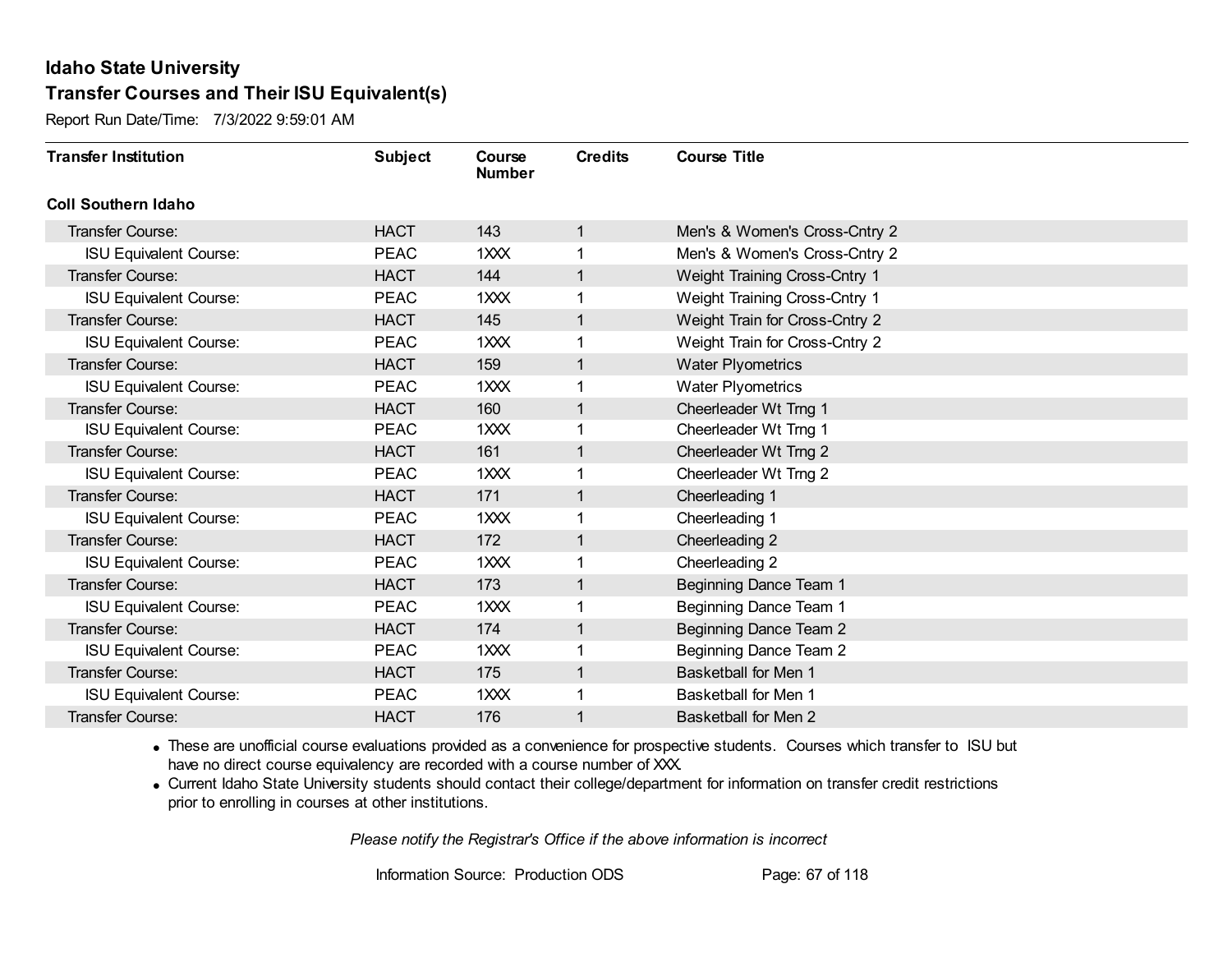# Idaho State University

## Transfer Courses and Their ISU Equivalent(s)

Report Run Date/Time: 7/3/2022 9:59:01 AM

| Transfer Institution | Subject | Course Number | Credits | Course Title |
|---|---|---|---|---|
| **Coll Southern Idaho** | | | | |
| Transfer Course: | HACT | 143 | 1 | Men's & Women's Cross-Cntry 2 |
| ISU Equivalent Course: | PEAC | 1XXX | 1 | Men's & Women's Cross-Cntry 2 |
| Transfer Course: | HACT | 144 | 1 | Weight Training Cross-Cntry 1 |
| ISU Equivalent Course: | PEAC | 1XXX | 1 | Weight Training Cross-Cntry 1 |
| Transfer Course: | HACT | 145 | 1 | Weight Train for Cross-Cntry 2 |
| ISU Equivalent Course: | PEAC | 1XXX | 1 | Weight Train for Cross-Cntry 2 |
| Transfer Course: | HACT | 159 | 1 | Water Plyometrics |
| ISU Equivalent Course: | PEAC | 1XXX | 1 | Water Plyometrics |
| Transfer Course: | HACT | 160 | 1 | Cheerleader Wt Trng 1 |
| ISU Equivalent Course: | PEAC | 1XXX | 1 | Cheerleader Wt Trng 1 |
| Transfer Course: | HACT | 161 | 1 | Cheerleader Wt Trng 2 |
| ISU Equivalent Course: | PEAC | 1XXX | 1 | Cheerleader Wt Trng 2 |
| Transfer Course: | HACT | 171 | 1 | Cheerleading 1 |
| ISU Equivalent Course: | PEAC | 1XXX | 1 | Cheerleading 1 |
| Transfer Course: | HACT | 172 | 1 | Cheerleading 2 |
| ISU Equivalent Course: | PEAC | 1XXX | 1 | Cheerleading 2 |
| Transfer Course: | HACT | 173 | 1 | Beginning Dance Team 1 |
| ISU Equivalent Course: | PEAC | 1XXX | 1 | Beginning Dance Team 1 |
| Transfer Course: | HACT | 174 | 1 | Beginning Dance Team 2 |
| ISU Equivalent Course: | PEAC | 1XXX | 1 | Beginning Dance Team 2 |
| Transfer Course: | HACT | 175 | 1 | Basketball for Men 1 |
| ISU Equivalent Course: | PEAC | 1XXX | 1 | Basketball for Men 1 |
| Transfer Course: | HACT | 176 | 1 | Basketball for Men 2 |

- These are unofficial course evaluations provided as a convenience for prospective students. Courses which transfer to ISU but have no direct course equivalency are recorded with a course number of XXX.
- Current Idaho State University students should contact their college/department for information on transfer credit restrictions prior to enrolling in courses at other institutions.

*Please notify the Registrar's Office if the above information is incorrect*

Information Source: Production ODS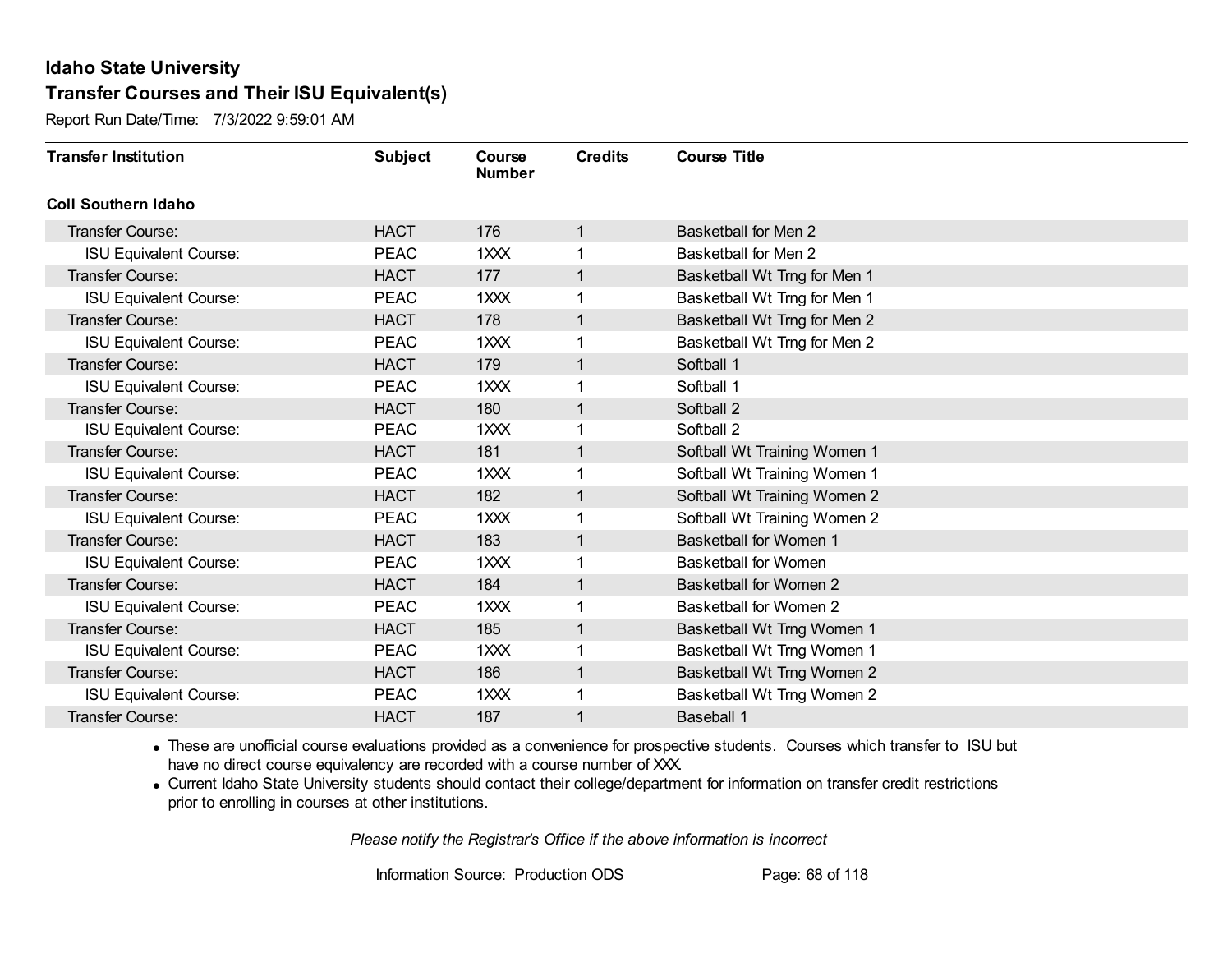# Idaho State University

## Transfer Courses and Their ISU Equivalent(s)

Report Run Date/Time: 7/3/2022 9:59:01 AM

| Transfer Institution | Subject | Course Number | Credits | Course Title |
|---|---|---|---|---|
| **Coll Southern Idaho** | | | | |
| Transfer Course: | HACT | 176 | 1 | Basketball for Men 2 |
| ISU Equivalent Course: | PEAC | 1XXX | 1 | Basketball for Men 2 |
| Transfer Course: | HACT | 177 | 1 | Basketball Wt Trng for Men 1 |
| ISU Equivalent Course: | PEAC | 1XXX | 1 | Basketball Wt Trng for Men 1 |
| Transfer Course: | HACT | 178 | 1 | Basketball Wt Trng for Men 2 |
| ISU Equivalent Course: | PEAC | 1XXX | 1 | Basketball Wt Trng for Men 2 |
| Transfer Course: | HACT | 179 | 1 | Softball 1 |
| ISU Equivalent Course: | PEAC | 1XXX | 1 | Softball 1 |
| Transfer Course: | HACT | 180 | 1 | Softball 2 |
| ISU Equivalent Course: | PEAC | 1XXX | 1 | Softball 2 |
| Transfer Course: | HACT | 181 | 1 | Softball Wt Training Women 1 |
| ISU Equivalent Course: | PEAC | 1XXX | 1 | Softball Wt Training Women 1 |
| Transfer Course: | HACT | 182 | 1 | Softball Wt Training Women 2 |
| ISU Equivalent Course: | PEAC | 1XXX | 1 | Softball Wt Training Women 2 |
| Transfer Course: | HACT | 183 | 1 | Basketball for Women 1 |
| ISU Equivalent Course: | PEAC | 1XXX | 1 | Basketball for Women |
| Transfer Course: | HACT | 184 | 1 | Basketball for Women 2 |
| ISU Equivalent Course: | PEAC | 1XXX | 1 | Basketball for Women 2 |
| Transfer Course: | HACT | 185 | 1 | Basketball Wt Trng Women 1 |
| ISU Equivalent Course: | PEAC | 1XXX | 1 | Basketball Wt Trng Women 1 |
| Transfer Course: | HACT | 186 | 1 | Basketball Wt Trng Women 2 |
| ISU Equivalent Course: | PEAC | 1XXX | 1 | Basketball Wt Trng Women 2 |
| Transfer Course: | HACT | 187 | 1 | Baseball 1 |

- These are unofficial course evaluations provided as a convenience for prospective students. Courses which transfer to ISU but have no direct course equivalency are recorded with a course number of XXX.
- Current Idaho State University students should contact their college/department for information on transfer credit restrictions prior to enrolling in courses at other institutions.

*Please notify the Registrar's Office if the above information is incorrect*

Information Source: Production ODS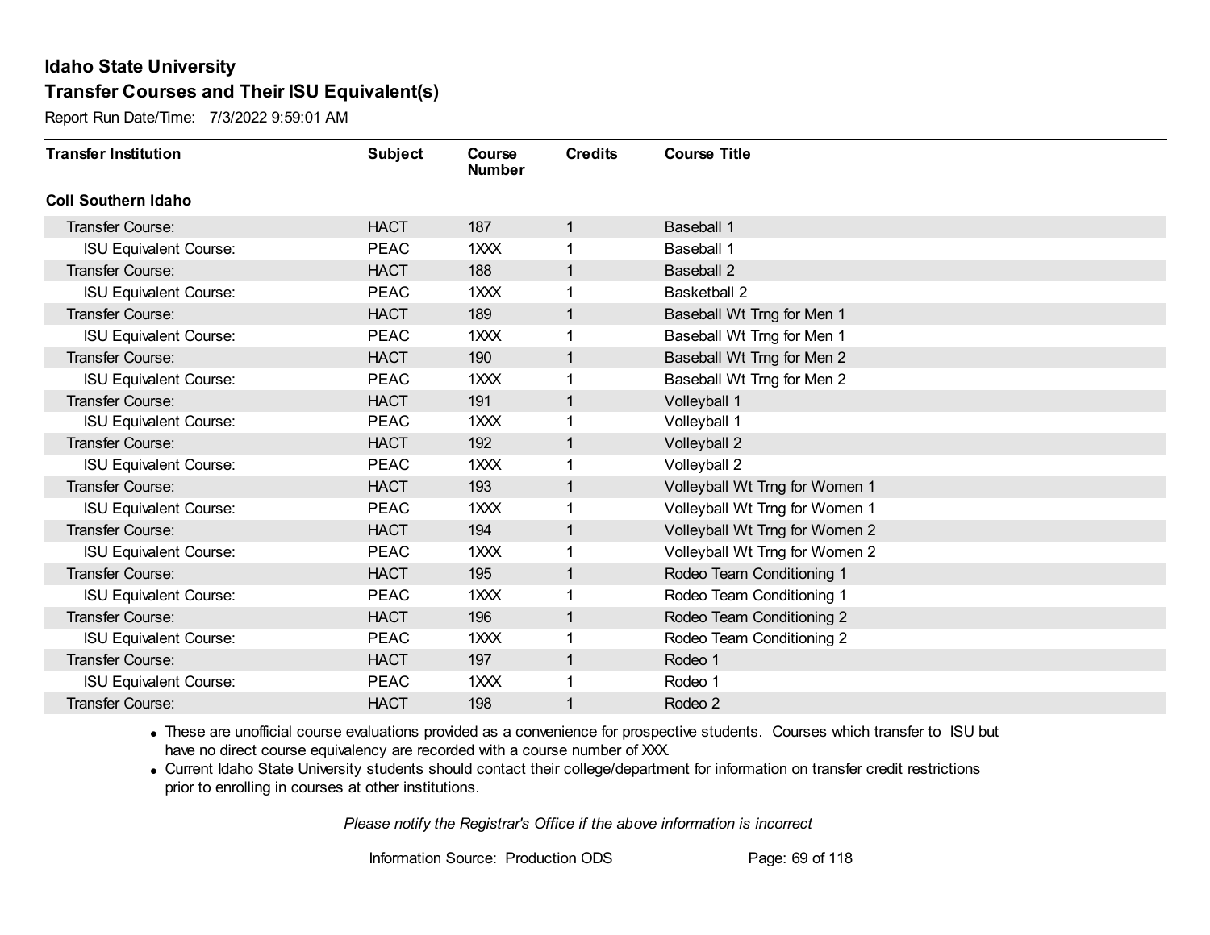# Idaho State University

## Transfer Courses and Their ISU Equivalent(s)

Report Run Date/Time: 7/3/2022 9:59:01 AM

| Transfer Institution | Subject | Course Number | Credits | Course Title |
|---|---|---|---|---|
| **Coll Southern Idaho** | | | | |
| Transfer Course: | HACT | 187 | 1 | Baseball 1 |
| ISU Equivalent Course: | PEAC | 1XXX | 1 | Baseball 1 |
| Transfer Course: | HACT | 188 | 1 | Baseball 2 |
| ISU Equivalent Course: | PEAC | 1XXX | 1 | Basketball 2 |
| Transfer Course: | HACT | 189 | 1 | Baseball Wt Trng for Men 1 |
| ISU Equivalent Course: | PEAC | 1XXX | 1 | Baseball Wt Trng for Men 1 |
| Transfer Course: | HACT | 190 | 1 | Baseball Wt Trng for Men 2 |
| ISU Equivalent Course: | PEAC | 1XXX | 1 | Baseball Wt Trng for Men 2 |
| Transfer Course: | HACT | 191 | 1 | Volleyball 1 |
| ISU Equivalent Course: | PEAC | 1XXX | 1 | Volleyball 1 |
| Transfer Course: | HACT | 192 | 1 | Volleyball 2 |
| ISU Equivalent Course: | PEAC | 1XXX | 1 | Volleyball 2 |
| Transfer Course: | HACT | 193 | 1 | Volleyball Wt Trng for Women 1 |
| ISU Equivalent Course: | PEAC | 1XXX | 1 | Volleyball Wt Trng for Women 1 |
| Transfer Course: | HACT | 194 | 1 | Volleyball Wt Trng for Women 2 |
| ISU Equivalent Course: | PEAC | 1XXX | 1 | Volleyball Wt Trng for Women 2 |
| Transfer Course: | HACT | 195 | 1 | Rodeo Team Conditioning 1 |
| ISU Equivalent Course: | PEAC | 1XXX | 1 | Rodeo Team Conditioning 1 |
| Transfer Course: | HACT | 196 | 1 | Rodeo Team Conditioning 2 |
| ISU Equivalent Course: | PEAC | 1XXX | 1 | Rodeo Team Conditioning 2 |
| Transfer Course: | HACT | 197 | 1 | Rodeo 1 |
| ISU Equivalent Course: | PEAC | 1XXX | 1 | Rodeo 1 |
| Transfer Course: | HACT | 198 | 1 | Rodeo 2 |

- These are unofficial course evaluations provided as a convenience for prospective students. Courses which transfer to ISU but have no direct course equivalency are recorded with a course number of XXX.
- Current Idaho State University students should contact their college/department for information on transfer credit restrictions prior to enrolling in courses at other institutions.

*Please notify the Registrar's Office if the above information is incorrect*

Information Source: Production ODS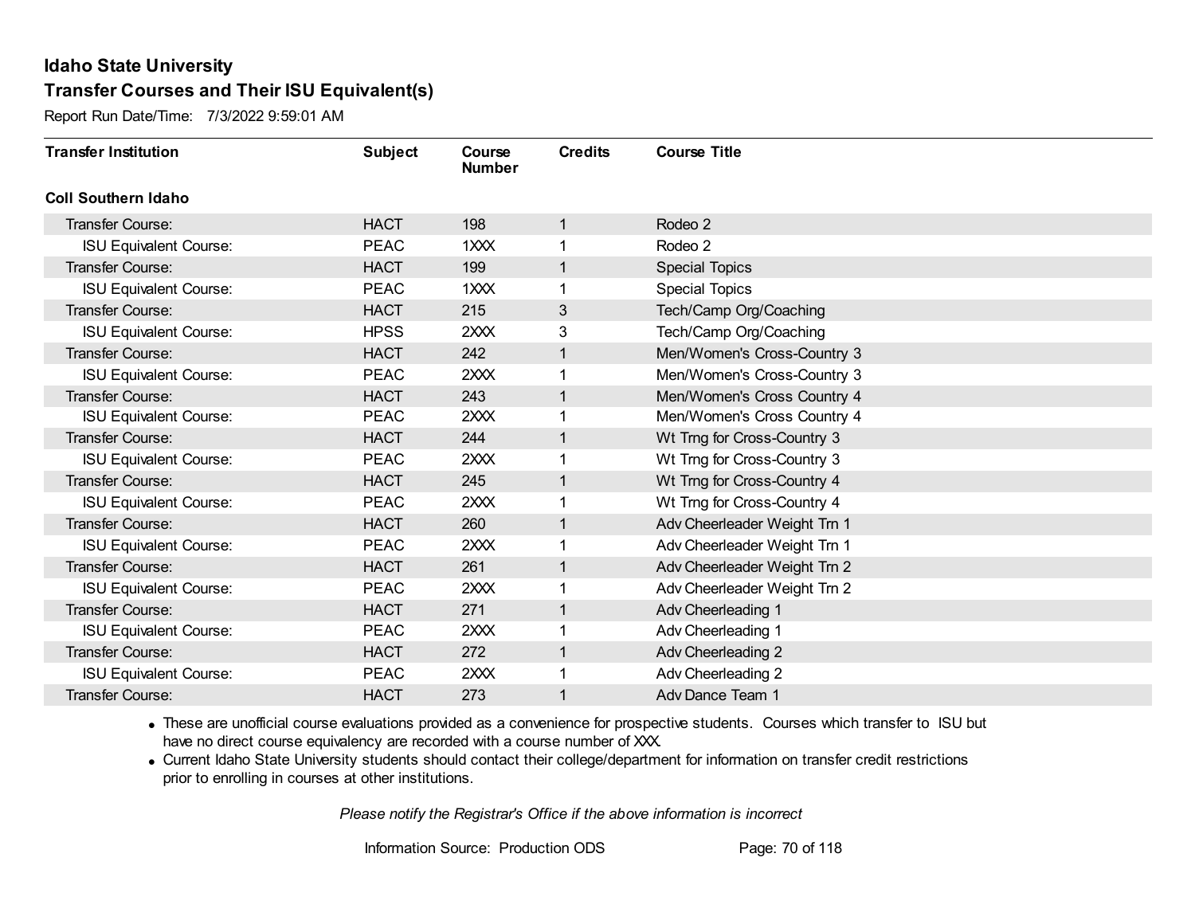# Idaho State University
## Transfer Courses and Their ISU Equivalent(s)

Report Run Date/Time: 7/3/2022 9:59:01 AM

| Transfer Institution | Subject | Course Number | Credits | Course Title |
|---|---|---|---|---|
| **Coll Southern Idaho** | | | | |
| Transfer Course: | HACT | 198 | 1 | Rodeo 2 |
| ISU Equivalent Course: | PEAC | 1XXX | 1 | Rodeo 2 |
| Transfer Course: | HACT | 199 | 1 | Special Topics |
| ISU Equivalent Course: | PEAC | 1XXX | 1 | Special Topics |
| Transfer Course: | HACT | 215 | 3 | Tech/Camp Org/Coaching |
| ISU Equivalent Course: | HPSS | 2XXX | 3 | Tech/Camp Org/Coaching |
| Transfer Course: | HACT | 242 | 1 | Men/Women's Cross-Country 3 |
| ISU Equivalent Course: | PEAC | 2XXX | 1 | Men/Women's Cross-Country 3 |
| Transfer Course: | HACT | 243 | 1 | Men/Women's Cross Country 4 |
| ISU Equivalent Course: | PEAC | 2XXX | 1 | Men/Women's Cross Country 4 |
| Transfer Course: | HACT | 244 | 1 | Wt Trng for Cross-Country 3 |
| ISU Equivalent Course: | PEAC | 2XXX | 1 | Wt Trng for Cross-Country 3 |
| Transfer Course: | HACT | 245 | 1 | Wt Trng for Cross-Country 4 |
| ISU Equivalent Course: | PEAC | 2XXX | 1 | Wt Trng for Cross-Country 4 |
| Transfer Course: | HACT | 260 | 1 | Adv Cheerleader Weight Trn 1 |
| ISU Equivalent Course: | PEAC | 2XXX | 1 | Adv Cheerleader Weight Trn 1 |
| Transfer Course: | HACT | 261 | 1 | Adv Cheerleader Weight Trn 2 |
| ISU Equivalent Course: | PEAC | 2XXX | 1 | Adv Cheerleader Weight Trn 2 |
| Transfer Course: | HACT | 271 | 1 | Adv Cheerleading 1 |
| ISU Equivalent Course: | PEAC | 2XXX | 1 | Adv Cheerleading 1 |
| Transfer Course: | HACT | 272 | 1 | Adv Cheerleading 2 |
| ISU Equivalent Course: | PEAC | 2XXX | 1 | Adv Cheerleading 2 |
| Transfer Course: | HACT | 273 | 1 | Adv Dance Team 1 |

- These are unofficial course evaluations provided as a convenience for prospective students. Courses which transfer to ISU but have no direct course equivalency are recorded with a course number of XXX.
- Current Idaho State University students should contact their college/department for information on transfer credit restrictions prior to enrolling in courses at other institutions.

*Please notify the Registrar's Office if the above information is incorrect*

Information Source: Production ODS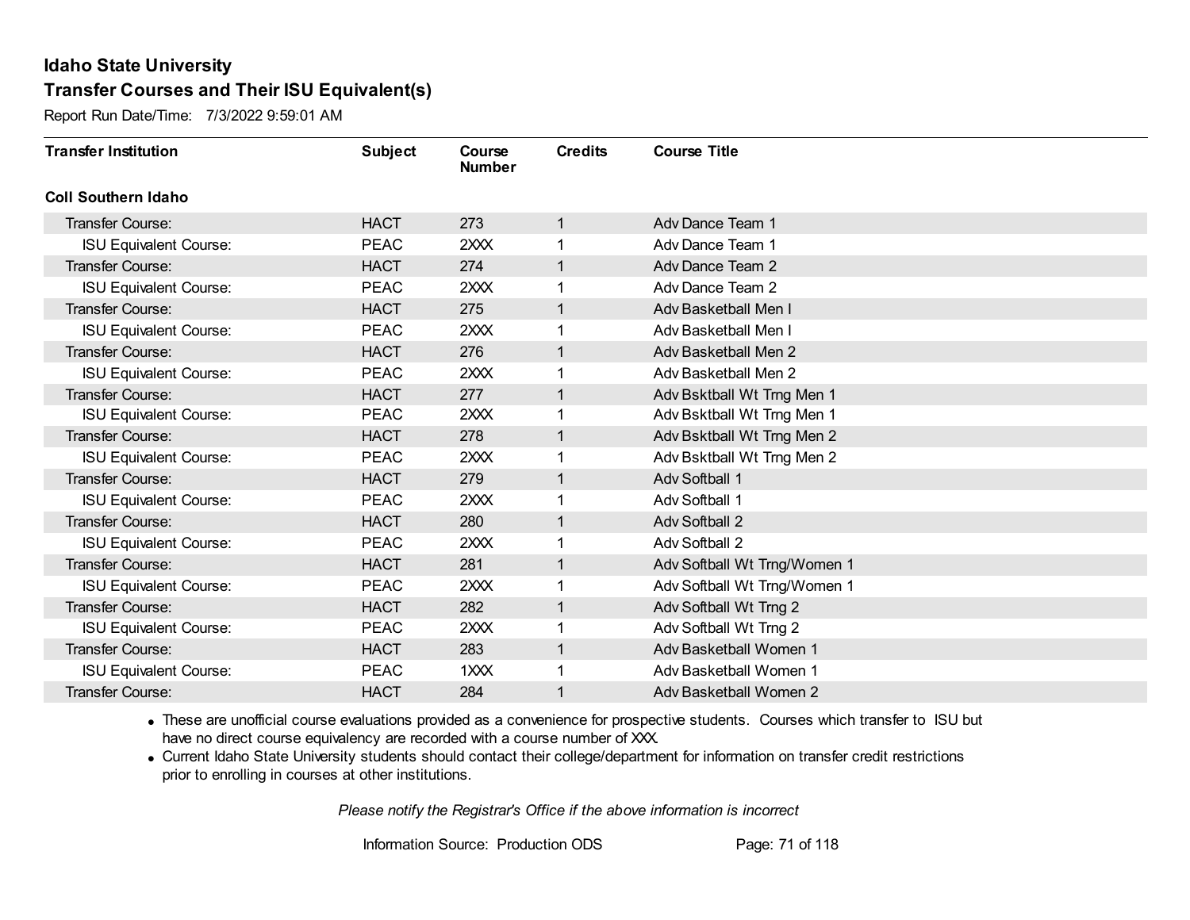# Idaho State University

## Transfer Courses and Their ISU Equivalent(s)

Report Run Date/Time: 7/3/2022 9:59:01 AM

| Transfer Institution | Subject | Course Number | Credits | Course Title |
|---|---|---|---|---|
| **Coll Southern Idaho** | | | | |
| Transfer Course: | HACT | 273 | 1 | Adv Dance Team 1 |
| ISU Equivalent Course: | PEAC | 2XXX | 1 | Adv Dance Team 1 |
| Transfer Course: | HACT | 274 | 1 | Adv Dance Team 2 |
| ISU Equivalent Course: | PEAC | 2XXX | 1 | Adv Dance Team 2 |
| Transfer Course: | HACT | 275 | 1 | Adv Basketball Men I |
| ISU Equivalent Course: | PEAC | 2XXX | 1 | Adv Basketball Men I |
| Transfer Course: | HACT | 276 | 1 | Adv Basketball Men 2 |
| ISU Equivalent Course: | PEAC | 2XXX | 1 | Adv Basketball Men 2 |
| Transfer Course: | HACT | 277 | 1 | Adv Bsktball Wt Trng Men 1 |
| ISU Equivalent Course: | PEAC | 2XXX | 1 | Adv Bsktball Wt Trng Men 1 |
| Transfer Course: | HACT | 278 | 1 | Adv Bsktball Wt Trng Men 2 |
| ISU Equivalent Course: | PEAC | 2XXX | 1 | Adv Bsktball Wt Trng Men 2 |
| Transfer Course: | HACT | 279 | 1 | Adv Softball 1 |
| ISU Equivalent Course: | PEAC | 2XXX | 1 | Adv Softball 1 |
| Transfer Course: | HACT | 280 | 1 | Adv Softball 2 |
| ISU Equivalent Course: | PEAC | 2XXX | 1 | Adv Softball 2 |
| Transfer Course: | HACT | 281 | 1 | Adv Softball Wt Trng/Women 1 |
| ISU Equivalent Course: | PEAC | 2XXX | 1 | Adv Softball Wt Trng/Women 1 |
| Transfer Course: | HACT | 282 | 1 | Adv Softball Wt Trng 2 |
| ISU Equivalent Course: | PEAC | 2XXX | 1 | Adv Softball Wt Trng 2 |
| Transfer Course: | HACT | 283 | 1 | Adv Basketball Women 1 |
| ISU Equivalent Course: | PEAC | 1XXX | 1 | Adv Basketball Women 1 |
| Transfer Course: | HACT | 284 | 1 | Adv Basketball Women 2 |

- These are unofficial course evaluations provided as a convenience for prospective students. Courses which transfer to ISU but have no direct course equivalency are recorded with a course number of XXX.
- Current Idaho State University students should contact their college/department for information on transfer credit restrictions prior to enrolling in courses at other institutions.

*Please notify the Registrar's Office if the above information is incorrect*

Information Source: Production ODS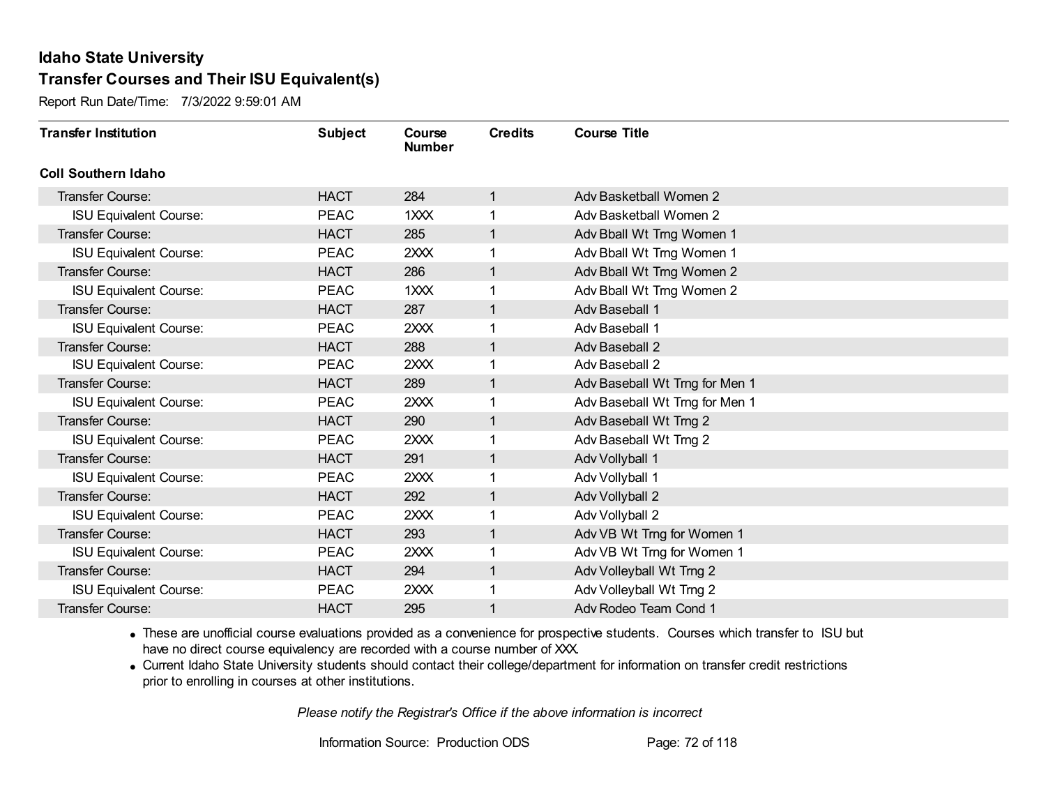# Idaho State University

## Transfer Courses and Their ISU Equivalent(s)

Report Run Date/Time: 7/3/2022 9:59:01 AM

| Transfer Institution | Subject | Course Number | Credits | Course Title |
|---|---|---|---|---|
| **Coll Southern Idaho** | | | | |
| Transfer Course: | HACT | 284 | 1 | Adv Basketball Women 2 |
| ISU Equivalent Course: | PEAC | 1XXX | 1 | Adv Basketball Women 2 |
| Transfer Course: | HACT | 285 | 1 | Adv Bball Wt Trng Women 1 |
| ISU Equivalent Course: | PEAC | 2XXX | 1 | Adv Bball Wt Trng Women 1 |
| Transfer Course: | HACT | 286 | 1 | Adv Bball Wt Trng Women 2 |
| ISU Equivalent Course: | PEAC | 1XXX | 1 | Adv Bball Wt Trng Women 2 |
| Transfer Course: | HACT | 287 | 1 | Adv Baseball 1 |
| ISU Equivalent Course: | PEAC | 2XXX | 1 | Adv Baseball 1 |
| Transfer Course: | HACT | 288 | 1 | Adv Baseball 2 |
| ISU Equivalent Course: | PEAC | 2XXX | 1 | Adv Baseball 2 |
| Transfer Course: | HACT | 289 | 1 | Adv Baseball Wt Trng for Men 1 |
| ISU Equivalent Course: | PEAC | 2XXX | 1 | Adv Baseball Wt Trng for Men 1 |
| Transfer Course: | HACT | 290 | 1 | Adv Baseball Wt Trng 2 |
| ISU Equivalent Course: | PEAC | 2XXX | 1 | Adv Baseball Wt Trng 2 |
| Transfer Course: | HACT | 291 | 1 | Adv Vollyball 1 |
| ISU Equivalent Course: | PEAC | 2XXX | 1 | Adv Vollyball 1 |
| Transfer Course: | HACT | 292 | 1 | Adv Vollyball 2 |
| ISU Equivalent Course: | PEAC | 2XXX | 1 | Adv Vollyball 2 |
| Transfer Course: | HACT | 293 | 1 | Adv VB Wt Trng for Women 1 |
| ISU Equivalent Course: | PEAC | 2XXX | 1 | Adv VB Wt Trng for Women 1 |
| Transfer Course: | HACT | 294 | 1 | Adv Volleyball Wt Trng 2 |
| ISU Equivalent Course: | PEAC | 2XXX | 1 | Adv Volleyball Wt Trng 2 |
| Transfer Course: | HACT | 295 | 1 | Adv Rodeo Team Cond 1 |

- These are unofficial course evaluations provided as a convenience for prospective students. Courses which transfer to ISU but have no direct course equivalency are recorded with a course number of XXX.
- Current Idaho State University students should contact their college/department for information on transfer credit restrictions prior to enrolling in courses at other institutions.

*Please notify the Registrar's Office if the above information is incorrect*

Information Source: Production ODS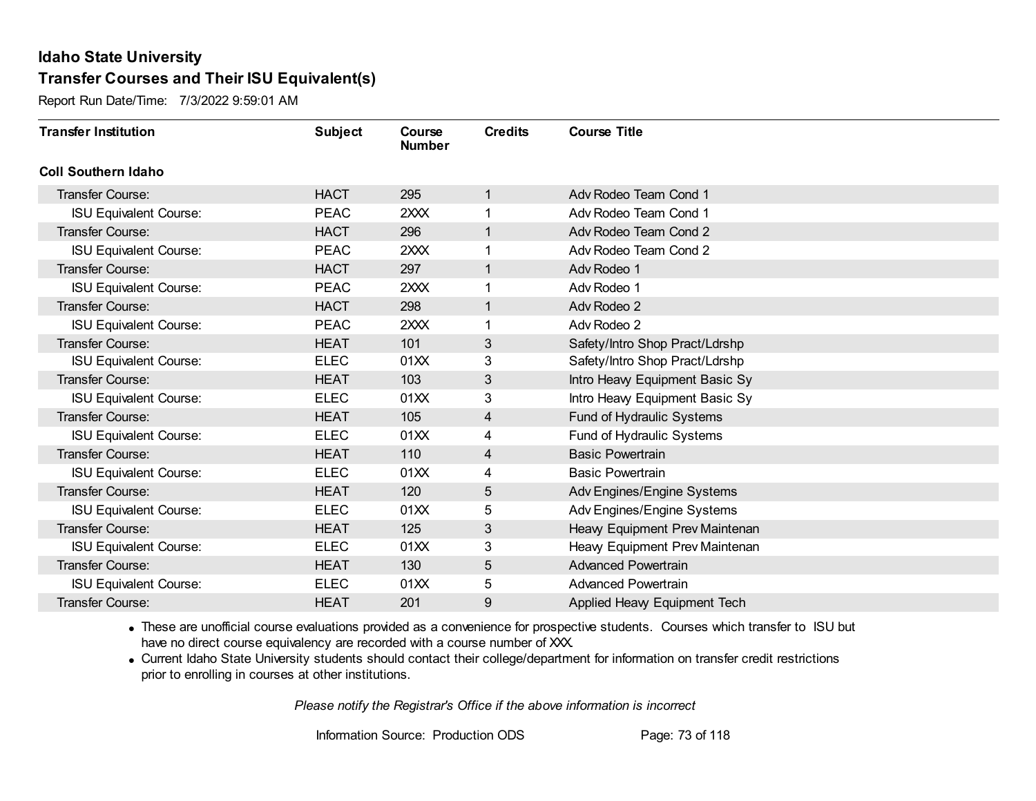# Idaho State University

## Transfer Courses and Their ISU Equivalent(s)

Report Run Date/Time: 7/3/2022 9:59:01 AM

| Transfer Institution | Subject | Course Number | Credits | Course Title |
|---|---|---|---|---|
| **Coll Southern Idaho** | | | | |
| Transfer Course: | HACT | 295 | 1 | Adv Rodeo Team Cond 1 |
| ISU Equivalent Course: | PEAC | 2XXX | 1 | Adv Rodeo Team Cond 1 |
| Transfer Course: | HACT | 296 | 1 | Adv Rodeo Team Cond 2 |
| ISU Equivalent Course: | PEAC | 2XXX | 1 | Adv Rodeo Team Cond 2 |
| Transfer Course: | HACT | 297 | 1 | Adv Rodeo 1 |
| ISU Equivalent Course: | PEAC | 2XXX | 1 | Adv Rodeo 1 |
| Transfer Course: | HACT | 298 | 1 | Adv Rodeo 2 |
| ISU Equivalent Course: | PEAC | 2XXX | 1 | Adv Rodeo 2 |
| Transfer Course: | HEAT | 101 | 3 | Safety/Intro Shop Pract/Ldrshp |
| ISU Equivalent Course: | ELEC | 01XX | 3 | Safety/Intro Shop Pract/Ldrshp |
| Transfer Course: | HEAT | 103 | 3 | Intro Heavy Equipment Basic Sy |
| ISU Equivalent Course: | ELEC | 01XX | 3 | Intro Heavy Equipment Basic Sy |
| Transfer Course: | HEAT | 105 | 4 | Fund of Hydraulic Systems |
| ISU Equivalent Course: | ELEC | 01XX | 4 | Fund of Hydraulic Systems |
| Transfer Course: | HEAT | 110 | 4 | Basic Powertrain |
| ISU Equivalent Course: | ELEC | 01XX | 4 | Basic Powertrain |
| Transfer Course: | HEAT | 120 | 5 | Adv Engines/Engine Systems |
| ISU Equivalent Course: | ELEC | 01XX | 5 | Adv Engines/Engine Systems |
| Transfer Course: | HEAT | 125 | 3 | Heavy Equipment Prev Maintenan |
| ISU Equivalent Course: | ELEC | 01XX | 3 | Heavy Equipment Prev Maintenan |
| Transfer Course: | HEAT | 130 | 5 | Advanced Powertrain |
| ISU Equivalent Course: | ELEC | 01XX | 5 | Advanced Powertrain |
| Transfer Course: | HEAT | 201 | 9 | Applied Heavy Equipment Tech |

- These are unofficial course evaluations provided as a convenience for prospective students. Courses which transfer to ISU but have no direct course equivalency are recorded with a course number of XXX.
- Current Idaho State University students should contact their college/department for information on transfer credit restrictions prior to enrolling in courses at other institutions.

*Please notify the Registrar's Office if the above information is incorrect*

Information Source: Production ODS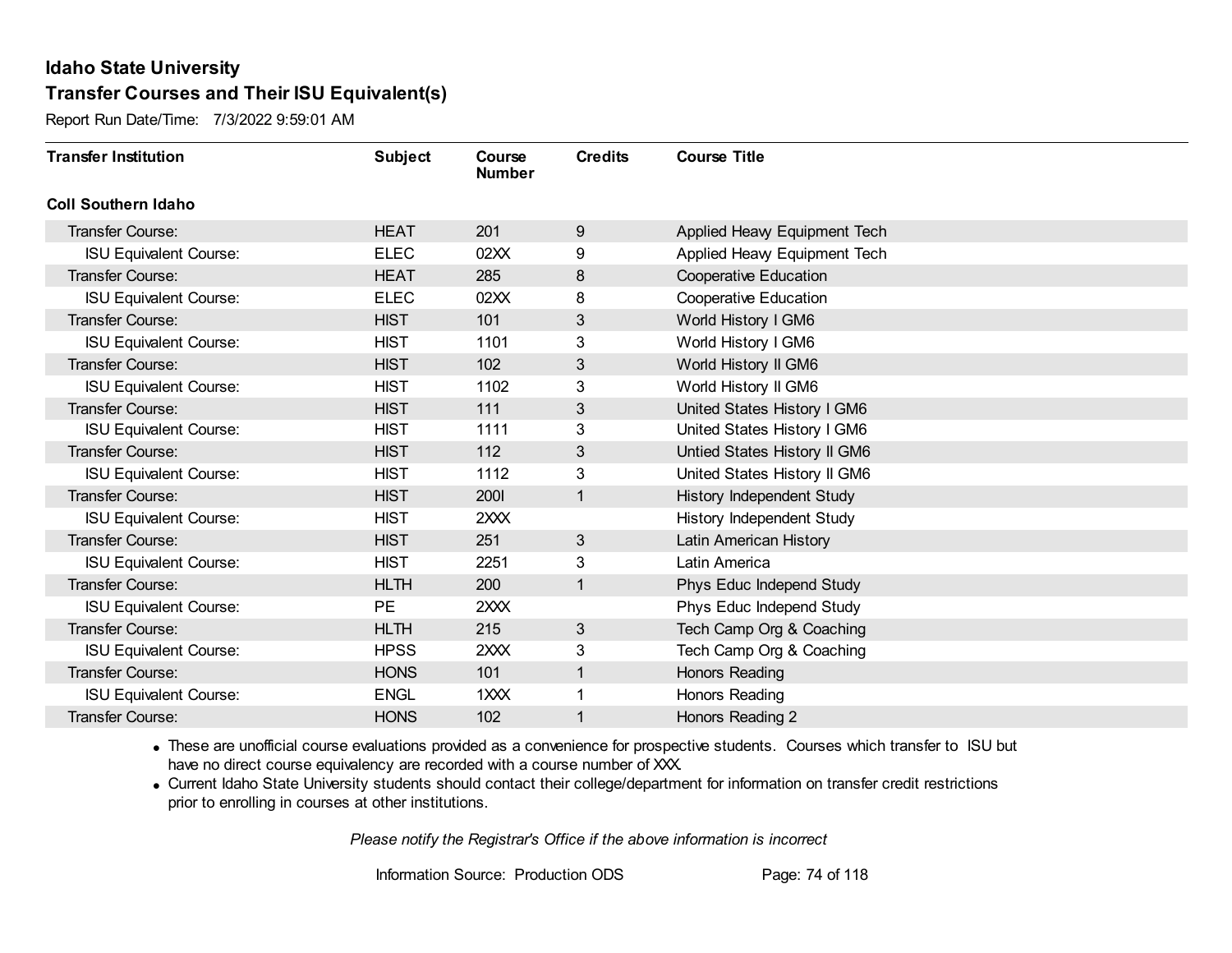## Idaho State University
## Transfer Courses and Their ISU Equivalent(s)

Report Run Date/Time: 7/3/2022 9:59:01 AM

| Transfer Institution | Subject | Course Number | Credits | Course Title |
|---|---|---|---|---|
| **Coll Southern Idaho** | | | | |
| Transfer Course: | HEAT | 201 | 9 | Applied Heavy Equipment Tech |
| ISU Equivalent Course: | ELEC | 02XX | 9 | Applied Heavy Equipment Tech |
| Transfer Course: | HEAT | 285 | 8 | Cooperative Education |
| ISU Equivalent Course: | ELEC | 02XX | 8 | Cooperative Education |
| Transfer Course: | HIST | 101 | 3 | World History I GM6 |
| ISU Equivalent Course: | HIST | 1101 | 3 | World History I GM6 |
| Transfer Course: | HIST | 102 | 3 | World History II GM6 |
| ISU Equivalent Course: | HIST | 1102 | 3 | World History II GM6 |
| Transfer Course: | HIST | 111 | 3 | United States History I GM6 |
| ISU Equivalent Course: | HIST | 1111 | 3 | United States History I GM6 |
| Transfer Course: | HIST | 112 | 3 | Untied States History II GM6 |
| ISU Equivalent Course: | HIST | 1112 | 3 | United States History II GM6 |
| Transfer Course: | HIST | 200I | 1 | History Independent Study |
| ISU Equivalent Course: | HIST | 2XXX | | History Independent Study |
| Transfer Course: | HIST | 251 | 3 | Latin American History |
| ISU Equivalent Course: | HIST | 2251 | 3 | Latin America |
| Transfer Course: | HLTH | 200 | 1 | Phys Educ Independ Study |
| ISU Equivalent Course: | PE | 2XXX | | Phys Educ Independ Study |
| Transfer Course: | HLTH | 215 | 3 | Tech Camp Org & Coaching |
| ISU Equivalent Course: | HPSS | 2XXX | 3 | Tech Camp Org & Coaching |
| Transfer Course: | HONS | 101 | 1 | Honors Reading |
| ISU Equivalent Course: | ENGL | 1XXX | 1 | Honors Reading |
| Transfer Course: | HONS | 102 | 1 | Honors Reading 2 |

- These are unofficial course evaluations provided as a convenience for prospective students. Courses which transfer to ISU but have no direct course equivalency are recorded with a course number of XXX.
- Current Idaho State University students should contact their college/department for information on transfer credit restrictions prior to enrolling in courses at other institutions.

*Please notify the Registrar's Office if the above information is incorrect*

Information Source: Production ODS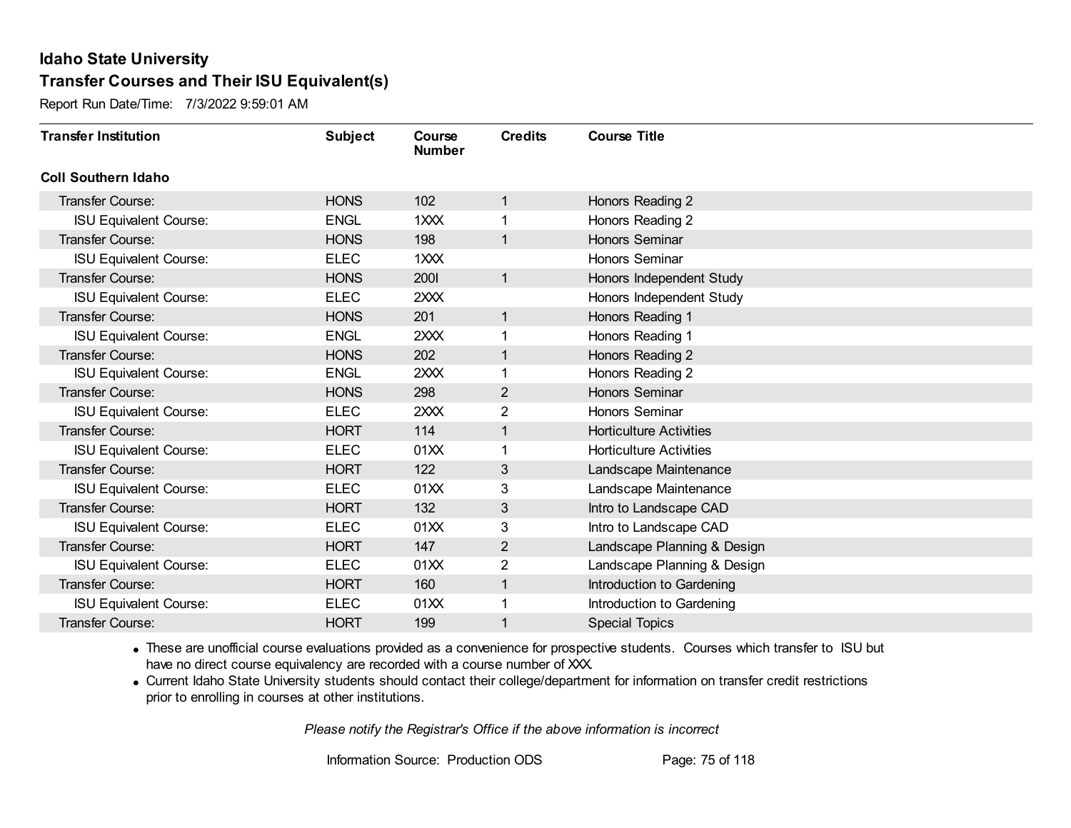# Idaho State University

## Transfer Courses and Their ISU Equivalent(s)

Report Run Date/Time: 7/3/2022 9:59:01 AM

| Transfer Institution | Subject | Course Number | Credits | Course Title |
|---|---|---|---|---|
| **Coll Southern Idaho** | | | | |
| Transfer Course: | HONS | 102 | 1 | Honors Reading 2 |
| ISU Equivalent Course: | ENGL | 1XXX | 1 | Honors Reading 2 |
| Transfer Course: | HONS | 198 | 1 | Honors Seminar |
| ISU Equivalent Course: | ELEC | 1XXX | | Honors Seminar |
| Transfer Course: | HONS | 200I | 1 | Honors Independent Study |
| ISU Equivalent Course: | ELEC | 2XXX | | Honors Independent Study |
| Transfer Course: | HONS | 201 | 1 | Honors Reading 1 |
| ISU Equivalent Course: | ENGL | 2XXX | 1 | Honors Reading 1 |
| Transfer Course: | HONS | 202 | 1 | Honors Reading 2 |
| ISU Equivalent Course: | ENGL | 2XXX | 1 | Honors Reading 2 |
| Transfer Course: | HONS | 298 | 2 | Honors Seminar |
| ISU Equivalent Course: | ELEC | 2XXX | 2 | Honors Seminar |
| Transfer Course: | HORT | 114 | 1 | Horticulture Activities |
| ISU Equivalent Course: | ELEC | 01XX | 1 | Horticulture Activities |
| Transfer Course: | HORT | 122 | 3 | Landscape Maintenance |
| ISU Equivalent Course: | ELEC | 01XX | 3 | Landscape Maintenance |
| Transfer Course: | HORT | 132 | 3 | Intro to Landscape CAD |
| ISU Equivalent Course: | ELEC | 01XX | 3 | Intro to Landscape CAD |
| Transfer Course: | HORT | 147 | 2 | Landscape Planning & Design |
| ISU Equivalent Course: | ELEC | 01XX | 2 | Landscape Planning & Design |
| Transfer Course: | HORT | 160 | 1 | Introduction to Gardening |
| ISU Equivalent Course: | ELEC | 01XX | 1 | Introduction to Gardening |
| Transfer Course: | HORT | 199 | 1 | Special Topics |

- These are unofficial course evaluations provided as a convenience for prospective students. Courses which transfer to ISU but have no direct course equivalency are recorded with a course number of XXX.
- Current Idaho State University students should contact their college/department for information on transfer credit restrictions prior to enrolling in courses at other institutions.

*Please notify the Registrar's Office if the above information is incorrect*

Information Source: Production ODS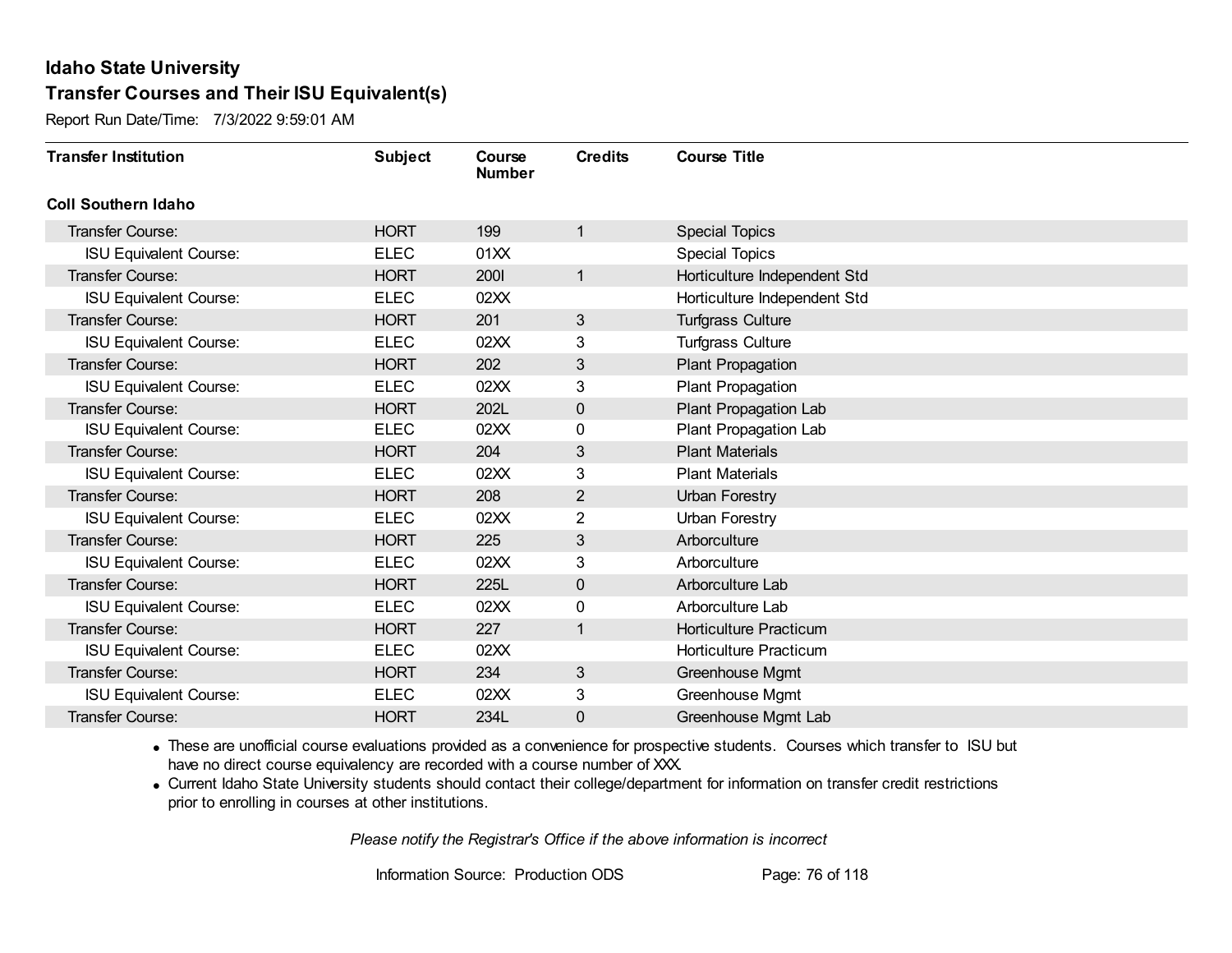# Idaho State University

## Transfer Courses and Their ISU Equivalent(s)

Report Run Date/Time: 7/3/2022 9:59:01 AM

| Transfer Institution | Subject | Course Number | Credits | Course Title |
|---|---|---|---|---|
| **Coll Southern Idaho** | | | | |
| Transfer Course: | HORT | 199 | 1 | Special Topics |
| ISU Equivalent Course: | ELEC | 01XX | | Special Topics |
| Transfer Course: | HORT | 200I | 1 | Horticulture Independent Std |
| ISU Equivalent Course: | ELEC | 02XX | | Horticulture Independent Std |
| Transfer Course: | HORT | 201 | 3 | Turfgrass Culture |
| ISU Equivalent Course: | ELEC | 02XX | 3 | Turfgrass Culture |
| Transfer Course: | HORT | 202 | 3 | Plant Propagation |
| ISU Equivalent Course: | ELEC | 02XX | 3 | Plant Propagation |
| Transfer Course: | HORT | 202L | 0 | Plant Propagation Lab |
| ISU Equivalent Course: | ELEC | 02XX | 0 | Plant Propagation Lab |
| Transfer Course: | HORT | 204 | 3 | Plant Materials |
| ISU Equivalent Course: | ELEC | 02XX | 3 | Plant Materials |
| Transfer Course: | HORT | 208 | 2 | Urban Forestry |
| ISU Equivalent Course: | ELEC | 02XX | 2 | Urban Forestry |
| Transfer Course: | HORT | 225 | 3 | Arborculture |
| ISU Equivalent Course: | ELEC | 02XX | 3 | Arborculture |
| Transfer Course: | HORT | 225L | 0 | Arborculture Lab |
| ISU Equivalent Course: | ELEC | 02XX | 0 | Arborculture Lab |
| Transfer Course: | HORT | 227 | 1 | Horticulture Practicum |
| ISU Equivalent Course: | ELEC | 02XX | | Horticulture Practicum |
| Transfer Course: | HORT | 234 | 3 | Greenhouse Mgmt |
| ISU Equivalent Course: | ELEC | 02XX | 3 | Greenhouse Mgmt |
| Transfer Course: | HORT | 234L | 0 | Greenhouse Mgmt Lab |

- These are unofficial course evaluations provided as a convenience for prospective students. Courses which transfer to ISU but have no direct course equivalency are recorded with a course number of XXX.
- Current Idaho State University students should contact their college/department for information on transfer credit restrictions prior to enrolling in courses at other institutions.

*Please notify the Registrar's Office if the above information is incorrect*

Information Source: Production ODS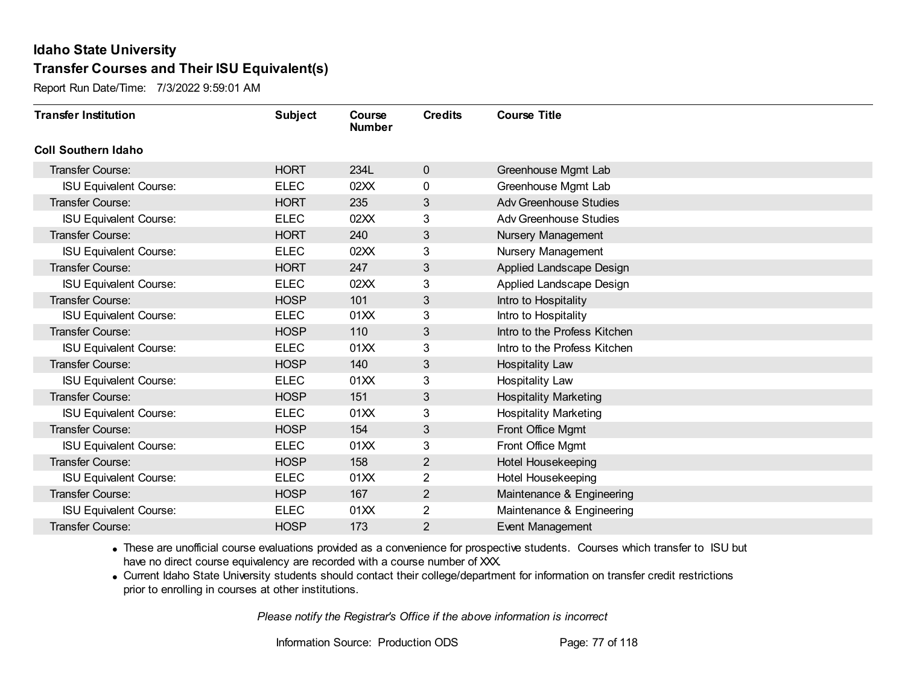## Idaho State University
## Transfer Courses and Their ISU Equivalent(s)

Report Run Date/Time: 7/3/2022 9:59:01 AM

| Transfer Institution | Subject | Course Number | Credits | Course Title |
|---|---|---|---|---|
| **Coll Southern Idaho** | | | | |
| Transfer Course: | HORT | 234L | 0 | Greenhouse Mgmt Lab |
| ISU Equivalent Course: | ELEC | 02XX | 0 | Greenhouse Mgmt Lab |
| Transfer Course: | HORT | 235 | 3 | Adv Greenhouse Studies |
| ISU Equivalent Course: | ELEC | 02XX | 3 | Adv Greenhouse Studies |
| Transfer Course: | HORT | 240 | 3 | Nursery Management |
| ISU Equivalent Course: | ELEC | 02XX | 3 | Nursery Management |
| Transfer Course: | HORT | 247 | 3 | Applied Landscape Design |
| ISU Equivalent Course: | ELEC | 02XX | 3 | Applied Landscape Design |
| Transfer Course: | HOSP | 101 | 3 | Intro to Hospitality |
| ISU Equivalent Course: | ELEC | 01XX | 3 | Intro to Hospitality |
| Transfer Course: | HOSP | 110 | 3 | Intro to the Profess Kitchen |
| ISU Equivalent Course: | ELEC | 01XX | 3 | Intro to the Profess Kitchen |
| Transfer Course: | HOSP | 140 | 3 | Hospitality Law |
| ISU Equivalent Course: | ELEC | 01XX | 3 | Hospitality Law |
| Transfer Course: | HOSP | 151 | 3 | Hospitality Marketing |
| ISU Equivalent Course: | ELEC | 01XX | 3 | Hospitality Marketing |
| Transfer Course: | HOSP | 154 | 3 | Front Office Mgmt |
| ISU Equivalent Course: | ELEC | 01XX | 3 | Front Office Mgmt |
| Transfer Course: | HOSP | 158 | 2 | Hotel Housekeeping |
| ISU Equivalent Course: | ELEC | 01XX | 2 | Hotel Housekeeping |
| Transfer Course: | HOSP | 167 | 2 | Maintenance & Engineering |
| ISU Equivalent Course: | ELEC | 01XX | 2 | Maintenance & Engineering |
| Transfer Course: | HOSP | 173 | 2 | Event Management |

- These are unofficial course evaluations provided as a convenience for prospective students. Courses which transfer to ISU but have no direct course equivalency are recorded with a course number of XXX.
- Current Idaho State University students should contact their college/department for information on transfer credit restrictions prior to enrolling in courses at other institutions.

*Please notify the Registrar's Office if the above information is incorrect*

Information Source: Production ODS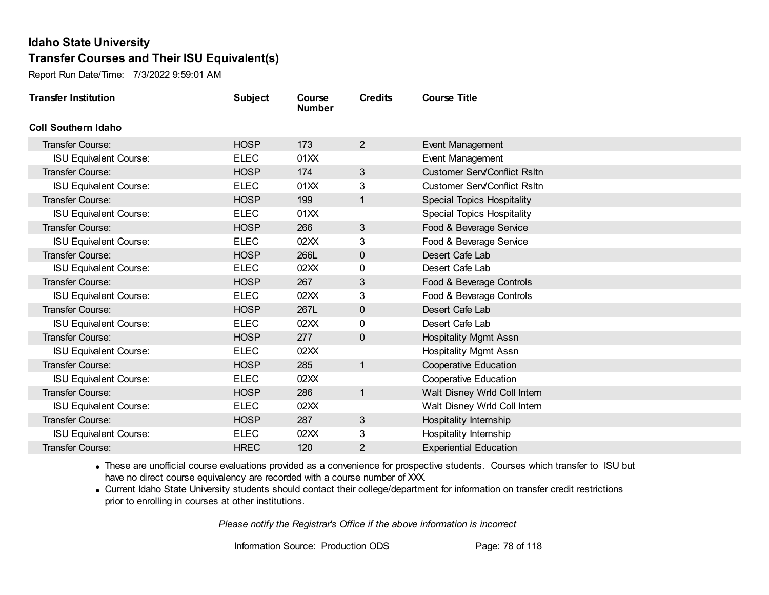# Idaho State University

## Transfer Courses and Their ISU Equivalent(s)

Report Run Date/Time: 7/3/2022 9:59:01 AM

| Transfer Institution | Subject | Course Number | Credits | Course Title |
|---|---|---|---|---|
| **Coll Southern Idaho** | | | | |
| Transfer Course: | HOSP | 173 | 2 | Event Management |
| ISU Equivalent Course: | ELEC | 01XX | | Event Management |
| Transfer Course: | HOSP | 174 | 3 | Customer Serv/Conflict Rsltn |
| ISU Equivalent Course: | ELEC | 01XX | 3 | Customer Serv/Conflict Rsltn |
| Transfer Course: | HOSP | 199 | 1 | Special Topics Hospitality |
| ISU Equivalent Course: | ELEC | 01XX | | Special Topics Hospitality |
| Transfer Course: | HOSP | 266 | 3 | Food & Beverage Service |
| ISU Equivalent Course: | ELEC | 02XX | 3 | Food & Beverage Service |
| Transfer Course: | HOSP | 266L | 0 | Desert Cafe Lab |
| ISU Equivalent Course: | ELEC | 02XX | 0 | Desert Cafe Lab |
| Transfer Course: | HOSP | 267 | 3 | Food & Beverage Controls |
| ISU Equivalent Course: | ELEC | 02XX | 3 | Food & Beverage Controls |
| Transfer Course: | HOSP | 267L | 0 | Desert Cafe Lab |
| ISU Equivalent Course: | ELEC | 02XX | 0 | Desert Cafe Lab |
| Transfer Course: | HOSP | 277 | 0 | Hospitality Mgmt Assn |
| ISU Equivalent Course: | ELEC | 02XX | | Hospitality Mgmt Assn |
| Transfer Course: | HOSP | 285 | 1 | Cooperative Education |
| ISU Equivalent Course: | ELEC | 02XX | | Cooperative Education |
| Transfer Course: | HOSP | 286 | 1 | Walt Disney Wrld Coll Intern |
| ISU Equivalent Course: | ELEC | 02XX | | Walt Disney Wrld Coll Intern |
| Transfer Course: | HOSP | 287 | 3 | Hospitality Internship |
| ISU Equivalent Course: | ELEC | 02XX | 3 | Hospitality Internship |
| Transfer Course: | HREC | 120 | 2 | Experiential Education |

- These are unofficial course evaluations provided as a convenience for prospective students. Courses which transfer to ISU but have no direct course equivalency are recorded with a course number of XXX.
- Current Idaho State University students should contact their college/department for information on transfer credit restrictions prior to enrolling in courses at other institutions.

*Please notify the Registrar's Office if the above information is incorrect*

Information Source: Production ODS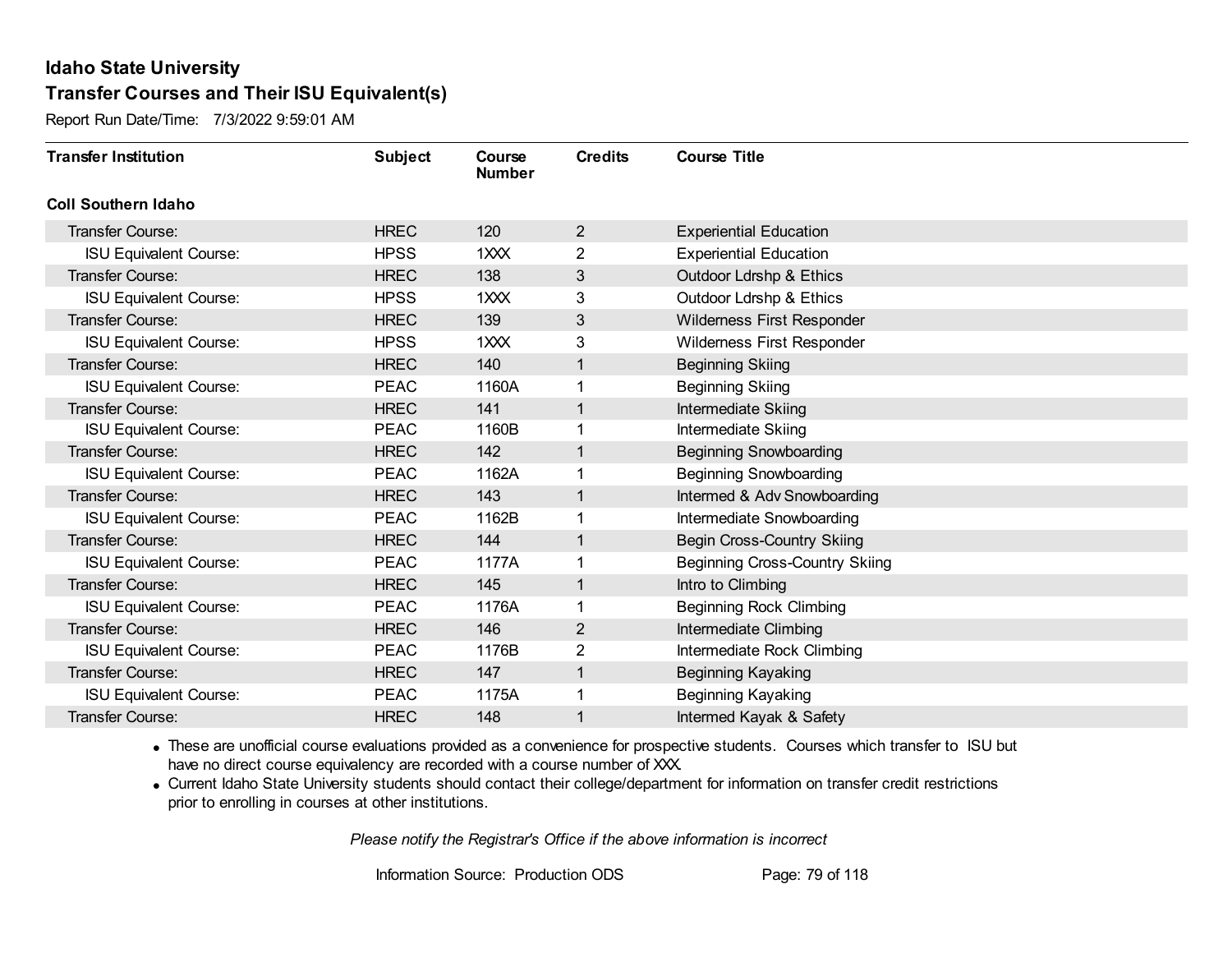## Idaho State University
## Transfer Courses and Their ISU Equivalent(s)

Report Run Date/Time: 7/3/2022 9:59:01 AM

| Transfer Institution | Subject | Course Number | Credits | Course Title |
|---|---|---|---|---|
| **Coll Southern Idaho** | | | | |
| Transfer Course: | HREC | 120 | 2 | Experiential Education |
| ISU Equivalent Course: | HPSS | 1XXX | 2 | Experiential Education |
| Transfer Course: | HREC | 138 | 3 | Outdoor Ldrshp & Ethics |
| ISU Equivalent Course: | HPSS | 1XXX | 3 | Outdoor Ldrshp & Ethics |
| Transfer Course: | HREC | 139 | 3 | Wilderness First Responder |
| ISU Equivalent Course: | HPSS | 1XXX | 3 | Wilderness First Responder |
| Transfer Course: | HREC | 140 | 1 | Beginning Skiing |
| ISU Equivalent Course: | PEAC | 1160A | 1 | Beginning Skiing |
| Transfer Course: | HREC | 141 | 1 | Intermediate Skiing |
| ISU Equivalent Course: | PEAC | 1160B | 1 | Intermediate Skiing |
| Transfer Course: | HREC | 142 | 1 | Beginning Snowboarding |
| ISU Equivalent Course: | PEAC | 1162A | 1 | Beginning Snowboarding |
| Transfer Course: | HREC | 143 | 1 | Intermed & Adv Snowboarding |
| ISU Equivalent Course: | PEAC | 1162B | 1 | Intermediate Snowboarding |
| Transfer Course: | HREC | 144 | 1 | Begin Cross-Country Skiing |
| ISU Equivalent Course: | PEAC | 1177A | 1 | Beginning Cross-Country Skiing |
| Transfer Course: | HREC | 145 | 1 | Intro to Climbing |
| ISU Equivalent Course: | PEAC | 1176A | 1 | Beginning Rock Climbing |
| Transfer Course: | HREC | 146 | 2 | Intermediate Climbing |
| ISU Equivalent Course: | PEAC | 1176B | 2 | Intermediate Rock Climbing |
| Transfer Course: | HREC | 147 | 1 | Beginning Kayaking |
| ISU Equivalent Course: | PEAC | 1175A | 1 | Beginning Kayaking |
| Transfer Course: | HREC | 148 | 1 | Intermed Kayak & Safety |

- These are unofficial course evaluations provided as a convenience for prospective students. Courses which transfer to ISU but have no direct course equivalency are recorded with a course number of XXX.
- Current Idaho State University students should contact their college/department for information on transfer credit restrictions prior to enrolling in courses at other institutions.

*Please notify the Registrar's Office if the above information is incorrect*

Information Source: Production ODS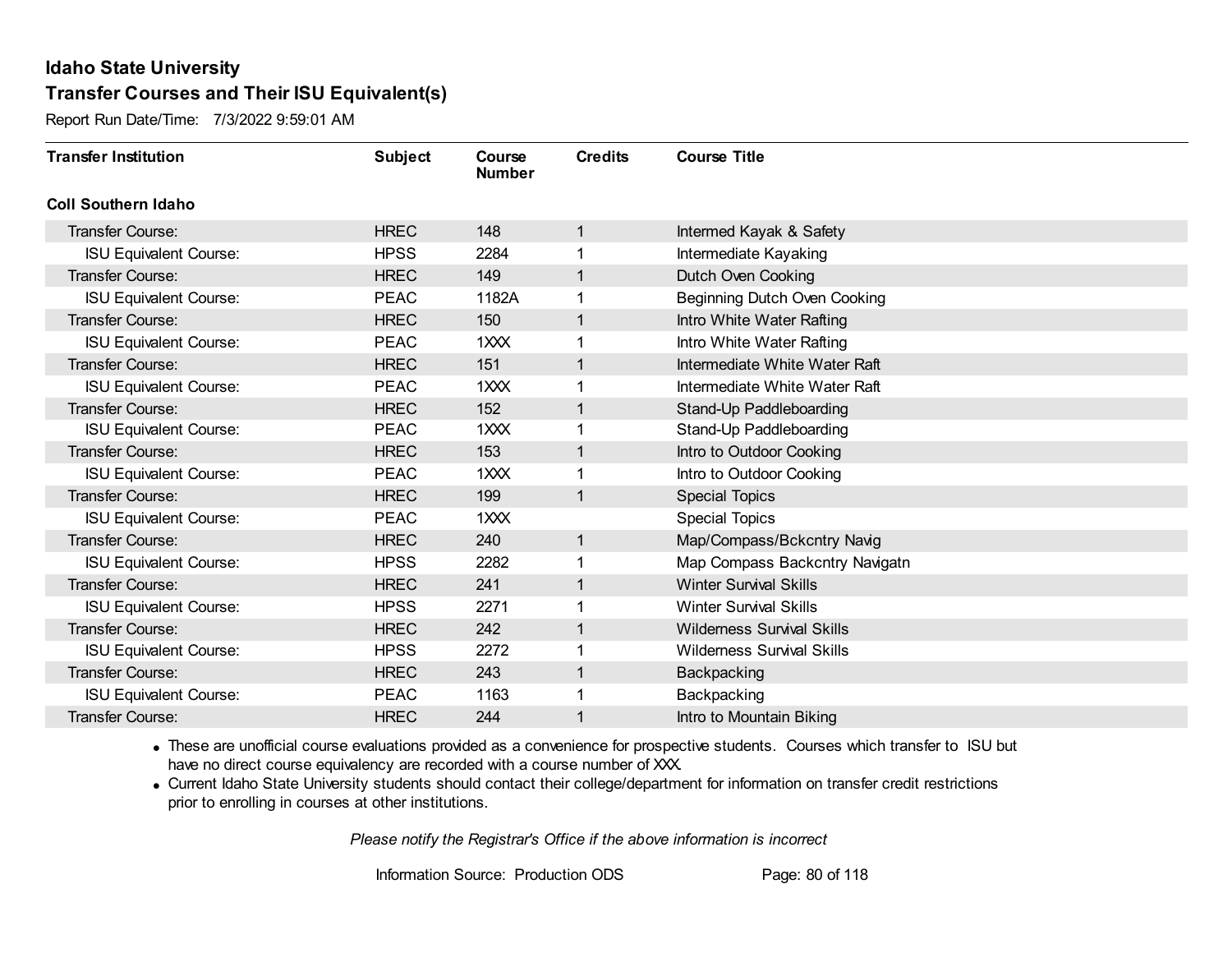## Idaho State University

## Transfer Courses and Their ISU Equivalent(s)

Report Run Date/Time: 7/3/2022 9:59:01 AM

| Transfer Institution | Subject | Course Number | Credits | Course Title |
|---|---|---|---|---|
| **Coll Southern Idaho** | | | | |
| Transfer Course: | HREC | 148 | 1 | Intermed Kayak & Safety |
| ISU Equivalent Course: | HPSS | 2284 | 1 | Intermediate Kayaking |
| Transfer Course: | HREC | 149 | 1 | Dutch Oven Cooking |
| ISU Equivalent Course: | PEAC | 1182A | 1 | Beginning Dutch Oven Cooking |
| Transfer Course: | HREC | 150 | 1 | Intro White Water Rafting |
| ISU Equivalent Course: | PEAC | 1XXX | 1 | Intro White Water Rafting |
| Transfer Course: | HREC | 151 | 1 | Intermediate White Water Raft |
| ISU Equivalent Course: | PEAC | 1XXX | 1 | Intermediate White Water Raft |
| Transfer Course: | HREC | 152 | 1 | Stand-Up Paddleboarding |
| ISU Equivalent Course: | PEAC | 1XXX | 1 | Stand-Up Paddleboarding |
| Transfer Course: | HREC | 153 | 1 | Intro to Outdoor Cooking |
| ISU Equivalent Course: | PEAC | 1XXX | 1 | Intro to Outdoor Cooking |
| Transfer Course: | HREC | 199 | 1 | Special Topics |
| ISU Equivalent Course: | PEAC | 1XXX | | Special Topics |
| Transfer Course: | HREC | 240 | 1 | Map/Compass/Bckcntry Navig |
| ISU Equivalent Course: | HPSS | 2282 | 1 | Map Compass Backcntry Navigatn |
| Transfer Course: | HREC | 241 | 1 | Winter Survival Skills |
| ISU Equivalent Course: | HPSS | 2271 | 1 | Winter Survival Skills |
| Transfer Course: | HREC | 242 | 1 | Wilderness Survival Skills |
| ISU Equivalent Course: | HPSS | 2272 | 1 | Wilderness Survival Skills |
| Transfer Course: | HREC | 243 | 1 | Backpacking |
| ISU Equivalent Course: | PEAC | 1163 | 1 | Backpacking |
| Transfer Course: | HREC | 244 | 1 | Intro to Mountain Biking |

- These are unofficial course evaluations provided as a convenience for prospective students. Courses which transfer to ISU but have no direct course equivalency are recorded with a course number of XXX.
- Current Idaho State University students should contact their college/department for information on transfer credit restrictions prior to enrolling in courses at other institutions.

*Please notify the Registrar's Office if the above information is incorrect*

Information Source: Production ODS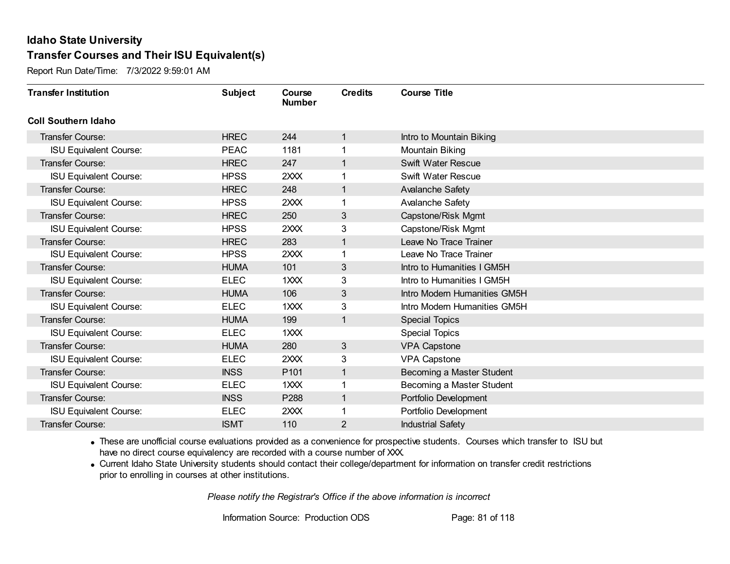# Idaho State University

## Transfer Courses and Their ISU Equivalent(s)

Report Run Date/Time: 7/3/2022 9:59:01 AM

| Transfer Institution | Subject | Course Number | Credits | Course Title |
|---|---|---|---|---|
| **Coll Southern Idaho** | | | | |
| Transfer Course: | HREC | 244 | 1 | Intro to Mountain Biking |
| ISU Equivalent Course: | PEAC | 1181 | 1 | Mountain Biking |
| Transfer Course: | HREC | 247 | 1 | Swift Water Rescue |
| ISU Equivalent Course: | HPSS | 2XXX | 1 | Swift Water Rescue |
| Transfer Course: | HREC | 248 | 1 | Avalanche Safety |
| ISU Equivalent Course: | HPSS | 2XXX | 1 | Avalanche Safety |
| Transfer Course: | HREC | 250 | 3 | Capstone/Risk Mgmt |
| ISU Equivalent Course: | HPSS | 2XXX | 3 | Capstone/Risk Mgmt |
| Transfer Course: | HREC | 283 | 1 | Leave No Trace Trainer |
| ISU Equivalent Course: | HPSS | 2XXX | 1 | Leave No Trace Trainer |
| Transfer Course: | HUMA | 101 | 3 | Intro to Humanities I GM5H |
| ISU Equivalent Course: | ELEC | 1XXX | 3 | Intro to Humanities I GM5H |
| Transfer Course: | HUMA | 106 | 3 | Intro Modern Humanities GM5H |
| ISU Equivalent Course: | ELEC | 1XXX | 3 | Intro Modern Humanities GM5H |
| Transfer Course: | HUMA | 199 | 1 | Special Topics |
| ISU Equivalent Course: | ELEC | 1XXX | | Special Topics |
| Transfer Course: | HUMA | 280 | 3 | VPA Capstone |
| ISU Equivalent Course: | ELEC | 2XXX | 3 | VPA Capstone |
| Transfer Course: | INSS | P101 | 1 | Becoming a Master Student |
| ISU Equivalent Course: | ELEC | 1XXX | 1 | Becoming a Master Student |
| Transfer Course: | INSS | P288 | 1 | Portfolio Development |
| ISU Equivalent Course: | ELEC | 2XXX | 1 | Portfolio Development |
| Transfer Course: | ISMT | 110 | 2 | Industrial Safety |

- These are unofficial course evaluations provided as a convenience for prospective students. Courses which transfer to ISU but have no direct course equivalency are recorded with a course number of XXX.
- Current Idaho State University students should contact their college/department for information on transfer credit restrictions prior to enrolling in courses at other institutions.

*Please notify the Registrar's Office if the above information is incorrect*

Information Source: Production ODS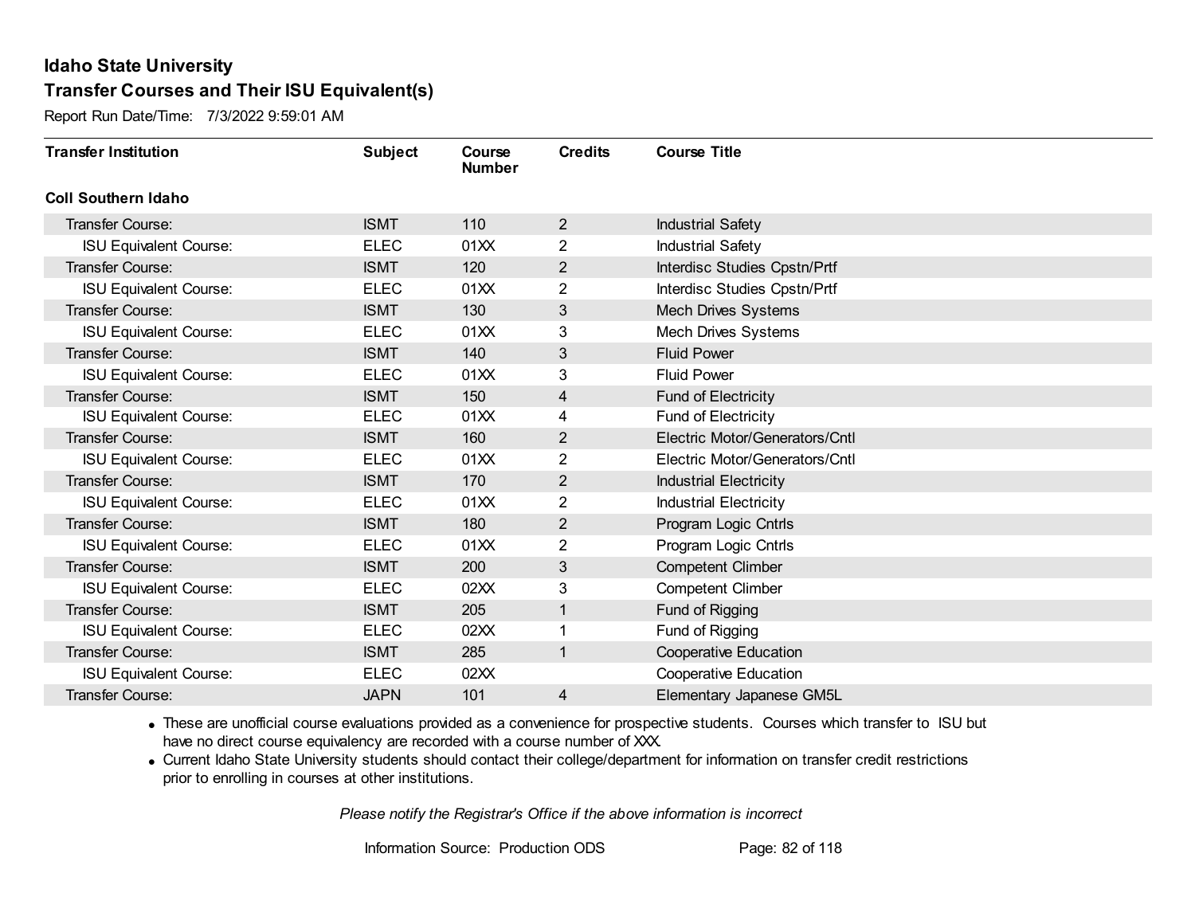# Idaho State University

## Transfer Courses and Their ISU Equivalent(s)

Report Run Date/Time: 7/3/2022 9:59:01 AM

| Transfer Institution | Subject | Course Number | Credits | Course Title |
|---|---|---|---|---|
| **Coll Southern Idaho** | | | | |
| Transfer Course: | ISMT | 110 | 2 | Industrial Safety |
| ISU Equivalent Course: | ELEC | 01XX | 2 | Industrial Safety |
| Transfer Course: | ISMT | 120 | 2 | Interdisc Studies Cpstn/Prtf |
| ISU Equivalent Course: | ELEC | 01XX | 2 | Interdisc Studies Cpstn/Prtf |
| Transfer Course: | ISMT | 130 | 3 | Mech Drives Systems |
| ISU Equivalent Course: | ELEC | 01XX | 3 | Mech Drives Systems |
| Transfer Course: | ISMT | 140 | 3 | Fluid Power |
| ISU Equivalent Course: | ELEC | 01XX | 3 | Fluid Power |
| Transfer Course: | ISMT | 150 | 4 | Fund of Electricity |
| ISU Equivalent Course: | ELEC | 01XX | 4 | Fund of Electricity |
| Transfer Course: | ISMT | 160 | 2 | Electric Motor/Generators/Cntl |
| ISU Equivalent Course: | ELEC | 01XX | 2 | Electric Motor/Generators/Cntl |
| Transfer Course: | ISMT | 170 | 2 | Industrial Electricity |
| ISU Equivalent Course: | ELEC | 01XX | 2 | Industrial Electricity |
| Transfer Course: | ISMT | 180 | 2 | Program Logic Cntrls |
| ISU Equivalent Course: | ELEC | 01XX | 2 | Program Logic Cntrls |
| Transfer Course: | ISMT | 200 | 3 | Competent Climber |
| ISU Equivalent Course: | ELEC | 02XX | 3 | Competent Climber |
| Transfer Course: | ISMT | 205 | 1 | Fund of Rigging |
| ISU Equivalent Course: | ELEC | 02XX | 1 | Fund of Rigging |
| Transfer Course: | ISMT | 285 | 1 | Cooperative Education |
| ISU Equivalent Course: | ELEC | 02XX | | Cooperative Education |
| Transfer Course: | JAPN | 101 | 4 | Elementary Japanese GM5L |

- These are unofficial course evaluations provided as a convenience for prospective students. Courses which transfer to ISU but have no direct course equivalency are recorded with a course number of XXX.
- Current Idaho State University students should contact their college/department for information on transfer credit restrictions prior to enrolling in courses at other institutions.

*Please notify the Registrar's Office if the above information is incorrect*

Information Source: Production ODS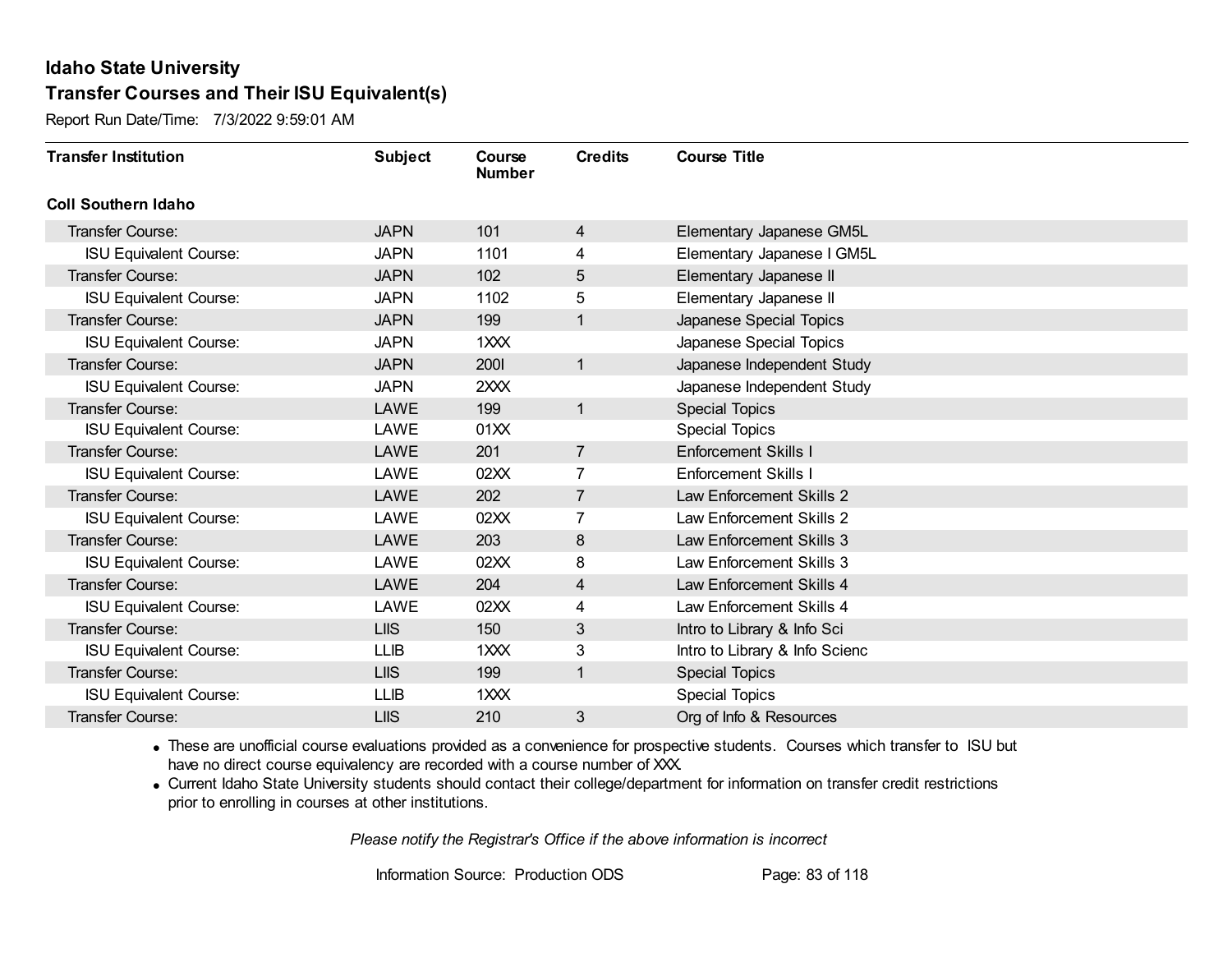## Idaho State University
## Transfer Courses and Their ISU Equivalent(s)

Report Run Date/Time: 7/3/2022 9:59:01 AM

| Transfer Institution | Subject | Course Number | Credits | Course Title |
|---|---|---|---|---|
| **Coll Southern Idaho** | | | | |
| Transfer Course: | JAPN | 101 | 4 | Elementary Japanese GM5L |
| ISU Equivalent Course: | JAPN | 1101 | 4 | Elementary Japanese I GM5L |
| Transfer Course: | JAPN | 102 | 5 | Elementary Japanese II |
| ISU Equivalent Course: | JAPN | 1102 | 5 | Elementary Japanese II |
| Transfer Course: | JAPN | 199 | 1 | Japanese Special Topics |
| ISU Equivalent Course: | JAPN | 1XXX | | Japanese Special Topics |
| Transfer Course: | JAPN | 200I | 1 | Japanese Independent Study |
| ISU Equivalent Course: | JAPN | 2XXX | | Japanese Independent Study |
| Transfer Course: | LAWE | 199 | 1 | Special Topics |
| ISU Equivalent Course: | LAWE | 01XX | | Special Topics |
| Transfer Course: | LAWE | 201 | 7 | Enforcement Skills I |
| ISU Equivalent Course: | LAWE | 02XX | 7 | Enforcement Skills I |
| Transfer Course: | LAWE | 202 | 7 | Law Enforcement Skills 2 |
| ISU Equivalent Course: | LAWE | 02XX | 7 | Law Enforcement Skills 2 |
| Transfer Course: | LAWE | 203 | 8 | Law Enforcement Skills 3 |
| ISU Equivalent Course: | LAWE | 02XX | 8 | Law Enforcement Skills 3 |
| Transfer Course: | LAWE | 204 | 4 | Law Enforcement Skills 4 |
| ISU Equivalent Course: | LAWE | 02XX | 4 | Law Enforcement Skills 4 |
| Transfer Course: | LIIS | 150 | 3 | Intro to Library & Info Sci |
| ISU Equivalent Course: | LLIB | 1XXX | 3 | Intro to Library & Info Scienc |
| Transfer Course: | LIIS | 199 | 1 | Special Topics |
| ISU Equivalent Course: | LLIB | 1XXX | | Special Topics |
| Transfer Course: | LIIS | 210 | 3 | Org of Info & Resources |

- These are unofficial course evaluations provided as a convenience for prospective students. Courses which transfer to ISU but have no direct course equivalency are recorded with a course number of XXX.
- Current Idaho State University students should contact their college/department for information on transfer credit restrictions prior to enrolling in courses at other institutions.

*Please notify the Registrar's Office if the above information is incorrect*

Information Source: Production ODS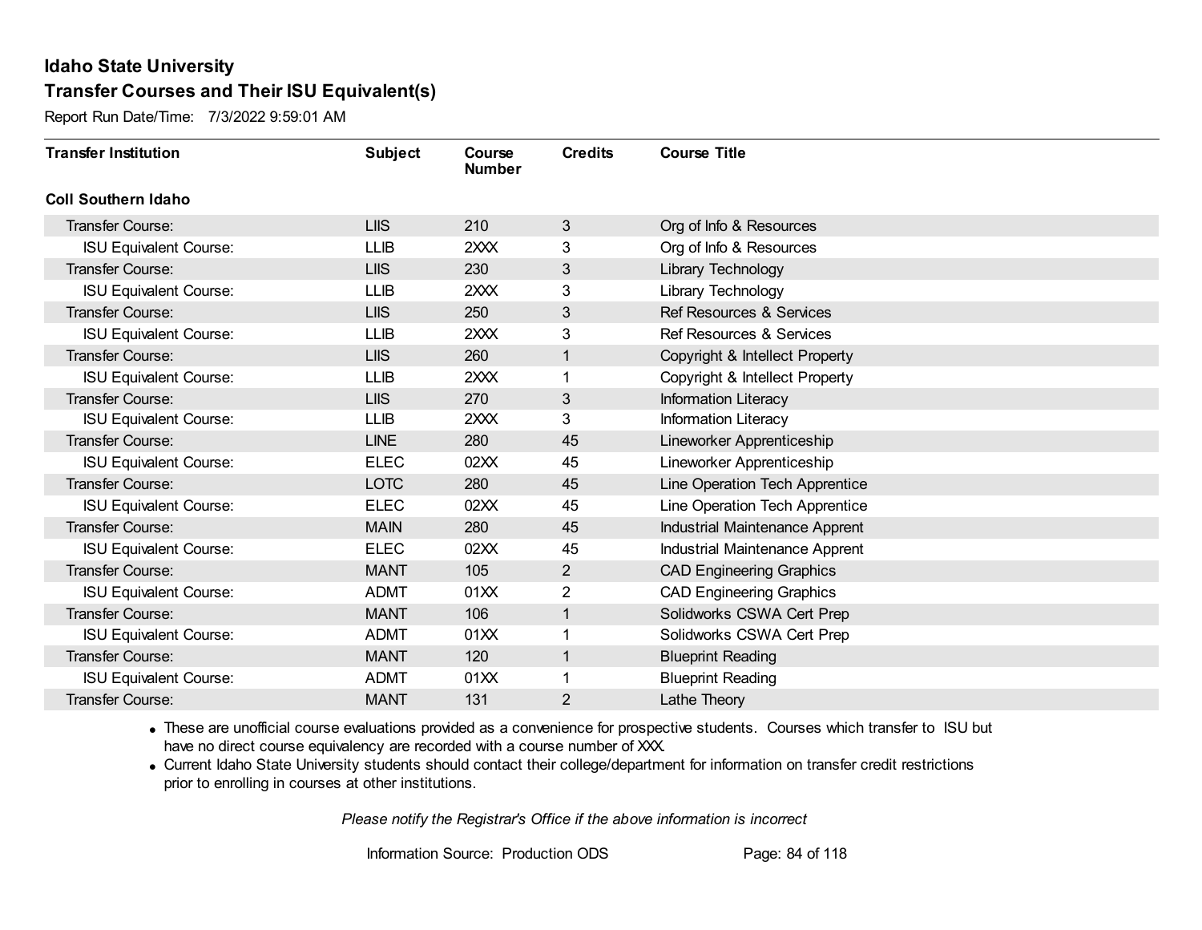# Idaho State University

## Transfer Courses and Their ISU Equivalent(s)

Report Run Date/Time: 7/3/2022 9:59:01 AM

| Transfer Institution | Subject | Course Number | Credits | Course Title |
|---|---|---|---|---|
| **Coll Southern Idaho** | | | | |
| Transfer Course: | LIIS | 210 | 3 | Org of Info & Resources |
| ISU Equivalent Course: | LLIB | 2XXX | 3 | Org of Info & Resources |
| Transfer Course: | LIIS | 230 | 3 | Library Technology |
| ISU Equivalent Course: | LLIB | 2XXX | 3 | Library Technology |
| Transfer Course: | LIIS | 250 | 3 | Ref Resources & Services |
| ISU Equivalent Course: | LLIB | 2XXX | 3 | Ref Resources & Services |
| Transfer Course: | LIIS | 260 | 1 | Copyright & Intellect Property |
| ISU Equivalent Course: | LLIB | 2XXX | 1 | Copyright & Intellect Property |
| Transfer Course: | LIIS | 270 | 3 | Information Literacy |
| ISU Equivalent Course: | LLIB | 2XXX | 3 | Information Literacy |
| Transfer Course: | LINE | 280 | 45 | Lineworker Apprenticeship |
| ISU Equivalent Course: | ELEC | 02XX | 45 | Lineworker Apprenticeship |
| Transfer Course: | LOTC | 280 | 45 | Line Operation Tech Apprentice |
| ISU Equivalent Course: | ELEC | 02XX | 45 | Line Operation Tech Apprentice |
| Transfer Course: | MAIN | 280 | 45 | Industrial Maintenance Apprent |
| ISU Equivalent Course: | ELEC | 02XX | 45 | Industrial Maintenance Apprent |
| Transfer Course: | MANT | 105 | 2 | CAD Engineering Graphics |
| ISU Equivalent Course: | ADMT | 01XX | 2 | CAD Engineering Graphics |
| Transfer Course: | MANT | 106 | 1 | Solidworks CSWA Cert Prep |
| ISU Equivalent Course: | ADMT | 01XX | 1 | Solidworks CSWA Cert Prep |
| Transfer Course: | MANT | 120 | 1 | Blueprint Reading |
| ISU Equivalent Course: | ADMT | 01XX | 1 | Blueprint Reading |
| Transfer Course: | MANT | 131 | 2 | Lathe Theory |

- These are unofficial course evaluations provided as a convenience for prospective students. Courses which transfer to ISU but have no direct course equivalency are recorded with a course number of XXX.
- Current Idaho State University students should contact their college/department for information on transfer credit restrictions prior to enrolling in courses at other institutions.

*Please notify the Registrar's Office if the above information is incorrect*

Information Source: Production ODS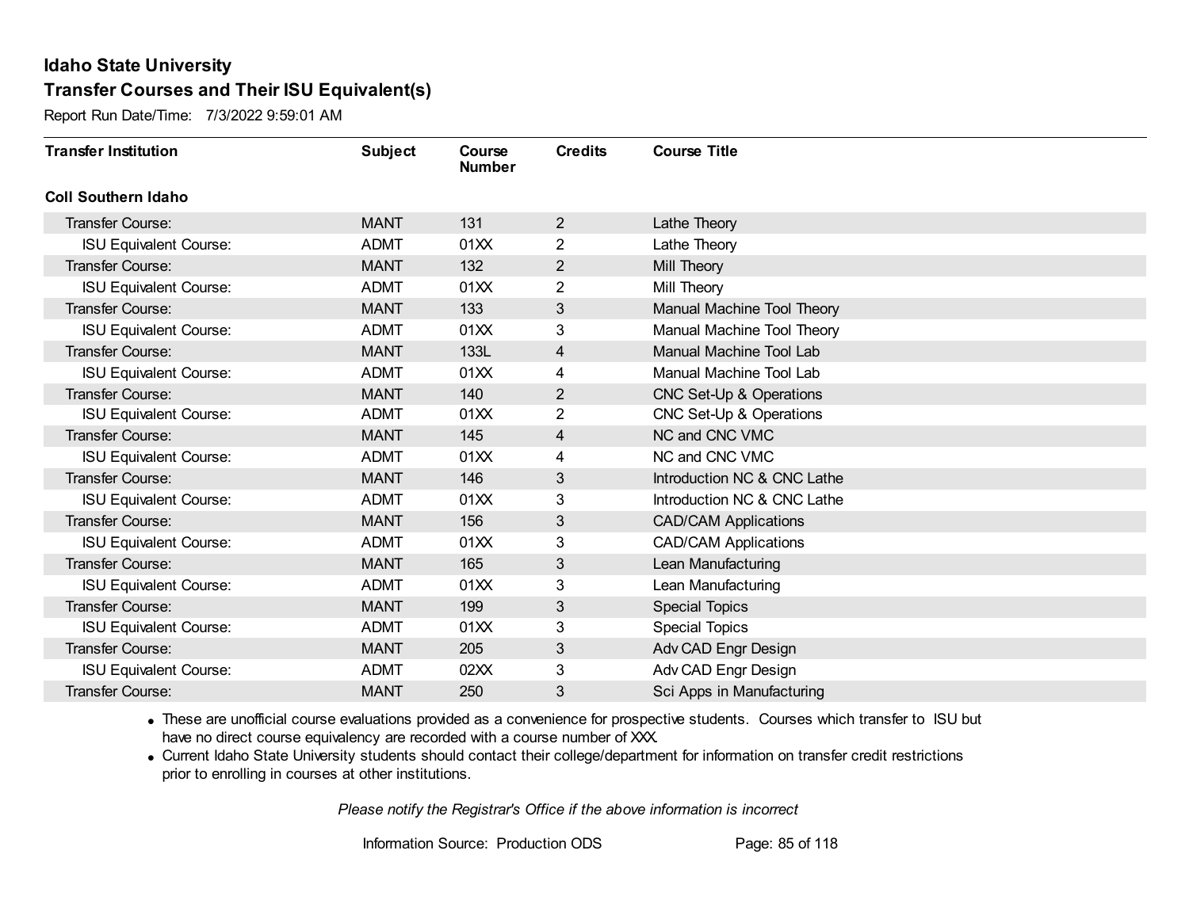# Idaho State University

## Transfer Courses and Their ISU Equivalent(s)

Report Run Date/Time: 7/3/2022 9:59:01 AM

| Transfer Institution | Subject | Course Number | Credits | Course Title |
|---|---|---|---|---|
| **Coll Southern Idaho** | | | | |
| Transfer Course: | MANT | 131 | 2 | Lathe Theory |
| ISU Equivalent Course: | ADMT | 01XX | 2 | Lathe Theory |
| Transfer Course: | MANT | 132 | 2 | Mill Theory |
| ISU Equivalent Course: | ADMT | 01XX | 2 | Mill Theory |
| Transfer Course: | MANT | 133 | 3 | Manual Machine Tool Theory |
| ISU Equivalent Course: | ADMT | 01XX | 3 | Manual Machine Tool Theory |
| Transfer Course: | MANT | 133L | 4 | Manual Machine Tool Lab |
| ISU Equivalent Course: | ADMT | 01XX | 4 | Manual Machine Tool Lab |
| Transfer Course: | MANT | 140 | 2 | CNC Set-Up & Operations |
| ISU Equivalent Course: | ADMT | 01XX | 2 | CNC Set-Up & Operations |
| Transfer Course: | MANT | 145 | 4 | NC and CNC VMC |
| ISU Equivalent Course: | ADMT | 01XX | 4 | NC and CNC VMC |
| Transfer Course: | MANT | 146 | 3 | Introduction NC & CNC Lathe |
| ISU Equivalent Course: | ADMT | 01XX | 3 | Introduction NC & CNC Lathe |
| Transfer Course: | MANT | 156 | 3 | CAD/CAM Applications |
| ISU Equivalent Course: | ADMT | 01XX | 3 | CAD/CAM Applications |
| Transfer Course: | MANT | 165 | 3 | Lean Manufacturing |
| ISU Equivalent Course: | ADMT | 01XX | 3 | Lean Manufacturing |
| Transfer Course: | MANT | 199 | 3 | Special Topics |
| ISU Equivalent Course: | ADMT | 01XX | 3 | Special Topics |
| Transfer Course: | MANT | 205 | 3 | Adv CAD Engr Design |
| ISU Equivalent Course: | ADMT | 02XX | 3 | Adv CAD Engr Design |
| Transfer Course: | MANT | 250 | 3 | Sci Apps in Manufacturing |

- These are unofficial course evaluations provided as a convenience for prospective students. Courses which transfer to ISU but have no direct course equivalency are recorded with a course number of XXX.
- Current Idaho State University students should contact their college/department for information on transfer credit restrictions prior to enrolling in courses at other institutions.

*Please notify the Registrar's Office if the above information is incorrect*

Information Source: Production ODS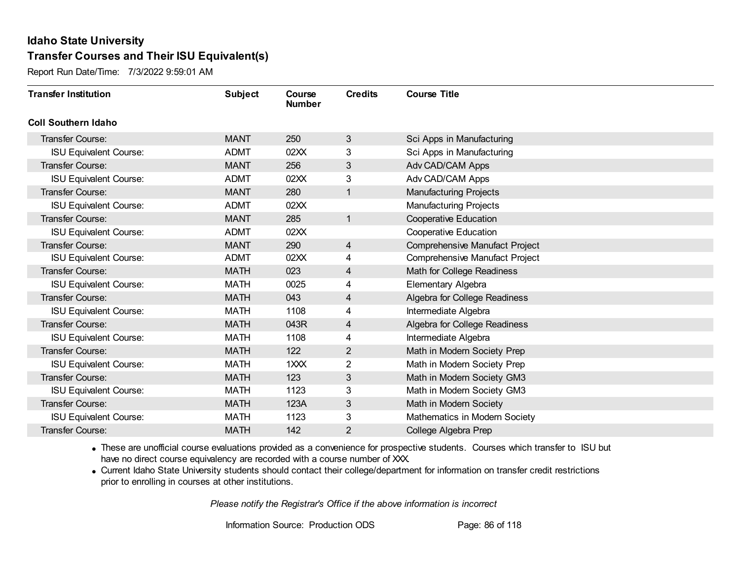# Idaho State University

## Transfer Courses and Their ISU Equivalent(s)

Report Run Date/Time: 7/3/2022 9:59:01 AM

| Transfer Institution | Subject | Course Number | Credits | Course Title |
|---|---|---|---|---|
| **Coll Southern Idaho** | | | | |
| Transfer Course: | MANT | 250 | 3 | Sci Apps in Manufacturing |
| ISU Equivalent Course: | ADMT | 02XX | 3 | Sci Apps in Manufacturing |
| Transfer Course: | MANT | 256 | 3 | Adv CAD/CAM Apps |
| ISU Equivalent Course: | ADMT | 02XX | 3 | Adv CAD/CAM Apps |
| Transfer Course: | MANT | 280 | 1 | Manufacturing Projects |
| ISU Equivalent Course: | ADMT | 02XX | | Manufacturing Projects |
| Transfer Course: | MANT | 285 | 1 | Cooperative Education |
| ISU Equivalent Course: | ADMT | 02XX | | Cooperative Education |
| Transfer Course: | MANT | 290 | 4 | Comprehensive Manufact Project |
| ISU Equivalent Course: | ADMT | 02XX | 4 | Comprehensive Manufact Project |
| Transfer Course: | MATH | 023 | 4 | Math for College Readiness |
| ISU Equivalent Course: | MATH | 0025 | 4 | Elementary Algebra |
| Transfer Course: | MATH | 043 | 4 | Algebra for College Readiness |
| ISU Equivalent Course: | MATH | 1108 | 4 | Intermediate Algebra |
| Transfer Course: | MATH | 043R | 4 | Algebra for College Readiness |
| ISU Equivalent Course: | MATH | 1108 | 4 | Intermediate Algebra |
| Transfer Course: | MATH | 122 | 2 | Math in Modern Society Prep |
| ISU Equivalent Course: | MATH | 1XXX | 2 | Math in Modern Society Prep |
| Transfer Course: | MATH | 123 | 3 | Math in Modern Society GM3 |
| ISU Equivalent Course: | MATH | 1123 | 3 | Math in Modern Society GM3 |
| Transfer Course: | MATH | 123A | 3 | Math in Modern Society |
| ISU Equivalent Course: | MATH | 1123 | 3 | Mathematics in Modern Society |
| Transfer Course: | MATH | 142 | 2 | College Algebra Prep |

- These are unofficial course evaluations provided as a convenience for prospective students. Courses which transfer to ISU but have no direct course equivalency are recorded with a course number of XXX.
- Current Idaho State University students should contact their college/department for information on transfer credit restrictions prior to enrolling in courses at other institutions.

*Please notify the Registrar's Office if the above information is incorrect*

Information Source: Production ODS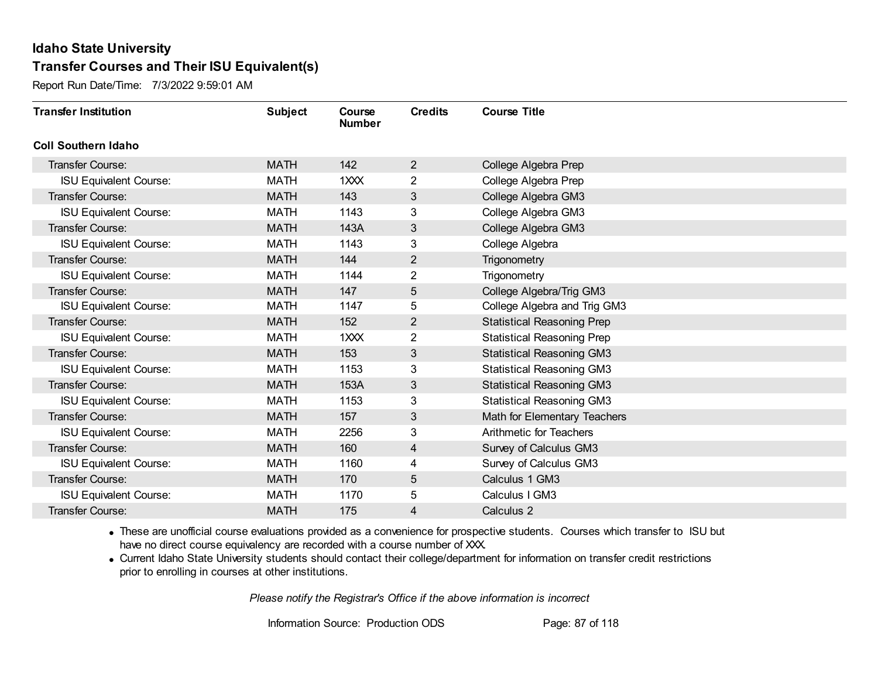# Idaho State University

## Transfer Courses and Their ISU Equivalent(s)

Report Run Date/Time: 7/3/2022 9:59:01 AM

| Transfer Institution | Subject | Course Number | Credits | Course Title |
|---|---|---|---|---|
| **Coll Southern Idaho** | | | | |
| Transfer Course: | MATH | 142 | 2 | College Algebra Prep |
| ISU Equivalent Course: | MATH | 1XXX | 2 | College Algebra Prep |
| Transfer Course: | MATH | 143 | 3 | College Algebra GM3 |
| ISU Equivalent Course: | MATH | 1143 | 3 | College Algebra GM3 |
| Transfer Course: | MATH | 143A | 3 | College Algebra GM3 |
| ISU Equivalent Course: | MATH | 1143 | 3 | College Algebra |
| Transfer Course: | MATH | 144 | 2 | Trigonometry |
| ISU Equivalent Course: | MATH | 1144 | 2 | Trigonometry |
| Transfer Course: | MATH | 147 | 5 | College Algebra/Trig GM3 |
| ISU Equivalent Course: | MATH | 1147 | 5 | College Algebra and Trig GM3 |
| Transfer Course: | MATH | 152 | 2 | Statistical Reasoning Prep |
| ISU Equivalent Course: | MATH | 1XXX | 2 | Statistical Reasoning Prep |
| Transfer Course: | MATH | 153 | 3 | Statistical Reasoning GM3 |
| ISU Equivalent Course: | MATH | 1153 | 3 | Statistical Reasoning GM3 |
| Transfer Course: | MATH | 153A | 3 | Statistical Reasoning GM3 |
| ISU Equivalent Course: | MATH | 1153 | 3 | Statistical Reasoning GM3 |
| Transfer Course: | MATH | 157 | 3 | Math for Elementary Teachers |
| ISU Equivalent Course: | MATH | 2256 | 3 | Arithmetic for Teachers |
| Transfer Course: | MATH | 160 | 4 | Survey of Calculus GM3 |
| ISU Equivalent Course: | MATH | 1160 | 4 | Survey of Calculus GM3 |
| Transfer Course: | MATH | 170 | 5 | Calculus 1 GM3 |
| ISU Equivalent Course: | MATH | 1170 | 5 | Calculus I GM3 |
| Transfer Course: | MATH | 175 | 4 | Calculus 2 |

- These are unofficial course evaluations provided as a convenience for prospective students. Courses which transfer to ISU but have no direct course equivalency are recorded with a course number of XXX.
- Current Idaho State University students should contact their college/department for information on transfer credit restrictions prior to enrolling in courses at other institutions.

*Please notify the Registrar's Office if the above information is incorrect*

Information Source: Production ODS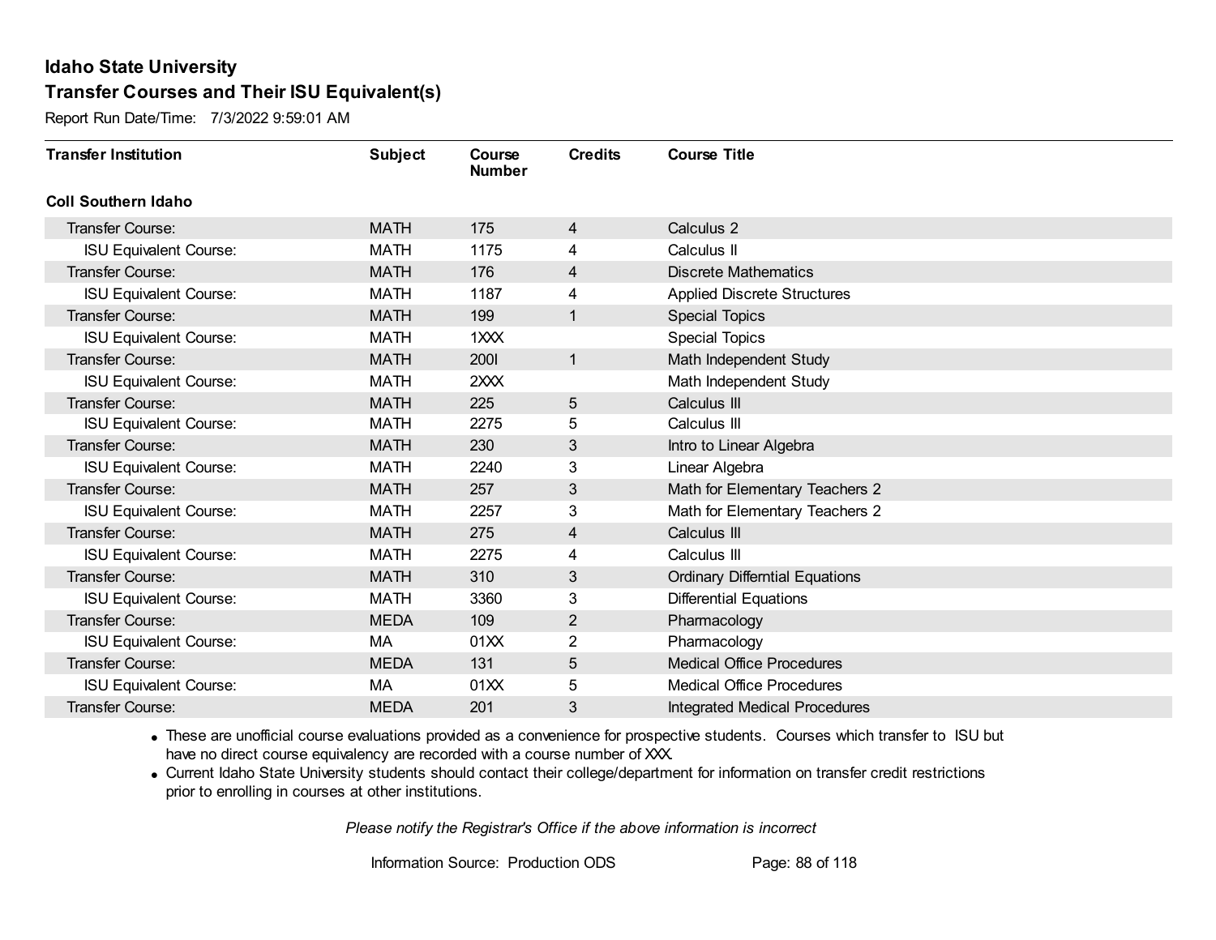**Idaho State University**

**Transfer Courses and Their ISU Equivalent(s)**

Report Run Date/Time: 7/3/2022 9:59:01 AM

| Transfer Institution | Subject | Course Number | Credits | Course Title |
|---|---|---|---|---|
| **Coll Southern Idaho** | | | | |
| Transfer Course: | MATH | 175 | 4 | Calculus 2 |
| ISU Equivalent Course: | MATH | 1175 | 4 | Calculus II |
| Transfer Course: | MATH | 176 | 4 | Discrete Mathematics |
| ISU Equivalent Course: | MATH | 1187 | 4 | Applied Discrete Structures |
| Transfer Course: | MATH | 199 | 1 | Special Topics |
| ISU Equivalent Course: | MATH | 1XXX | | Special Topics |
| Transfer Course: | MATH | 200I | 1 | Math Independent Study |
| ISU Equivalent Course: | MATH | 2XXX | | Math Independent Study |
| Transfer Course: | MATH | 225 | 5 | Calculus III |
| ISU Equivalent Course: | MATH | 2275 | 5 | Calculus III |
| Transfer Course: | MATH | 230 | 3 | Intro to Linear Algebra |
| ISU Equivalent Course: | MATH | 2240 | 3 | Linear Algebra |
| Transfer Course: | MATH | 257 | 3 | Math for Elementary Teachers 2 |
| ISU Equivalent Course: | MATH | 2257 | 3 | Math for Elementary Teachers 2 |
| Transfer Course: | MATH | 275 | 4 | Calculus III |
| ISU Equivalent Course: | MATH | 2275 | 4 | Calculus III |
| Transfer Course: | MATH | 310 | 3 | Ordinary Differntial Equations |
| ISU Equivalent Course: | MATH | 3360 | 3 | Differential Equations |
| Transfer Course: | MEDA | 109 | 2 | Pharmacology |
| ISU Equivalent Course: | MA | 01XX | 2 | Pharmacology |
| Transfer Course: | MEDA | 131 | 5 | Medical Office Procedures |
| ISU Equivalent Course: | MA | 01XX | 5 | Medical Office Procedures |
| Transfer Course: | MEDA | 201 | 3 | Integrated Medical Procedures |

- These are unofficial course evaluations provided as a convenience for prospective students. Courses which transfer to ISU but have no direct course equivalency are recorded with a course number of XXX.
- Current Idaho State University students should contact their college/department for information on transfer credit restrictions prior to enrolling in courses at other institutions.

*Please notify the Registrar's Office if the above information is incorrect*

Information Source: Production ODS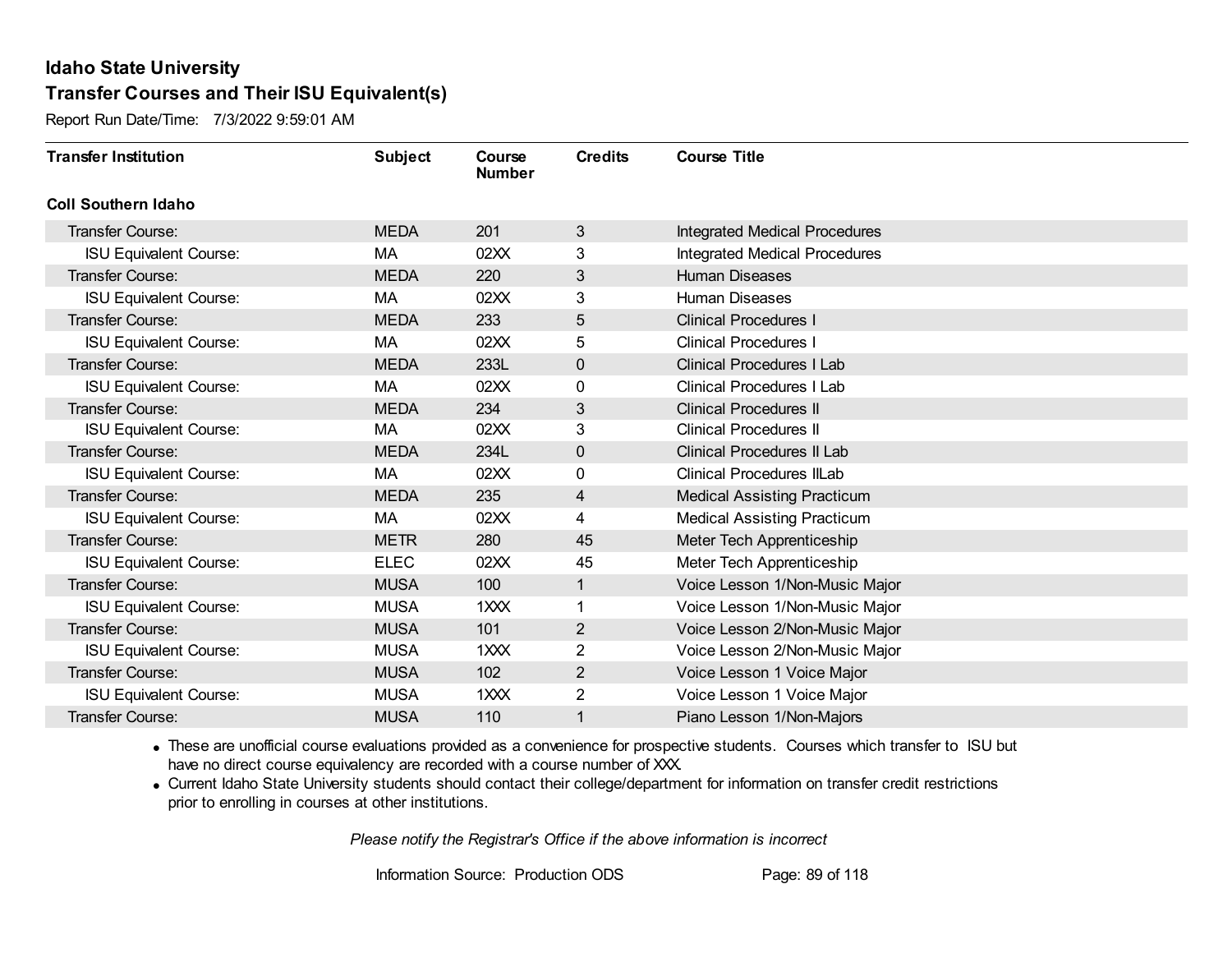# Idaho State University

## Transfer Courses and Their ISU Equivalent(s)

Report Run Date/Time: 7/3/2022 9:59:01 AM

| Transfer Institution | Subject | Course Number | Credits | Course Title |
|---|---|---|---|---|
| **Coll Southern Idaho** | | | | |
| Transfer Course: | MEDA | 201 | 3 | Integrated Medical Procedures |
| ISU Equivalent Course: | MA | 02XX | 3 | Integrated Medical Procedures |
| Transfer Course: | MEDA | 220 | 3 | Human Diseases |
| ISU Equivalent Course: | MA | 02XX | 3 | Human Diseases |
| Transfer Course: | MEDA | 233 | 5 | Clinical Procedures I |
| ISU Equivalent Course: | MA | 02XX | 5 | Clinical Procedures I |
| Transfer Course: | MEDA | 233L | 0 | Clinical Procedures I Lab |
| ISU Equivalent Course: | MA | 02XX | 0 | Clinical Procedures I Lab |
| Transfer Course: | MEDA | 234 | 3 | Clinical Procedures II |
| ISU Equivalent Course: | MA | 02XX | 3 | Clinical Procedures II |
| Transfer Course: | MEDA | 234L | 0 | Clinical Procedures II Lab |
| ISU Equivalent Course: | MA | 02XX | 0 | Clinical Procedures IILab |
| Transfer Course: | MEDA | 235 | 4 | Medical Assisting Practicum |
| ISU Equivalent Course: | MA | 02XX | 4 | Medical Assisting Practicum |
| Transfer Course: | METR | 280 | 45 | Meter Tech Apprenticeship |
| ISU Equivalent Course: | ELEC | 02XX | 45 | Meter Tech Apprenticeship |
| Transfer Course: | MUSA | 100 | 1 | Voice Lesson 1/Non-Music Major |
| ISU Equivalent Course: | MUSA | 1XXX | 1 | Voice Lesson 1/Non-Music Major |
| Transfer Course: | MUSA | 101 | 2 | Voice Lesson 2/Non-Music Major |
| ISU Equivalent Course: | MUSA | 1XXX | 2 | Voice Lesson 2/Non-Music Major |
| Transfer Course: | MUSA | 102 | 2 | Voice Lesson 1 Voice Major |
| ISU Equivalent Course: | MUSA | 1XXX | 2 | Voice Lesson 1 Voice Major |
| Transfer Course: | MUSA | 110 | 1 | Piano Lesson 1/Non-Majors |

- These are unofficial course evaluations provided as a convenience for prospective students. Courses which transfer to ISU but have no direct course equivalency are recorded with a course number of XXX.
- Current Idaho State University students should contact their college/department for information on transfer credit restrictions prior to enrolling in courses at other institutions.

*Please notify the Registrar's Office if the above information is incorrect*

Information Source: Production ODS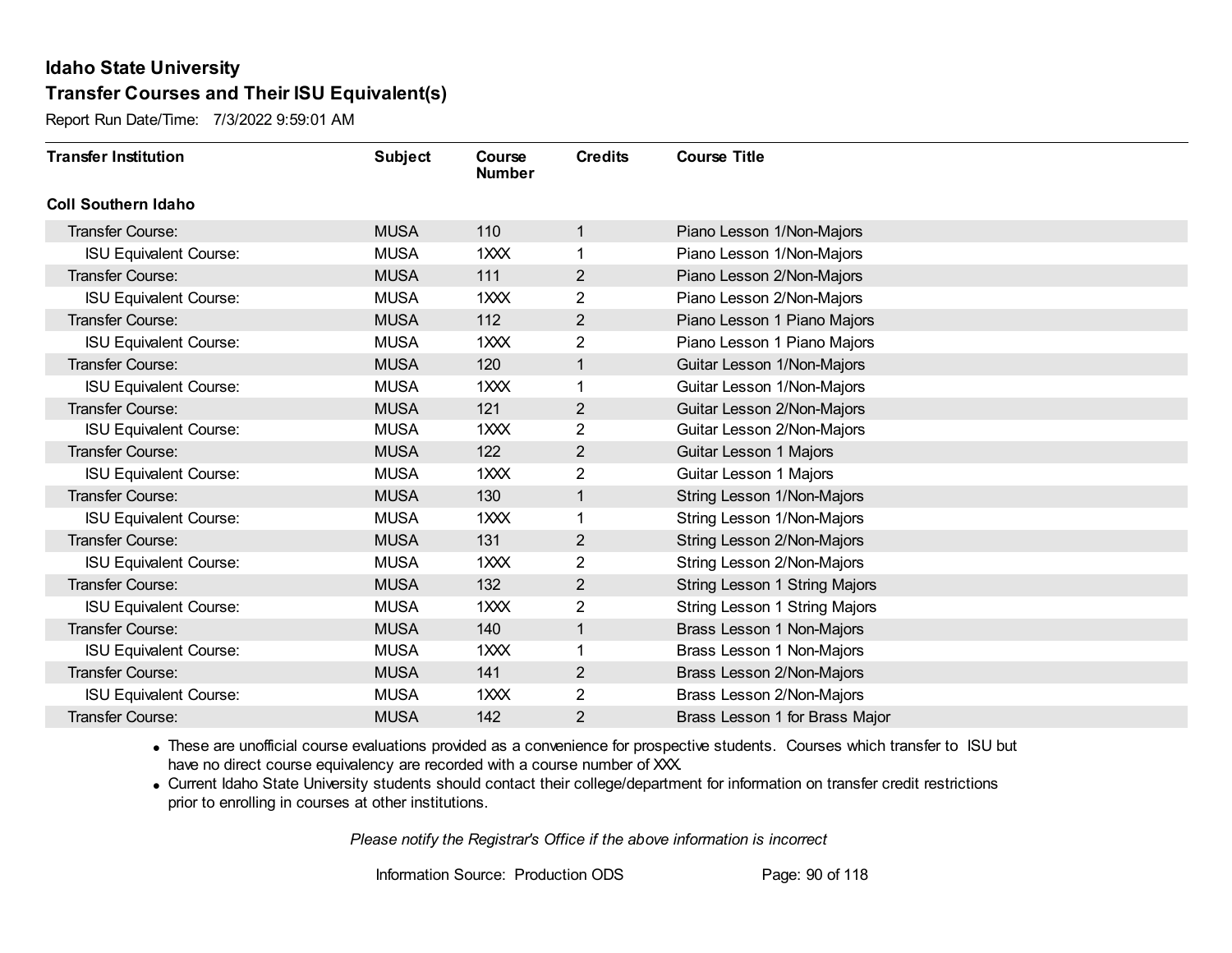# Idaho State University

## Transfer Courses and Their ISU Equivalent(s)

Report Run Date/Time: 7/3/2022 9:59:01 AM

| Transfer Institution | Subject | Course Number | Credits | Course Title |
|---|---|---|---|---|
| **Coll Southern Idaho** | | | | |
| Transfer Course: | MUSA | 110 | 1 | Piano Lesson 1/Non-Majors |
| ISU Equivalent Course: | MUSA | 1XXX | 1 | Piano Lesson 1/Non-Majors |
| Transfer Course: | MUSA | 111 | 2 | Piano Lesson 2/Non-Majors |
| ISU Equivalent Course: | MUSA | 1XXX | 2 | Piano Lesson 2/Non-Majors |
| Transfer Course: | MUSA | 112 | 2 | Piano Lesson 1 Piano Majors |
| ISU Equivalent Course: | MUSA | 1XXX | 2 | Piano Lesson 1 Piano Majors |
| Transfer Course: | MUSA | 120 | 1 | Guitar Lesson 1/Non-Majors |
| ISU Equivalent Course: | MUSA | 1XXX | 1 | Guitar Lesson 1/Non-Majors |
| Transfer Course: | MUSA | 121 | 2 | Guitar Lesson 2/Non-Majors |
| ISU Equivalent Course: | MUSA | 1XXX | 2 | Guitar Lesson 2/Non-Majors |
| Transfer Course: | MUSA | 122 | 2 | Guitar Lesson 1 Majors |
| ISU Equivalent Course: | MUSA | 1XXX | 2 | Guitar Lesson 1 Majors |
| Transfer Course: | MUSA | 130 | 1 | String Lesson 1/Non-Majors |
| ISU Equivalent Course: | MUSA | 1XXX | 1 | String Lesson 1/Non-Majors |
| Transfer Course: | MUSA | 131 | 2 | String Lesson 2/Non-Majors |
| ISU Equivalent Course: | MUSA | 1XXX | 2 | String Lesson 2/Non-Majors |
| Transfer Course: | MUSA | 132 | 2 | String Lesson 1 String Majors |
| ISU Equivalent Course: | MUSA | 1XXX | 2 | String Lesson 1 String Majors |
| Transfer Course: | MUSA | 140 | 1 | Brass Lesson 1 Non-Majors |
| ISU Equivalent Course: | MUSA | 1XXX | 1 | Brass Lesson 1 Non-Majors |
| Transfer Course: | MUSA | 141 | 2 | Brass Lesson 2/Non-Majors |
| ISU Equivalent Course: | MUSA | 1XXX | 2 | Brass Lesson 2/Non-Majors |
| Transfer Course: | MUSA | 142 | 2 | Brass Lesson 1 for Brass Major |

- These are unofficial course evaluations provided as a convenience for prospective students. Courses which transfer to ISU but have no direct course equivalency are recorded with a course number of XXX.
- Current Idaho State University students should contact their college/department for information on transfer credit restrictions prior to enrolling in courses at other institutions.

*Please notify the Registrar's Office if the above information is incorrect*

Information Source: Production ODS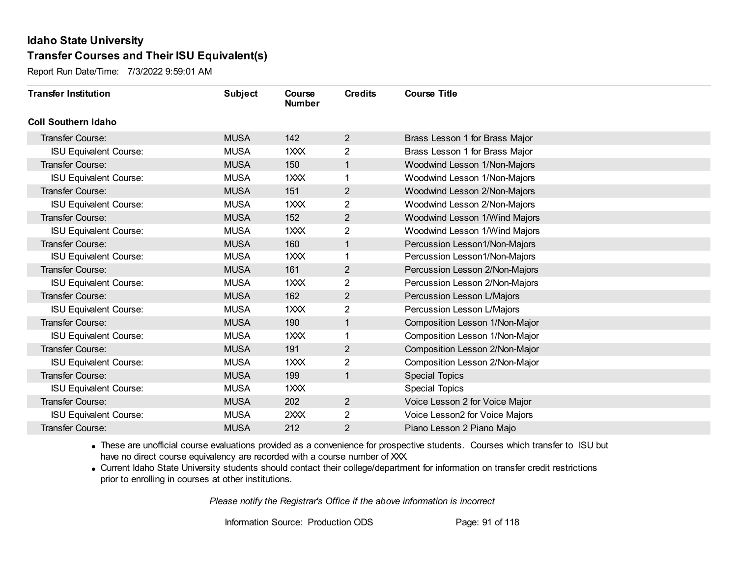# Idaho State University

## Transfer Courses and Their ISU Equivalent(s)

Report Run Date/Time: 7/3/2022 9:59:01 AM

| Transfer Institution | Subject | Course Number | Credits | Course Title |
|---|---|---|---|---|
| **Coll Southern Idaho** | | | | |
| Transfer Course: | MUSA | 142 | 2 | Brass Lesson 1 for Brass Major |
| ISU Equivalent Course: | MUSA | 1XXX | 2 | Brass Lesson 1 for Brass Major |
| Transfer Course: | MUSA | 150 | 1 | Woodwind Lesson 1/Non-Majors |
| ISU Equivalent Course: | MUSA | 1XXX | 1 | Woodwind Lesson 1/Non-Majors |
| Transfer Course: | MUSA | 151 | 2 | Woodwind Lesson 2/Non-Majors |
| ISU Equivalent Course: | MUSA | 1XXX | 2 | Woodwind Lesson 2/Non-Majors |
| Transfer Course: | MUSA | 152 | 2 | Woodwind Lesson 1/Wind Majors |
| ISU Equivalent Course: | MUSA | 1XXX | 2 | Woodwind Lesson 1/Wind Majors |
| Transfer Course: | MUSA | 160 | 1 | Percussion Lesson1/Non-Majors |
| ISU Equivalent Course: | MUSA | 1XXX | 1 | Percussion Lesson1/Non-Majors |
| Transfer Course: | MUSA | 161 | 2 | Percussion Lesson 2/Non-Majors |
| ISU Equivalent Course: | MUSA | 1XXX | 2 | Percussion Lesson 2/Non-Majors |
| Transfer Course: | MUSA | 162 | 2 | Percussion Lesson L/Majors |
| ISU Equivalent Course: | MUSA | 1XXX | 2 | Percussion Lesson L/Majors |
| Transfer Course: | MUSA | 190 | 1 | Composition Lesson 1/Non-Major |
| ISU Equivalent Course: | MUSA | 1XXX | 1 | Composition Lesson 1/Non-Major |
| Transfer Course: | MUSA | 191 | 2 | Composition Lesson 2/Non-Major |
| ISU Equivalent Course: | MUSA | 1XXX | 2 | Composition Lesson 2/Non-Major |
| Transfer Course: | MUSA | 199 | 1 | Special Topics |
| ISU Equivalent Course: | MUSA | 1XXX | | Special Topics |
| Transfer Course: | MUSA | 202 | 2 | Voice Lesson 2 for Voice Major |
| ISU Equivalent Course: | MUSA | 2XXX | 2 | Voice Lesson2 for Voice Majors |
| Transfer Course: | MUSA | 212 | 2 | Piano Lesson 2 Piano Majo |

- These are unofficial course evaluations provided as a convenience for prospective students. Courses which transfer to ISU but have no direct course equivalency are recorded with a course number of XXX.
- Current Idaho State University students should contact their college/department for information on transfer credit restrictions prior to enrolling in courses at other institutions.

*Please notify the Registrar's Office if the above information is incorrect*

Information Source: Production ODS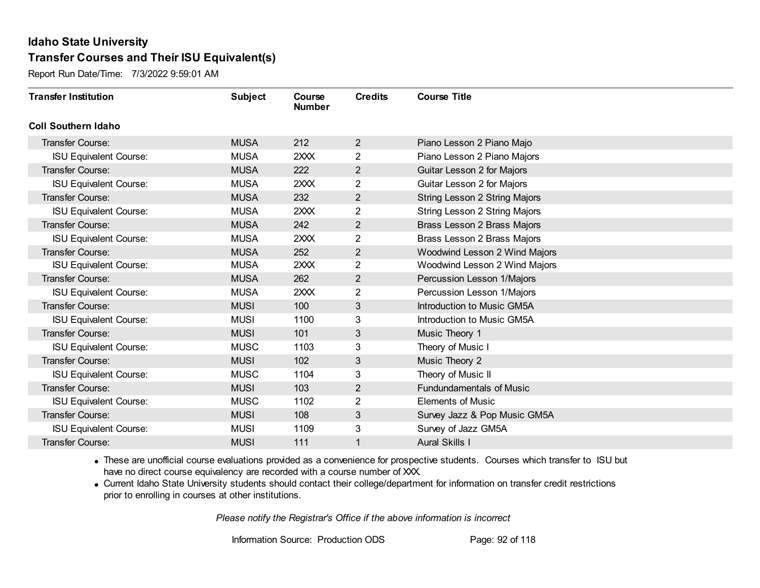# Idaho State University

## Transfer Courses and Their ISU Equivalent(s)

Report Run Date/Time: 7/3/2022 9:59:01 AM

| Transfer Institution | Subject | Course Number | Credits | Course Title |
|---|---|---|---|---|
| **Coll Southern Idaho** | | | | |
| Transfer Course: | MUSA | 212 | 2 | Piano Lesson 2 Piano Majo |
| ISU Equivalent Course: | MUSA | 2XXX | 2 | Piano Lesson 2 Piano Majors |
| Transfer Course: | MUSA | 222 | 2 | Guitar Lesson 2 for Majors |
| ISU Equivalent Course: | MUSA | 2XXX | 2 | Guitar Lesson 2 for Majors |
| Transfer Course: | MUSA | 232 | 2 | String Lesson 2 String Majors |
| ISU Equivalent Course: | MUSA | 2XXX | 2 | String Lesson 2 String Majors |
| Transfer Course: | MUSA | 242 | 2 | Brass Lesson 2 Brass Majors |
| ISU Equivalent Course: | MUSA | 2XXX | 2 | Brass Lesson 2 Brass Majors |
| Transfer Course: | MUSA | 252 | 2 | Woodwind Lesson 2 Wind Majors |
| ISU Equivalent Course: | MUSA | 2XXX | 2 | Woodwind Lesson 2 Wind Majors |
| Transfer Course: | MUSA | 262 | 2 | Percussion Lesson 1/Majors |
| ISU Equivalent Course: | MUSA | 2XXX | 2 | Percussion Lesson 1/Majors |
| Transfer Course: | MUSI | 100 | 3 | Introduction to Music GM5A |
| ISU Equivalent Course: | MUSI | 1100 | 3 | Introduction to Music GM5A |
| Transfer Course: | MUSI | 101 | 3 | Music Theory 1 |
| ISU Equivalent Course: | MUSC | 1103 | 3 | Theory of Music I |
| Transfer Course: | MUSI | 102 | 3 | Music Theory 2 |
| ISU Equivalent Course: | MUSC | 1104 | 3 | Theory of Music II |
| Transfer Course: | MUSI | 103 | 2 | Fundundamentals of Music |
| ISU Equivalent Course: | MUSC | 1102 | 2 | Elements of Music |
| Transfer Course: | MUSI | 108 | 3 | Survey Jazz & Pop Music GM5A |
| ISU Equivalent Course: | MUSI | 1109 | 3 | Survey of Jazz GM5A |
| Transfer Course: | MUSI | 111 | 1 | Aural Skills I |

- These are unofficial course evaluations provided as a convenience for prospective students. Courses which transfer to ISU but have no direct course equivalency are recorded with a course number of XXX.
- Current Idaho State University students should contact their college/department for information on transfer credit restrictions prior to enrolling in courses at other institutions.

*Please notify the Registrar's Office if the above information is incorrect*

Information Source: Production ODS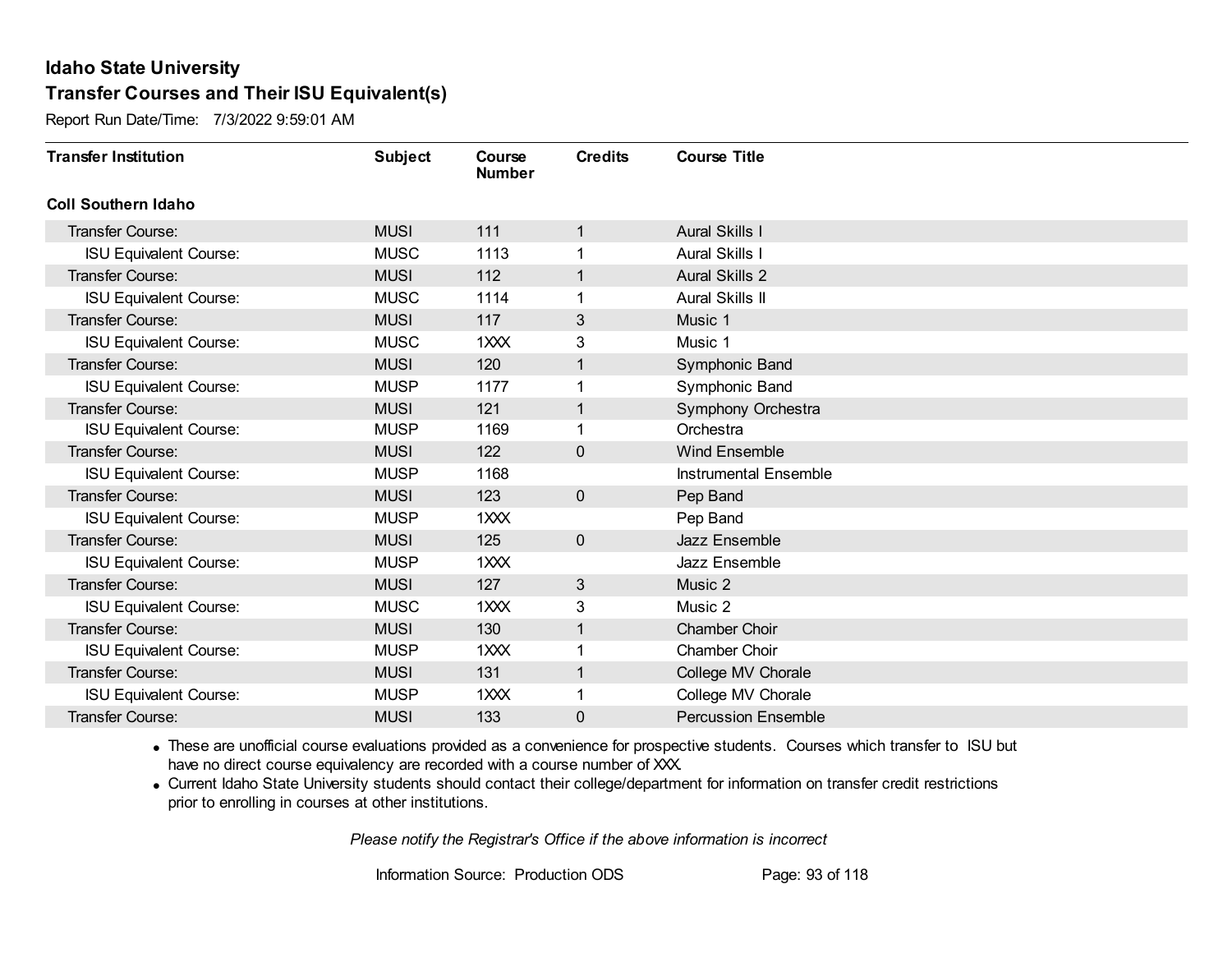# Idaho State University

## Transfer Courses and Their ISU Equivalent(s)

Report Run Date/Time: 7/3/2022 9:59:01 AM

| Transfer Institution | Subject | Course Number | Credits | Course Title |
|---|---|---|---|---|
| **Coll Southern Idaho** | | | | |
| Transfer Course: | MUSI | 111 | 1 | Aural Skills I |
| ISU Equivalent Course: | MUSC | 1113 | 1 | Aural Skills I |
| Transfer Course: | MUSI | 112 | 1 | Aural Skills 2 |
| ISU Equivalent Course: | MUSC | 1114 | 1 | Aural Skills II |
| Transfer Course: | MUSI | 117 | 3 | Music 1 |
| ISU Equivalent Course: | MUSC | 1XXX | 3 | Music 1 |
| Transfer Course: | MUSI | 120 | 1 | Symphonic Band |
| ISU Equivalent Course: | MUSP | 1177 | 1 | Symphonic Band |
| Transfer Course: | MUSI | 121 | 1 | Symphony Orchestra |
| ISU Equivalent Course: | MUSP | 1169 | 1 | Orchestra |
| Transfer Course: | MUSI | 122 | 0 | Wind Ensemble |
| ISU Equivalent Course: | MUSP | 1168 | | Instrumental Ensemble |
| Transfer Course: | MUSI | 123 | 0 | Pep Band |
| ISU Equivalent Course: | MUSP | 1XXX | | Pep Band |
| Transfer Course: | MUSI | 125 | 0 | Jazz Ensemble |
| ISU Equivalent Course: | MUSP | 1XXX | | Jazz Ensemble |
| Transfer Course: | MUSI | 127 | 3 | Music 2 |
| ISU Equivalent Course: | MUSC | 1XXX | 3 | Music 2 |
| Transfer Course: | MUSI | 130 | 1 | Chamber Choir |
| ISU Equivalent Course: | MUSP | 1XXX | 1 | Chamber Choir |
| Transfer Course: | MUSI | 131 | 1 | College MV Chorale |
| ISU Equivalent Course: | MUSP | 1XXX | 1 | College MV Chorale |
| Transfer Course: | MUSI | 133 | 0 | Percussion Ensemble |

- These are unofficial course evaluations provided as a convenience for prospective students. Courses which transfer to ISU but have no direct course equivalency are recorded with a course number of XXX.
- Current Idaho State University students should contact their college/department for information on transfer credit restrictions prior to enrolling in courses at other institutions.

*Please notify the Registrar's Office if the above information is incorrect*

Information Source: Production ODS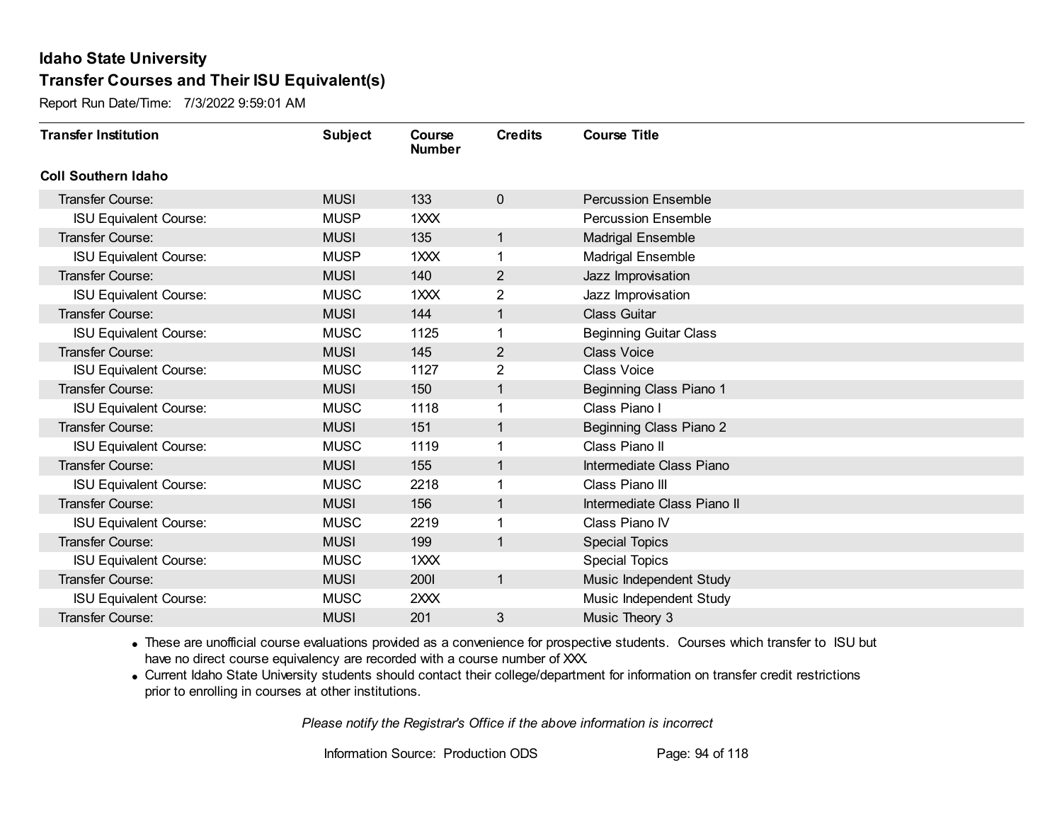## Idaho State University
## Transfer Courses and Their ISU Equivalent(s)

Report Run Date/Time: 7/3/2022 9:59:01 AM

| Transfer Institution | Subject | Course Number | Credits | Course Title |
|---|---|---|---|---|
| **Coll Southern Idaho** | | | | |
| Transfer Course: | MUSI | 133 | 0 | Percussion Ensemble |
| ISU Equivalent Course: | MUSP | 1XXX | | Percussion Ensemble |
| Transfer Course: | MUSI | 135 | 1 | Madrigal Ensemble |
| ISU Equivalent Course: | MUSP | 1XXX | 1 | Madrigal Ensemble |
| Transfer Course: | MUSI | 140 | 2 | Jazz Improvisation |
| ISU Equivalent Course: | MUSC | 1XXX | 2 | Jazz Improvisation |
| Transfer Course: | MUSI | 144 | 1 | Class Guitar |
| ISU Equivalent Course: | MUSC | 1125 | 1 | Beginning Guitar Class |
| Transfer Course: | MUSI | 145 | 2 | Class Voice |
| ISU Equivalent Course: | MUSC | 1127 | 2 | Class Voice |
| Transfer Course: | MUSI | 150 | 1 | Beginning Class Piano 1 |
| ISU Equivalent Course: | MUSC | 1118 | 1 | Class Piano I |
| Transfer Course: | MUSI | 151 | 1 | Beginning Class Piano 2 |
| ISU Equivalent Course: | MUSC | 1119 | 1 | Class Piano II |
| Transfer Course: | MUSI | 155 | 1 | Intermediate Class Piano |
| ISU Equivalent Course: | MUSC | 2218 | 1 | Class Piano III |
| Transfer Course: | MUSI | 156 | 1 | Intermediate Class Piano II |
| ISU Equivalent Course: | MUSC | 2219 | 1 | Class Piano IV |
| Transfer Course: | MUSI | 199 | 1 | Special Topics |
| ISU Equivalent Course: | MUSC | 1XXX | | Special Topics |
| Transfer Course: | MUSI | 200I | 1 | Music Independent Study |
| ISU Equivalent Course: | MUSC | 2XXX | | Music Independent Study |
| Transfer Course: | MUSI | 201 | 3 | Music Theory 3 |

- These are unofficial course evaluations provided as a convenience for prospective students. Courses which transfer to ISU but have no direct course equivalency are recorded with a course number of XXX.
- Current Idaho State University students should contact their college/department for information on transfer credit restrictions prior to enrolling in courses at other institutions.

*Please notify the Registrar's Office if the above information is incorrect*

Information Source: Production ODS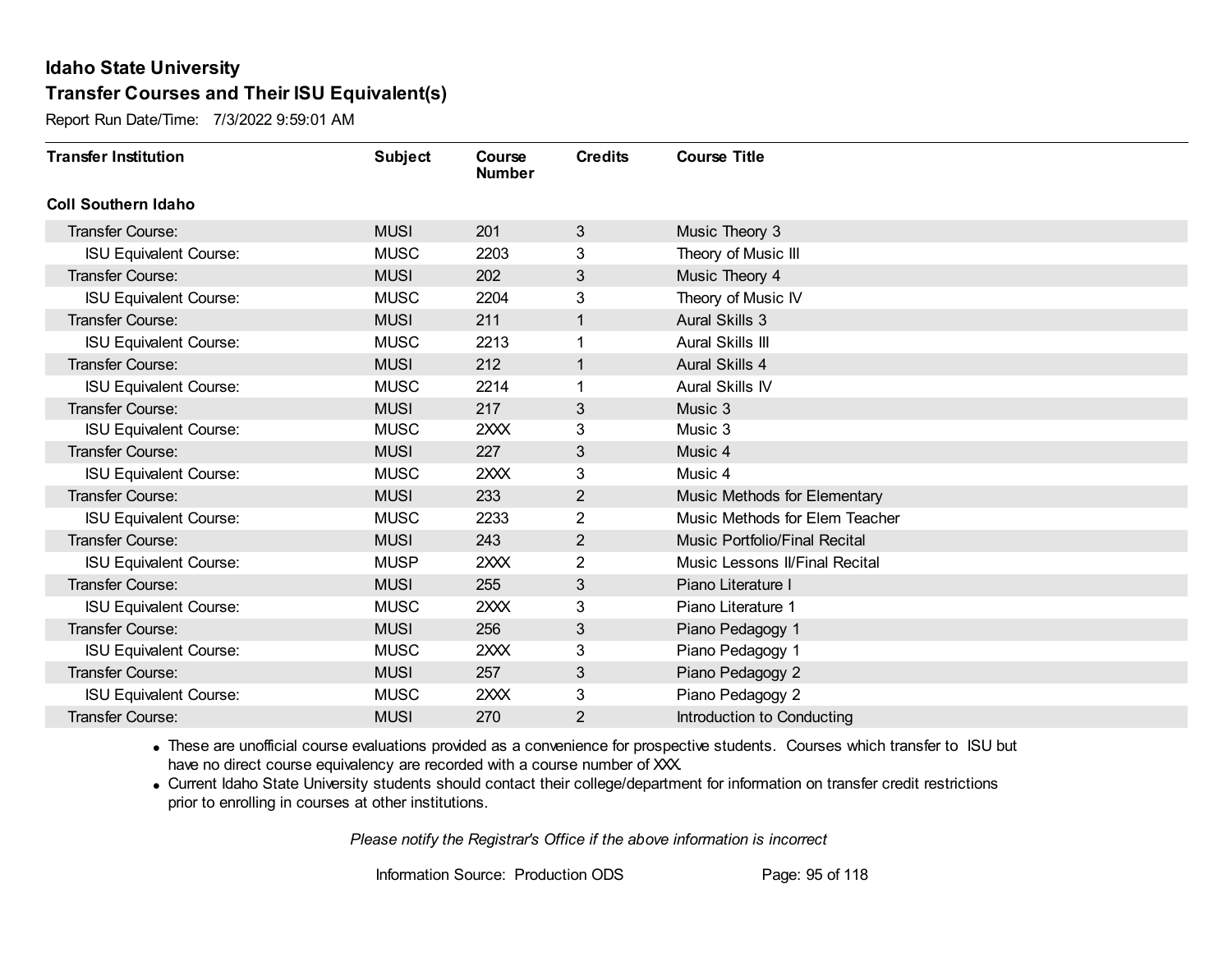# Idaho State University

## Transfer Courses and Their ISU Equivalent(s)

Report Run Date/Time: 7/3/2022 9:59:01 AM

| Transfer Institution | Subject | Course Number | Credits | Course Title |
|---|---|---|---|---|
| **Coll Southern Idaho** | | | | |
| Transfer Course: | MUSI | 201 | 3 | Music Theory 3 |
| ISU Equivalent Course: | MUSC | 2203 | 3 | Theory of Music III |
| Transfer Course: | MUSI | 202 | 3 | Music Theory 4 |
| ISU Equivalent Course: | MUSC | 2204 | 3 | Theory of Music IV |
| Transfer Course: | MUSI | 211 | 1 | Aural Skills 3 |
| ISU Equivalent Course: | MUSC | 2213 | 1 | Aural Skills III |
| Transfer Course: | MUSI | 212 | 1 | Aural Skills 4 |
| ISU Equivalent Course: | MUSC | 2214 | 1 | Aural Skills IV |
| Transfer Course: | MUSI | 217 | 3 | Music 3 |
| ISU Equivalent Course: | MUSC | 2XXX | 3 | Music 3 |
| Transfer Course: | MUSI | 227 | 3 | Music 4 |
| ISU Equivalent Course: | MUSC | 2XXX | 3 | Music 4 |
| Transfer Course: | MUSI | 233 | 2 | Music Methods for Elementary |
| ISU Equivalent Course: | MUSC | 2233 | 2 | Music Methods for Elem Teacher |
| Transfer Course: | MUSI | 243 | 2 | Music Portfolio/Final Recital |
| ISU Equivalent Course: | MUSP | 2XXX | 2 | Music Lessons II/Final Recital |
| Transfer Course: | MUSI | 255 | 3 | Piano Literature I |
| ISU Equivalent Course: | MUSC | 2XXX | 3 | Piano Literature 1 |
| Transfer Course: | MUSI | 256 | 3 | Piano Pedagogy 1 |
| ISU Equivalent Course: | MUSC | 2XXX | 3 | Piano Pedagogy 1 |
| Transfer Course: | MUSI | 257 | 3 | Piano Pedagogy 2 |
| ISU Equivalent Course: | MUSC | 2XXX | 3 | Piano Pedagogy 2 |
| Transfer Course: | MUSI | 270 | 2 | Introduction to Conducting |

- These are unofficial course evaluations provided as a convenience for prospective students. Courses which transfer to ISU but have no direct course equivalency are recorded with a course number of XXX.
- Current Idaho State University students should contact their college/department for information on transfer credit restrictions prior to enrolling in courses at other institutions.

*Please notify the Registrar's Office if the above information is incorrect*

Information Source: Production ODS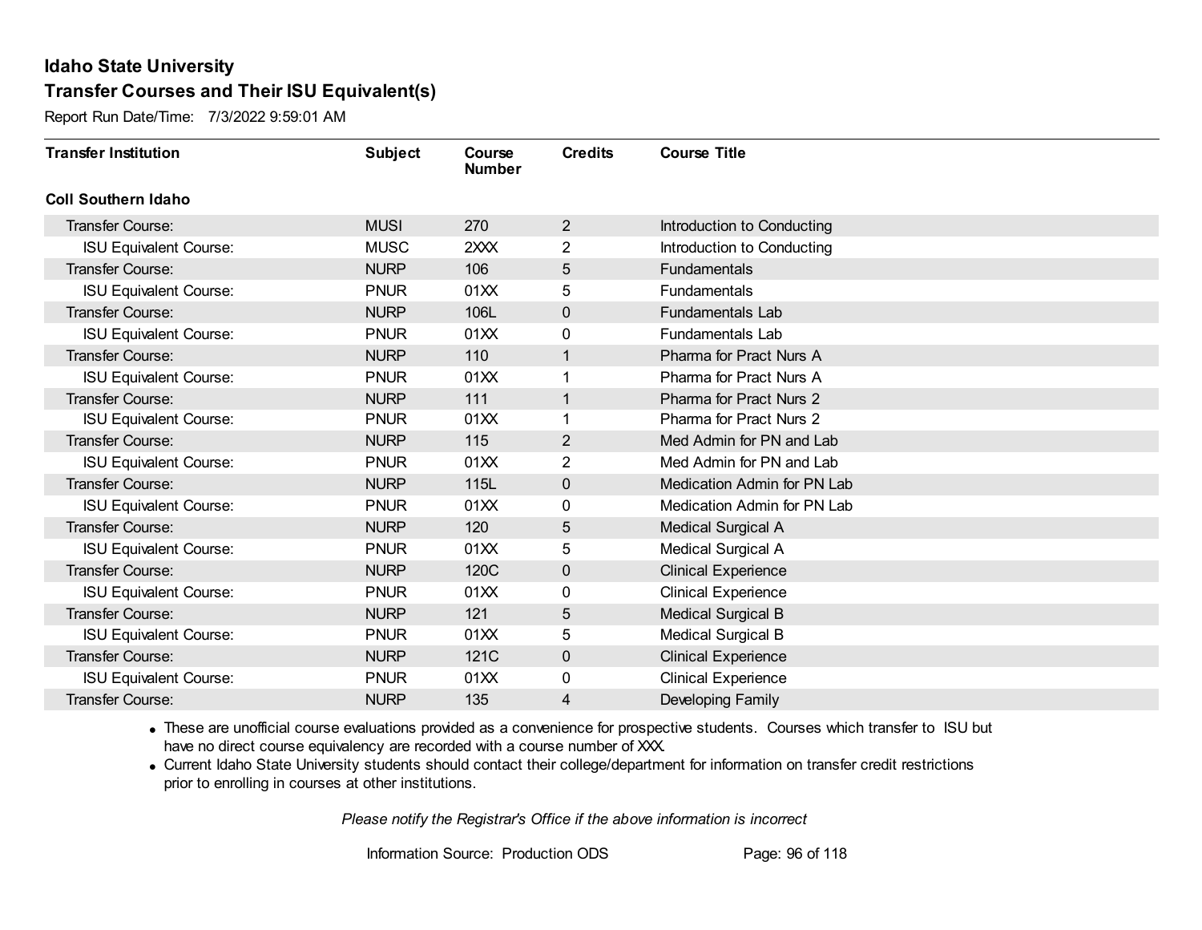# Idaho State University

## Transfer Courses and Their ISU Equivalent(s)

Report Run Date/Time: 7/3/2022 9:59:01 AM

| Transfer Institution | Subject | Course Number | Credits | Course Title |
|---|---|---|---|---|
| **Coll Southern Idaho** | | | | |
| Transfer Course: | MUSI | 270 | 2 | Introduction to Conducting |
| ISU Equivalent Course: | MUSC | 2XXX | 2 | Introduction to Conducting |
| Transfer Course: | NURP | 106 | 5 | Fundamentals |
| ISU Equivalent Course: | PNUR | 01XX | 5 | Fundamentals |
| Transfer Course: | NURP | 106L | 0 | Fundamentals Lab |
| ISU Equivalent Course: | PNUR | 01XX | 0 | Fundamentals Lab |
| Transfer Course: | NURP | 110 | 1 | Pharma for Pract Nurs A |
| ISU Equivalent Course: | PNUR | 01XX | 1 | Pharma for Pract Nurs A |
| Transfer Course: | NURP | 111 | 1 | Pharma for Pract Nurs 2 |
| ISU Equivalent Course: | PNUR | 01XX | 1 | Pharma for Pract Nurs 2 |
| Transfer Course: | NURP | 115 | 2 | Med Admin for PN and Lab |
| ISU Equivalent Course: | PNUR | 01XX | 2 | Med Admin for PN and Lab |
| Transfer Course: | NURP | 115L | 0 | Medication Admin for PN Lab |
| ISU Equivalent Course: | PNUR | 01XX | 0 | Medication Admin for PN Lab |
| Transfer Course: | NURP | 120 | 5 | Medical Surgical A |
| ISU Equivalent Course: | PNUR | 01XX | 5 | Medical Surgical A |
| Transfer Course: | NURP | 120C | 0 | Clinical Experience |
| ISU Equivalent Course: | PNUR | 01XX | 0 | Clinical Experience |
| Transfer Course: | NURP | 121 | 5 | Medical Surgical B |
| ISU Equivalent Course: | PNUR | 01XX | 5 | Medical Surgical B |
| Transfer Course: | NURP | 121C | 0 | Clinical Experience |
| ISU Equivalent Course: | PNUR | 01XX | 0 | Clinical Experience |
| Transfer Course: | NURP | 135 | 4 | Developing Family |

- These are unofficial course evaluations provided as a convenience for prospective students. Courses which transfer to ISU but have no direct course equivalency are recorded with a course number of XXX.
- Current Idaho State University students should contact their college/department for information on transfer credit restrictions prior to enrolling in courses at other institutions.

*Please notify the Registrar's Office if the above information is incorrect*

Information Source: Production ODS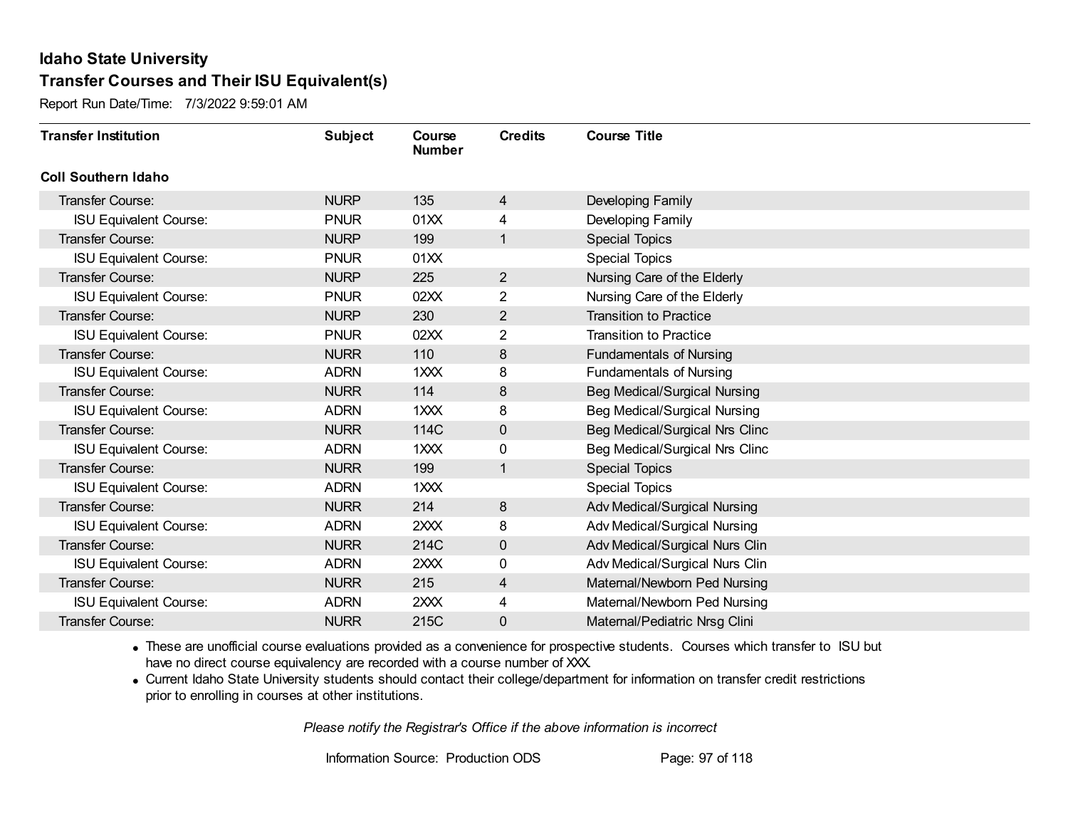# Idaho State University

## Transfer Courses and Their ISU Equivalent(s)

Report Run Date/Time: 7/3/2022 9:59:01 AM

| Transfer Institution | Subject | Course Number | Credits | Course Title |
|---|---|---|---|---|
| **Coll Southern Idaho** | | | | |
| Transfer Course: | NURP | 135 | 4 | Developing Family |
| ISU Equivalent Course: | PNUR | 01XX | 4 | Developing Family |
| Transfer Course: | NURP | 199 | 1 | Special Topics |
| ISU Equivalent Course: | PNUR | 01XX | | Special Topics |
| Transfer Course: | NURP | 225 | 2 | Nursing Care of the Elderly |
| ISU Equivalent Course: | PNUR | 02XX | 2 | Nursing Care of the Elderly |
| Transfer Course: | NURP | 230 | 2 | Transition to Practice |
| ISU Equivalent Course: | PNUR | 02XX | 2 | Transition to Practice |
| Transfer Course: | NURR | 110 | 8 | Fundamentals of Nursing |
| ISU Equivalent Course: | ADRN | 1XXX | 8 | Fundamentals of Nursing |
| Transfer Course: | NURR | 114 | 8 | Beg Medical/Surgical Nursing |
| ISU Equivalent Course: | ADRN | 1XXX | 8 | Beg Medical/Surgical Nursing |
| Transfer Course: | NURR | 114C | 0 | Beg Medical/Surgical Nrs Clinc |
| ISU Equivalent Course: | ADRN | 1XXX | 0 | Beg Medical/Surgical Nrs Clinc |
| Transfer Course: | NURR | 199 | 1 | Special Topics |
| ISU Equivalent Course: | ADRN | 1XXX | | Special Topics |
| Transfer Course: | NURR | 214 | 8 | Adv Medical/Surgical Nursing |
| ISU Equivalent Course: | ADRN | 2XXX | 8 | Adv Medical/Surgical Nursing |
| Transfer Course: | NURR | 214C | 0 | Adv Medical/Surgical Nurs Clin |
| ISU Equivalent Course: | ADRN | 2XXX | 0 | Adv Medical/Surgical Nurs Clin |
| Transfer Course: | NURR | 215 | 4 | Maternal/Newborn Ped Nursing |
| ISU Equivalent Course: | ADRN | 2XXX | 4 | Maternal/Newborn Ped Nursing |
| Transfer Course: | NURR | 215C | 0 | Maternal/Pediatric Nrsg Clini |

- These are unofficial course evaluations provided as a convenience for prospective students. Courses which transfer to ISU but have no direct course equivalency are recorded with a course number of XXX.
- Current Idaho State University students should contact their college/department for information on transfer credit restrictions prior to enrolling in courses at other institutions.

*Please notify the Registrar's Office if the above information is incorrect*

Information Source: Production ODS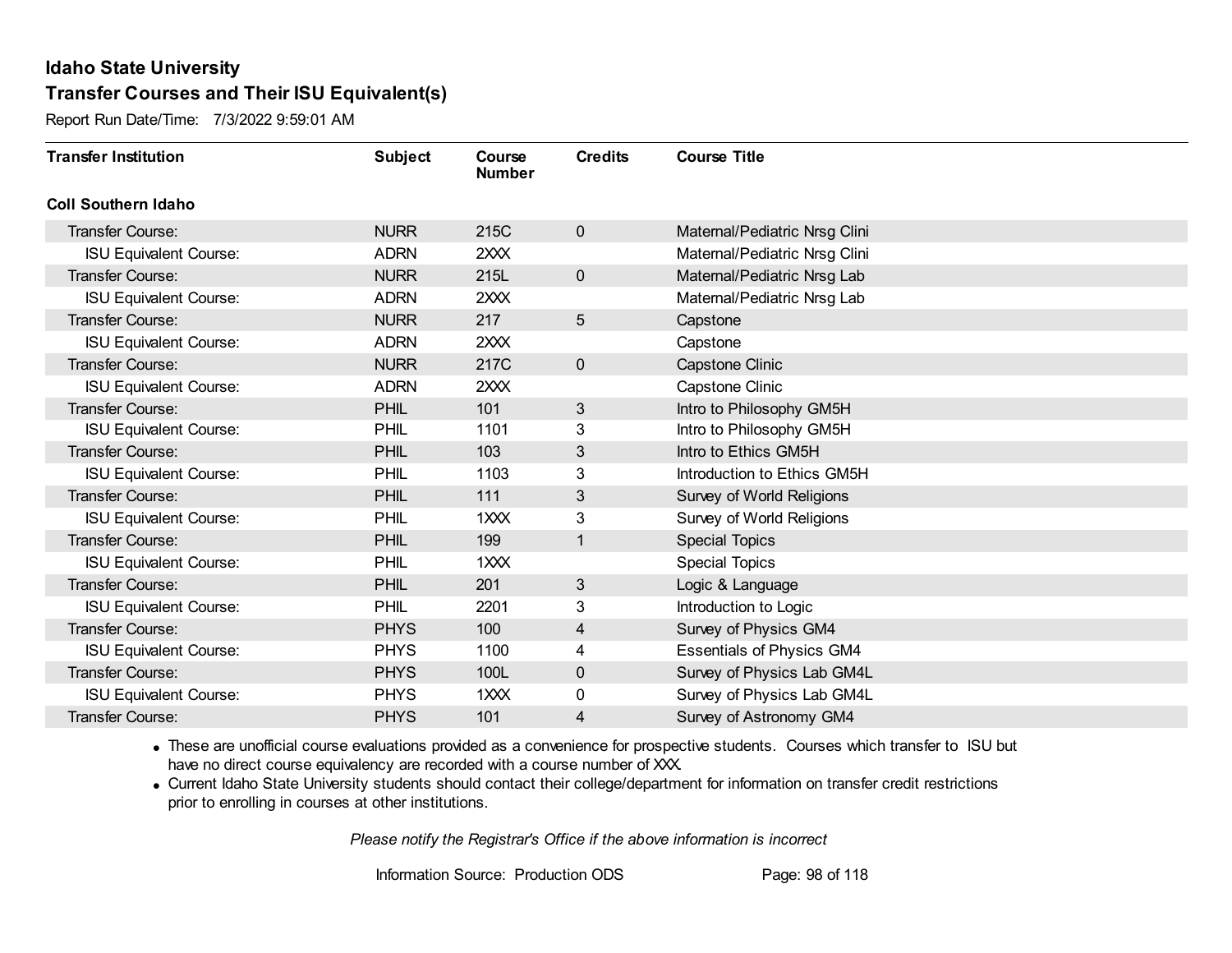# Idaho State University

## Transfer Courses and Their ISU Equivalent(s)

Report Run Date/Time: 7/3/2022 9:59:01 AM

| Transfer Institution | Subject | Course Number | Credits | Course Title |
|---|---|---|---|---|
| **Coll Southern Idaho** | | | | |
| Transfer Course: | NURR | 215C | 0 | Maternal/Pediatric Nrsg Clini |
| ISU Equivalent Course: | ADRN | 2XXX | | Maternal/Pediatric Nrsg Clini |
| Transfer Course: | NURR | 215L | 0 | Maternal/Pediatric Nrsg Lab |
| ISU Equivalent Course: | ADRN | 2XXX | | Maternal/Pediatric Nrsg Lab |
| Transfer Course: | NURR | 217 | 5 | Capstone |
| ISU Equivalent Course: | ADRN | 2XXX | | Capstone |
| Transfer Course: | NURR | 217C | 0 | Capstone Clinic |
| ISU Equivalent Course: | ADRN | 2XXX | | Capstone Clinic |
| Transfer Course: | PHIL | 101 | 3 | Intro to Philosophy GM5H |
| ISU Equivalent Course: | PHIL | 1101 | 3 | Intro to Philosophy GM5H |
| Transfer Course: | PHIL | 103 | 3 | Intro to Ethics GM5H |
| ISU Equivalent Course: | PHIL | 1103 | 3 | Introduction to Ethics GM5H |
| Transfer Course: | PHIL | 111 | 3 | Survey of World Religions |
| ISU Equivalent Course: | PHIL | 1XXX | 3 | Survey of World Religions |
| Transfer Course: | PHIL | 199 | 1 | Special Topics |
| ISU Equivalent Course: | PHIL | 1XXX | | Special Topics |
| Transfer Course: | PHIL | 201 | 3 | Logic & Language |
| ISU Equivalent Course: | PHIL | 2201 | 3 | Introduction to Logic |
| Transfer Course: | PHYS | 100 | 4 | Survey of Physics GM4 |
| ISU Equivalent Course: | PHYS | 1100 | 4 | Essentials of Physics GM4 |
| Transfer Course: | PHYS | 100L | 0 | Survey of Physics Lab GM4L |
| ISU Equivalent Course: | PHYS | 1XXX | 0 | Survey of Physics Lab GM4L |
| Transfer Course: | PHYS | 101 | 4 | Survey of Astronomy GM4 |

- These are unofficial course evaluations provided as a convenience for prospective students. Courses which transfer to ISU but have no direct course equivalency are recorded with a course number of XXX.
- Current Idaho State University students should contact their college/department for information on transfer credit restrictions prior to enrolling in courses at other institutions.

*Please notify the Registrar's Office if the above information is incorrect*

Information Source: Production ODS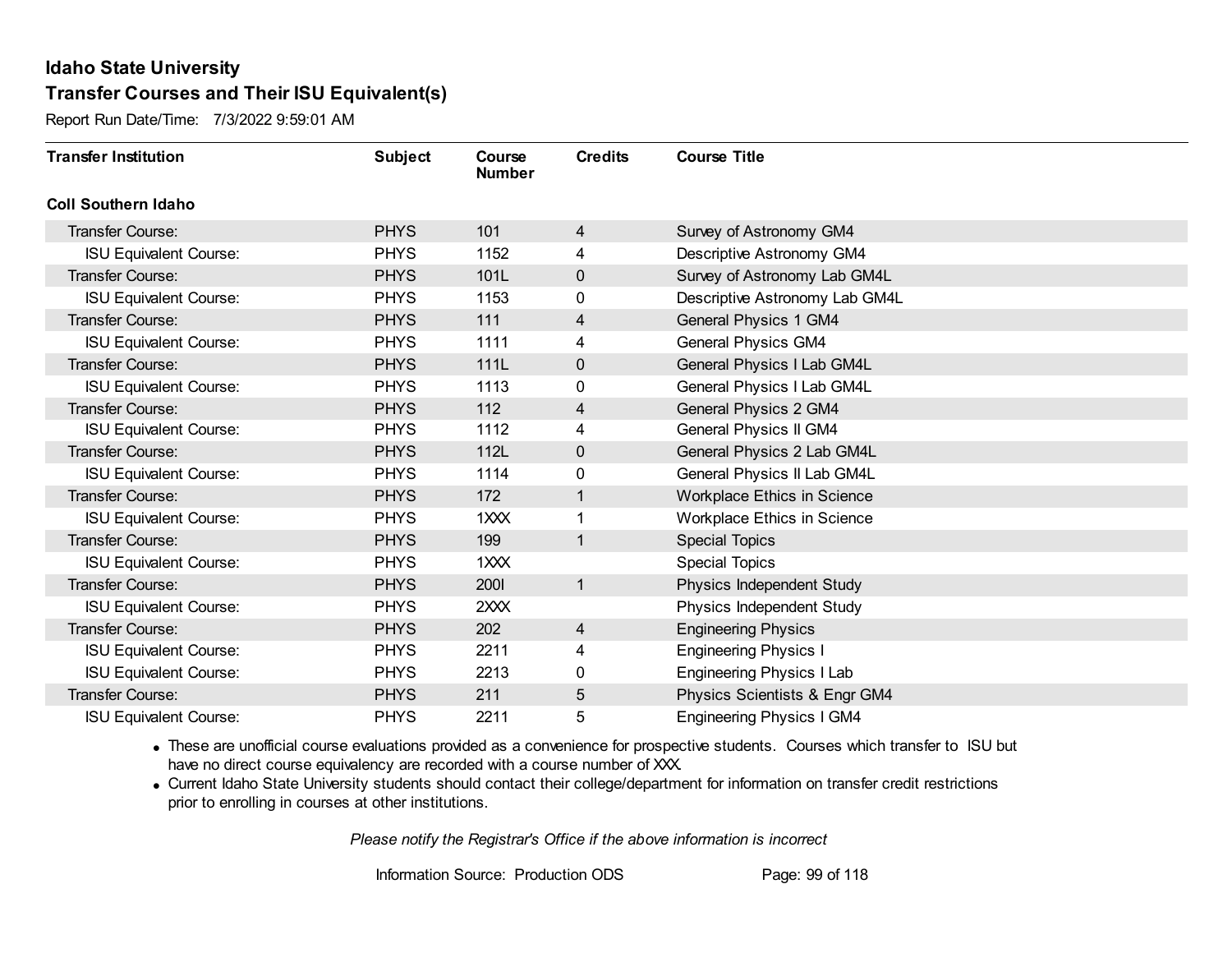# Idaho State University

## Transfer Courses and Their ISU Equivalent(s)

Report Run Date/Time: 7/3/2022 9:59:01 AM

| Transfer Institution | Subject | Course Number | Credits | Course Title |
|---|---|---|---|---|
| **Coll Southern Idaho** | | | | |
| Transfer Course: | PHYS | 101 | 4 | Survey of Astronomy GM4 |
| ISU Equivalent Course: | PHYS | 1152 | 4 | Descriptive Astronomy GM4 |
| Transfer Course: | PHYS | 101L | 0 | Survey of Astronomy Lab GM4L |
| ISU Equivalent Course: | PHYS | 1153 | 0 | Descriptive Astronomy Lab GM4L |
| Transfer Course: | PHYS | 111 | 4 | General Physics 1 GM4 |
| ISU Equivalent Course: | PHYS | 1111 | 4 | General Physics GM4 |
| Transfer Course: | PHYS | 111L | 0 | General Physics I Lab GM4L |
| ISU Equivalent Course: | PHYS | 1113 | 0 | General Physics I Lab GM4L |
| Transfer Course: | PHYS | 112 | 4 | General Physics 2 GM4 |
| ISU Equivalent Course: | PHYS | 1112 | 4 | General Physics II GM4 |
| Transfer Course: | PHYS | 112L | 0 | General Physics 2 Lab GM4L |
| ISU Equivalent Course: | PHYS | 1114 | 0 | General Physics II Lab GM4L |
| Transfer Course: | PHYS | 172 | 1 | Workplace Ethics in Science |
| ISU Equivalent Course: | PHYS | 1XXX | 1 | Workplace Ethics in Science |
| Transfer Course: | PHYS | 199 | 1 | Special Topics |
| ISU Equivalent Course: | PHYS | 1XXX | | Special Topics |
| Transfer Course: | PHYS | 200I | 1 | Physics Independent Study |
| ISU Equivalent Course: | PHYS | 2XXX | | Physics Independent Study |
| Transfer Course: | PHYS | 202 | 4 | Engineering Physics |
| ISU Equivalent Course: | PHYS | 2211 | 4 | Engineering Physics I |
| ISU Equivalent Course: | PHYS | 2213 | 0 | Engineering Physics I Lab |
| Transfer Course: | PHYS | 211 | 5 | Physics Scientists & Engr GM4 |
| ISU Equivalent Course: | PHYS | 2211 | 5 | Engineering Physics I GM4 |

- These are unofficial course evaluations provided as a convenience for prospective students. Courses which transfer to ISU but have no direct course equivalency are recorded with a course number of XXX.
- Current Idaho State University students should contact their college/department for information on transfer credit restrictions prior to enrolling in courses at other institutions.

*Please notify the Registrar's Office if the above information is incorrect*

Information Source: Production ODS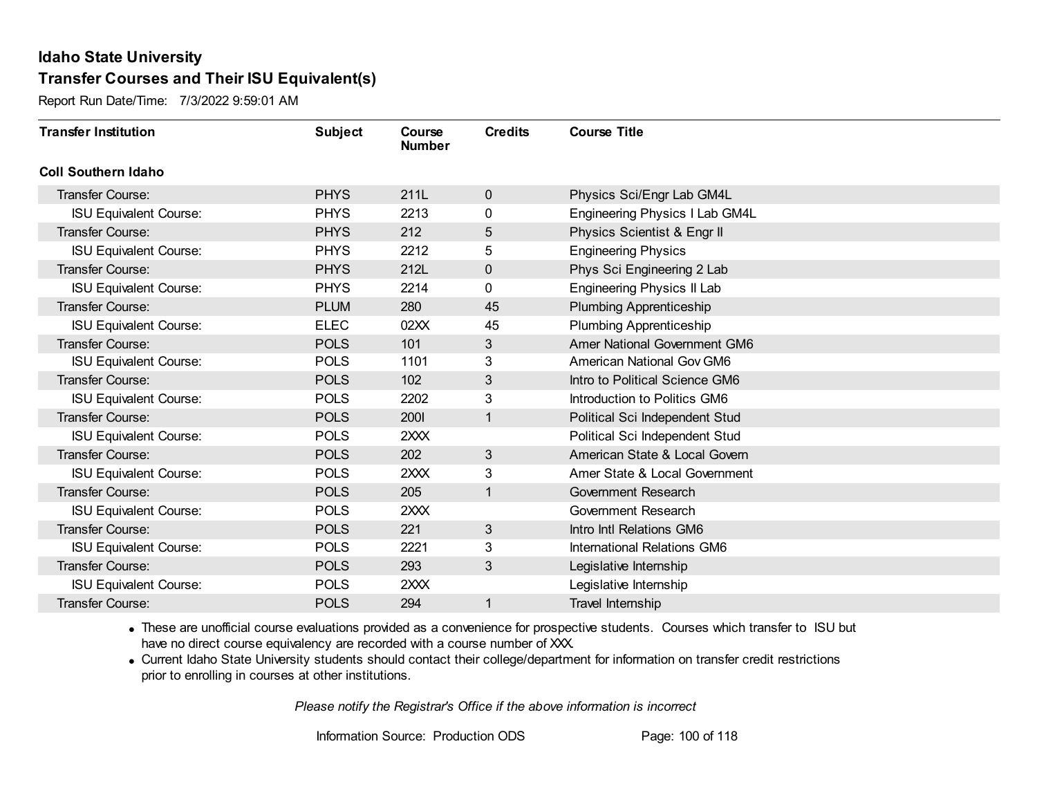# Idaho State University

## Transfer Courses and Their ISU Equivalent(s)

Report Run Date/Time: 7/3/2022 9:59:01 AM

| Transfer Institution | Subject | Course Number | Credits | Course Title |
|---|---|---|---|---|
| **Coll Southern Idaho** | | | | |
| Transfer Course: | PHYS | 211L | 0 | Physics Sci/Engr Lab GM4L |
| ISU Equivalent Course: | PHYS | 2213 | 0 | Engineering Physics I Lab GM4L |
| Transfer Course: | PHYS | 212 | 5 | Physics Scientist & Engr II |
| ISU Equivalent Course: | PHYS | 2212 | 5 | Engineering Physics |
| Transfer Course: | PHYS | 212L | 0 | Phys Sci Engineering 2 Lab |
| ISU Equivalent Course: | PHYS | 2214 | 0 | Engineering Physics II Lab |
| Transfer Course: | PLUM | 280 | 45 | Plumbing Apprenticeship |
| ISU Equivalent Course: | ELEC | 02XX | 45 | Plumbing Apprenticeship |
| Transfer Course: | POLS | 101 | 3 | Amer National Government GM6 |
| ISU Equivalent Course: | POLS | 1101 | 3 | American National Gov GM6 |
| Transfer Course: | POLS | 102 | 3 | Intro to Political Science GM6 |
| ISU Equivalent Course: | POLS | 2202 | 3 | Introduction to Politics GM6 |
| Transfer Course: | POLS | 200I | 1 | Political Sci Independent Stud |
| ISU Equivalent Course: | POLS | 2XXX | | Political Sci Independent Stud |
| Transfer Course: | POLS | 202 | 3 | American State & Local Govern |
| ISU Equivalent Course: | POLS | 2XXX | 3 | Amer State & Local Government |
| Transfer Course: | POLS | 205 | 1 | Government Research |
| ISU Equivalent Course: | POLS | 2XXX | | Government Research |
| Transfer Course: | POLS | 221 | 3 | Intro Intl Relations GM6 |
| ISU Equivalent Course: | POLS | 2221 | 3 | International Relations GM6 |
| Transfer Course: | POLS | 293 | 3 | Legislative Internship |
| ISU Equivalent Course: | POLS | 2XXX | | Legislative Internship |
| Transfer Course: | POLS | 294 | 1 | Travel Internship |

- These are unofficial course evaluations provided as a convenience for prospective students. Courses which transfer to ISU but have no direct course equivalency are recorded with a course number of XXX.
- Current Idaho State University students should contact their college/department for information on transfer credit restrictions prior to enrolling in courses at other institutions.

*Please notify the Registrar's Office if the above information is incorrect*

Information Source: Production ODS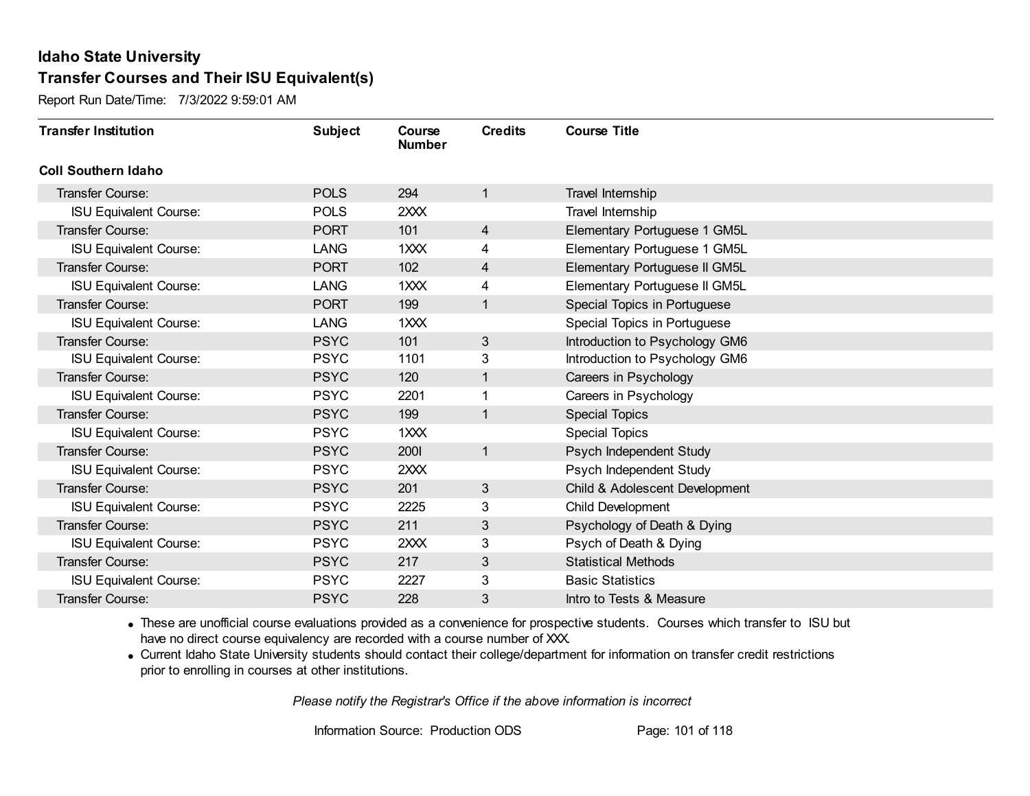# Idaho State University

## Transfer Courses and Their ISU Equivalent(s)

Report Run Date/Time: 7/3/2022 9:59:01 AM

| Transfer Institution | Subject | Course Number | Credits | Course Title |
|---|---|---|---|---|
| **Coll Southern Idaho** | | | | |
| Transfer Course: | POLS | 294 | 1 | Travel Internship |
| ISU Equivalent Course: | POLS | 2XXX | | Travel Internship |
| Transfer Course: | PORT | 101 | 4 | Elementary Portuguese 1 GM5L |
| ISU Equivalent Course: | LANG | 1XXX | 4 | Elementary Portuguese 1 GM5L |
| Transfer Course: | PORT | 102 | 4 | Elementary Portuguese II GM5L |
| ISU Equivalent Course: | LANG | 1XXX | 4 | Elementary Portuguese II GM5L |
| Transfer Course: | PORT | 199 | 1 | Special Topics in Portuguese |
| ISU Equivalent Course: | LANG | 1XXX | | Special Topics in Portuguese |
| Transfer Course: | PSYC | 101 | 3 | Introduction to Psychology GM6 |
| ISU Equivalent Course: | PSYC | 1101 | 3 | Introduction to Psychology GM6 |
| Transfer Course: | PSYC | 120 | 1 | Careers in Psychology |
| ISU Equivalent Course: | PSYC | 2201 | 1 | Careers in Psychology |
| Transfer Course: | PSYC | 199 | 1 | Special Topics |
| ISU Equivalent Course: | PSYC | 1XXX | | Special Topics |
| Transfer Course: | PSYC | 200I | 1 | Psych Independent Study |
| ISU Equivalent Course: | PSYC | 2XXX | | Psych Independent Study |
| Transfer Course: | PSYC | 201 | 3 | Child & Adolescent Development |
| ISU Equivalent Course: | PSYC | 2225 | 3 | Child Development |
| Transfer Course: | PSYC | 211 | 3 | Psychology of Death & Dying |
| ISU Equivalent Course: | PSYC | 2XXX | 3 | Psych of Death & Dying |
| Transfer Course: | PSYC | 217 | 3 | Statistical Methods |
| ISU Equivalent Course: | PSYC | 2227 | 3 | Basic Statistics |
| Transfer Course: | PSYC | 228 | 3 | Intro to Tests & Measure |

- These are unofficial course evaluations provided as a convenience for prospective students. Courses which transfer to ISU but have no direct course equivalency are recorded with a course number of XXX.
- Current Idaho State University students should contact their college/department for information on transfer credit restrictions prior to enrolling in courses at other institutions.

*Please notify the Registrar's Office if the above information is incorrect*

Information Source: Production ODS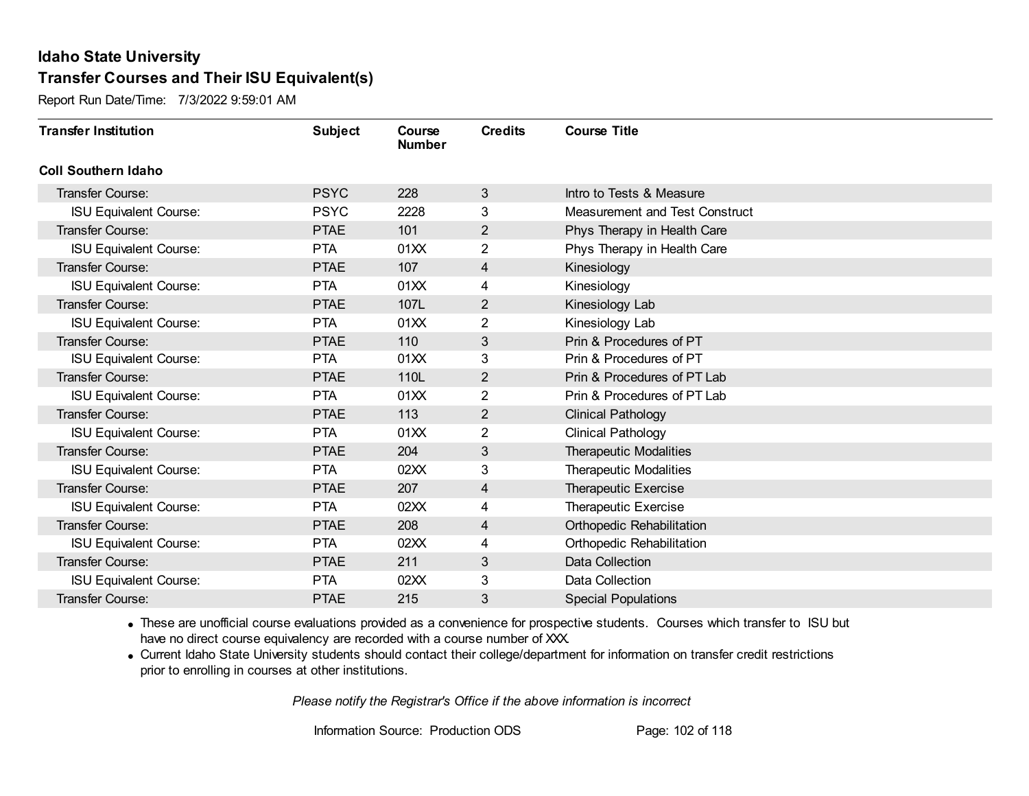# Idaho State University

## Transfer Courses and Their ISU Equivalent(s)

Report Run Date/Time: 7/3/2022 9:59:01 AM

| Transfer Institution | Subject | Course Number | Credits | Course Title |
|---|---|---|---|---|
| **Coll Southern Idaho** | | | | |
| Transfer Course: | PSYC | 228 | 3 | Intro to Tests & Measure |
| ISU Equivalent Course: | PSYC | 2228 | 3 | Measurement and Test Construct |
| Transfer Course: | PTAE | 101 | 2 | Phys Therapy in Health Care |
| ISU Equivalent Course: | PTA | 01XX | 2 | Phys Therapy in Health Care |
| Transfer Course: | PTAE | 107 | 4 | Kinesiology |
| ISU Equivalent Course: | PTA | 01XX | 4 | Kinesiology |
| Transfer Course: | PTAE | 107L | 2 | Kinesiology Lab |
| ISU Equivalent Course: | PTA | 01XX | 2 | Kinesiology Lab |
| Transfer Course: | PTAE | 110 | 3 | Prin & Procedures of PT |
| ISU Equivalent Course: | PTA | 01XX | 3 | Prin & Procedures of PT |
| Transfer Course: | PTAE | 110L | 2 | Prin & Procedures of PT Lab |
| ISU Equivalent Course: | PTA | 01XX | 2 | Prin & Procedures of PT Lab |
| Transfer Course: | PTAE | 113 | 2 | Clinical Pathology |
| ISU Equivalent Course: | PTA | 01XX | 2 | Clinical Pathology |
| Transfer Course: | PTAE | 204 | 3 | Therapeutic Modalities |
| ISU Equivalent Course: | PTA | 02XX | 3 | Therapeutic Modalities |
| Transfer Course: | PTAE | 207 | 4 | Therapeutic Exercise |
| ISU Equivalent Course: | PTA | 02XX | 4 | Therapeutic Exercise |
| Transfer Course: | PTAE | 208 | 4 | Orthopedic Rehabilitation |
| ISU Equivalent Course: | PTA | 02XX | 4 | Orthopedic Rehabilitation |
| Transfer Course: | PTAE | 211 | 3 | Data Collection |
| ISU Equivalent Course: | PTA | 02XX | 3 | Data Collection |
| Transfer Course: | PTAE | 215 | 3 | Special Populations |

- These are unofficial course evaluations provided as a convenience for prospective students. Courses which transfer to ISU but have no direct course equivalency are recorded with a course number of XXX.
- Current Idaho State University students should contact their college/department for information on transfer credit restrictions prior to enrolling in courses at other institutions.

*Please notify the Registrar's Office if the above information is incorrect*

Information Source: Production ODS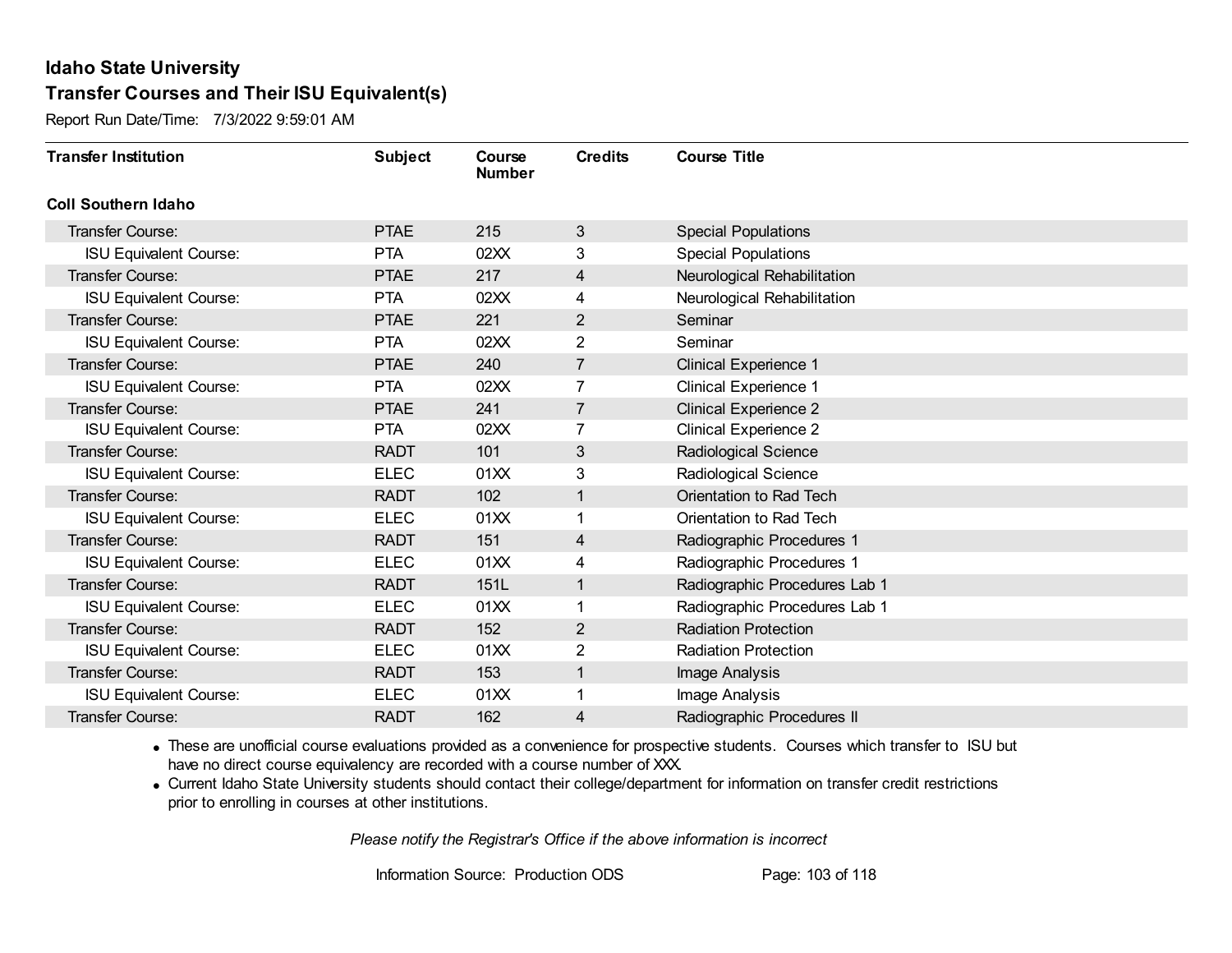# Idaho State University

## Transfer Courses and Their ISU Equivalent(s)

Report Run Date/Time: 7/3/2022 9:59:01 AM

| Transfer Institution | Subject | Course Number | Credits | Course Title |
|---|---|---|---|---|
| **Coll Southern Idaho** | | | | |
| Transfer Course: | PTAE | 215 | 3 | Special Populations |
| ISU Equivalent Course: | PTA | 02XX | 3 | Special Populations |
| Transfer Course: | PTAE | 217 | 4 | Neurological Rehabilitation |
| ISU Equivalent Course: | PTA | 02XX | 4 | Neurological Rehabilitation |
| Transfer Course: | PTAE | 221 | 2 | Seminar |
| ISU Equivalent Course: | PTA | 02XX | 2 | Seminar |
| Transfer Course: | PTAE | 240 | 7 | Clinical Experience 1 |
| ISU Equivalent Course: | PTA | 02XX | 7 | Clinical Experience 1 |
| Transfer Course: | PTAE | 241 | 7 | Clinical Experience 2 |
| ISU Equivalent Course: | PTA | 02XX | 7 | Clinical Experience 2 |
| Transfer Course: | RADT | 101 | 3 | Radiological Science |
| ISU Equivalent Course: | ELEC | 01XX | 3 | Radiological Science |
| Transfer Course: | RADT | 102 | 1 | Orientation to Rad Tech |
| ISU Equivalent Course: | ELEC | 01XX | 1 | Orientation to Rad Tech |
| Transfer Course: | RADT | 151 | 4 | Radiographic Procedures 1 |
| ISU Equivalent Course: | ELEC | 01XX | 4 | Radiographic Procedures 1 |
| Transfer Course: | RADT | 151L | 1 | Radiographic Procedures Lab 1 |
| ISU Equivalent Course: | ELEC | 01XX | 1 | Radiographic Procedures Lab 1 |
| Transfer Course: | RADT | 152 | 2 | Radiation Protection |
| ISU Equivalent Course: | ELEC | 01XX | 2 | Radiation Protection |
| Transfer Course: | RADT | 153 | 1 | Image Analysis |
| ISU Equivalent Course: | ELEC | 01XX | 1 | Image Analysis |
| Transfer Course: | RADT | 162 | 4 | Radiographic Procedures II |

- These are unofficial course evaluations provided as a convenience for prospective students. Courses which transfer to ISU but have no direct course equivalency are recorded with a course number of XXX.
- Current Idaho State University students should contact their college/department for information on transfer credit restrictions prior to enrolling in courses at other institutions.

*Please notify the Registrar's Office if the above information is incorrect*

Information Source: Production ODS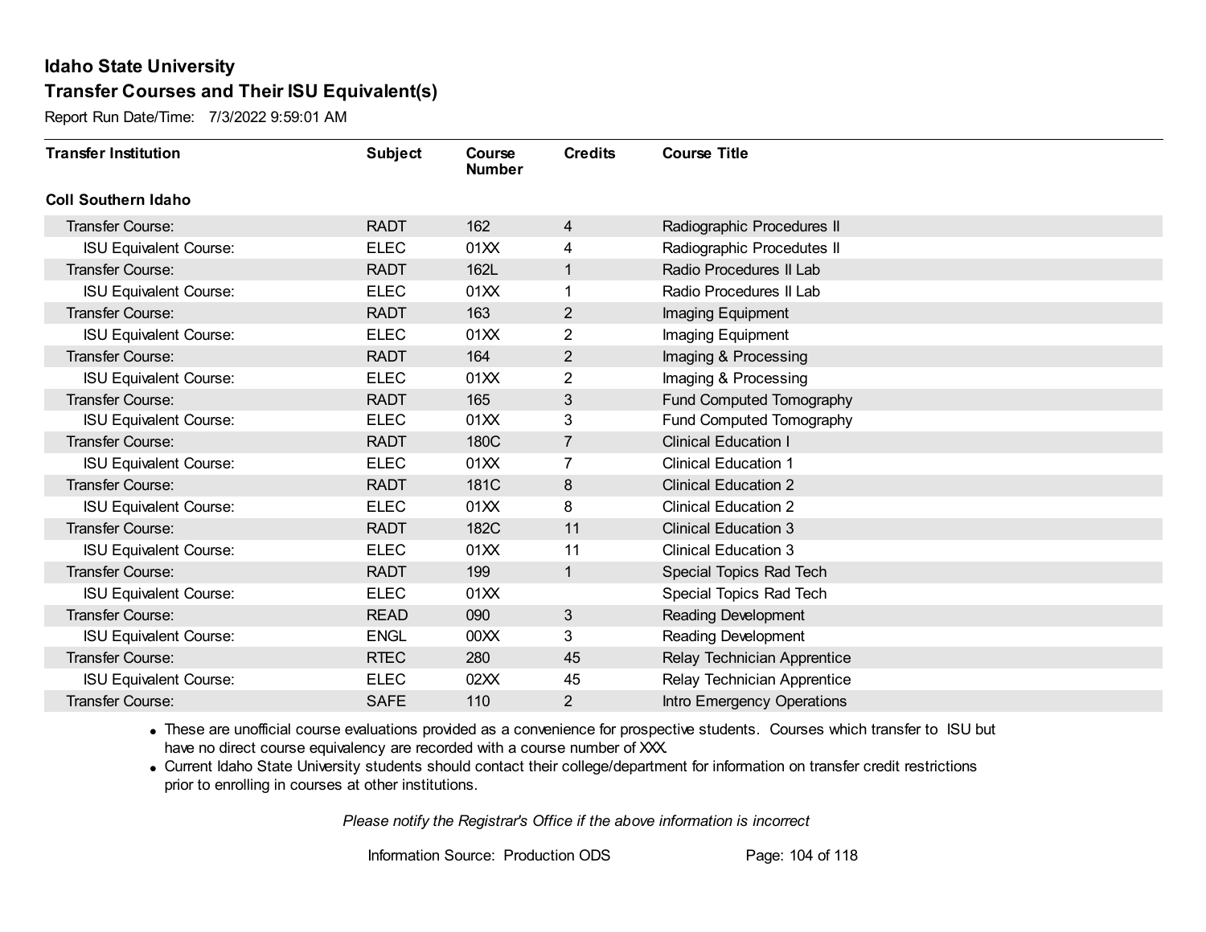# Idaho State University

## Transfer Courses and Their ISU Equivalent(s)

Report Run Date/Time: 7/3/2022 9:59:01 AM

| Transfer Institution | Subject | Course Number | Credits | Course Title |
|---|---|---|---|---|
| **Coll Southern Idaho** | | | | |
| Transfer Course: | RADT | 162 | 4 | Radiographic Procedures II |
| ISU Equivalent Course: | ELEC | 01XX | 4 | Radiographic Procedutes II |
| Transfer Course: | RADT | 162L | 1 | Radio Procedures II Lab |
| ISU Equivalent Course: | ELEC | 01XX | 1 | Radio Procedures II Lab |
| Transfer Course: | RADT | 163 | 2 | Imaging Equipment |
| ISU Equivalent Course: | ELEC | 01XX | 2 | Imaging Equipment |
| Transfer Course: | RADT | 164 | 2 | Imaging & Processing |
| ISU Equivalent Course: | ELEC | 01XX | 2 | Imaging & Processing |
| Transfer Course: | RADT | 165 | 3 | Fund Computed Tomography |
| ISU Equivalent Course: | ELEC | 01XX | 3 | Fund Computed Tomography |
| Transfer Course: | RADT | 180C | 7 | Clinical Education I |
| ISU Equivalent Course: | ELEC | 01XX | 7 | Clinical Education 1 |
| Transfer Course: | RADT | 181C | 8 | Clinical Education 2 |
| ISU Equivalent Course: | ELEC | 01XX | 8 | Clinical Education 2 |
| Transfer Course: | RADT | 182C | 11 | Clinical Education 3 |
| ISU Equivalent Course: | ELEC | 01XX | 11 | Clinical Education 3 |
| Transfer Course: | RADT | 199 | 1 | Special Topics Rad Tech |
| ISU Equivalent Course: | ELEC | 01XX | | Special Topics Rad Tech |
| Transfer Course: | READ | 090 | 3 | Reading Development |
| ISU Equivalent Course: | ENGL | 00XX | 3 | Reading Development |
| Transfer Course: | RTEC | 280 | 45 | Relay Technician Apprentice |
| ISU Equivalent Course: | ELEC | 02XX | 45 | Relay Technician Apprentice |
| Transfer Course: | SAFE | 110 | 2 | Intro Emergency Operations |

- These are unofficial course evaluations provided as a convenience for prospective students. Courses which transfer to ISU but have no direct course equivalency are recorded with a course number of XXX.
- Current Idaho State University students should contact their college/department for information on transfer credit restrictions prior to enrolling in courses at other institutions.

*Please notify the Registrar's Office if the above information is incorrect*

Information Source: Production ODS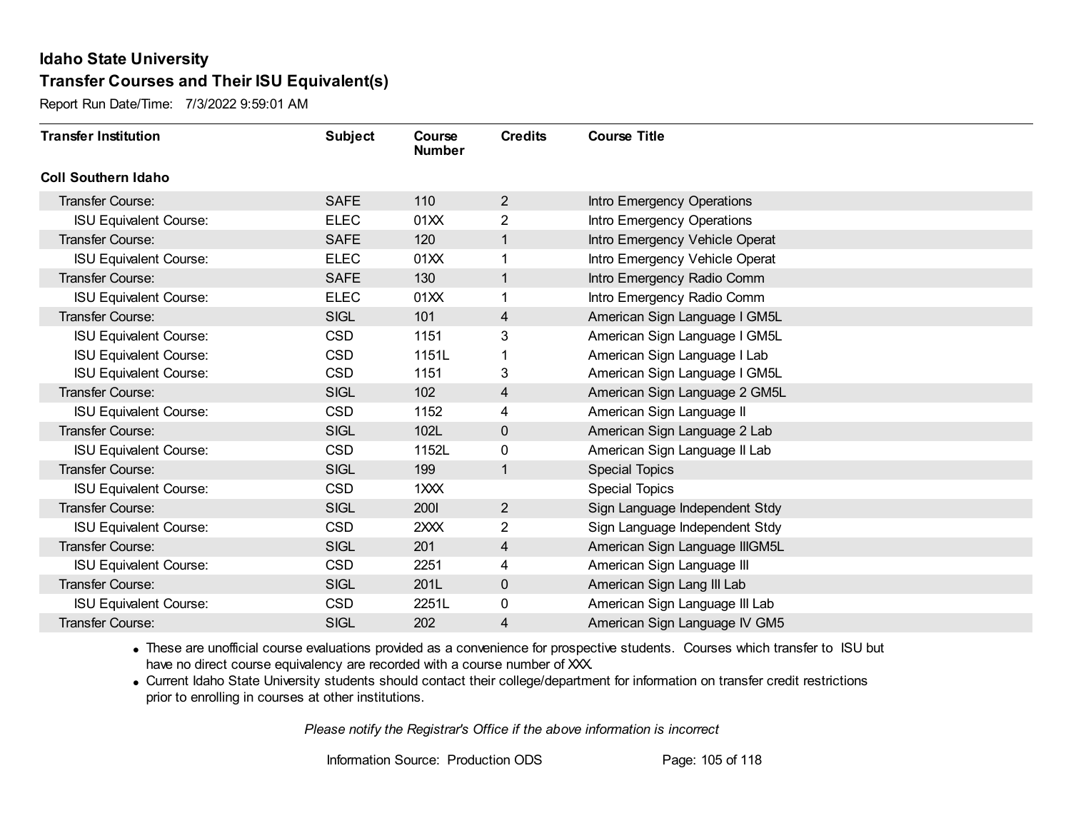# Idaho State University

## Transfer Courses and Their ISU Equivalent(s)

Report Run Date/Time: 7/3/2022 9:59:01 AM

| Transfer Institution | Subject | Course Number | Credits | Course Title |
|---|---|---|---|---|
| **Coll Southern Idaho** | | | | |
| Transfer Course: | SAFE | 110 | 2 | Intro Emergency Operations |
| ISU Equivalent Course: | ELEC | 01XX | 2 | Intro Emergency Operations |
| Transfer Course: | SAFE | 120 | 1 | Intro Emergency Vehicle Operat |
| ISU Equivalent Course: | ELEC | 01XX | 1 | Intro Emergency Vehicle Operat |
| Transfer Course: | SAFE | 130 | 1 | Intro Emergency Radio Comm |
| ISU Equivalent Course: | ELEC | 01XX | 1 | Intro Emergency Radio Comm |
| Transfer Course: | SIGL | 101 | 4 | American Sign Language I GM5L |
| ISU Equivalent Course: | CSD | 1151 | 3 | American Sign Language I GM5L |
| ISU Equivalent Course: | CSD | 1151L | 1 | American Sign Language I Lab |
| ISU Equivalent Course: | CSD | 1151 | 3 | American Sign Language I GM5L |
| Transfer Course: | SIGL | 102 | 4 | American Sign Language 2 GM5L |
| ISU Equivalent Course: | CSD | 1152 | 4 | American Sign Language II |
| Transfer Course: | SIGL | 102L | 0 | American Sign Language 2 Lab |
| ISU Equivalent Course: | CSD | 1152L | 0 | American Sign Language II Lab |
| Transfer Course: | SIGL | 199 | 1 | Special Topics |
| ISU Equivalent Course: | CSD | 1XXX | | Special Topics |
| Transfer Course: | SIGL | 200I | 2 | Sign Language Independent Stdy |
| ISU Equivalent Course: | CSD | 2XXX | 2 | Sign Language Independent Stdy |
| Transfer Course: | SIGL | 201 | 4 | American Sign Language IIIGM5L |
| ISU Equivalent Course: | CSD | 2251 | 4 | American Sign Language III |
| Transfer Course: | SIGL | 201L | 0 | American Sign Lang III Lab |
| ISU Equivalent Course: | CSD | 2251L | 0 | American Sign Language III Lab |
| Transfer Course: | SIGL | 202 | 4 | American Sign Language IV GM5 |

- These are unofficial course evaluations provided as a convenience for prospective students. Courses which transfer to ISU but have no direct course equivalency are recorded with a course number of XXX.
- Current Idaho State University students should contact their college/department for information on transfer credit restrictions prior to enrolling in courses at other institutions.

*Please notify the Registrar's Office if the above information is incorrect*

Information Source: Production ODS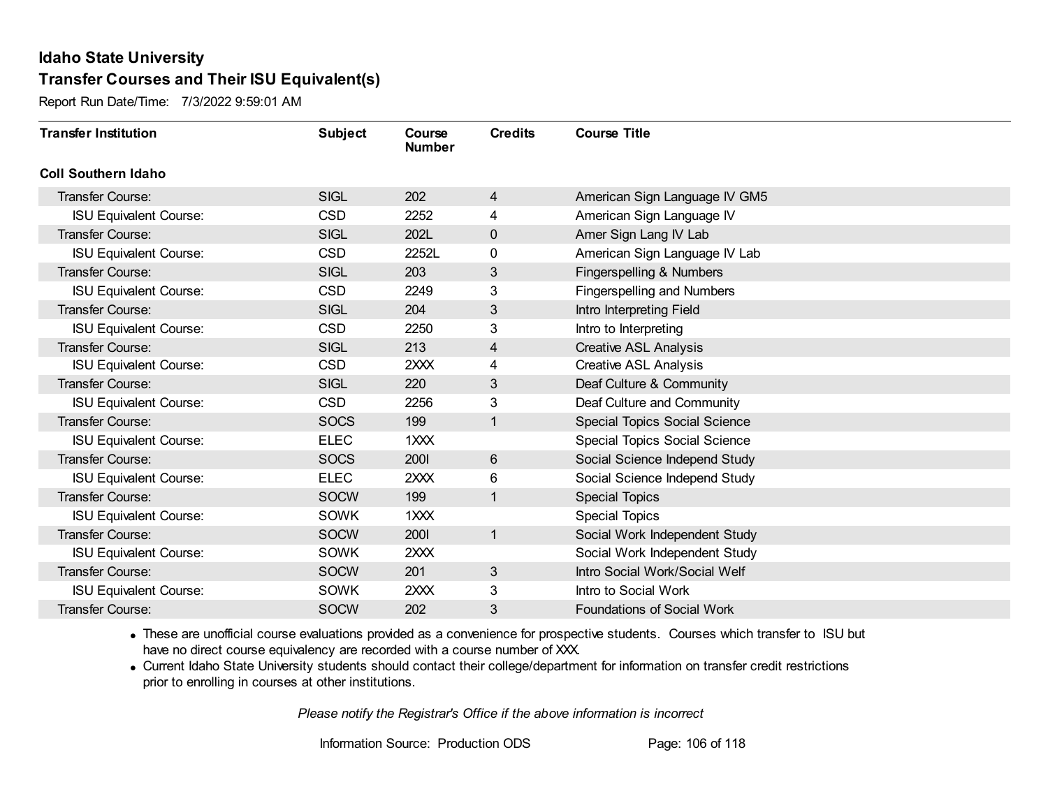# Idaho State University

## Transfer Courses and Their ISU Equivalent(s)

Report Run Date/Time: 7/3/2022 9:59:01 AM

| Transfer Institution | Subject | Course Number | Credits | Course Title |
|---|---|---|---|---|
| **Coll Southern Idaho** | | | | |
| Transfer Course: | SIGL | 202 | 4 | American Sign Language IV GM5 |
| ISU Equivalent Course: | CSD | 2252 | 4 | American Sign Language IV |
| Transfer Course: | SIGL | 202L | 0 | Amer Sign Lang IV Lab |
| ISU Equivalent Course: | CSD | 2252L | 0 | American Sign Language IV Lab |
| Transfer Course: | SIGL | 203 | 3 | Fingerspelling & Numbers |
| ISU Equivalent Course: | CSD | 2249 | 3 | Fingerspelling and Numbers |
| Transfer Course: | SIGL | 204 | 3 | Intro Interpreting Field |
| ISU Equivalent Course: | CSD | 2250 | 3 | Intro to Interpreting |
| Transfer Course: | SIGL | 213 | 4 | Creative ASL Analysis |
| ISU Equivalent Course: | CSD | 2XXX | 4 | Creative ASL Analysis |
| Transfer Course: | SIGL | 220 | 3 | Deaf Culture & Community |
| ISU Equivalent Course: | CSD | 2256 | 3 | Deaf Culture and Community |
| Transfer Course: | SOCS | 199 | 1 | Special Topics Social Science |
| ISU Equivalent Course: | ELEC | 1XXX | | Special Topics Social Science |
| Transfer Course: | SOCS | 200I | 6 | Social Science Independ Study |
| ISU Equivalent Course: | ELEC | 2XXX | 6 | Social Science Independ Study |
| Transfer Course: | SOCW | 199 | 1 | Special Topics |
| ISU Equivalent Course: | SOWK | 1XXX | | Special Topics |
| Transfer Course: | SOCW | 200I | 1 | Social Work Independent Study |
| ISU Equivalent Course: | SOWK | 2XXX | | Social Work Independent Study |
| Transfer Course: | SOCW | 201 | 3 | Intro Social Work/Social Welf |
| ISU Equivalent Course: | SOWK | 2XXX | 3 | Intro to Social Work |
| Transfer Course: | SOCW | 202 | 3 | Foundations of Social Work |

- These are unofficial course evaluations provided as a convenience for prospective students. Courses which transfer to ISU but have no direct course equivalency are recorded with a course number of XXX.
- Current Idaho State University students should contact their college/department for information on transfer credit restrictions prior to enrolling in courses at other institutions.

*Please notify the Registrar's Office if the above information is incorrect*

Information Source: Production ODS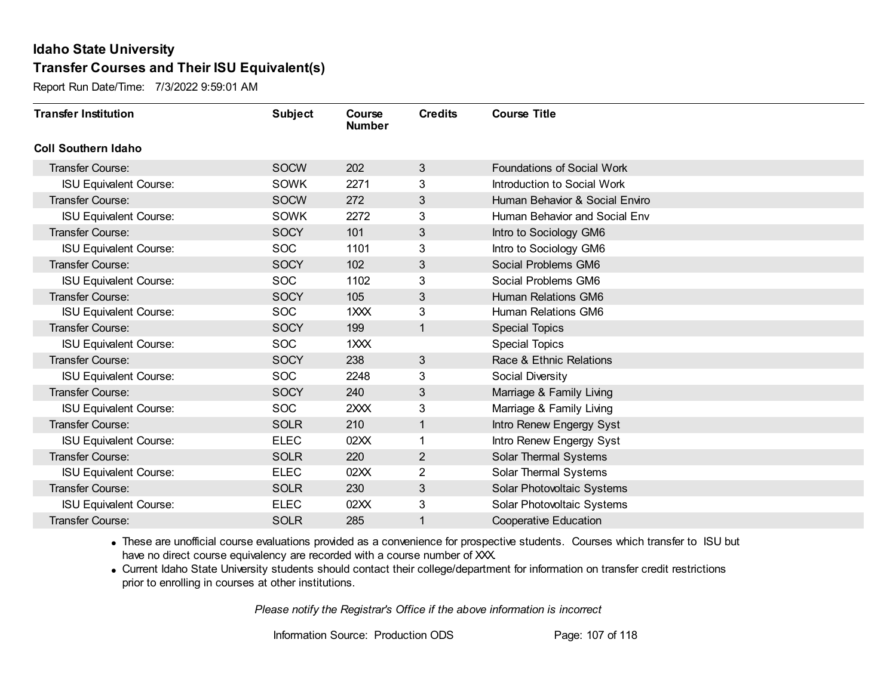# Idaho State University

## Transfer Courses and Their ISU Equivalent(s)

Report Run Date/Time: 7/3/2022 9:59:01 AM

| Transfer Institution | Subject | Course Number | Credits | Course Title |
|---|---|---|---|---|
| **Coll Southern Idaho** | | | | |
| Transfer Course: | SOCW | 202 | 3 | Foundations of Social Work |
| ISU Equivalent Course: | SOWK | 2271 | 3 | Introduction to Social Work |
| Transfer Course: | SOCW | 272 | 3 | Human Behavior & Social Enviro |
| ISU Equivalent Course: | SOWK | 2272 | 3 | Human Behavior and Social Env |
| Transfer Course: | SOCY | 101 | 3 | Intro to Sociology GM6 |
| ISU Equivalent Course: | SOC | 1101 | 3 | Intro to Sociology GM6 |
| Transfer Course: | SOCY | 102 | 3 | Social Problems GM6 |
| ISU Equivalent Course: | SOC | 1102 | 3 | Social Problems GM6 |
| Transfer Course: | SOCY | 105 | 3 | Human Relations GM6 |
| ISU Equivalent Course: | SOC | 1XXX | 3 | Human Relations GM6 |
| Transfer Course: | SOCY | 199 | 1 | Special Topics |
| ISU Equivalent Course: | SOC | 1XXX | | Special Topics |
| Transfer Course: | SOCY | 238 | 3 | Race & Ethnic Relations |
| ISU Equivalent Course: | SOC | 2248 | 3 | Social Diversity |
| Transfer Course: | SOCY | 240 | 3 | Marriage & Family Living |
| ISU Equivalent Course: | SOC | 2XXX | 3 | Marriage & Family Living |
| Transfer Course: | SOLR | 210 | 1 | Intro Renew Engergy Syst |
| ISU Equivalent Course: | ELEC | 02XX | 1 | Intro Renew Engergy Syst |
| Transfer Course: | SOLR | 220 | 2 | Solar Thermal Systems |
| ISU Equivalent Course: | ELEC | 02XX | 2 | Solar Thermal Systems |
| Transfer Course: | SOLR | 230 | 3 | Solar Photovoltaic Systems |
| ISU Equivalent Course: | ELEC | 02XX | 3 | Solar Photovoltaic Systems |
| Transfer Course: | SOLR | 285 | 1 | Cooperative Education |

- These are unofficial course evaluations provided as a convenience for prospective students. Courses which transfer to ISU but have no direct course equivalency are recorded with a course number of XXX.
- Current Idaho State University students should contact their college/department for information on transfer credit restrictions prior to enrolling in courses at other institutions.

*Please notify the Registrar's Office if the above information is incorrect*

Information Source: Production ODS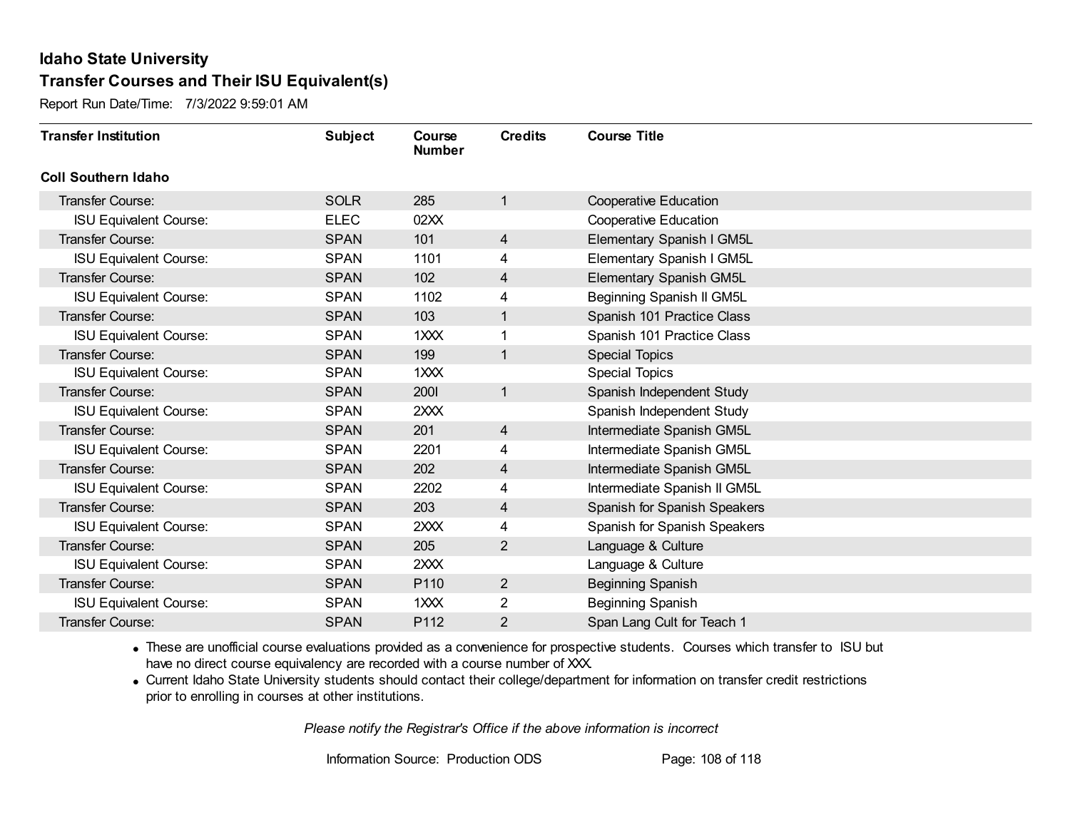# Idaho State University

## Transfer Courses and Their ISU Equivalent(s)

Report Run Date/Time: 7/3/2022 9:59:01 AM

| Transfer Institution | Subject | Course Number | Credits | Course Title |
|---|---|---|---|---|
| **Coll Southern Idaho** | | | | |
| Transfer Course: | SOLR | 285 | 1 | Cooperative Education |
| ISU Equivalent Course: | ELEC | 02XX | | Cooperative Education |
| Transfer Course: | SPAN | 101 | 4 | Elementary Spanish I GM5L |
| ISU Equivalent Course: | SPAN | 1101 | 4 | Elementary Spanish I GM5L |
| Transfer Course: | SPAN | 102 | 4 | Elementary Spanish GM5L |
| ISU Equivalent Course: | SPAN | 1102 | 4 | Beginning Spanish II GM5L |
| Transfer Course: | SPAN | 103 | 1 | Spanish 101 Practice Class |
| ISU Equivalent Course: | SPAN | 1XXX | 1 | Spanish 101 Practice Class |
| Transfer Course: | SPAN | 199 | 1 | Special Topics |
| ISU Equivalent Course: | SPAN | 1XXX | | Special Topics |
| Transfer Course: | SPAN | 200I | 1 | Spanish Independent Study |
| ISU Equivalent Course: | SPAN | 2XXX | | Spanish Independent Study |
| Transfer Course: | SPAN | 201 | 4 | Intermediate Spanish GM5L |
| ISU Equivalent Course: | SPAN | 2201 | 4 | Intermediate Spanish GM5L |
| Transfer Course: | SPAN | 202 | 4 | Intermediate Spanish GM5L |
| ISU Equivalent Course: | SPAN | 2202 | 4 | Intermediate Spanish II GM5L |
| Transfer Course: | SPAN | 203 | 4 | Spanish for Spanish Speakers |
| ISU Equivalent Course: | SPAN | 2XXX | 4 | Spanish for Spanish Speakers |
| Transfer Course: | SPAN | 205 | 2 | Language & Culture |
| ISU Equivalent Course: | SPAN | 2XXX | | Language & Culture |
| Transfer Course: | SPAN | P110 | 2 | Beginning Spanish |
| ISU Equivalent Course: | SPAN | 1XXX | 2 | Beginning Spanish |
| Transfer Course: | SPAN | P112 | 2 | Span Lang Cult for Teach 1 |

- These are unofficial course evaluations provided as a convenience for prospective students. Courses which transfer to ISU but have no direct course equivalency are recorded with a course number of XXX.
- Current Idaho State University students should contact their college/department for information on transfer credit restrictions prior to enrolling in courses at other institutions.

*Please notify the Registrar's Office if the above information is incorrect*

Information Source: Production ODS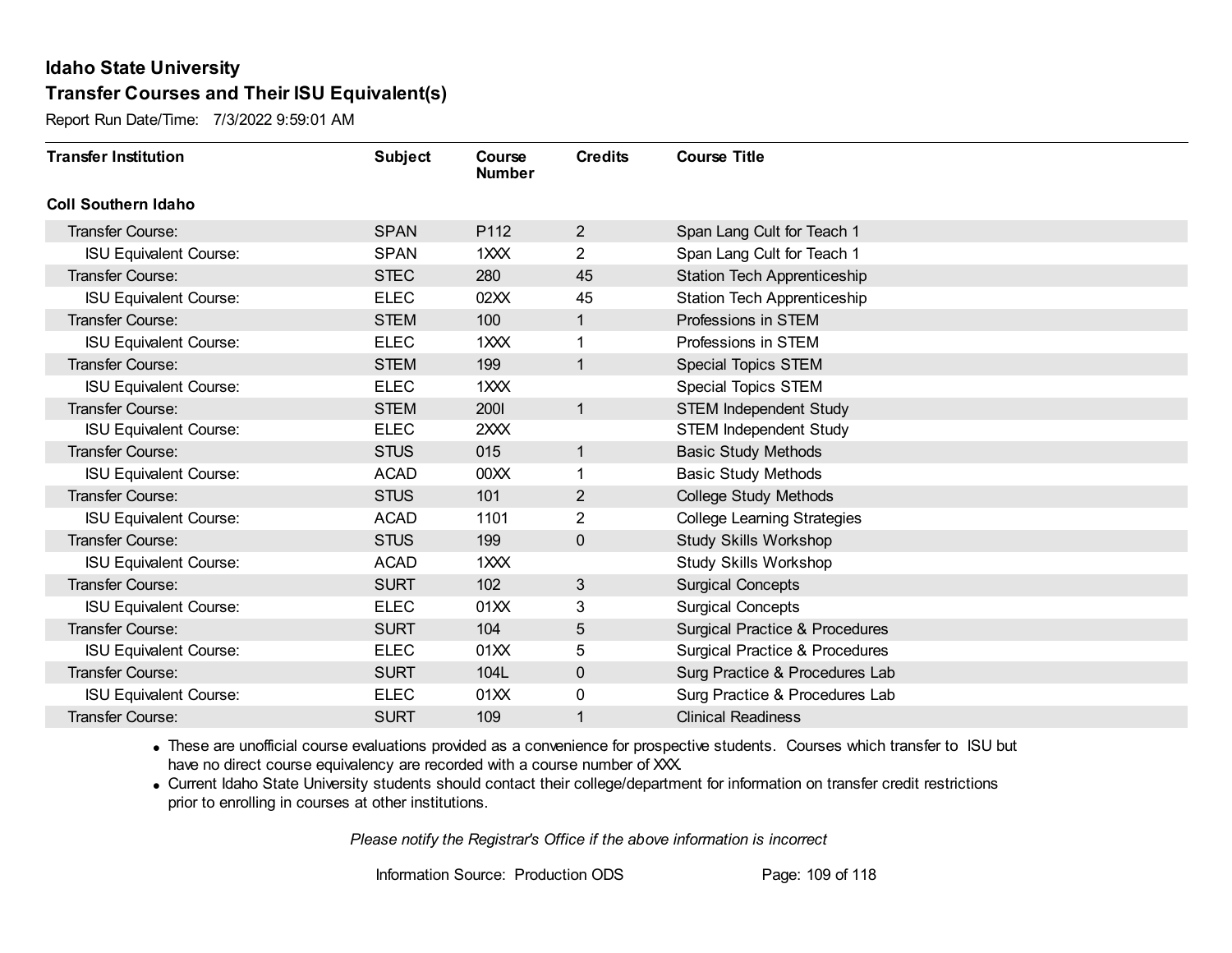# Idaho State University

## Transfer Courses and Their ISU Equivalent(s)

Report Run Date/Time: 7/3/2022 9:59:01 AM

| Transfer Institution | Subject | Course Number | Credits | Course Title |
|---|---|---|---|---|
| **Coll Southern Idaho** | | | | |
| Transfer Course: | SPAN | P112 | 2 | Span Lang Cult for Teach 1 |
| ISU Equivalent Course: | SPAN | 1XXX | 2 | Span Lang Cult for Teach 1 |
| Transfer Course: | STEC | 280 | 45 | Station Tech Apprenticeship |
| ISU Equivalent Course: | ELEC | 02XX | 45 | Station Tech Apprenticeship |
| Transfer Course: | STEM | 100 | 1 | Professions in STEM |
| ISU Equivalent Course: | ELEC | 1XXX | 1 | Professions in STEM |
| Transfer Course: | STEM | 199 | 1 | Special Topics STEM |
| ISU Equivalent Course: | ELEC | 1XXX | | Special Topics STEM |
| Transfer Course: | STEM | 200I | 1 | STEM Independent Study |
| ISU Equivalent Course: | ELEC | 2XXX | | STEM Independent Study |
| Transfer Course: | STUS | 015 | 1 | Basic Study Methods |
| ISU Equivalent Course: | ACAD | 00XX | 1 | Basic Study Methods |
| Transfer Course: | STUS | 101 | 2 | College Study Methods |
| ISU Equivalent Course: | ACAD | 1101 | 2 | College Learning Strategies |
| Transfer Course: | STUS | 199 | 0 | Study Skills Workshop |
| ISU Equivalent Course: | ACAD | 1XXX | | Study Skills Workshop |
| Transfer Course: | SURT | 102 | 3 | Surgical Concepts |
| ISU Equivalent Course: | ELEC | 01XX | 3 | Surgical Concepts |
| Transfer Course: | SURT | 104 | 5 | Surgical Practice & Procedures |
| ISU Equivalent Course: | ELEC | 01XX | 5 | Surgical Practice & Procedures |
| Transfer Course: | SURT | 104L | 0 | Surg Practice & Procedures Lab |
| ISU Equivalent Course: | ELEC | 01XX | 0 | Surg Practice & Procedures Lab |
| Transfer Course: | SURT | 109 | 1 | Clinical Readiness |

- These are unofficial course evaluations provided as a convenience for prospective students. Courses which transfer to ISU but have no direct course equivalency are recorded with a course number of XXX.
- Current Idaho State University students should contact their college/department for information on transfer credit restrictions prior to enrolling in courses at other institutions.

*Please notify the Registrar's Office if the above information is incorrect*

Information Source: Production ODS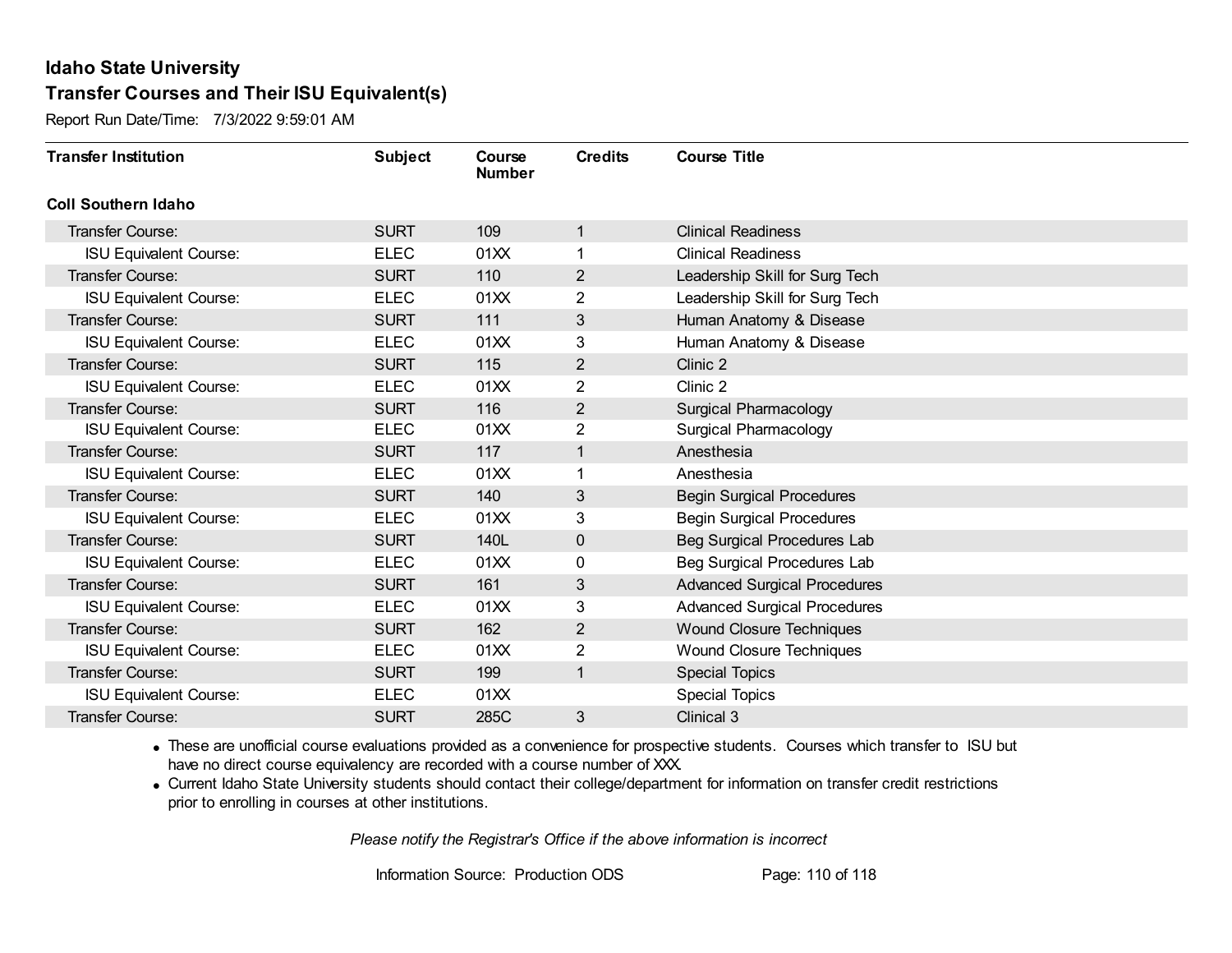# Idaho State University

## Transfer Courses and Their ISU Equivalent(s)

Report Run Date/Time: 7/3/2022 9:59:01 AM

| Transfer Institution | Subject | Course Number | Credits | Course Title |
|---|---|---|---|---|
| **Coll Southern Idaho** | | | | |
| Transfer Course: | SURT | 109 | 1 | Clinical Readiness |
| ISU Equivalent Course: | ELEC | 01XX | 1 | Clinical Readiness |
| Transfer Course: | SURT | 110 | 2 | Leadership Skill for Surg Tech |
| ISU Equivalent Course: | ELEC | 01XX | 2 | Leadership Skill for Surg Tech |
| Transfer Course: | SURT | 111 | 3 | Human Anatomy & Disease |
| ISU Equivalent Course: | ELEC | 01XX | 3 | Human Anatomy & Disease |
| Transfer Course: | SURT | 115 | 2 | Clinic 2 |
| ISU Equivalent Course: | ELEC | 01XX | 2 | Clinic 2 |
| Transfer Course: | SURT | 116 | 2 | Surgical Pharmacology |
| ISU Equivalent Course: | ELEC | 01XX | 2 | Surgical Pharmacology |
| Transfer Course: | SURT | 117 | 1 | Anesthesia |
| ISU Equivalent Course: | ELEC | 01XX | 1 | Anesthesia |
| Transfer Course: | SURT | 140 | 3 | Begin Surgical Procedures |
| ISU Equivalent Course: | ELEC | 01XX | 3 | Begin Surgical Procedures |
| Transfer Course: | SURT | 140L | 0 | Beg Surgical Procedures Lab |
| ISU Equivalent Course: | ELEC | 01XX | 0 | Beg Surgical Procedures Lab |
| Transfer Course: | SURT | 161 | 3 | Advanced Surgical Procedures |
| ISU Equivalent Course: | ELEC | 01XX | 3 | Advanced Surgical Procedures |
| Transfer Course: | SURT | 162 | 2 | Wound Closure Techniques |
| ISU Equivalent Course: | ELEC | 01XX | 2 | Wound Closure Techniques |
| Transfer Course: | SURT | 199 | 1 | Special Topics |
| ISU Equivalent Course: | ELEC | 01XX | | Special Topics |
| Transfer Course: | SURT | 285C | 3 | Clinical 3 |

- These are unofficial course evaluations provided as a convenience for prospective students. Courses which transfer to ISU but have no direct course equivalency are recorded with a course number of XXX.
- Current Idaho State University students should contact their college/department for information on transfer credit restrictions prior to enrolling in courses at other institutions.

*Please notify the Registrar's Office if the above information is incorrect*

Information Source: Production ODS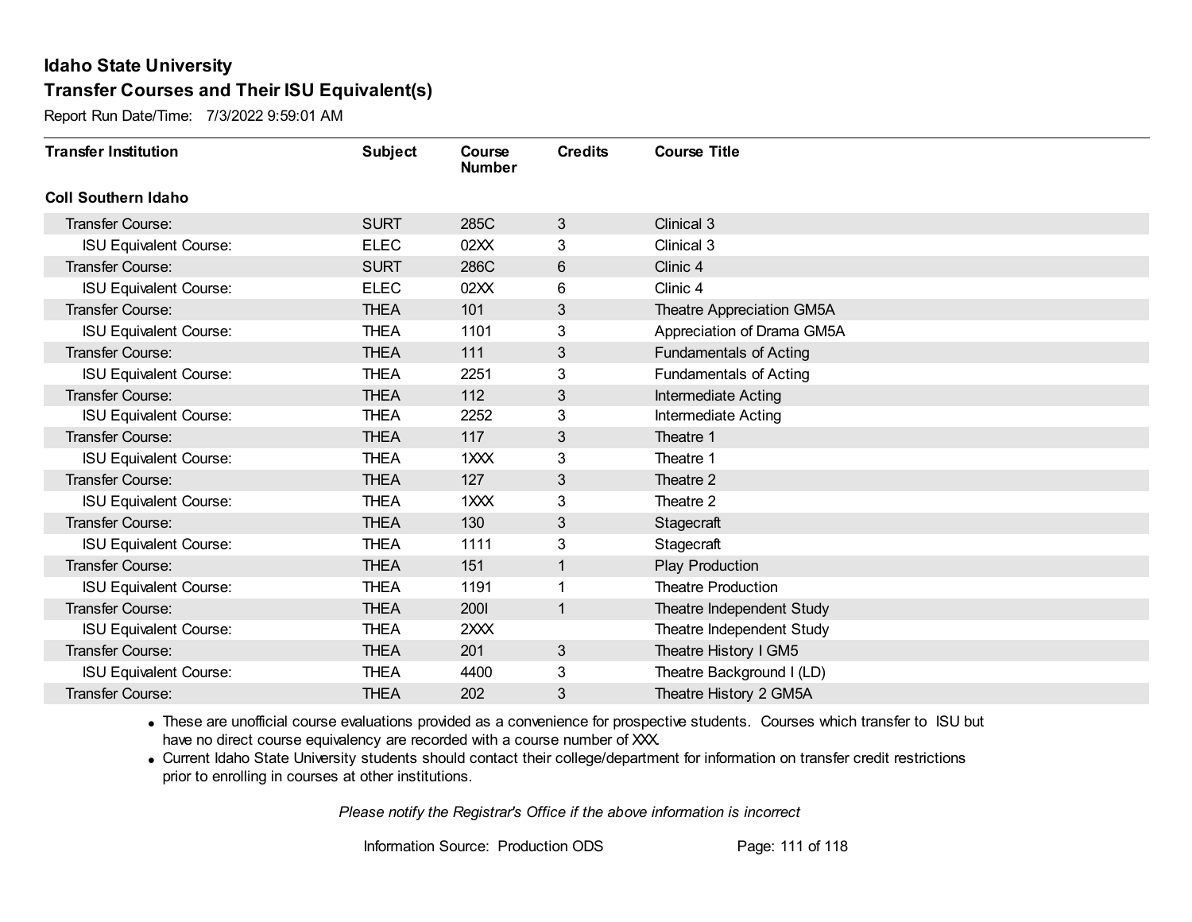# Idaho State University

## Transfer Courses and Their ISU Equivalent(s)

Report Run Date/Time: 7/3/2022 9:59:01 AM

| Transfer Institution | Subject | Course Number | Credits | Course Title |
|---|---|---|---|---|
| **Coll Southern Idaho** | | | | |
| Transfer Course: | SURT | 285C | 3 | Clinical 3 |
| ISU Equivalent Course: | ELEC | 02XX | 3 | Clinical 3 |
| Transfer Course: | SURT | 286C | 6 | Clinic 4 |
| ISU Equivalent Course: | ELEC | 02XX | 6 | Clinic 4 |
| Transfer Course: | THEA | 101 | 3 | Theatre Appreciation GM5A |
| ISU Equivalent Course: | THEA | 1101 | 3 | Appreciation of Drama GM5A |
| Transfer Course: | THEA | 111 | 3 | Fundamentals of Acting |
| ISU Equivalent Course: | THEA | 2251 | 3 | Fundamentals of Acting |
| Transfer Course: | THEA | 112 | 3 | Intermediate Acting |
| ISU Equivalent Course: | THEA | 2252 | 3 | Intermediate Acting |
| Transfer Course: | THEA | 117 | 3 | Theatre 1 |
| ISU Equivalent Course: | THEA | 1XXX | 3 | Theatre 1 |
| Transfer Course: | THEA | 127 | 3 | Theatre 2 |
| ISU Equivalent Course: | THEA | 1XXX | 3 | Theatre 2 |
| Transfer Course: | THEA | 130 | 3 | Stagecraft |
| ISU Equivalent Course: | THEA | 1111 | 3 | Stagecraft |
| Transfer Course: | THEA | 151 | 1 | Play Production |
| ISU Equivalent Course: | THEA | 1191 | 1 | Theatre Production |
| Transfer Course: | THEA | 200I | 1 | Theatre Independent Study |
| ISU Equivalent Course: | THEA | 2XXX | | Theatre Independent Study |
| Transfer Course: | THEA | 201 | 3 | Theatre History I GM5 |
| ISU Equivalent Course: | THEA | 4400 | 3 | Theatre Background I (LD) |
| Transfer Course: | THEA | 202 | 3 | Theatre History 2 GM5A |

- These are unofficial course evaluations provided as a convenience for prospective students. Courses which transfer to ISU but have no direct course equivalency are recorded with a course number of XXX.
- Current Idaho State University students should contact their college/department for information on transfer credit restrictions prior to enrolling in courses at other institutions.

*Please notify the Registrar's Office if the above information is incorrect*

Information Source: Production ODS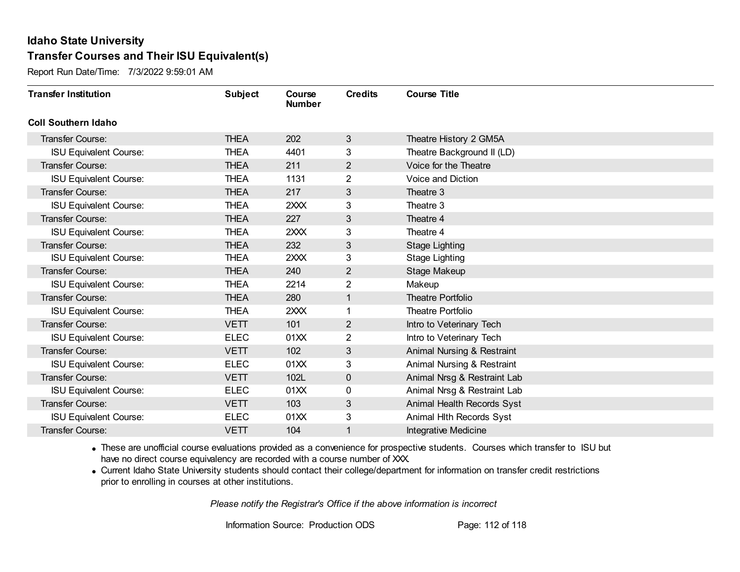## Idaho State University
## Transfer Courses and Their ISU Equivalent(s)

Report Run Date/Time: 7/3/2022 9:59:01 AM

| Transfer Institution | Subject | Course Number | Credits | Course Title |
|---|---|---|---|---|
| **Coll Southern Idaho** | | | | |
| Transfer Course: | THEA | 202 | 3 | Theatre History 2 GM5A |
| ISU Equivalent Course: | THEA | 4401 | 3 | Theatre Background II (LD) |
| Transfer Course: | THEA | 211 | 2 | Voice for the Theatre |
| ISU Equivalent Course: | THEA | 1131 | 2 | Voice and Diction |
| Transfer Course: | THEA | 217 | 3 | Theatre 3 |
| ISU Equivalent Course: | THEA | 2XXX | 3 | Theatre 3 |
| Transfer Course: | THEA | 227 | 3 | Theatre 4 |
| ISU Equivalent Course: | THEA | 2XXX | 3 | Theatre 4 |
| Transfer Course: | THEA | 232 | 3 | Stage Lighting |
| ISU Equivalent Course: | THEA | 2XXX | 3 | Stage Lighting |
| Transfer Course: | THEA | 240 | 2 | Stage Makeup |
| ISU Equivalent Course: | THEA | 2214 | 2 | Makeup |
| Transfer Course: | THEA | 280 | 1 | Theatre Portfolio |
| ISU Equivalent Course: | THEA | 2XXX | 1 | Theatre Portfolio |
| Transfer Course: | VETT | 101 | 2 | Intro to Veterinary Tech |
| ISU Equivalent Course: | ELEC | 01XX | 2 | Intro to Veterinary Tech |
| Transfer Course: | VETT | 102 | 3 | Animal Nursing & Restraint |
| ISU Equivalent Course: | ELEC | 01XX | 3 | Animal Nursing & Restraint |
| Transfer Course: | VETT | 102L | 0 | Animal Nrsg & Restraint Lab |
| ISU Equivalent Course: | ELEC | 01XX | 0 | Animal Nrsg & Restraint Lab |
| Transfer Course: | VETT | 103 | 3 | Animal Health Records Syst |
| ISU Equivalent Course: | ELEC | 01XX | 3 | Animal Hlth Records Syst |
| Transfer Course: | VETT | 104 | 1 | Integrative Medicine |

- These are unofficial course evaluations provided as a convenience for prospective students. Courses which transfer to ISU but have no direct course equivalency are recorded with a course number of XXX.
- Current Idaho State University students should contact their college/department for information on transfer credit restrictions prior to enrolling in courses at other institutions.

*Please notify the Registrar's Office if the above information is incorrect*

Information Source: Production ODS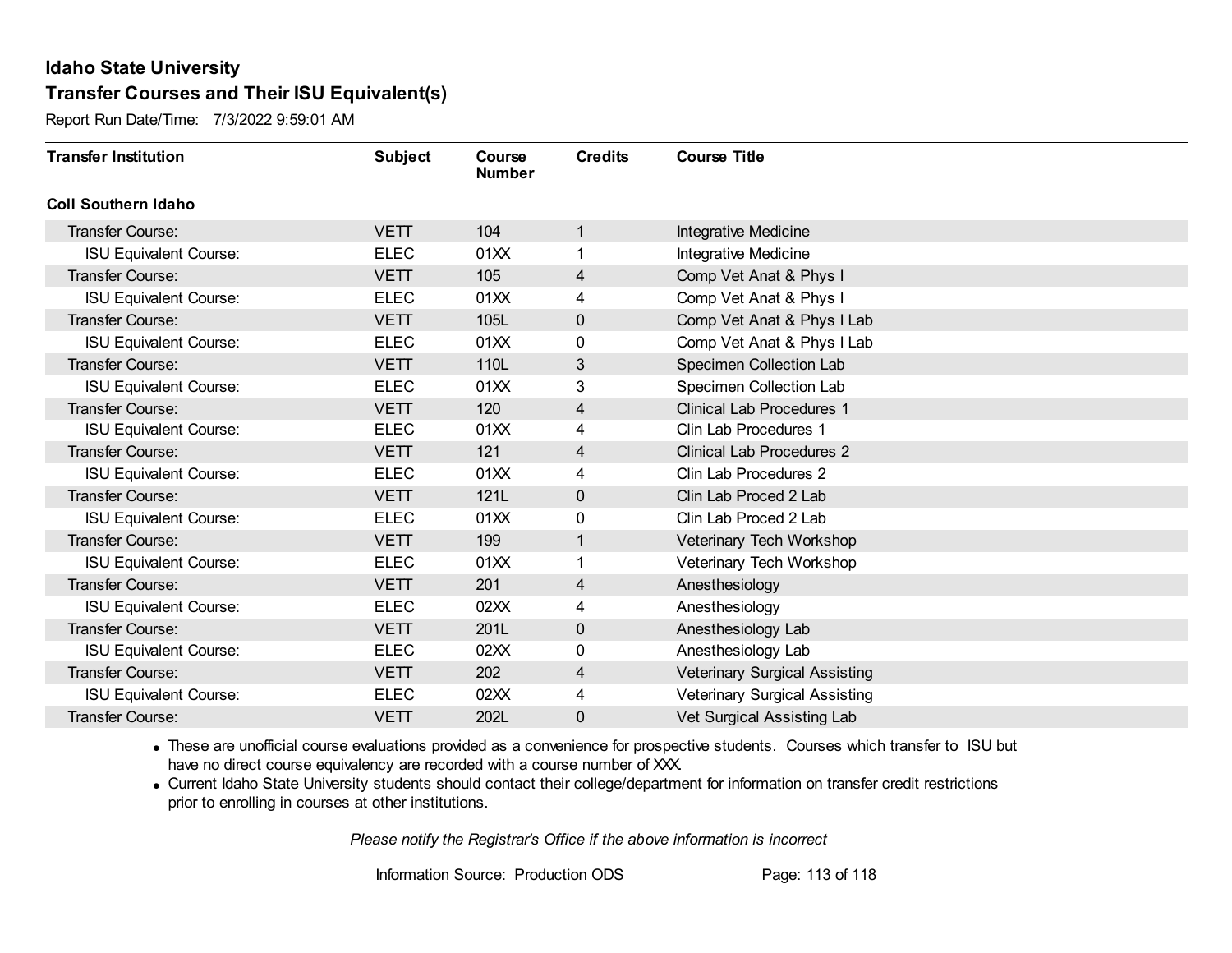# Idaho State University

## Transfer Courses and Their ISU Equivalent(s)

Report Run Date/Time: 7/3/2022 9:59:01 AM

| Transfer Institution | Subject | Course Number | Credits | Course Title |
|---|---|---|---|---|
| **Coll Southern Idaho** | | | | |
| Transfer Course: | VETT | 104 | 1 | Integrative Medicine |
| ISU Equivalent Course: | ELEC | 01XX | 1 | Integrative Medicine |
| Transfer Course: | VETT | 105 | 4 | Comp Vet Anat & Phys I |
| ISU Equivalent Course: | ELEC | 01XX | 4 | Comp Vet Anat & Phys I |
| Transfer Course: | VETT | 105L | 0 | Comp Vet Anat & Phys I Lab |
| ISU Equivalent Course: | ELEC | 01XX | 0 | Comp Vet Anat & Phys I Lab |
| Transfer Course: | VETT | 110L | 3 | Specimen Collection Lab |
| ISU Equivalent Course: | ELEC | 01XX | 3 | Specimen Collection Lab |
| Transfer Course: | VETT | 120 | 4 | Clinical Lab Procedures 1 |
| ISU Equivalent Course: | ELEC | 01XX | 4 | Clin Lab Procedures 1 |
| Transfer Course: | VETT | 121 | 4 | Clinical Lab Procedures 2 |
| ISU Equivalent Course: | ELEC | 01XX | 4 | Clin Lab Procedures 2 |
| Transfer Course: | VETT | 121L | 0 | Clin Lab Proced 2 Lab |
| ISU Equivalent Course: | ELEC | 01XX | 0 | Clin Lab Proced 2 Lab |
| Transfer Course: | VETT | 199 | 1 | Veterinary Tech Workshop |
| ISU Equivalent Course: | ELEC | 01XX | 1 | Veterinary Tech Workshop |
| Transfer Course: | VETT | 201 | 4 | Anesthesiology |
| ISU Equivalent Course: | ELEC | 02XX | 4 | Anesthesiology |
| Transfer Course: | VETT | 201L | 0 | Anesthesiology Lab |
| ISU Equivalent Course: | ELEC | 02XX | 0 | Anesthesiology Lab |
| Transfer Course: | VETT | 202 | 4 | Veterinary Surgical Assisting |
| ISU Equivalent Course: | ELEC | 02XX | 4 | Veterinary Surgical Assisting |
| Transfer Course: | VETT | 202L | 0 | Vet Surgical Assisting Lab |

- These are unofficial course evaluations provided as a convenience for prospective students. Courses which transfer to ISU but have no direct course equivalency are recorded with a course number of XXX.
- Current Idaho State University students should contact their college/department for information on transfer credit restrictions prior to enrolling in courses at other institutions.

*Please notify the Registrar's Office if the above information is incorrect*

Information Source: Production ODS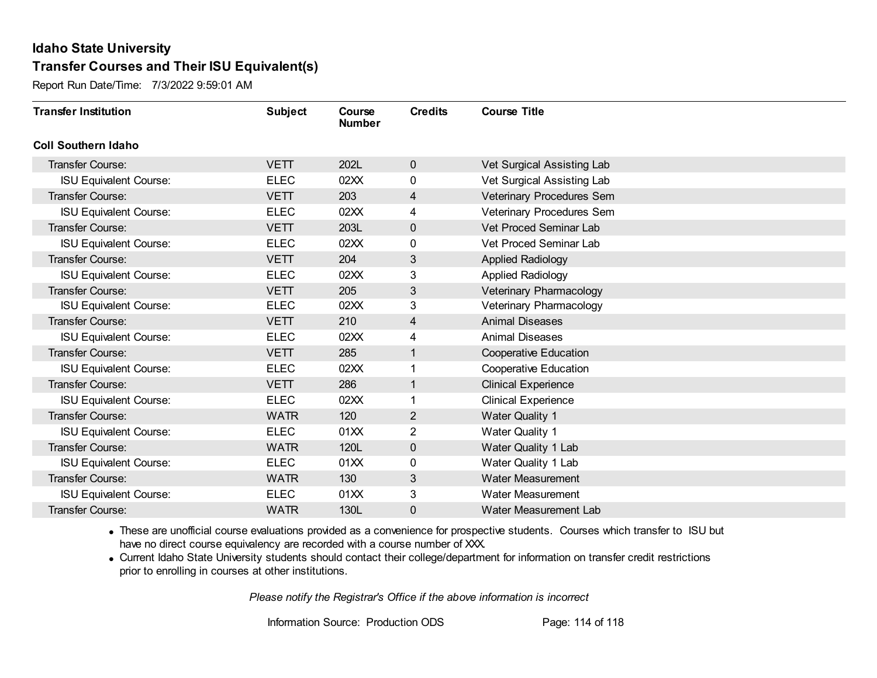# Idaho State University

## Transfer Courses and Their ISU Equivalent(s)

Report Run Date/Time: 7/3/2022 9:59:01 AM

| Transfer Institution | Subject | Course Number | Credits | Course Title |
|---|---|---|---|---|
| **Coll Southern Idaho** | | | | |
| Transfer Course: | VETT | 202L | 0 | Vet Surgical Assisting Lab |
| ISU Equivalent Course: | ELEC | 02XX | 0 | Vet Surgical Assisting Lab |
| Transfer Course: | VETT | 203 | 4 | Veterinary Procedures Sem |
| ISU Equivalent Course: | ELEC | 02XX | 4 | Veterinary Procedures Sem |
| Transfer Course: | VETT | 203L | 0 | Vet Proced Seminar Lab |
| ISU Equivalent Course: | ELEC | 02XX | 0 | Vet Proced Seminar Lab |
| Transfer Course: | VETT | 204 | 3 | Applied Radiology |
| ISU Equivalent Course: | ELEC | 02XX | 3 | Applied Radiology |
| Transfer Course: | VETT | 205 | 3 | Veterinary Pharmacology |
| ISU Equivalent Course: | ELEC | 02XX | 3 | Veterinary Pharmacology |
| Transfer Course: | VETT | 210 | 4 | Animal Diseases |
| ISU Equivalent Course: | ELEC | 02XX | 4 | Animal Diseases |
| Transfer Course: | VETT | 285 | 1 | Cooperative Education |
| ISU Equivalent Course: | ELEC | 02XX | 1 | Cooperative Education |
| Transfer Course: | VETT | 286 | 1 | Clinical Experience |
| ISU Equivalent Course: | ELEC | 02XX | 1 | Clinical Experience |
| Transfer Course: | WATR | 120 | 2 | Water Quality 1 |
| ISU Equivalent Course: | ELEC | 01XX | 2 | Water Quality 1 |
| Transfer Course: | WATR | 120L | 0 | Water Quality 1 Lab |
| ISU Equivalent Course: | ELEC | 01XX | 0 | Water Quality 1 Lab |
| Transfer Course: | WATR | 130 | 3 | Water Measurement |
| ISU Equivalent Course: | ELEC | 01XX | 3 | Water Measurement |
| Transfer Course: | WATR | 130L | 0 | Water Measurement Lab |

- These are unofficial course evaluations provided as a convenience for prospective students. Courses which transfer to ISU but have no direct course equivalency are recorded with a course number of XXX.
- Current Idaho State University students should contact their college/department for information on transfer credit restrictions prior to enrolling in courses at other institutions.

*Please notify the Registrar's Office if the above information is incorrect*

Information Source: Production ODS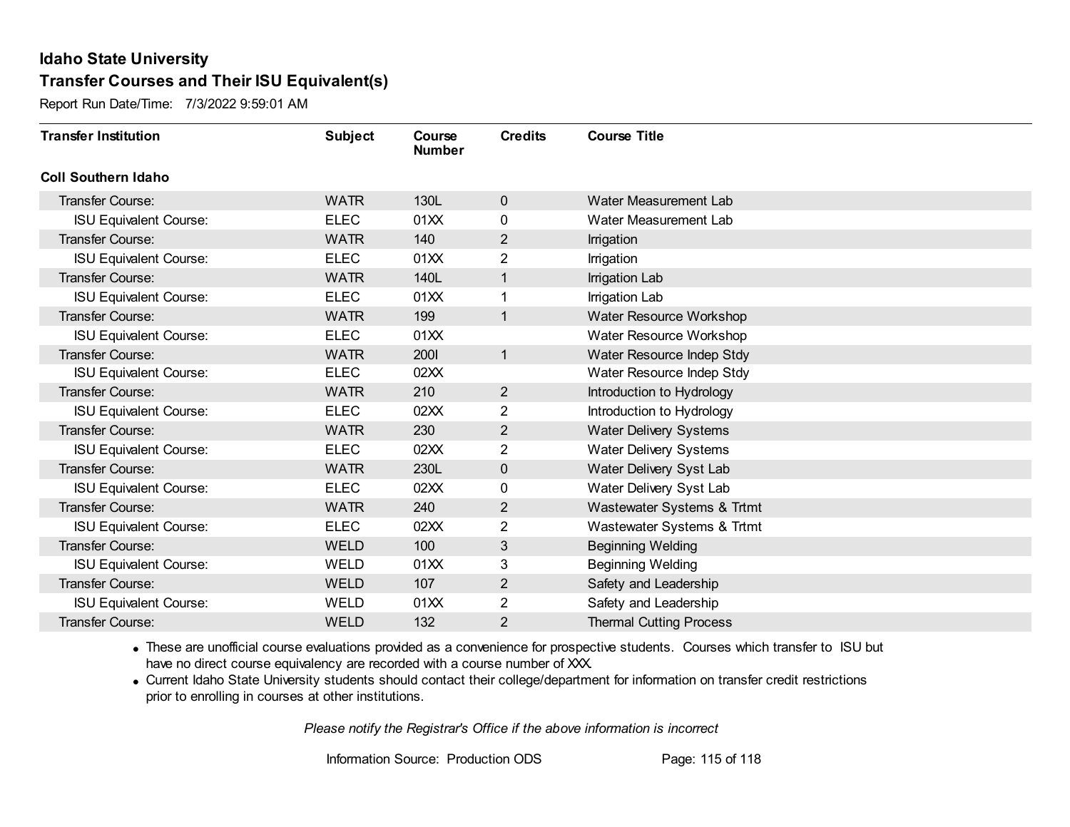## Idaho State University
## Transfer Courses and Their ISU Equivalent(s)

Report Run Date/Time: 7/3/2022 9:59:01 AM

| Transfer Institution | Subject | Course Number | Credits | Course Title |
|---|---|---|---|---|
| **Coll Southern Idaho** | | | | |
| Transfer Course: | WATR | 130L | 0 | Water Measurement Lab |
| ISU Equivalent Course: | ELEC | 01XX | 0 | Water Measurement Lab |
| Transfer Course: | WATR | 140 | 2 | Irrigation |
| ISU Equivalent Course: | ELEC | 01XX | 2 | Irrigation |
| Transfer Course: | WATR | 140L | 1 | Irrigation Lab |
| ISU Equivalent Course: | ELEC | 01XX | 1 | Irrigation Lab |
| Transfer Course: | WATR | 199 | 1 | Water Resource Workshop |
| ISU Equivalent Course: | ELEC | 01XX | | Water Resource Workshop |
| Transfer Course: | WATR | 200I | 1 | Water Resource Indep Stdy |
| ISU Equivalent Course: | ELEC | 02XX | | Water Resource Indep Stdy |
| Transfer Course: | WATR | 210 | 2 | Introduction to Hydrology |
| ISU Equivalent Course: | ELEC | 02XX | 2 | Introduction to Hydrology |
| Transfer Course: | WATR | 230 | 2 | Water Delivery Systems |
| ISU Equivalent Course: | ELEC | 02XX | 2 | Water Delivery Systems |
| Transfer Course: | WATR | 230L | 0 | Water Delivery Syst Lab |
| ISU Equivalent Course: | ELEC | 02XX | 0 | Water Delivery Syst Lab |
| Transfer Course: | WATR | 240 | 2 | Wastewater Systems & Trtmt |
| ISU Equivalent Course: | ELEC | 02XX | 2 | Wastewater Systems & Trtmt |
| Transfer Course: | WELD | 100 | 3 | Beginning Welding |
| ISU Equivalent Course: | WELD | 01XX | 3 | Beginning Welding |
| Transfer Course: | WELD | 107 | 2 | Safety and Leadership |
| ISU Equivalent Course: | WELD | 01XX | 2 | Safety and Leadership |
| Transfer Course: | WELD | 132 | 2 | Thermal Cutting Process |

- These are unofficial course evaluations provided as a convenience for prospective students. Courses which transfer to ISU but have no direct course equivalency are recorded with a course number of XXX.
- Current Idaho State University students should contact their college/department for information on transfer credit restrictions prior to enrolling in courses at other institutions.

*Please notify the Registrar's Office if the above information is incorrect*

Information Source: Production ODS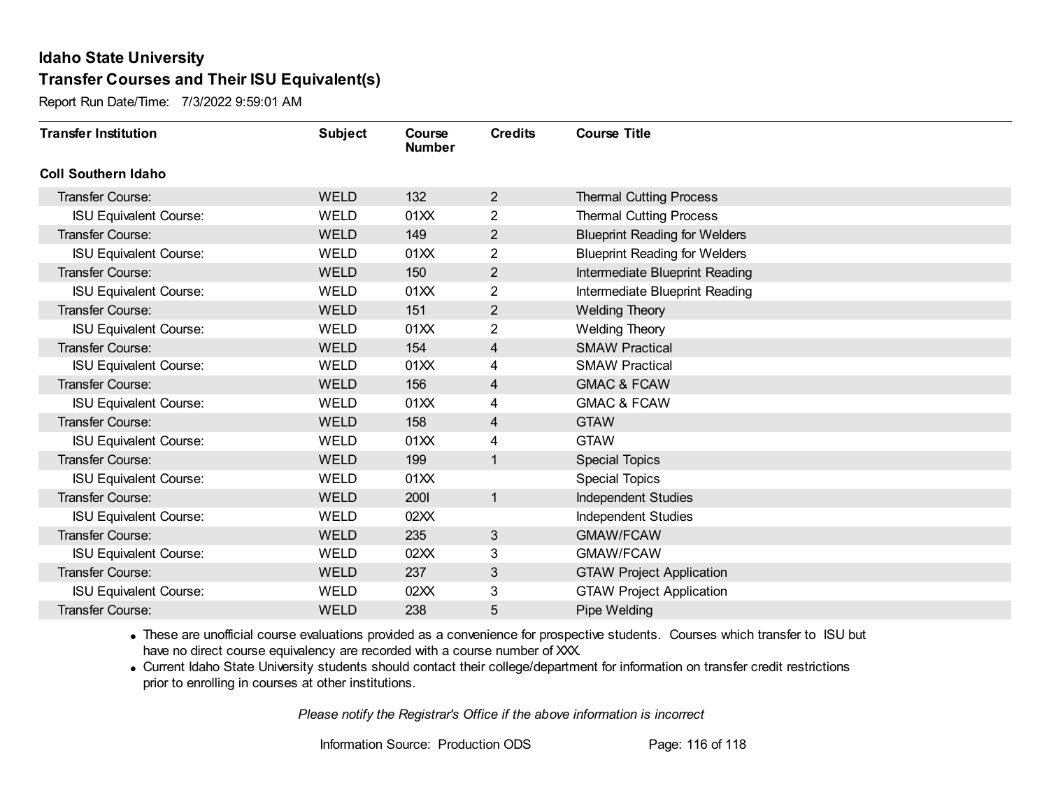# Idaho State University

## Transfer Courses and Their ISU Equivalent(s)

Report Run Date/Time: 7/3/2022 9:59:01 AM

| Transfer Institution | Subject | Course Number | Credits | Course Title |
|---|---|---|---|---|
| **Coll Southern Idaho** | | | | |
| Transfer Course: | WELD | 132 | 2 | Thermal Cutting Process |
| ISU Equivalent Course: | WELD | 01XX | 2 | Thermal Cutting Process |
| Transfer Course: | WELD | 149 | 2 | Blueprint Reading for Welders |
| ISU Equivalent Course: | WELD | 01XX | 2 | Blueprint Reading for Welders |
| Transfer Course: | WELD | 150 | 2 | Intermediate Blueprint Reading |
| ISU Equivalent Course: | WELD | 01XX | 2 | Intermediate Blueprint Reading |
| Transfer Course: | WELD | 151 | 2 | Welding Theory |
| ISU Equivalent Course: | WELD | 01XX | 2 | Welding Theory |
| Transfer Course: | WELD | 154 | 4 | SMAW Practical |
| ISU Equivalent Course: | WELD | 01XX | 4 | SMAW Practical |
| Transfer Course: | WELD | 156 | 4 | GMAC & FCAW |
| ISU Equivalent Course: | WELD | 01XX | 4 | GMAC & FCAW |
| Transfer Course: | WELD | 158 | 4 | GTAW |
| ISU Equivalent Course: | WELD | 01XX | 4 | GTAW |
| Transfer Course: | WELD | 199 | 1 | Special Topics |
| ISU Equivalent Course: | WELD | 01XX | | Special Topics |
| Transfer Course: | WELD | 200I | 1 | Independent Studies |
| ISU Equivalent Course: | WELD | 02XX | | Independent Studies |
| Transfer Course: | WELD | 235 | 3 | GMAW/FCAW |
| ISU Equivalent Course: | WELD | 02XX | 3 | GMAW/FCAW |
| Transfer Course: | WELD | 237 | 3 | GTAW Project Application |
| ISU Equivalent Course: | WELD | 02XX | 3 | GTAW Project Application |
| Transfer Course: | WELD | 238 | 5 | Pipe Welding |

- These are unofficial course evaluations provided as a convenience for prospective students. Courses which transfer to ISU but have no direct course equivalency are recorded with a course number of XXX.
- Current Idaho State University students should contact their college/department for information on transfer credit restrictions prior to enrolling in courses at other institutions.

*Please notify the Registrar's Office if the above information is incorrect*

Information Source: Production ODS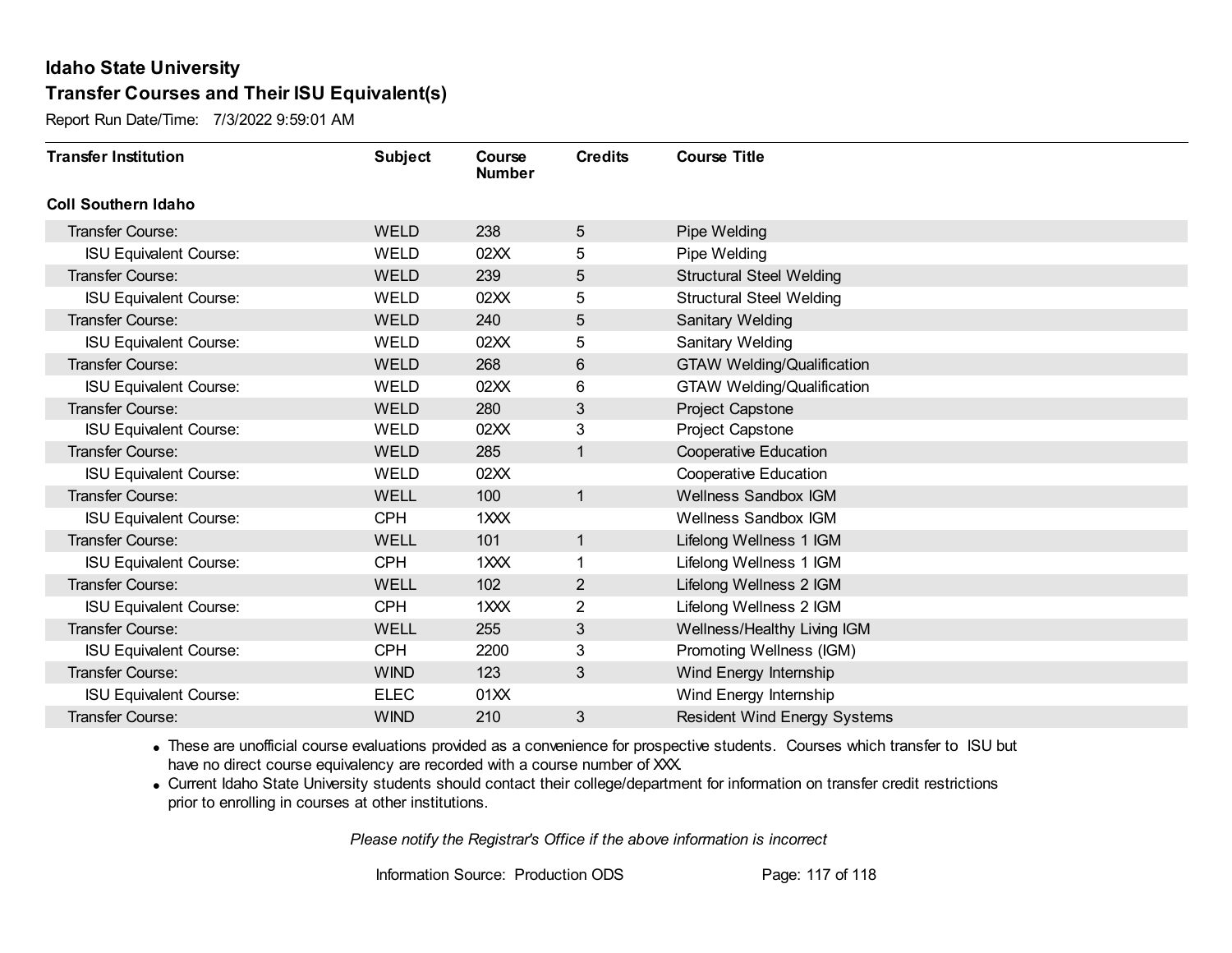# Idaho State University

## Transfer Courses and Their ISU Equivalent(s)

Report Run Date/Time: 7/3/2022 9:59:01 AM

| Transfer Institution | Subject | Course Number | Credits | Course Title |
|---|---|---|---|---|
| **Coll Southern Idaho** | | | | |
| Transfer Course: | WELD | 238 | 5 | Pipe Welding |
| ISU Equivalent Course: | WELD | 02XX | 5 | Pipe Welding |
| Transfer Course: | WELD | 239 | 5 | Structural Steel Welding |
| ISU Equivalent Course: | WELD | 02XX | 5 | Structural Steel Welding |
| Transfer Course: | WELD | 240 | 5 | Sanitary Welding |
| ISU Equivalent Course: | WELD | 02XX | 5 | Sanitary Welding |
| Transfer Course: | WELD | 268 | 6 | GTAW Welding/Qualification |
| ISU Equivalent Course: | WELD | 02XX | 6 | GTAW Welding/Qualification |
| Transfer Course: | WELD | 280 | 3 | Project Capstone |
| ISU Equivalent Course: | WELD | 02XX | 3 | Project Capstone |
| Transfer Course: | WELD | 285 | 1 | Cooperative Education |
| ISU Equivalent Course: | WELD | 02XX | | Cooperative Education |
| Transfer Course: | WELL | 100 | 1 | Wellness Sandbox IGM |
| ISU Equivalent Course: | CPH | 1XXX | | Wellness Sandbox IGM |
| Transfer Course: | WELL | 101 | 1 | Lifelong Wellness 1 IGM |
| ISU Equivalent Course: | CPH | 1XXX | 1 | Lifelong Wellness 1 IGM |
| Transfer Course: | WELL | 102 | 2 | Lifelong Wellness 2 IGM |
| ISU Equivalent Course: | CPH | 1XXX | 2 | Lifelong Wellness 2 IGM |
| Transfer Course: | WELL | 255 | 3 | Wellness/Healthy Living IGM |
| ISU Equivalent Course: | CPH | 2200 | 3 | Promoting Wellness (IGM) |
| Transfer Course: | WIND | 123 | 3 | Wind Energy Internship |
| ISU Equivalent Course: | ELEC | 01XX | | Wind Energy Internship |
| Transfer Course: | WIND | 210 | 3 | Resident Wind Energy Systems |

- These are unofficial course evaluations provided as a convenience for prospective students. Courses which transfer to ISU but have no direct course equivalency are recorded with a course number of XXX.
- Current Idaho State University students should contact their college/department for information on transfer credit restrictions prior to enrolling in courses at other institutions.

*Please notify the Registrar's Office if the above information is incorrect*

Information Source: Production ODS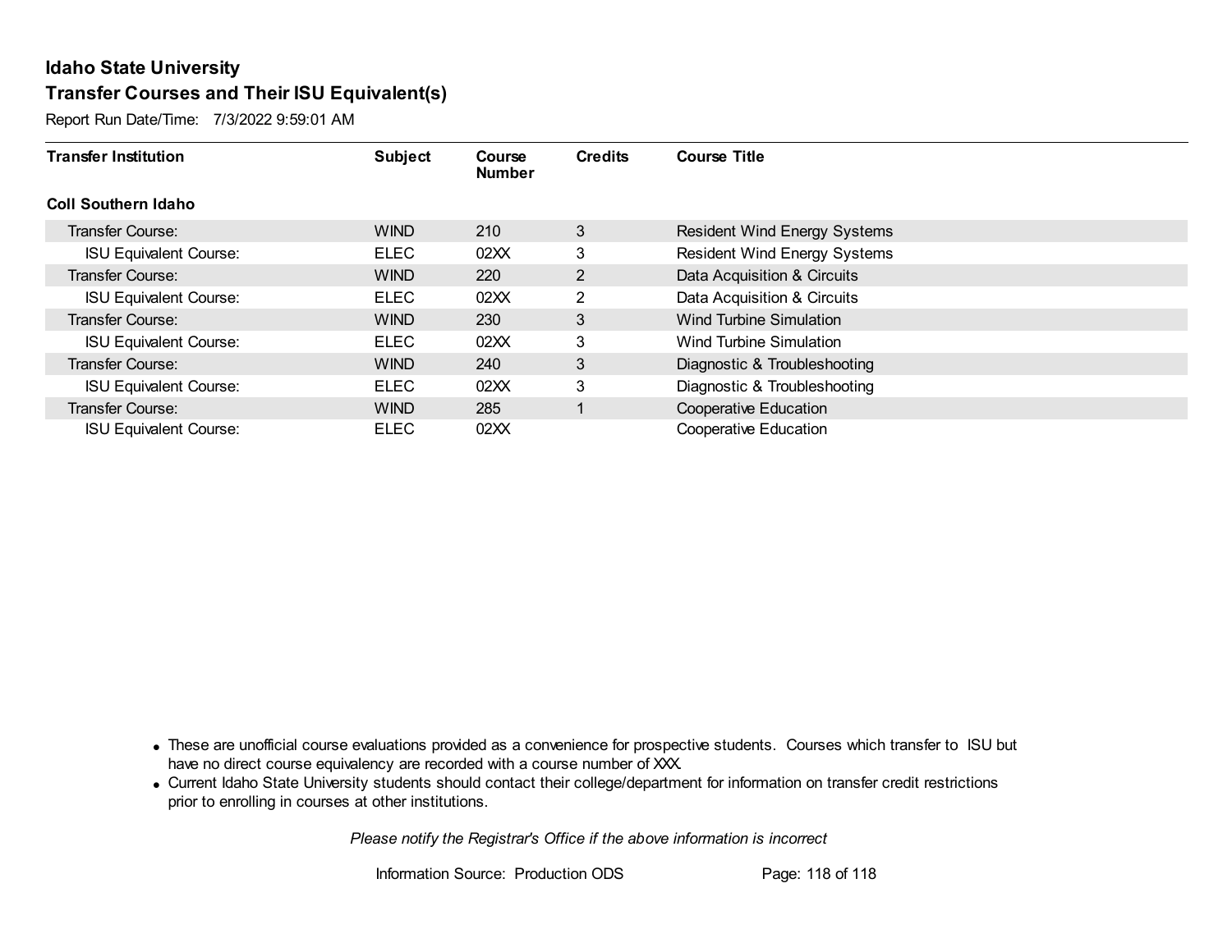## Idaho State University
## Transfer Courses and Their ISU Equivalent(s)

Report Run Date/Time: 7/3/2022 9:59:01 AM

| Transfer Institution | Subject | Course Number | Credits | Course Title |
|---|---|---|---|---|
| **Coll Southern Idaho** | | | | |
| Transfer Course: | WIND | 210 | 3 | Resident Wind Energy Systems |
| ISU Equivalent Course: | ELEC | 02XX | 3 | Resident Wind Energy Systems |
| Transfer Course: | WIND | 220 | 2 | Data Acquisition & Circuits |
| ISU Equivalent Course: | ELEC | 02XX | 2 | Data Acquisition & Circuits |
| Transfer Course: | WIND | 230 | 3 | Wind Turbine Simulation |
| ISU Equivalent Course: | ELEC | 02XX | 3 | Wind Turbine Simulation |
| Transfer Course: | WIND | 240 | 3 | Diagnostic & Troubleshooting |
| ISU Equivalent Course: | ELEC | 02XX | 3 | Diagnostic & Troubleshooting |
| Transfer Course: | WIND | 285 | 1 | Cooperative Education |
| ISU Equivalent Course: | ELEC | 02XX | | Cooperative Education |

- These are unofficial course evaluations provided as a convenience for prospective students. Courses which transfer to ISU but have no direct course equivalency are recorded with a course number of XXX.
- Current Idaho State University students should contact their college/department for information on transfer credit restrictions prior to enrolling in courses at other institutions.

*Please notify the Registrar's Office if the above information is incorrect*

Information Source: Production ODS